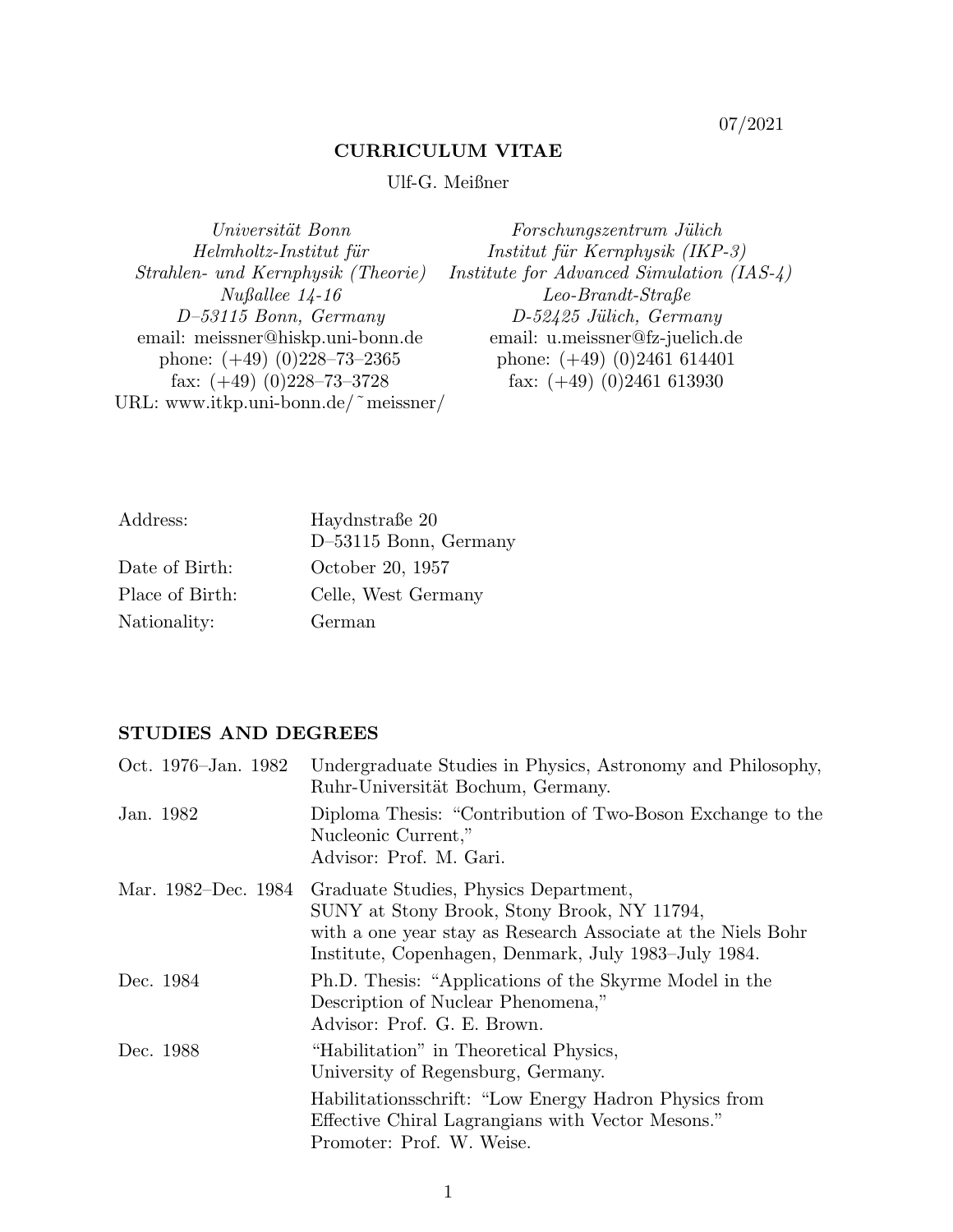07/2021

# CURRICULUM VITAE

Ulf-G. Meißner

*Universität Bonn*
*Helmholtz-Institut für*
*Strahlen- und Kernphysik (Theorie)*
*Nußallee 14-16*
*D–53115 Bonn, Germany*
email: meissner@hiskp.uni-bonn.de
phone: (+49) (0)228–73–2365
fax: (+49) (0)228–73–3728
URL: www.itkp.uni-bonn.de/~meissner/

*Forschungszentrum Jülich*
*Institut für Kernphysik (IKP-3)*
*Institute for Advanced Simulation (IAS-4)*
*Leo-Brandt-Straße*
*D-52425 Jülich, Germany*
email: u.meissner@fz-juelich.de
phone: (+49) (0)2461 614401
fax: (+49) (0)2461 613930

| | |
|---|---|
| Address: | Haydnstraße 20<br>D–53115 Bonn, Germany |
| Date of Birth: | October 20, 1957 |
| Place of Birth: | Celle, West Germany |
| Nationality: | German |

## STUDIES AND DEGREES

| | |
|---|---|
| Oct. 1976–Jan. 1982 | Undergraduate Studies in Physics, Astronomy and Philosophy, Ruhr-Universität Bochum, Germany. |
| Jan. 1982 | Diploma Thesis: "Contribution of Two-Boson Exchange to the Nucleonic Current," Advisor: Prof. M. Gari. |
| Mar. 1982–Dec. 1984 | Graduate Studies, Physics Department, SUNY at Stony Brook, Stony Brook, NY 11794, with a one year stay as Research Associate at the Niels Bohr Institute, Copenhagen, Denmark, July 1983–July 1984. |
| Dec. 1984 | Ph.D. Thesis: "Applications of the Skyrme Model in the Description of Nuclear Phenomena," Advisor: Prof. G. E. Brown. |
| Dec. 1988 | "Habilitation" in Theoretical Physics, University of Regensburg, Germany.<br>Habilitationsschrift: "Low Energy Hadron Physics from Effective Chiral Lagrangians with Vector Mesons." Promoter: Prof. W. Weise. |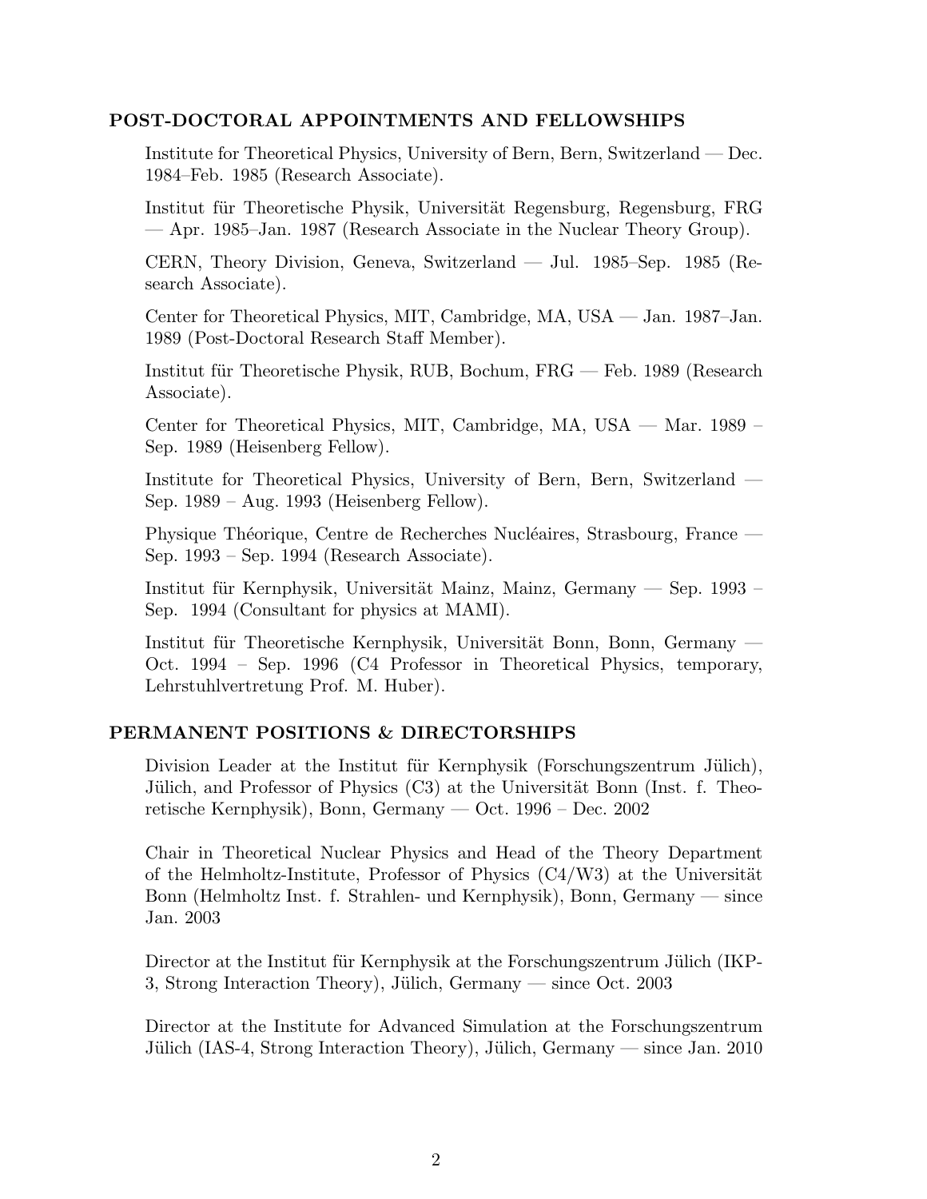## POST-DOCTORAL APPOINTMENTS AND FELLOWSHIPS

Institute for Theoretical Physics, University of Bern, Bern, Switzerland — Dec. 1984–Feb. 1985 (Research Associate).

Institut für Theoretische Physik, Universität Regensburg, Regensburg, FRG — Apr. 1985–Jan. 1987 (Research Associate in the Nuclear Theory Group).

CERN, Theory Division, Geneva, Switzerland — Jul. 1985–Sep. 1985 (Research Associate).

Center for Theoretical Physics, MIT, Cambridge, MA, USA — Jan. 1987–Jan. 1989 (Post-Doctoral Research Staff Member).

Institut für Theoretische Physik, RUB, Bochum, FRG — Feb. 1989 (Research Associate).

Center for Theoretical Physics, MIT, Cambridge, MA, USA — Mar. 1989 – Sep. 1989 (Heisenberg Fellow).

Institute for Theoretical Physics, University of Bern, Bern, Switzerland — Sep. 1989 – Aug. 1993 (Heisenberg Fellow).

Physique Théorique, Centre de Recherches Nucléaires, Strasbourg, France — Sep. 1993 – Sep. 1994 (Research Associate).

Institut für Kernphysik, Universität Mainz, Mainz, Germany — Sep. 1993 – Sep. 1994 (Consultant for physics at MAMI).

Institut für Theoretische Kernphysik, Universität Bonn, Bonn, Germany — Oct. 1994 – Sep. 1996 (C4 Professor in Theoretical Physics, temporary, Lehrstuhlvertretung Prof. M. Huber).

## PERMANENT POSITIONS & DIRECTORSHIPS

Division Leader at the Institut für Kernphysik (Forschungszentrum Jülich), Jülich, and Professor of Physics (C3) at the Universität Bonn (Inst. f. Theoretische Kernphysik), Bonn, Germany — Oct. 1996 – Dec. 2002

Chair in Theoretical Nuclear Physics and Head of the Theory Department of the Helmholtz-Institute, Professor of Physics (C4/W3) at the Universität Bonn (Helmholtz Inst. f. Strahlen- und Kernphysik), Bonn, Germany — since Jan. 2003

Director at the Institut für Kernphysik at the Forschungszentrum Jülich (IKP-3, Strong Interaction Theory), Jülich, Germany — since Oct. 2003

Director at the Institute for Advanced Simulation at the Forschungszentrum Jülich (IAS-4, Strong Interaction Theory), Jülich, Germany — since Jan. 2010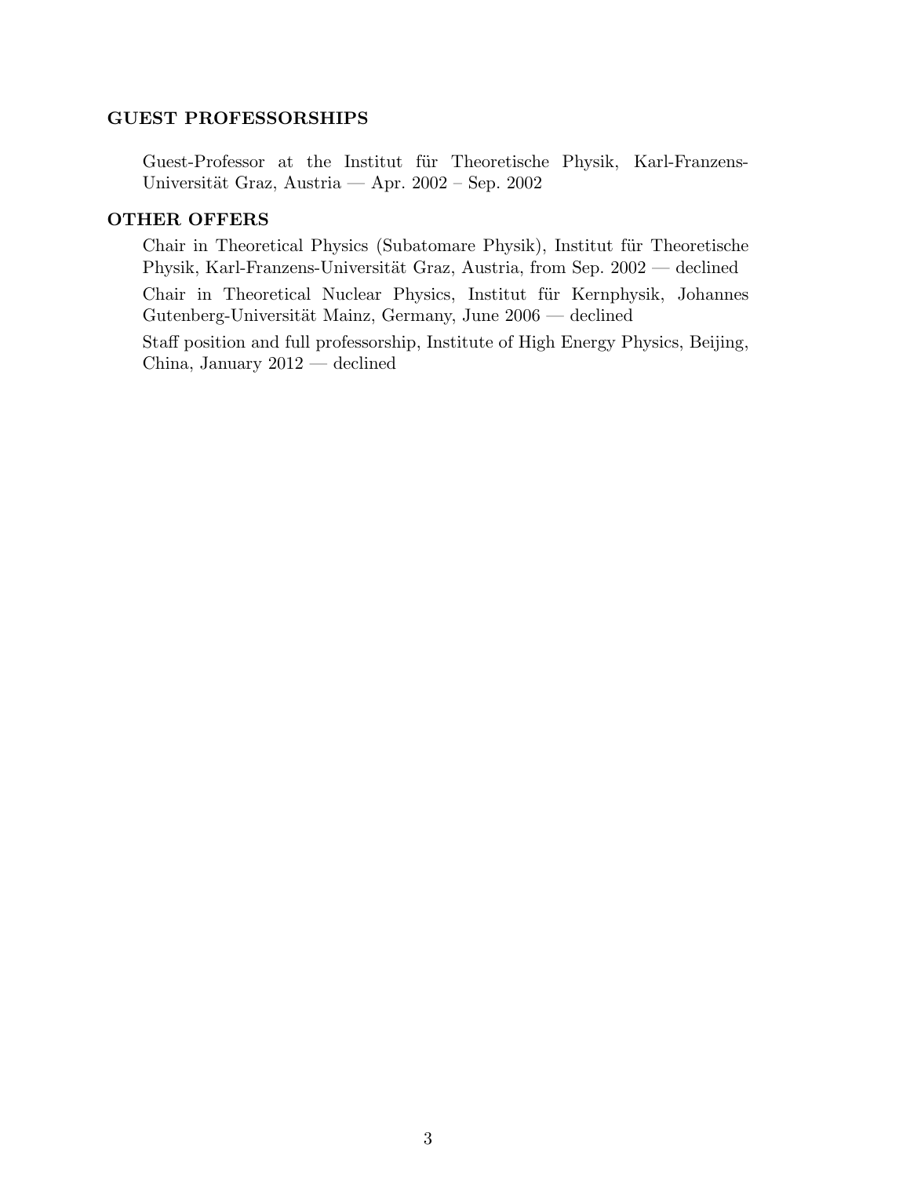## GUEST PROFESSORSHIPS

Guest-Professor at the Institut für Theoretische Physik, Karl-Franzens-Universität Graz, Austria — Apr. 2002 – Sep. 2002

## OTHER OFFERS

Chair in Theoretical Physics (Subatomare Physik), Institut für Theoretische Physik, Karl-Franzens-Universität Graz, Austria, from Sep. 2002 — declined

Chair in Theoretical Nuclear Physics, Institut für Kernphysik, Johannes Gutenberg-Universität Mainz, Germany, June 2006 — declined

Staff position and full professorship, Institute of High Energy Physics, Beijing, China, January 2012 — declined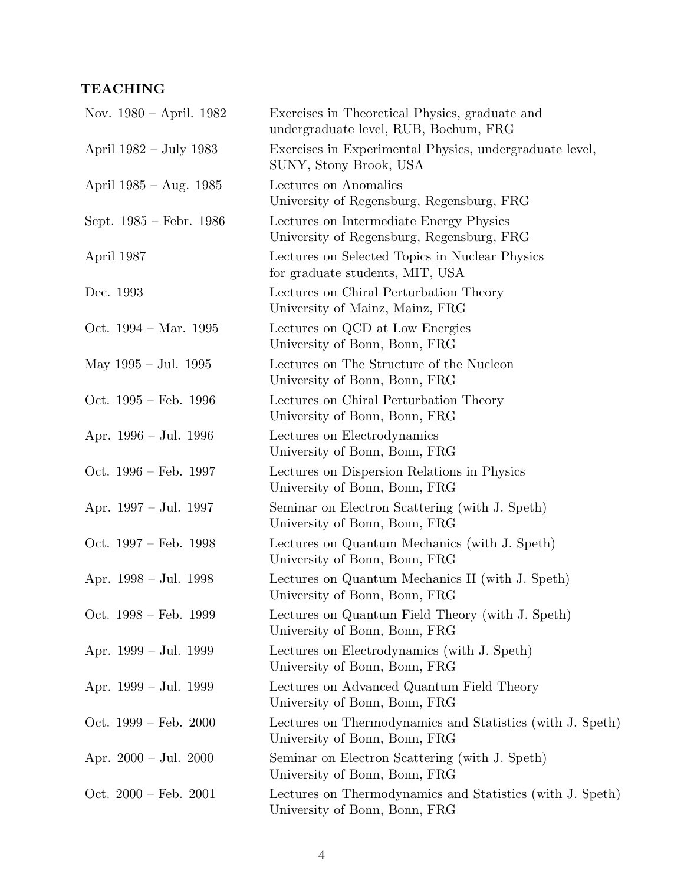**TEACHING**

| | |
|---|---|
| Nov. 1980 – April. 1982 | Exercises in Theoretical Physics, graduate and undergraduate level, RUB, Bochum, FRG |
| April 1982 – July 1983 | Exercises in Experimental Physics, undergraduate level, SUNY, Stony Brook, USA |
| April 1985 – Aug. 1985 | Lectures on Anomalies<br>University of Regensburg, Regensburg, FRG |
| Sept. 1985 – Febr. 1986 | Lectures on Intermediate Energy Physics<br>University of Regensburg, Regensburg, FRG |
| April 1987 | Lectures on Selected Topics in Nuclear Physics for graduate students, MIT, USA |
| Dec. 1993 | Lectures on Chiral Perturbation Theory<br>University of Mainz, Mainz, FRG |
| Oct. 1994 – Mar. 1995 | Lectures on QCD at Low Energies<br>University of Bonn, Bonn, FRG |
| May 1995 – Jul. 1995 | Lectures on The Structure of the Nucleon<br>University of Bonn, Bonn, FRG |
| Oct. 1995 – Feb. 1996 | Lectures on Chiral Perturbation Theory<br>University of Bonn, Bonn, FRG |
| Apr. 1996 – Jul. 1996 | Lectures on Electrodynamics<br>University of Bonn, Bonn, FRG |
| Oct. 1996 – Feb. 1997 | Lectures on Dispersion Relations in Physics<br>University of Bonn, Bonn, FRG |
| Apr. 1997 – Jul. 1997 | Seminar on Electron Scattering (with J. Speth)<br>University of Bonn, Bonn, FRG |
| Oct. 1997 – Feb. 1998 | Lectures on Quantum Mechanics (with J. Speth)<br>University of Bonn, Bonn, FRG |
| Apr. 1998 – Jul. 1998 | Lectures on Quantum Mechanics II (with J. Speth)<br>University of Bonn, Bonn, FRG |
| Oct. 1998 – Feb. 1999 | Lectures on Quantum Field Theory (with J. Speth)<br>University of Bonn, Bonn, FRG |
| Apr. 1999 – Jul. 1999 | Lectures on Electrodynamics (with J. Speth)<br>University of Bonn, Bonn, FRG |
| Apr. 1999 – Jul. 1999 | Lectures on Advanced Quantum Field Theory<br>University of Bonn, Bonn, FRG |
| Oct. 1999 – Feb. 2000 | Lectures on Thermodynamics and Statistics (with J. Speth)<br>University of Bonn, Bonn, FRG |
| Apr. 2000 – Jul. 2000 | Seminar on Electron Scattering (with J. Speth)<br>University of Bonn, Bonn, FRG |
| Oct. 2000 – Feb. 2001 | Lectures on Thermodynamics and Statistics (with J. Speth)<br>University of Bonn, Bonn, FRG |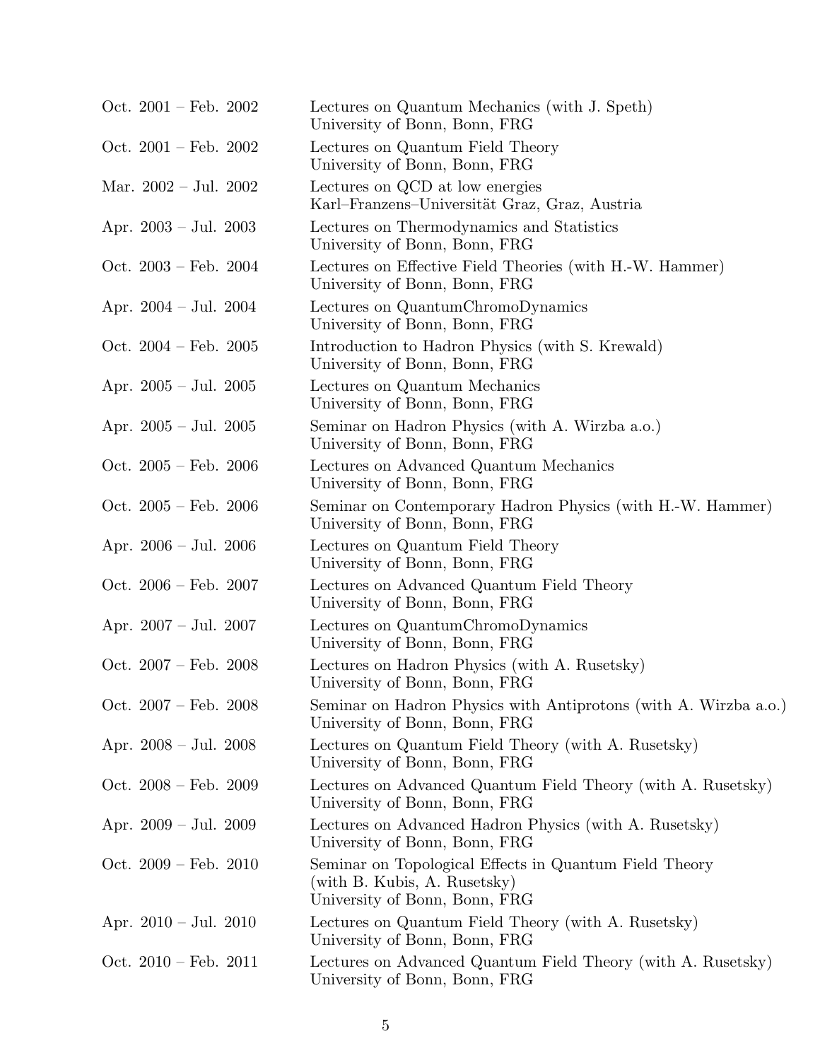| | |
|---|---|
| Oct. 2001 – Feb. 2002 | Lectures on Quantum Mechanics (with J. Speth)<br>University of Bonn, Bonn, FRG |
| Oct. 2001 – Feb. 2002 | Lectures on Quantum Field Theory<br>University of Bonn, Bonn, FRG |
| Mar. 2002 – Jul. 2002 | Lectures on QCD at low energies<br>Karl–Franzens–Universität Graz, Graz, Austria |
| Apr. 2003 – Jul. 2003 | Lectures on Thermodynamics and Statistics<br>University of Bonn, Bonn, FRG |
| Oct. 2003 – Feb. 2004 | Lectures on Effective Field Theories (with H.-W. Hammer)<br>University of Bonn, Bonn, FRG |
| Apr. 2004 – Jul. 2004 | Lectures on QuantumChromoDynamics<br>University of Bonn, Bonn, FRG |
| Oct. 2004 – Feb. 2005 | Introduction to Hadron Physics (with S. Krewald)<br>University of Bonn, Bonn, FRG |
| Apr. 2005 – Jul. 2005 | Lectures on Quantum Mechanics<br>University of Bonn, Bonn, FRG |
| Apr. 2005 – Jul. 2005 | Seminar on Hadron Physics (with A. Wirzba a.o.)<br>University of Bonn, Bonn, FRG |
| Oct. 2005 – Feb. 2006 | Lectures on Advanced Quantum Mechanics<br>University of Bonn, Bonn, FRG |
| Oct. 2005 – Feb. 2006 | Seminar on Contemporary Hadron Physics (with H.-W. Hammer)<br>University of Bonn, Bonn, FRG |
| Apr. 2006 – Jul. 2006 | Lectures on Quantum Field Theory<br>University of Bonn, Bonn, FRG |
| Oct. 2006 – Feb. 2007 | Lectures on Advanced Quantum Field Theory<br>University of Bonn, Bonn, FRG |
| Apr. 2007 – Jul. 2007 | Lectures on QuantumChromoDynamics<br>University of Bonn, Bonn, FRG |
| Oct. 2007 – Feb. 2008 | Lectures on Hadron Physics (with A. Rusetsky)<br>University of Bonn, Bonn, FRG |
| Oct. 2007 – Feb. 2008 | Seminar on Hadron Physics with Antiprotons (with A. Wirzba a.o.)<br>University of Bonn, Bonn, FRG |
| Apr. 2008 – Jul. 2008 | Lectures on Quantum Field Theory (with A. Rusetsky)<br>University of Bonn, Bonn, FRG |
| Oct. 2008 – Feb. 2009 | Lectures on Advanced Quantum Field Theory (with A. Rusetsky)<br>University of Bonn, Bonn, FRG |
| Apr. 2009 – Jul. 2009 | Lectures on Advanced Hadron Physics (with A. Rusetsky)<br>University of Bonn, Bonn, FRG |
| Oct. 2009 – Feb. 2010 | Seminar on Topological Effects in Quantum Field Theory<br>(with B. Kubis, A. Rusetsky)<br>University of Bonn, Bonn, FRG |
| Apr. 2010 – Jul. 2010 | Lectures on Quantum Field Theory (with A. Rusetsky)<br>University of Bonn, Bonn, FRG |
| Oct. 2010 – Feb. 2011 | Lectures on Advanced Quantum Field Theory (with A. Rusetsky)<br>University of Bonn, Bonn, FRG |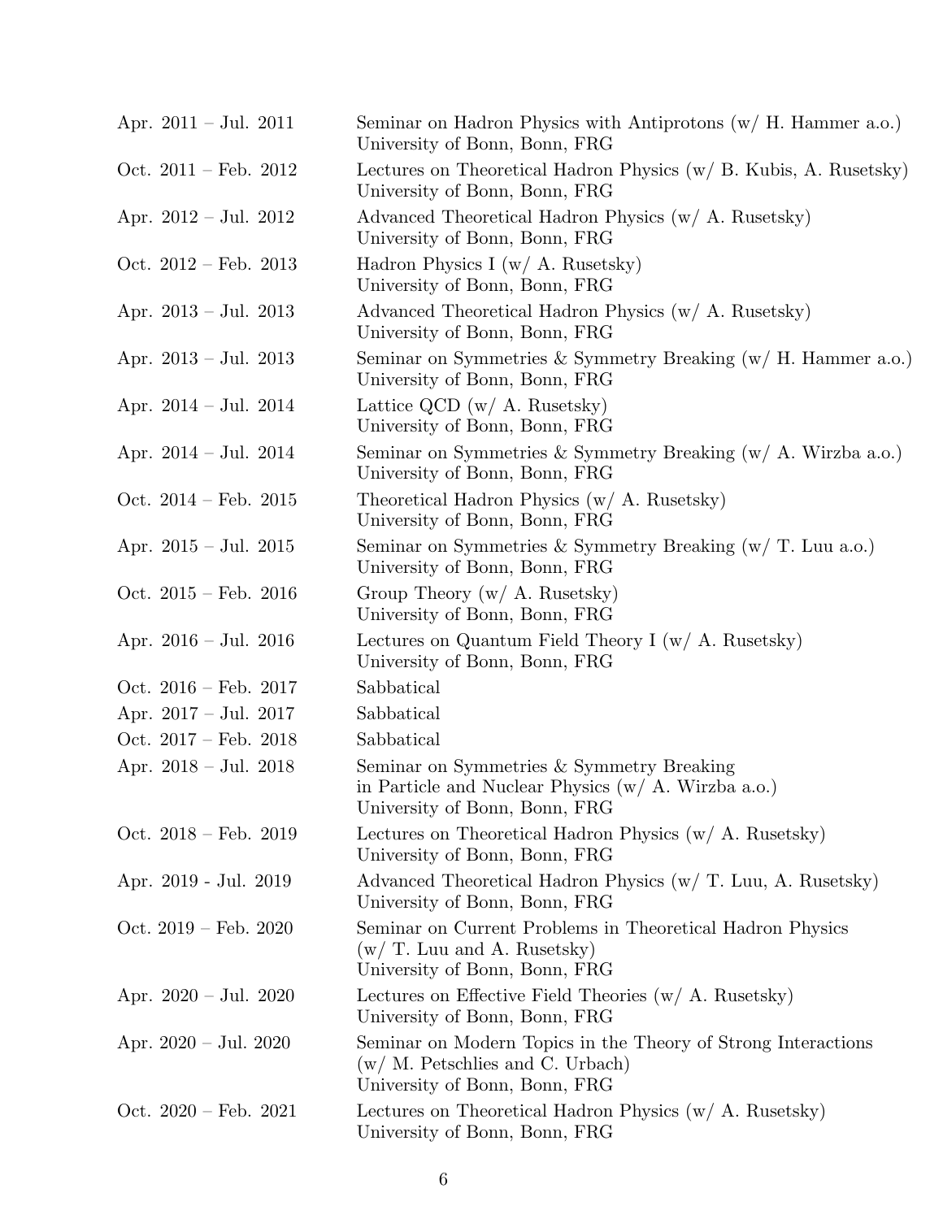| | |
|---|---|
| Apr. 2011 – Jul. 2011 | Seminar on Hadron Physics with Antiprotons (w/ H. Hammer a.o.)<br>University of Bonn, Bonn, FRG |
| Oct. 2011 – Feb. 2012 | Lectures on Theoretical Hadron Physics (w/ B. Kubis, A. Rusetsky)<br>University of Bonn, Bonn, FRG |
| Apr. 2012 – Jul. 2012 | Advanced Theoretical Hadron Physics (w/ A. Rusetsky)<br>University of Bonn, Bonn, FRG |
| Oct. 2012 – Feb. 2013 | Hadron Physics I (w/ A. Rusetsky)<br>University of Bonn, Bonn, FRG |
| Apr. 2013 – Jul. 2013 | Advanced Theoretical Hadron Physics (w/ A. Rusetsky)<br>University of Bonn, Bonn, FRG |
| Apr. 2013 – Jul. 2013 | Seminar on Symmetries & Symmetry Breaking (w/ H. Hammer a.o.)<br>University of Bonn, Bonn, FRG |
| Apr. 2014 – Jul. 2014 | Lattice QCD (w/ A. Rusetsky)<br>University of Bonn, Bonn, FRG |
| Apr. 2014 – Jul. 2014 | Seminar on Symmetries & Symmetry Breaking (w/ A. Wirzba a.o.)<br>University of Bonn, Bonn, FRG |
| Oct. 2014 – Feb. 2015 | Theoretical Hadron Physics (w/ A. Rusetsky)<br>University of Bonn, Bonn, FRG |
| Apr. 2015 – Jul. 2015 | Seminar on Symmetries & Symmetry Breaking (w/ T. Luu a.o.)<br>University of Bonn, Bonn, FRG |
| Oct. 2015 – Feb. 2016 | Group Theory (w/ A. Rusetsky)<br>University of Bonn, Bonn, FRG |
| Apr. 2016 – Jul. 2016 | Lectures on Quantum Field Theory I (w/ A. Rusetsky)<br>University of Bonn, Bonn, FRG |
| Oct. 2016 – Feb. 2017 | Sabbatical |
| Apr. 2017 – Jul. 2017 | Sabbatical |
| Oct. 2017 – Feb. 2018 | Sabbatical |
| Apr. 2018 – Jul. 2018 | Seminar on Symmetries & Symmetry Breaking<br>in Particle and Nuclear Physics (w/ A. Wirzba a.o.)<br>University of Bonn, Bonn, FRG |
| Oct. 2018 – Feb. 2019 | Lectures on Theoretical Hadron Physics (w/ A. Rusetsky)<br>University of Bonn, Bonn, FRG |
| Apr. 2019 - Jul. 2019 | Advanced Theoretical Hadron Physics (w/ T. Luu, A. Rusetsky)<br>University of Bonn, Bonn, FRG |
| Oct. 2019 – Feb. 2020 | Seminar on Current Problems in Theoretical Hadron Physics<br>(w/ T. Luu and A. Rusetsky)<br>University of Bonn, Bonn, FRG |
| Apr. 2020 – Jul. 2020 | Lectures on Effective Field Theories (w/ A. Rusetsky)<br>University of Bonn, Bonn, FRG |
| Apr. 2020 – Jul. 2020 | Seminar on Modern Topics in the Theory of Strong Interactions<br>(w/ M. Petschlies and C. Urbach)<br>University of Bonn, Bonn, FRG |
| Oct. 2020 – Feb. 2021 | Lectures on Theoretical Hadron Physics (w/ A. Rusetsky)<br>University of Bonn, Bonn, FRG |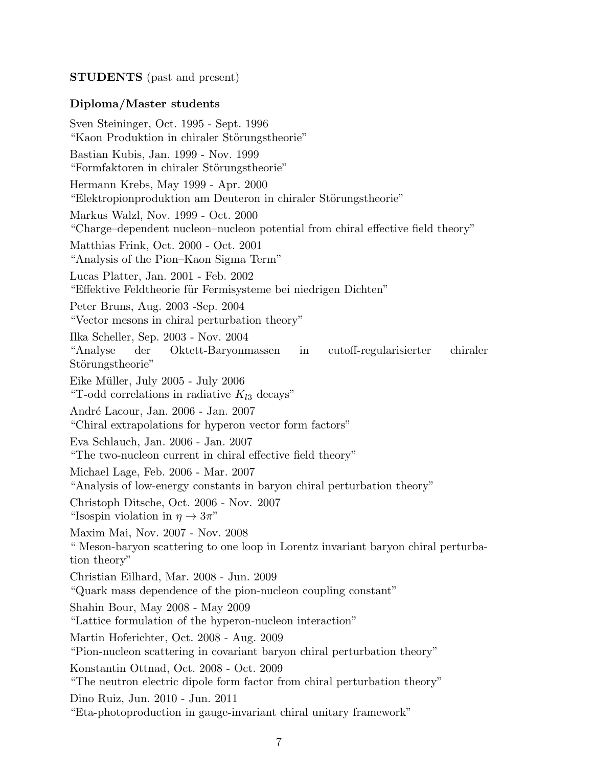**STUDENTS** (past and present)

**Diploma/Master students**

Sven Steininger, Oct. 1995 - Sept. 1996
"Kaon Produktion in chiraler Störungstheorie"

Bastian Kubis, Jan. 1999 - Nov. 1999
"Formfaktoren in chiraler Störungstheorie"

Hermann Krebs, May 1999 - Apr. 2000
"Elektropionproduktion am Deuteron in chiraler Störungstheorie"

Markus Walzl, Nov. 1999 - Oct. 2000
"Charge–dependent nucleon–nucleon potential from chiral effective field theory"

Matthias Frink, Oct. 2000 - Oct. 2001
"Analysis of the Pion–Kaon Sigma Term"

Lucas Platter, Jan. 2001 - Feb. 2002
"Effektive Feldtheorie für Fermisysteme bei niedrigen Dichten"

Peter Bruns, Aug. 2003 -Sep. 2004
"Vector mesons in chiral perturbation theory"

Ilka Scheller, Sep. 2003 - Nov. 2004
"Analyse der Oktett-Baryonmassen in cutoff-regularisierter chiraler Störungstheorie"

Eike Müller, July 2005 - July 2006
"T-odd correlations in radiative $K_{l3}$ decays"

André Lacour, Jan. 2006 - Jan. 2007
"Chiral extrapolations for hyperon vector form factors"

Eva Schlauch, Jan. 2006 - Jan. 2007
"The two-nucleon current in chiral effective field theory"

Michael Lage, Feb. 2006 - Mar. 2007
"Analysis of low-energy constants in baryon chiral perturbation theory"

Christoph Ditsche, Oct. 2006 - Nov. 2007
"Isospin violation in $\eta \to 3\pi$"

Maxim Mai, Nov. 2007 - Nov. 2008
" Meson-baryon scattering to one loop in Lorentz invariant baryon chiral perturbation theory"

Christian Eilhard, Mar. 2008 - Jun. 2009
"Quark mass dependence of the pion-nucleon coupling constant"

Shahin Bour, May 2008 - May 2009
"Lattice formulation of the hyperon-nucleon interaction"

Martin Hoferichter, Oct. 2008 - Aug. 2009
"Pion-nucleon scattering in covariant baryon chiral perturbation theory"

Konstantin Ottnad, Oct. 2008 - Oct. 2009
"The neutron electric dipole form factor from chiral perturbation theory"

Dino Ruiz, Jun. 2010 - Jun. 2011
"Eta-photoproduction in gauge-invariant chiral unitary framework"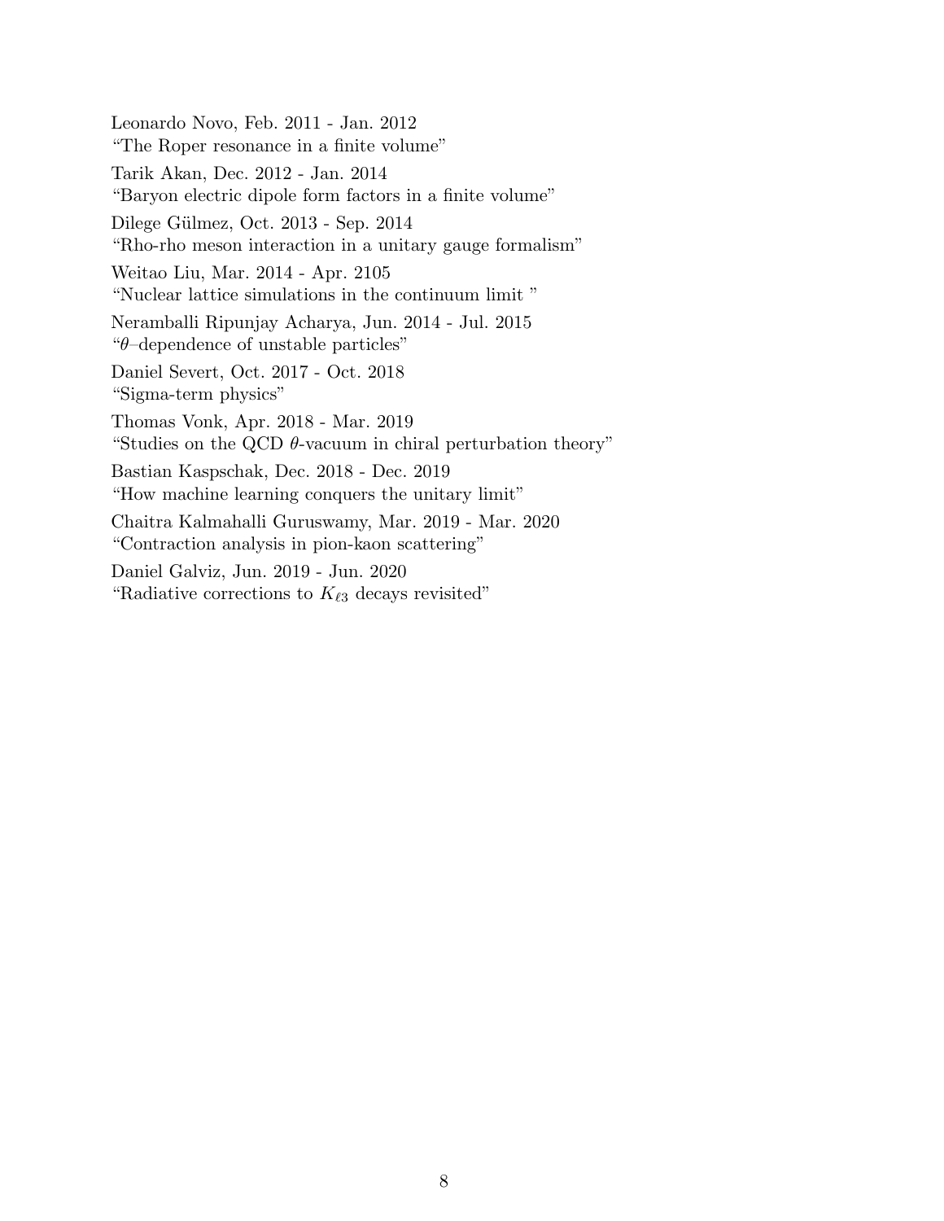Leonardo Novo, Feb. 2011 - Jan. 2012
"The Roper resonance in a finite volume"

Tarik Akan, Dec. 2012 - Jan. 2014
"Baryon electric dipole form factors in a finite volume"

Dilege Gülmez, Oct. 2013 - Sep. 2014
"Rho-rho meson interaction in a unitary gauge formalism"

Weitao Liu, Mar. 2014 - Apr. 2105
"Nuclear lattice simulations in the continuum limit "

Neramballi Ripunjay Acharya, Jun. 2014 - Jul. 2015
"$\theta$–dependence of unstable particles"

Daniel Severt, Oct. 2017 - Oct. 2018
"Sigma-term physics"

Thomas Vonk, Apr. 2018 - Mar. 2019
"Studies on the QCD $\theta$-vacuum in chiral perturbation theory"

Bastian Kaspschak, Dec. 2018 - Dec. 2019
"How machine learning conquers the unitary limit"

Chaitra Kalmahalli Guruswamy, Mar. 2019 - Mar. 2020
"Contraction analysis in pion-kaon scattering"

Daniel Galviz, Jun. 2019 - Jun. 2020
"Radiative corrections to $K_{\ell 3}$ decays revisited"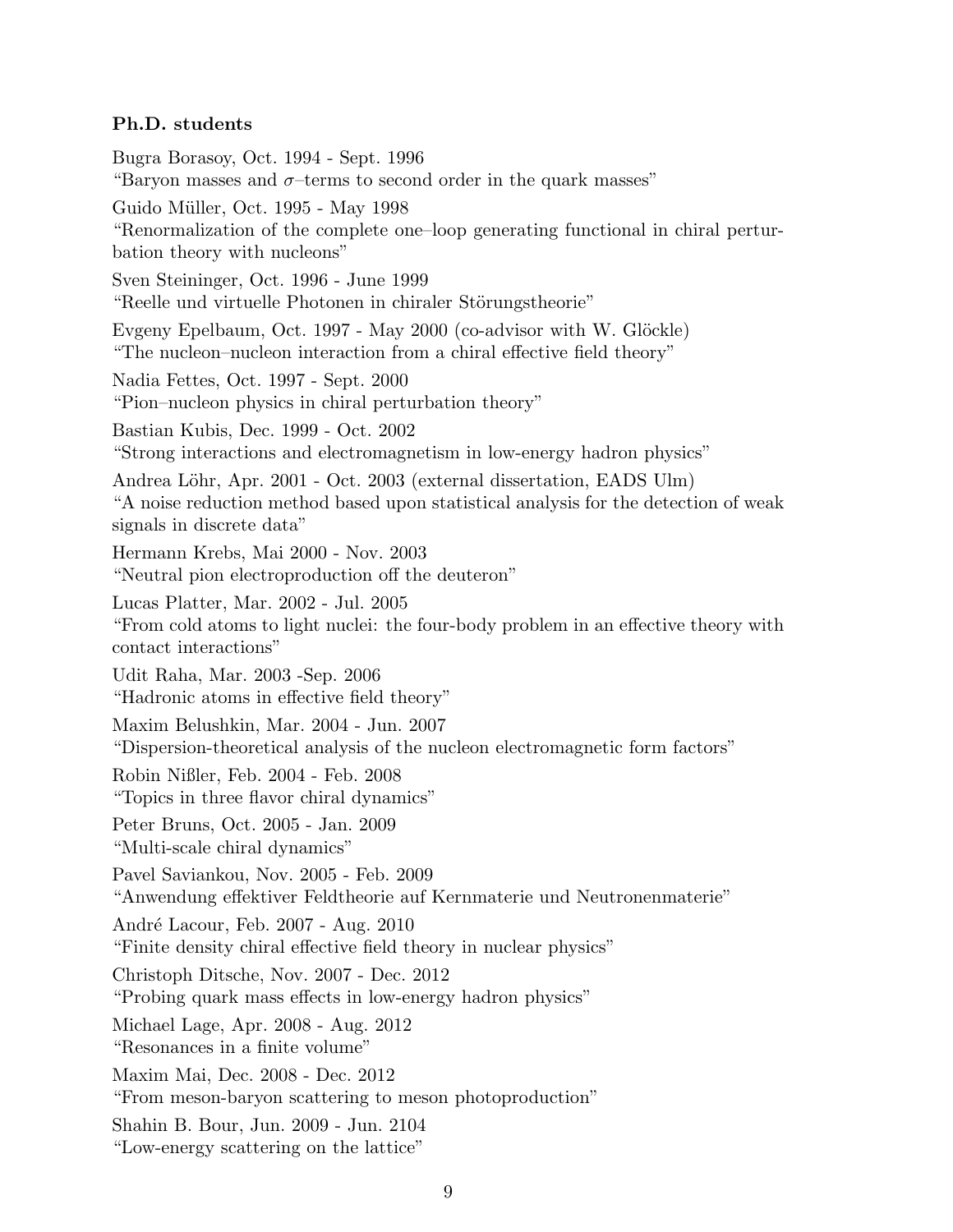**Ph.D. students**

Bugra Borasoy, Oct. 1994 - Sept. 1996
"Baryon masses and $\sigma$–terms to second order in the quark masses"

Guido Müller, Oct. 1995 - May 1998
"Renormalization of the complete one–loop generating functional in chiral perturbation theory with nucleons"

Sven Steininger, Oct. 1996 - June 1999
"Reelle und virtuelle Photonen in chiraler Störungstheorie"

Evgeny Epelbaum, Oct. 1997 - May 2000 (co-advisor with W. Glöckle)
"The nucleon–nucleon interaction from a chiral effective field theory"

Nadia Fettes, Oct. 1997 - Sept. 2000
"Pion–nucleon physics in chiral perturbation theory"

Bastian Kubis, Dec. 1999 - Oct. 2002
"Strong interactions and electromagnetism in low-energy hadron physics"

Andrea Löhr, Apr. 2001 - Oct. 2003 (external dissertation, EADS Ulm)
"A noise reduction method based upon statistical analysis for the detection of weak signals in discrete data"

Hermann Krebs, Mai 2000 - Nov. 2003
"Neutral pion electroproduction off the deuteron"

Lucas Platter, Mar. 2002 - Jul. 2005
"From cold atoms to light nuclei: the four-body problem in an effective theory with contact interactions"

Udit Raha, Mar. 2003 -Sep. 2006
"Hadronic atoms in effective field theory"

Maxim Belushkin, Mar. 2004 - Jun. 2007
"Dispersion-theoretical analysis of the nucleon electromagnetic form factors"

Robin Nißler, Feb. 2004 - Feb. 2008
"Topics in three flavor chiral dynamics"

Peter Bruns, Oct. 2005 - Jan. 2009
"Multi-scale chiral dynamics"

Pavel Saviankou, Nov. 2005 - Feb. 2009
"Anwendung effektiver Feldtheorie auf Kernmaterie und Neutronenmaterie"

André Lacour, Feb. 2007 - Aug. 2010
"Finite density chiral effective field theory in nuclear physics"

Christoph Ditsche, Nov. 2007 - Dec. 2012
"Probing quark mass effects in low-energy hadron physics"

Michael Lage, Apr. 2008 - Aug. 2012
"Resonances in a finite volume"

Maxim Mai, Dec. 2008 - Dec. 2012
"From meson-baryon scattering to meson photoproduction"

Shahin B. Bour, Jun. 2009 - Jun. 2104
"Low-energy scattering on the lattice"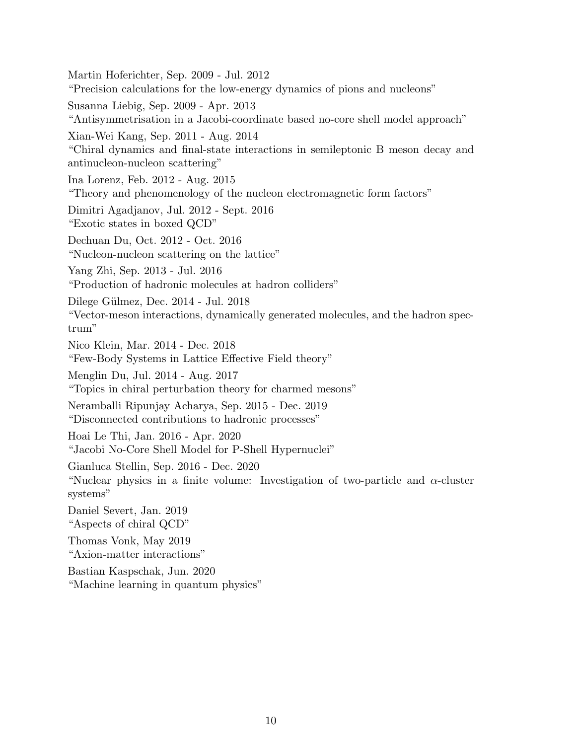Martin Hoferichter, Sep. 2009 - Jul. 2012
"Precision calculations for the low-energy dynamics of pions and nucleons"

Susanna Liebig, Sep. 2009 - Apr. 2013
"Antisymmetrisation in a Jacobi-coordinate based no-core shell model approach"

Xian-Wei Kang, Sep. 2011 - Aug. 2014
"Chiral dynamics and final-state interactions in semileptonic B meson decay and antinucleon-nucleon scattering"

Ina Lorenz, Feb. 2012 - Aug. 2015
"Theory and phenomenology of the nucleon electromagnetic form factors"

Dimitri Agadjanov, Jul. 2012 - Sept. 2016
"Exotic states in boxed QCD"

Dechuan Du, Oct. 2012 - Oct. 2016
"Nucleon-nucleon scattering on the lattice"

Yang Zhi, Sep. 2013 - Jul. 2016
"Production of hadronic molecules at hadron colliders"

Dilege Gülmez, Dec. 2014 - Jul. 2018
"Vector-meson interactions, dynamically generated molecules, and the hadron spectrum"

Nico Klein, Mar. 2014 - Dec. 2018
"Few-Body Systems in Lattice Effective Field theory"

Menglin Du, Jul. 2014 - Aug. 2017
"Topics in chiral perturbation theory for charmed mesons"

Neramballi Ripunjay Acharya, Sep. 2015 - Dec. 2019
"Disconnected contributions to hadronic processes"

Hoai Le Thi, Jan. 2016 - Apr. 2020
"Jacobi No-Core Shell Model for P-Shell Hypernuclei"

Gianluca Stellin, Sep. 2016 - Dec. 2020
"Nuclear physics in a finite volume: Investigation of two-particle and $\alpha$-cluster systems"

Daniel Severt, Jan. 2019
"Aspects of chiral QCD"

Thomas Vonk, May 2019
"Axion-matter interactions"

Bastian Kaspschak, Jun. 2020
"Machine learning in quantum physics"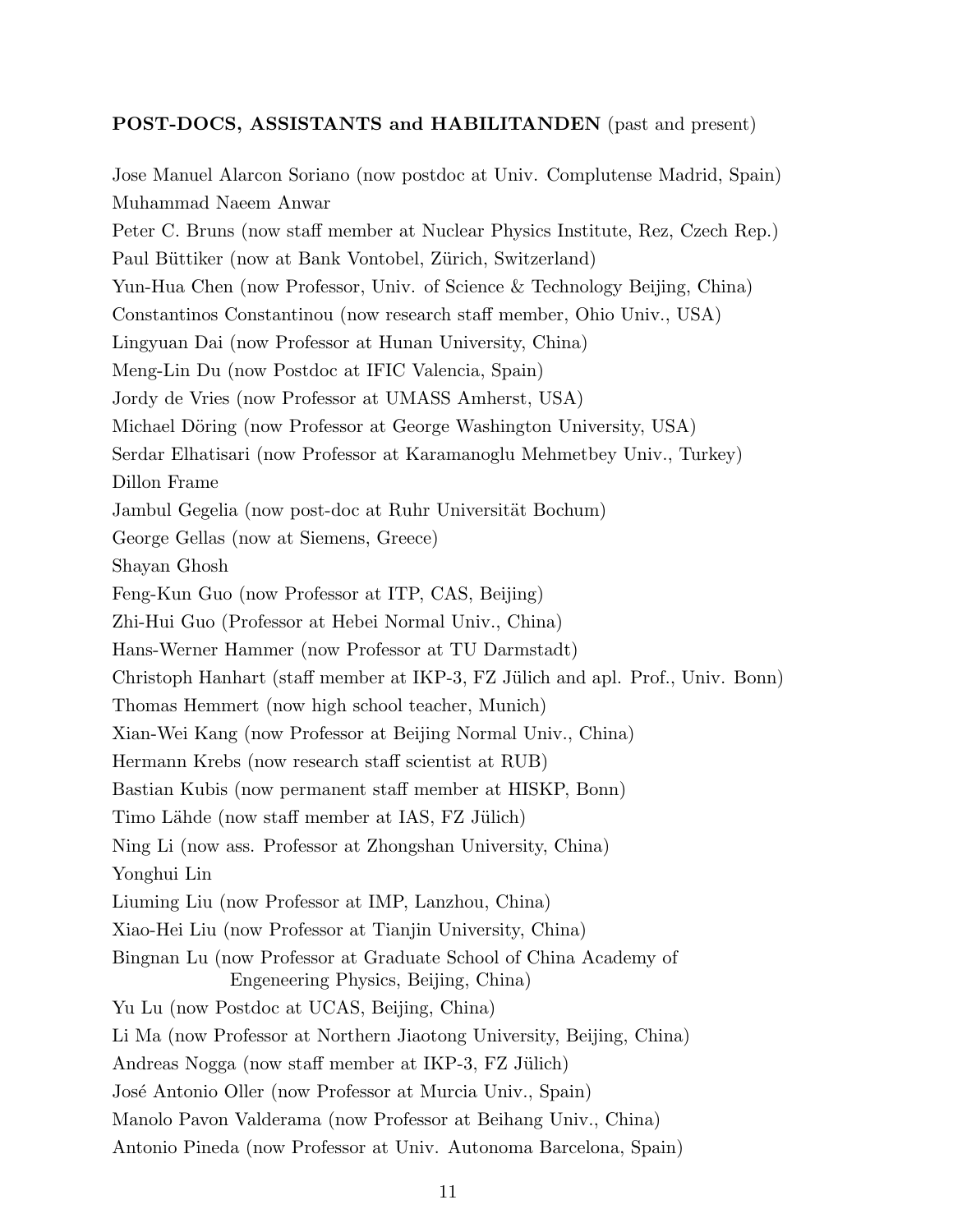**POST-DOCS, ASSISTANTS and HABILITANDEN** (past and present)

Jose Manuel Alarcon Soriano (now postdoc at Univ. Complutense Madrid, Spain)
Muhammad Naeem Anwar
Peter C. Bruns (now staff member at Nuclear Physics Institute, Rez, Czech Rep.)
Paul Büttiker (now at Bank Vontobel, Zürich, Switzerland)
Yun-Hua Chen (now Professor, Univ. of Science & Technology Beijing, China)
Constantinos Constantinou (now research staff member, Ohio Univ., USA)
Lingyuan Dai (now Professor at Hunan University, China)
Meng-Lin Du (now Postdoc at IFIC Valencia, Spain)
Jordy de Vries (now Professor at UMASS Amherst, USA)
Michael Döring (now Professor at George Washington University, USA)
Serdar Elhatisari (now Professor at Karamanoglu Mehmetbey Univ., Turkey)
Dillon Frame
Jambul Gegelia (now post-doc at Ruhr Universität Bochum)
George Gellas (now at Siemens, Greece)
Shayan Ghosh
Feng-Kun Guo (now Professor at ITP, CAS, Beijing)
Zhi-Hui Guo (Professor at Hebei Normal Univ., China)
Hans-Werner Hammer (now Professor at TU Darmstadt)
Christoph Hanhart (staff member at IKP-3, FZ Jülich and apl. Prof., Univ. Bonn)
Thomas Hemmert (now high school teacher, Munich)
Xian-Wei Kang (now Professor at Beijing Normal Univ., China)
Hermann Krebs (now research staff scientist at RUB)
Bastian Kubis (now permanent staff member at HISKP, Bonn)
Timo Lähde (now staff member at IAS, FZ Jülich)
Ning Li (now ass. Professor at Zhongshan University, China)
Yonghui Lin
Liuming Liu (now Professor at IMP, Lanzhou, China)
Xiao-Hei Liu (now Professor at Tianjin University, China)
Bingnan Lu (now Professor at Graduate School of China Academy of Engeneering Physics, Beijing, China)
Yu Lu (now Postdoc at UCAS, Beijing, China)
Li Ma (now Professor at Northern Jiaotong University, Beijing, China)
Andreas Nogga (now staff member at IKP-3, FZ Jülich)
José Antonio Oller (now Professor at Murcia Univ., Spain)
Manolo Pavon Valderama (now Professor at Beihang Univ., China)
Antonio Pineda (now Professor at Univ. Autonoma Barcelona, Spain)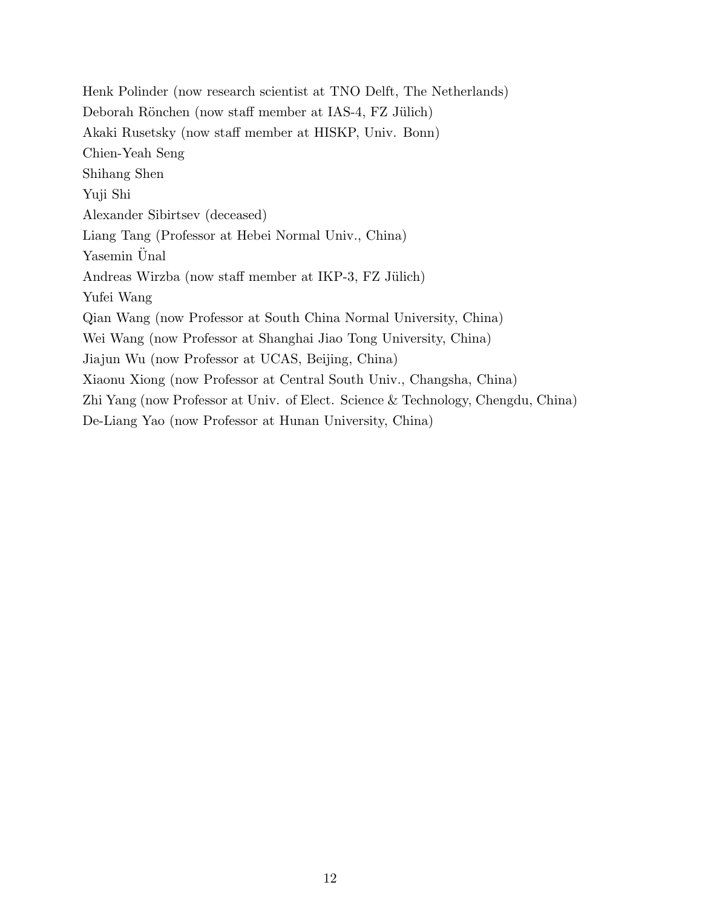Henk Polinder (now research scientist at TNO Delft, The Netherlands)
Deborah Rönchen (now staff member at IAS-4, FZ Jülich)
Akaki Rusetsky (now staff member at HISKP, Univ. Bonn)
Chien-Yeah Seng
Shihang Shen
Yuji Shi
Alexander Sibirtsev (deceased)
Liang Tang (Professor at Hebei Normal Univ., China)
Yasemin Ünal
Andreas Wirzba (now staff member at IKP-3, FZ Jülich)
Yufei Wang
Qian Wang (now Professor at South China Normal University, China)
Wei Wang (now Professor at Shanghai Jiao Tong University, China)
Jiajun Wu (now Professor at UCAS, Beijing, China)
Xiaonu Xiong (now Professor at Central South Univ., Changsha, China)
Zhi Yang (now Professor at Univ. of Elect. Science & Technology, Chengdu, China)
De-Liang Yao (now Professor at Hunan University, China)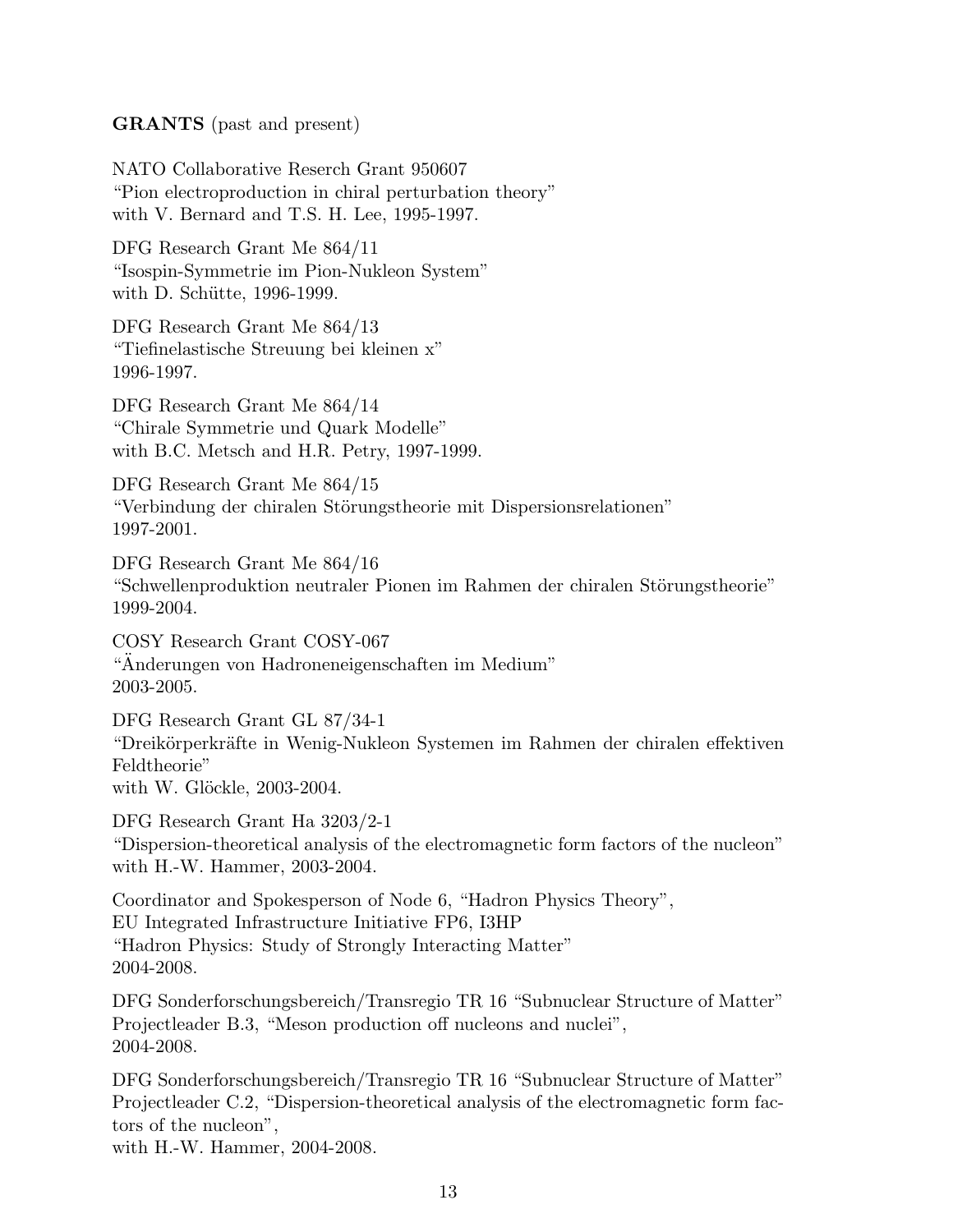**GRANTS** (past and present)

NATO Collaborative Reserch Grant 950607
"Pion electroproduction in chiral perturbation theory"
with V. Bernard and T.S. H. Lee, 1995-1997.

DFG Research Grant Me 864/11
"Isospin-Symmetrie im Pion-Nukleon System"
with D. Schütte, 1996-1999.

DFG Research Grant Me 864/13
"Tiefinelastische Streuung bei kleinen x"
1996-1997.

DFG Research Grant Me 864/14
"Chirale Symmetrie und Quark Modelle"
with B.C. Metsch and H.R. Petry, 1997-1999.

DFG Research Grant Me 864/15
"Verbindung der chiralen Störungstheorie mit Dispersionsrelationen"
1997-2001.

DFG Research Grant Me 864/16
"Schwellenproduktion neutraler Pionen im Rahmen der chiralen Störungstheorie"
1999-2004.

COSY Research Grant COSY-067
"Änderungen von Hadroneneigenschaften im Medium"
2003-2005.

DFG Research Grant GL 87/34-1
"Dreikörperkräfte in Wenig-Nukleon Systemen im Rahmen der chiralen effektiven Feldtheorie"
with W. Glöckle, 2003-2004.

DFG Research Grant Ha 3203/2-1
"Dispersion-theoretical analysis of the electromagnetic form factors of the nucleon"
with H.-W. Hammer, 2003-2004.

Coordinator and Spokesperson of Node 6, "Hadron Physics Theory",
EU Integrated Infrastructure Initiative FP6, I3HP
"Hadron Physics: Study of Strongly Interacting Matter"
2004-2008.

DFG Sonderforschungsbereich/Transregio TR 16 "Subnuclear Structure of Matter"
Projectleader B.3, "Meson production off nucleons and nuclei",
2004-2008.

DFG Sonderforschungsbereich/Transregio TR 16 "Subnuclear Structure of Matter"
Projectleader C.2, "Dispersion-theoretical analysis of the electromagnetic form factors of the nucleon",
with H.-W. Hammer, 2004-2008.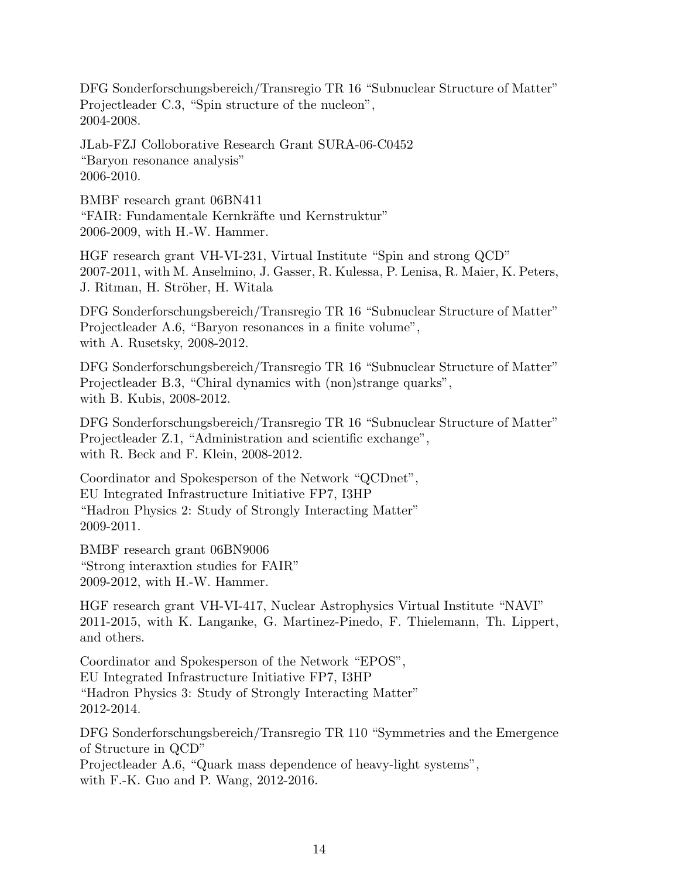DFG Sonderforschungsbereich/Transregio TR 16 “Subnuclear Structure of Matter”
Projectleader C.3, “Spin structure of the nucleon”,
2004-2008.

JLab-FZJ Colloborative Research Grant SURA-06-C0452
“Baryon resonance analysis”
2006-2010.

BMBF research grant 06BN411
“FAIR: Fundamentale Kernkräfte und Kernstruktur”
2006-2009, with H.-W. Hammer.

HGF research grant VH-VI-231, Virtual Institute “Spin and strong QCD”
2007-2011, with M. Anselmino, J. Gasser, R. Kulessa, P. Lenisa, R. Maier, K. Peters, J. Ritman, H. Ströher, H. Witala

DFG Sonderforschungsbereich/Transregio TR 16 “Subnuclear Structure of Matter”
Projectleader A.6, “Baryon resonances in a finite volume”,
with A. Rusetsky, 2008-2012.

DFG Sonderforschungsbereich/Transregio TR 16 “Subnuclear Structure of Matter”
Projectleader B.3, “Chiral dynamics with (non)strange quarks”,
with B. Kubis, 2008-2012.

DFG Sonderforschungsbereich/Transregio TR 16 “Subnuclear Structure of Matter”
Projectleader Z.1, “Administration and scientific exchange”,
with R. Beck and F. Klein, 2008-2012.

Coordinator and Spokesperson of the Network “QCDnet”,
EU Integrated Infrastructure Initiative FP7, I3HP
“Hadron Physics 2: Study of Strongly Interacting Matter”
2009-2011.

BMBF research grant 06BN9006
“Strong interaxtion studies for FAIR”
2009-2012, with H.-W. Hammer.

HGF research grant VH-VI-417, Nuclear Astrophysics Virtual Institute “NAVI”
2011-2015, with K. Langanke, G. Martinez-Pinedo, F. Thielemann, Th. Lippert, and others.

Coordinator and Spokesperson of the Network “EPOS”,
EU Integrated Infrastructure Initiative FP7, I3HP
“Hadron Physics 3: Study of Strongly Interacting Matter”
2012-2014.

DFG Sonderforschungsbereich/Transregio TR 110 “Symmetries and the Emergence of Structure in QCD”
Projectleader A.6, “Quark mass dependence of heavy-light systems”,
with F.-K. Guo and P. Wang, 2012-2016.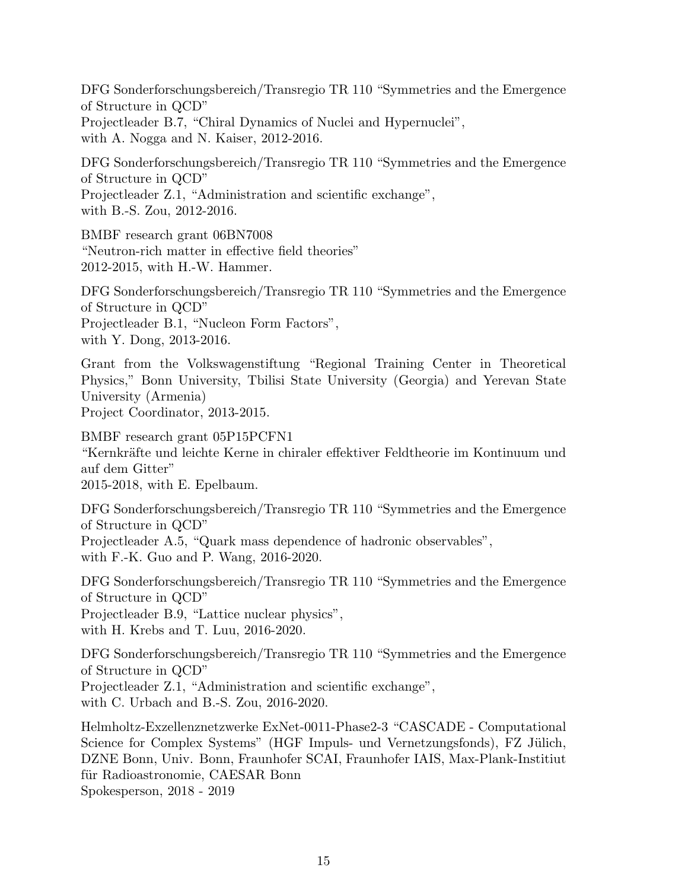DFG Sonderforschungsbereich/Transregio TR 110 "Symmetries and the Emergence of Structure in QCD"
Projectleader B.7, "Chiral Dynamics of Nuclei and Hypernuclei",
with A. Nogga and N. Kaiser, 2012-2016.

DFG Sonderforschungsbereich/Transregio TR 110 "Symmetries and the Emergence of Structure in QCD"
Projectleader Z.1, "Administration and scientific exchange",
with B.-S. Zou, 2012-2016.

BMBF research grant 06BN7008
"Neutron-rich matter in effective field theories"
2012-2015, with H.-W. Hammer.

DFG Sonderforschungsbereich/Transregio TR 110 "Symmetries and the Emergence of Structure in QCD"
Projectleader B.1, "Nucleon Form Factors",
with Y. Dong, 2013-2016.

Grant from the Volkswagenstiftung "Regional Training Center in Theoretical Physics," Bonn University, Tbilisi State University (Georgia) and Yerevan State University (Armenia)
Project Coordinator, 2013-2015.

BMBF research grant 05P15PCFN1
"Kernkräfte und leichte Kerne in chiraler effektiver Feldtheorie im Kontinuum und auf dem Gitter"
2015-2018, with E. Epelbaum.

DFG Sonderforschungsbereich/Transregio TR 110 "Symmetries and the Emergence of Structure in QCD"
Projectleader A.5, "Quark mass dependence of hadronic observables",
with F.-K. Guo and P. Wang, 2016-2020.

DFG Sonderforschungsbereich/Transregio TR 110 "Symmetries and the Emergence of Structure in QCD"
Projectleader B.9, "Lattice nuclear physics",
with H. Krebs and T. Luu, 2016-2020.

DFG Sonderforschungsbereich/Transregio TR 110 "Symmetries and the Emergence of Structure in QCD"
Projectleader Z.1, "Administration and scientific exchange",
with C. Urbach and B.-S. Zou, 2016-2020.

Helmholtz-Exzellenznetzwerke ExNet-0011-Phase2-3 "CASCADE - Computational Science for Complex Systems" (HGF Impuls- und Vernetzungsfonds), FZ Jülich, DZNE Bonn, Univ. Bonn, Fraunhofer SCAI, Fraunhofer IAIS, Max-Plank-Institiut für Radioastronomie, CAESAR Bonn
Spokesperson, 2018 - 2019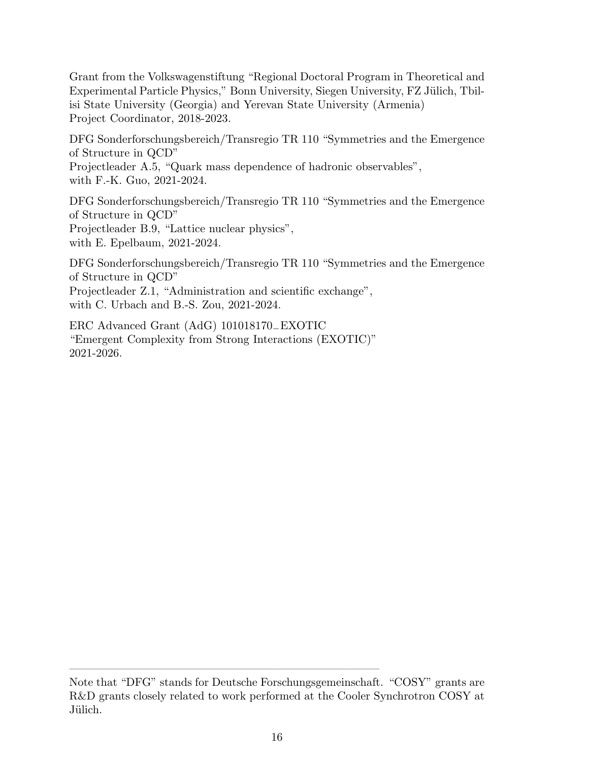Grant from the Volkswagenstiftung "Regional Doctoral Program in Theoretical and Experimental Particle Physics," Bonn University, Siegen University, FZ Jülich, Tbilisi State University (Georgia) and Yerevan State University (Armenia)
Project Coordinator, 2018-2023.

DFG Sonderforschungsbereich/Transregio TR 110 "Symmetries and the Emergence of Structure in QCD"
Projectleader A.5, "Quark mass dependence of hadronic observables",
with F.-K. Guo, 2021-2024.

DFG Sonderforschungsbereich/Transregio TR 110 "Symmetries and the Emergence of Structure in QCD"
Projectleader B.9, "Lattice nuclear physics",
with E. Epelbaum, 2021-2024.

DFG Sonderforschungsbereich/Transregio TR 110 "Symmetries and the Emergence of Structure in QCD"
Projectleader Z.1, "Administration and scientific exchange",
with C. Urbach and B.-S. Zou, 2021-2024.

ERC Advanced Grant (AdG) 101018170_EXOTIC
"Emergent Complexity from Strong Interactions (EXOTIC)"
2021-2026.

---

Note that "DFG" stands for Deutsche Forschungsgemeinschaft. "COSY" grants are R&D grants closely related to work performed at the Cooler Synchrotron COSY at Jülich.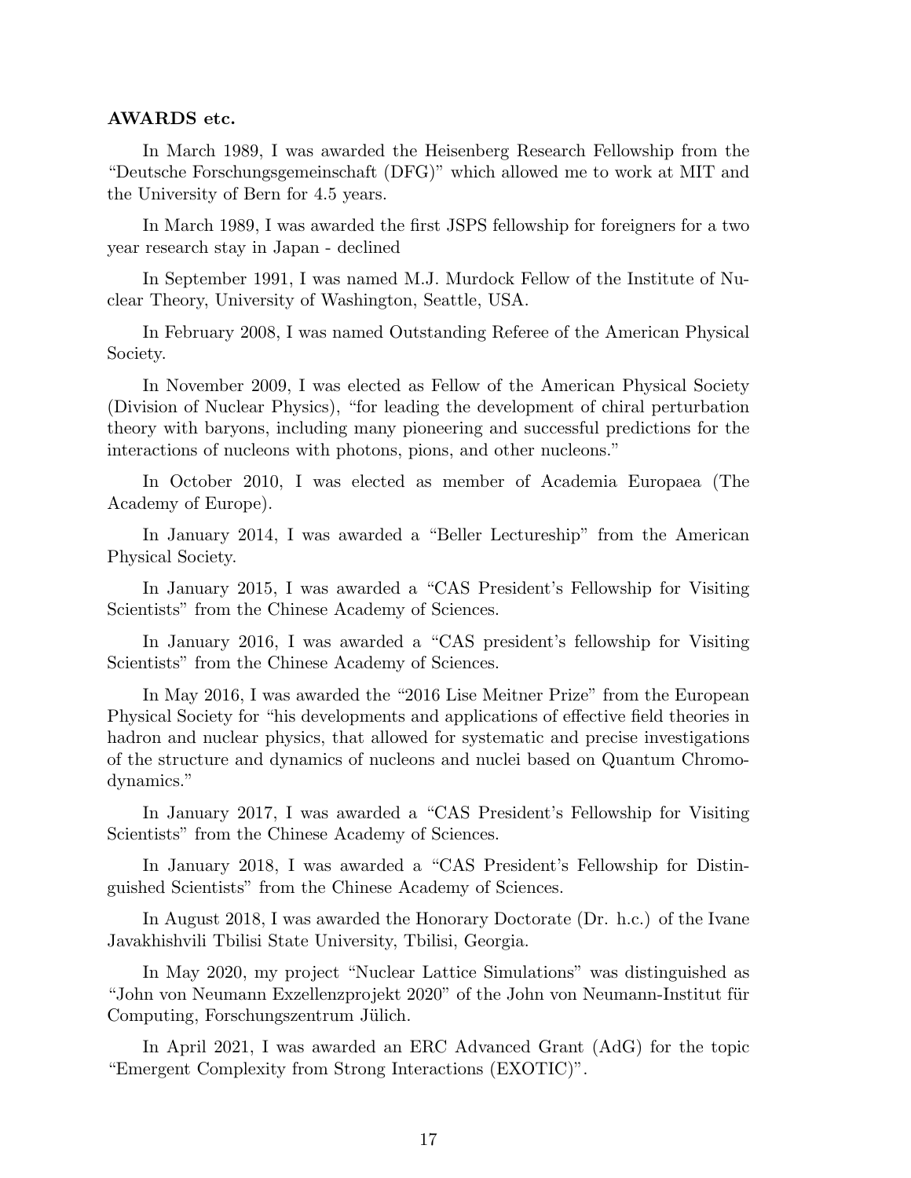**AWARDS etc.**

In March 1989, I was awarded the Heisenberg Research Fellowship from the "Deutsche Forschungsgemeinschaft (DFG)" which allowed me to work at MIT and the University of Bern for 4.5 years.

In March 1989, I was awarded the first JSPS fellowship for foreigners for a two year research stay in Japan - declined

In September 1991, I was named M.J. Murdock Fellow of the Institute of Nuclear Theory, University of Washington, Seattle, USA.

In February 2008, I was named Outstanding Referee of the American Physical Society.

In November 2009, I was elected as Fellow of the American Physical Society (Division of Nuclear Physics), "for leading the development of chiral perturbation theory with baryons, including many pioneering and successful predictions for the interactions of nucleons with photons, pions, and other nucleons."

In October 2010, I was elected as member of Academia Europaea (The Academy of Europe).

In January 2014, I was awarded a "Beller Lectureship" from the American Physical Society.

In January 2015, I was awarded a "CAS President's Fellowship for Visiting Scientists" from the Chinese Academy of Sciences.

In January 2016, I was awarded a "CAS president's fellowship for Visiting Scientists" from the Chinese Academy of Sciences.

In May 2016, I was awarded the "2016 Lise Meitner Prize" from the European Physical Society for "his developments and applications of effective field theories in hadron and nuclear physics, that allowed for systematic and precise investigations of the structure and dynamics of nucleons and nuclei based on Quantum Chromodynamics."

In January 2017, I was awarded a "CAS President's Fellowship for Visiting Scientists" from the Chinese Academy of Sciences.

In January 2018, I was awarded a "CAS President's Fellowship for Distinguished Scientists" from the Chinese Academy of Sciences.

In August 2018, I was awarded the Honorary Doctorate (Dr. h.c.) of the Ivane Javakhishvili Tbilisi State University, Tbilisi, Georgia.

In May 2020, my project "Nuclear Lattice Simulations" was distinguished as "John von Neumann Exzellenzprojekt 2020" of the John von Neumann-Institut für Computing, Forschungszentrum Jülich.

In April 2021, I was awarded an ERC Advanced Grant (AdG) for the topic "Emergent Complexity from Strong Interactions (EXOTIC)".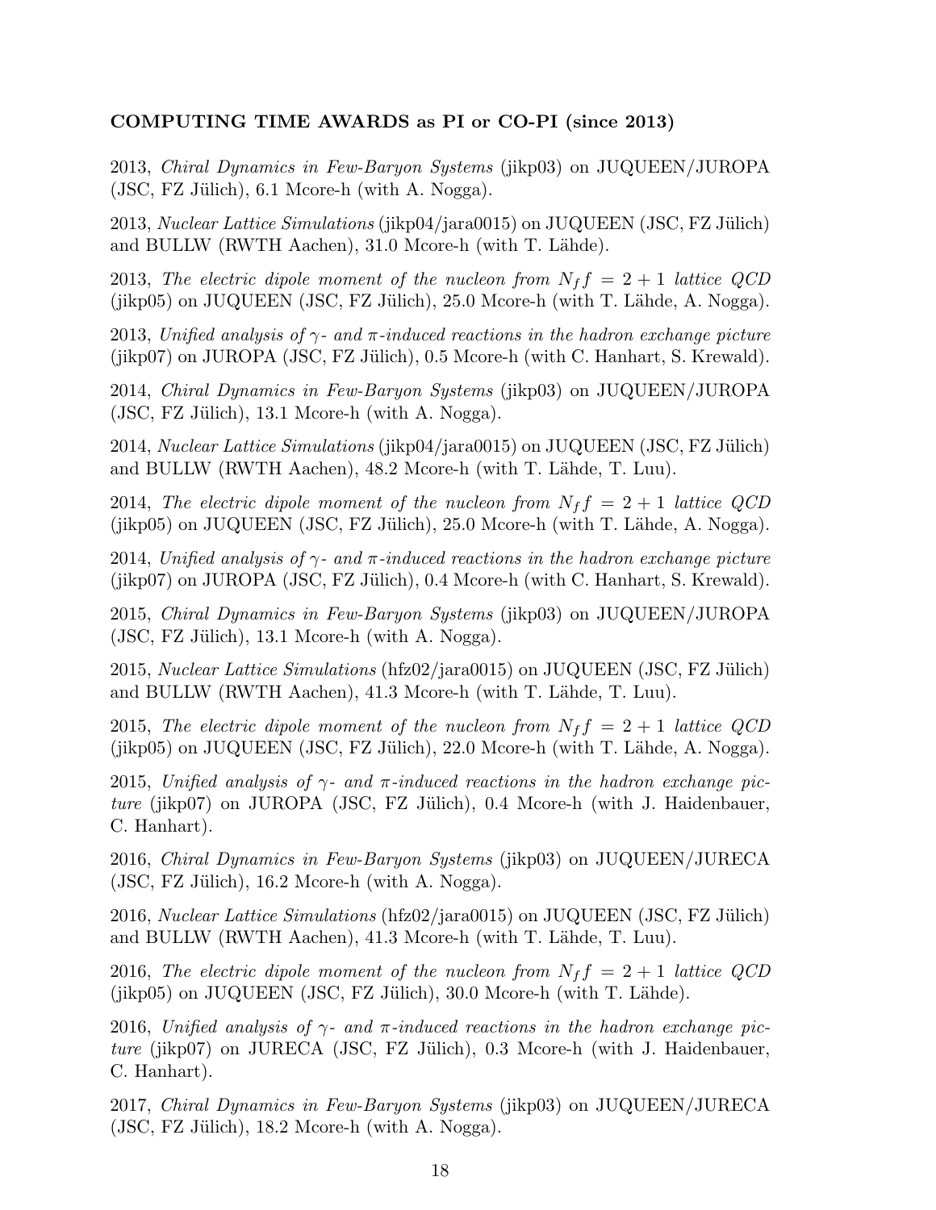**COMPUTING TIME AWARDS as PI or CO-PI (since 2013)**

2013, *Chiral Dynamics in Few-Baryon Systems* (jikp03) on JUQUEEN/JUROPA (JSC, FZ Jülich), 6.1 Mcore-h (with A. Nogga).

2013, *Nuclear Lattice Simulations* (jikp04/jara0015) on JUQUEEN (JSC, FZ Jülich) and BULLW (RWTH Aachen), 31.0 Mcore-h (with T. Lähde).

2013, *The electric dipole moment of the nucleon from $N_f f = 2 + 1$ lattice QCD* (jikp05) on JUQUEEN (JSC, FZ Jülich), 25.0 Mcore-h (with T. Lähde, A. Nogga).

2013, *Unified analysis of $\gamma$- and $\pi$-induced reactions in the hadron exchange picture* (jikp07) on JUROPA (JSC, FZ Jülich), 0.5 Mcore-h (with C. Hanhart, S. Krewald).

2014, *Chiral Dynamics in Few-Baryon Systems* (jikp03) on JUQUEEN/JUROPA (JSC, FZ Jülich), 13.1 Mcore-h (with A. Nogga).

2014, *Nuclear Lattice Simulations* (jikp04/jara0015) on JUQUEEN (JSC, FZ Jülich) and BULLW (RWTH Aachen), 48.2 Mcore-h (with T. Lähde, T. Luu).

2014, *The electric dipole moment of the nucleon from $N_f f = 2 + 1$ lattice QCD* (jikp05) on JUQUEEN (JSC, FZ Jülich), 25.0 Mcore-h (with T. Lähde, A. Nogga).

2014, *Unified analysis of $\gamma$- and $\pi$-induced reactions in the hadron exchange picture* (jikp07) on JUROPA (JSC, FZ Jülich), 0.4 Mcore-h (with C. Hanhart, S. Krewald).

2015, *Chiral Dynamics in Few-Baryon Systems* (jikp03) on JUQUEEN/JUROPA (JSC, FZ Jülich), 13.1 Mcore-h (with A. Nogga).

2015, *Nuclear Lattice Simulations* (hfz02/jara0015) on JUQUEEN (JSC, FZ Jülich) and BULLW (RWTH Aachen), 41.3 Mcore-h (with T. Lähde, T. Luu).

2015, *The electric dipole moment of the nucleon from $N_f f = 2 + 1$ lattice QCD* (jikp05) on JUQUEEN (JSC, FZ Jülich), 22.0 Mcore-h (with T. Lähde, A. Nogga).

2015, *Unified analysis of $\gamma$- and $\pi$-induced reactions in the hadron exchange picture* (jikp07) on JUROPA (JSC, FZ Jülich), 0.4 Mcore-h (with J. Haidenbauer, C. Hanhart).

2016, *Chiral Dynamics in Few-Baryon Systems* (jikp03) on JUQUEEN/JURECA (JSC, FZ Jülich), 16.2 Mcore-h (with A. Nogga).

2016, *Nuclear Lattice Simulations* (hfz02/jara0015) on JUQUEEN (JSC, FZ Jülich) and BULLW (RWTH Aachen), 41.3 Mcore-h (with T. Lähde, T. Luu).

2016, *The electric dipole moment of the nucleon from $N_f f = 2 + 1$ lattice QCD* (jikp05) on JUQUEEN (JSC, FZ Jülich), 30.0 Mcore-h (with T. Lähde).

2016, *Unified analysis of $\gamma$- and $\pi$-induced reactions in the hadron exchange picture* (jikp07) on JURECA (JSC, FZ Jülich), 0.3 Mcore-h (with J. Haidenbauer, C. Hanhart).

2017, *Chiral Dynamics in Few-Baryon Systems* (jikp03) on JUQUEEN/JURECA (JSC, FZ Jülich), 18.2 Mcore-h (with A. Nogga).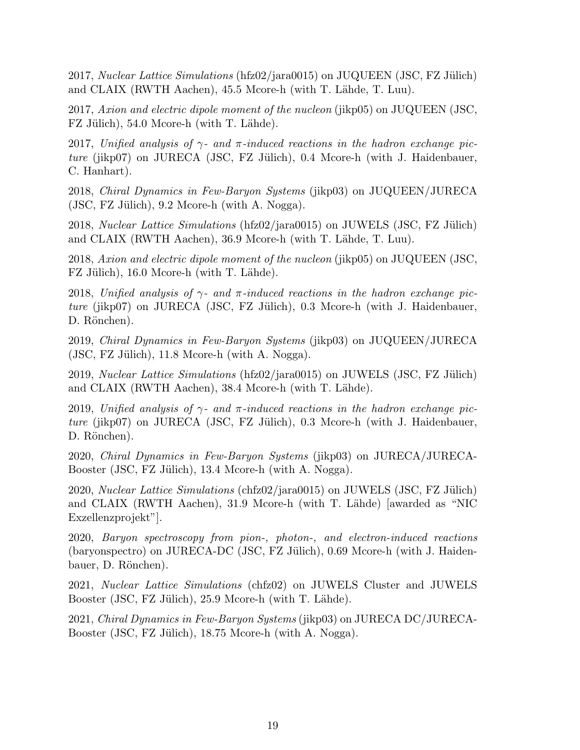2017, *Nuclear Lattice Simulations* (hfz02/jara0015) on JUQUEEN (JSC, FZ Jülich) and CLAIX (RWTH Aachen), 45.5 Mcore-h (with T. Lähde, T. Luu).

2017, *Axion and electric dipole moment of the nucleon* (jikp05) on JUQUEEN (JSC, FZ Jülich), 54.0 Mcore-h (with T. Lähde).

2017, *Unified analysis of $\gamma$- and $\pi$-induced reactions in the hadron exchange picture* (jikp07) on JURECA (JSC, FZ Jülich), 0.4 Mcore-h (with J. Haidenbauer, C. Hanhart).

2018, *Chiral Dynamics in Few-Baryon Systems* (jikp03) on JUQUEEN/JURECA (JSC, FZ Jülich), 9.2 Mcore-h (with A. Nogga).

2018, *Nuclear Lattice Simulations* (hfz02/jara0015) on JUWELS (JSC, FZ Jülich) and CLAIX (RWTH Aachen), 36.9 Mcore-h (with T. Lähde, T. Luu).

2018, *Axion and electric dipole moment of the nucleon* (jikp05) on JUQUEEN (JSC, FZ Jülich), 16.0 Mcore-h (with T. Lähde).

2018, *Unified analysis of $\gamma$- and $\pi$-induced reactions in the hadron exchange picture* (jikp07) on JURECA (JSC, FZ Jülich), 0.3 Mcore-h (with J. Haidenbauer, D. Rönchen).

2019, *Chiral Dynamics in Few-Baryon Systems* (jikp03) on JUQUEEN/JURECA (JSC, FZ Jülich), 11.8 Mcore-h (with A. Nogga).

2019, *Nuclear Lattice Simulations* (hfz02/jara0015) on JUWELS (JSC, FZ Jülich) and CLAIX (RWTH Aachen), 38.4 Mcore-h (with T. Lähde).

2019, *Unified analysis of $\gamma$- and $\pi$-induced reactions in the hadron exchange picture* (jikp07) on JURECA (JSC, FZ Jülich), 0.3 Mcore-h (with J. Haidenbauer, D. Rönchen).

2020, *Chiral Dynamics in Few-Baryon Systems* (jikp03) on JURECA/JURECA-Booster (JSC, FZ Jülich), 13.4 Mcore-h (with A. Nogga).

2020, *Nuclear Lattice Simulations* (chfz02/jara0015) on JUWELS (JSC, FZ Jülich) and CLAIX (RWTH Aachen), 31.9 Mcore-h (with T. Lähde) [awarded as "NIC Exzellenzprojekt"].

2020, *Baryon spectroscopy from pion-, photon-, and electron-induced reactions* (baryonspectro) on JURECA-DC (JSC, FZ Jülich), 0.69 Mcore-h (with J. Haidenbauer, D. Rönchen).

2021, *Nuclear Lattice Simulations* (chfz02) on JUWELS Cluster and JUWELS Booster (JSC, FZ Jülich), 25.9 Mcore-h (with T. Lähde).

2021, *Chiral Dynamics in Few-Baryon Systems* (jikp03) on JURECA DC/JURECA-Booster (JSC, FZ Jülich), 18.75 Mcore-h (with A. Nogga).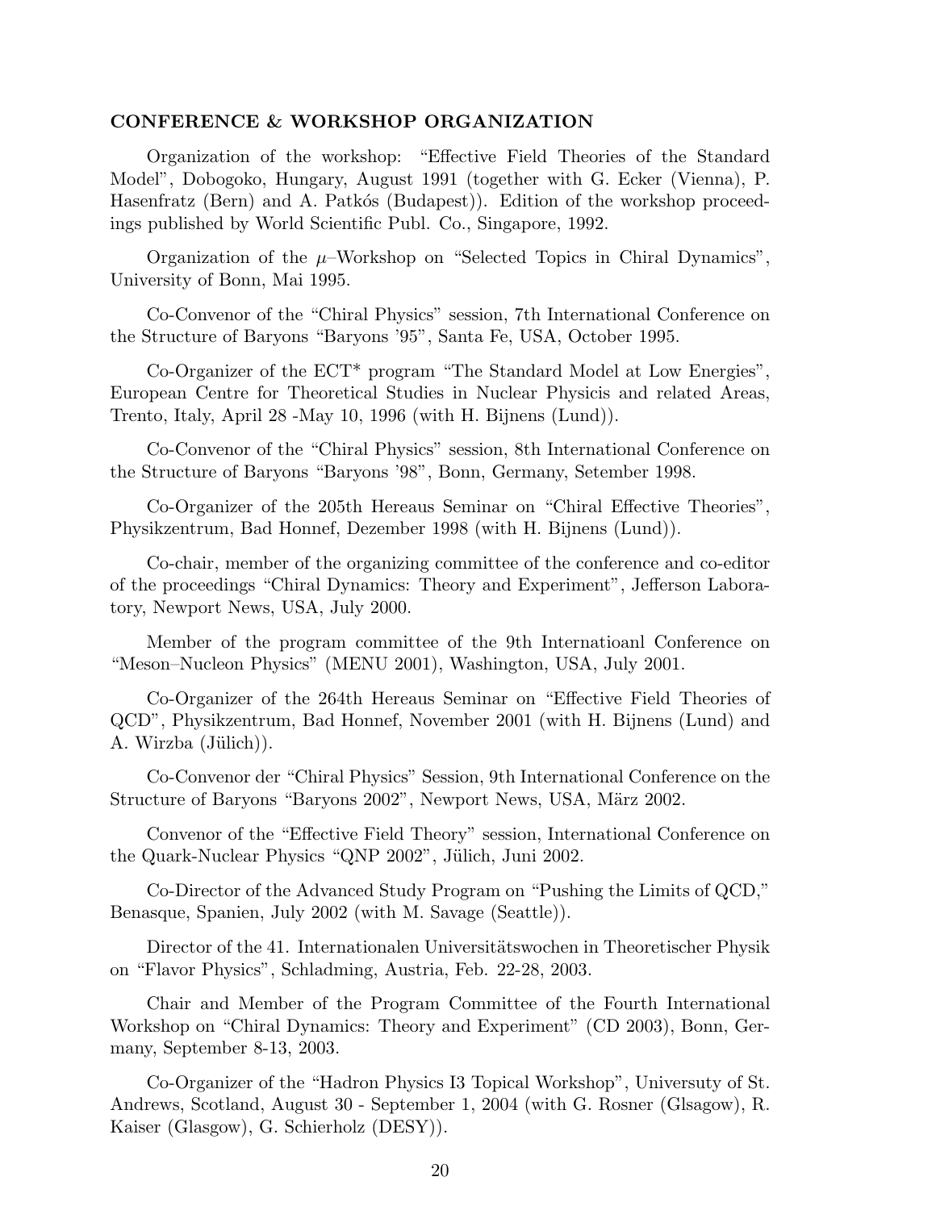**CONFERENCE & WORKSHOP ORGANIZATION**

Organization of the workshop: "Effective Field Theories of the Standard Model", Dobogoko, Hungary, August 1991 (together with G. Ecker (Vienna), P. Hasenfratz (Bern) and A. Patkós (Budapest)). Edition of the workshop proceedings published by World Scientific Publ. Co., Singapore, 1992.

Organization of the $\mu$–Workshop on "Selected Topics in Chiral Dynamics", University of Bonn, Mai 1995.

Co-Convenor of the "Chiral Physics" session, 7th International Conference on the Structure of Baryons "Baryons '95", Santa Fe, USA, October 1995.

Co-Organizer of the ECT* program "The Standard Model at Low Energies", European Centre for Theoretical Studies in Nuclear Physicis and related Areas, Trento, Italy, April 28 -May 10, 1996 (with H. Bijnens (Lund)).

Co-Convenor of the "Chiral Physics" session, 8th International Conference on the Structure of Baryons "Baryons '98", Bonn, Germany, Setember 1998.

Co-Organizer of the 205th Hereaus Seminar on "Chiral Effective Theories", Physikzentrum, Bad Honnef, Dezember 1998 (with H. Bijnens (Lund)).

Co-chair, member of the organizing committee of the conference and co-editor of the proceedings "Chiral Dynamics: Theory and Experiment", Jefferson Laboratory, Newport News, USA, July 2000.

Member of the program committee of the 9th Internatioanl Conference on "Meson–Nucleon Physics" (MENU 2001), Washington, USA, July 2001.

Co-Organizer of the 264th Hereaus Seminar on "Effective Field Theories of QCD", Physikzentrum, Bad Honnef, November 2001 (with H. Bijnens (Lund) and A. Wirzba (Jülich)).

Co-Convenor der "Chiral Physics" Session, 9th International Conference on the Structure of Baryons "Baryons 2002", Newport News, USA, März 2002.

Convenor of the "Effective Field Theory" session, International Conference on the Quark-Nuclear Physics "QNP 2002", Jülich, Juni 2002.

Co-Director of the Advanced Study Program on "Pushing the Limits of QCD," Benasque, Spanien, July 2002 (with M. Savage (Seattle)).

Director of the 41. Internationalen Universitätswochen in Theoretischer Physik on "Flavor Physics", Schladming, Austria, Feb. 22-28, 2003.

Chair and Member of the Program Committee of the Fourth International Workshop on "Chiral Dynamics: Theory and Experiment" (CD 2003), Bonn, Germany, September 8-13, 2003.

Co-Organizer of the "Hadron Physics I3 Topical Workshop", Universuty of St. Andrews, Scotland, August 30 - September 1, 2004 (with G. Rosner (Glsagow), R. Kaiser (Glasgow), G. Schierholz (DESY)).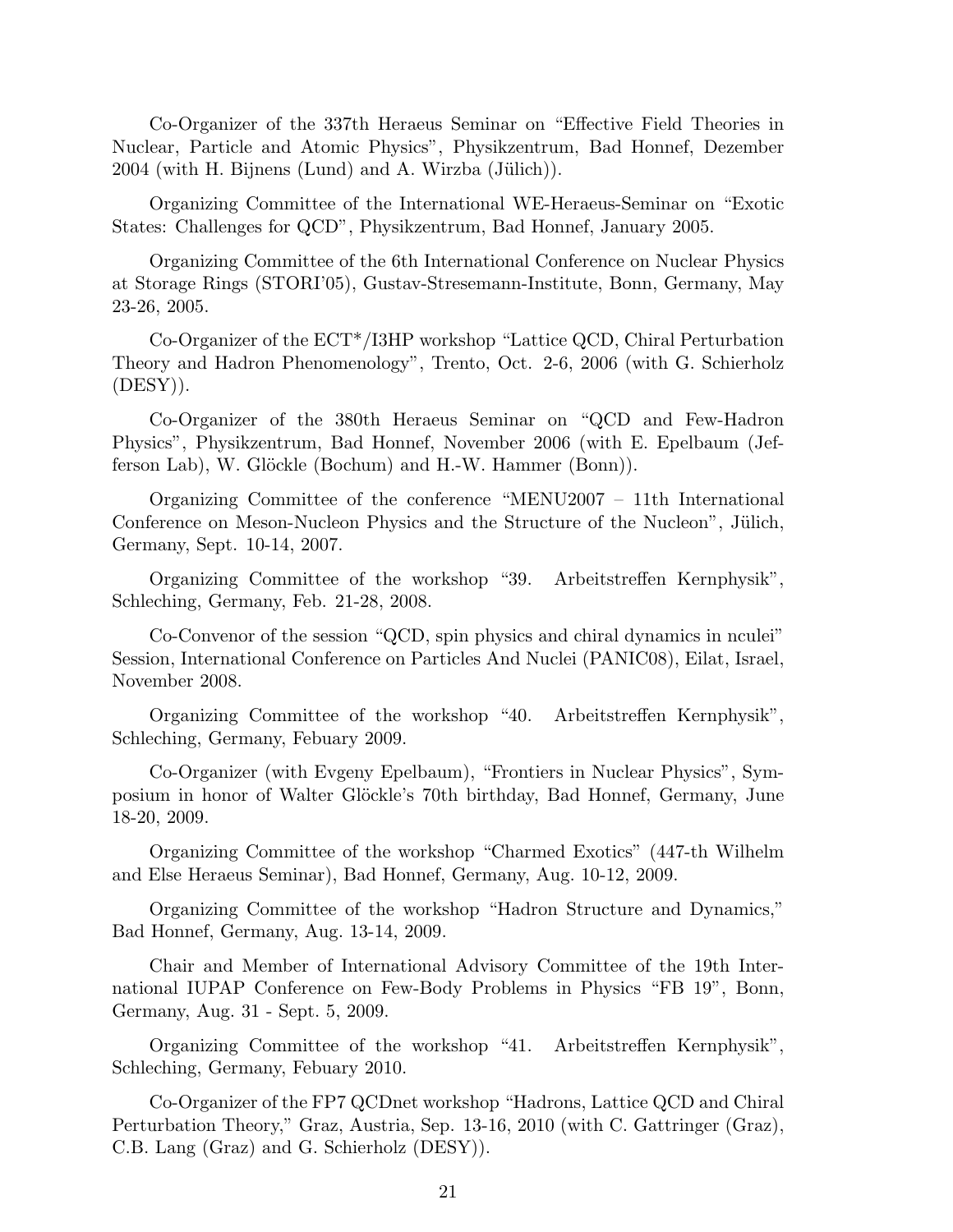Co-Organizer of the 337th Heraeus Seminar on “Effective Field Theories in Nuclear, Particle and Atomic Physics”, Physikzentrum, Bad Honnef, Dezember 2004 (with H. Bijnens (Lund) and A. Wirzba (Jülich)).

Organizing Committee of the International WE-Heraeus-Seminar on “Exotic States: Challenges for QCD”, Physikzentrum, Bad Honnef, January 2005.

Organizing Committee of the 6th International Conference on Nuclear Physics at Storage Rings (STORI'05), Gustav-Stresemann-Institute, Bonn, Germany, May 23-26, 2005.

Co-Organizer of the ECT*/I3HP workshop “Lattice QCD, Chiral Perturbation Theory and Hadron Phenomenology”, Trento, Oct. 2-6, 2006 (with G. Schierholz (DESY)).

Co-Organizer of the 380th Heraeus Seminar on “QCD and Few-Hadron Physics”, Physikzentrum, Bad Honnef, November 2006 (with E. Epelbaum (Jefferson Lab), W. Glöckle (Bochum) and H.-W. Hammer (Bonn)).

Organizing Committee of the conference “MENU2007 – 11th International Conference on Meson-Nucleon Physics and the Structure of the Nucleon”, Jülich, Germany, Sept. 10-14, 2007.

Organizing Committee of the workshop “39. Arbeitstreffen Kernphysik”, Schleching, Germany, Feb. 21-28, 2008.

Co-Convenor of the session “QCD, spin physics and chiral dynamics in nculei” Session, International Conference on Particles And Nuclei (PANIC08), Eilat, Israel, November 2008.

Organizing Committee of the workshop “40. Arbeitstreffen Kernphysik”, Schleching, Germany, Febuary 2009.

Co-Organizer (with Evgeny Epelbaum), “Frontiers in Nuclear Physics”, Symposium in honor of Walter Glöckle's 70th birthday, Bad Honnef, Germany, June 18-20, 2009.

Organizing Committee of the workshop “Charmed Exotics” (447-th Wilhelm and Else Heraeus Seminar), Bad Honnef, Germany, Aug. 10-12, 2009.

Organizing Committee of the workshop “Hadron Structure and Dynamics,” Bad Honnef, Germany, Aug. 13-14, 2009.

Chair and Member of International Advisory Committee of the 19th International IUPAP Conference on Few-Body Problems in Physics “FB 19”, Bonn, Germany, Aug. 31 - Sept. 5, 2009.

Organizing Committee of the workshop “41. Arbeitstreffen Kernphysik”, Schleching, Germany, Febuary 2010.

Co-Organizer of the FP7 QCDnet workshop “Hadrons, Lattice QCD and Chiral Perturbation Theory,” Graz, Austria, Sep. 13-16, 2010 (with C. Gattringer (Graz), C.B. Lang (Graz) and G. Schierholz (DESY)).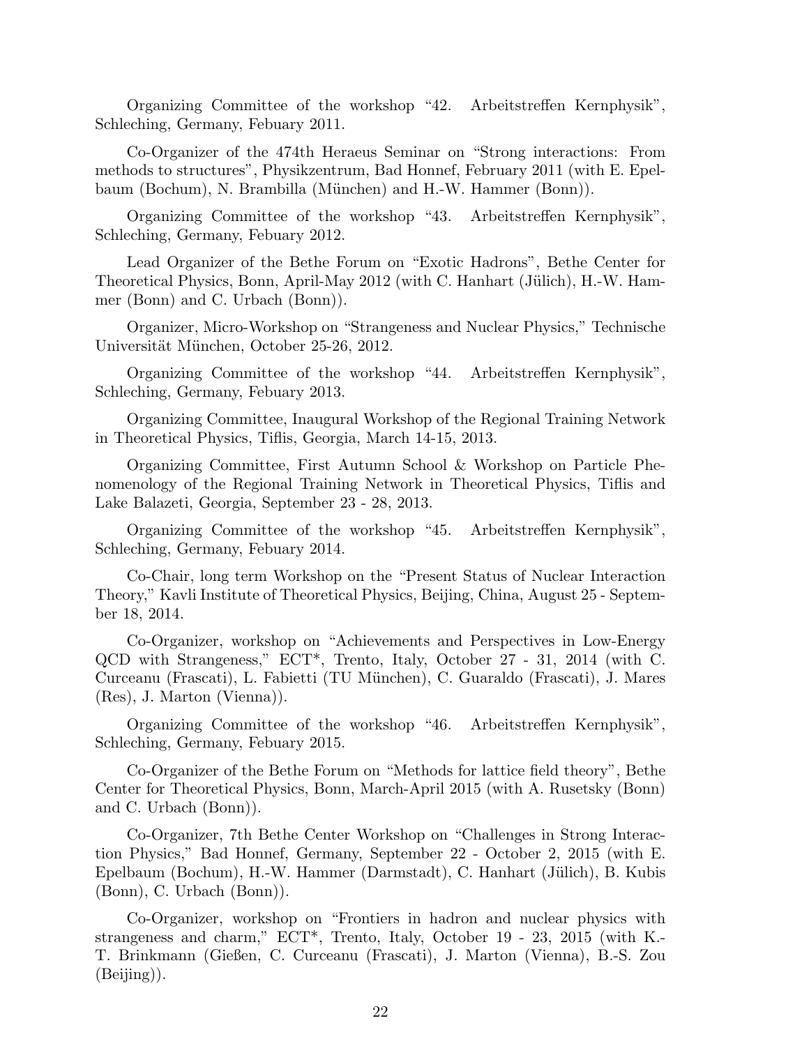Organizing Committee of the workshop "42. Arbeitstreffen Kernphysik", Schleching, Germany, Febuary 2011.

Co-Organizer of the 474th Heraeus Seminar on "Strong interactions: From methods to structures", Physikzentrum, Bad Honnef, February 2011 (with E. Epelbaum (Bochum), N. Brambilla (München) and H.-W. Hammer (Bonn)).

Organizing Committee of the workshop "43. Arbeitstreffen Kernphysik", Schleching, Germany, Febuary 2012.

Lead Organizer of the Bethe Forum on "Exotic Hadrons", Bethe Center for Theoretical Physics, Bonn, April-May 2012 (with C. Hanhart (Jülich), H.-W. Hammer (Bonn) and C. Urbach (Bonn)).

Organizer, Micro-Workshop on "Strangeness and Nuclear Physics," Technische Universität München, October 25-26, 2012.

Organizing Committee of the workshop "44. Arbeitstreffen Kernphysik", Schleching, Germany, Febuary 2013.

Organizing Committee, Inaugural Workshop of the Regional Training Network in Theoretical Physics, Tiflis, Georgia, March 14-15, 2013.

Organizing Committee, First Autumn School & Workshop on Particle Phenomenology of the Regional Training Network in Theoretical Physics, Tiflis and Lake Balazeti, Georgia, September 23 - 28, 2013.

Organizing Committee of the workshop "45. Arbeitstreffen Kernphysik", Schleching, Germany, Febuary 2014.

Co-Chair, long term Workshop on the "Present Status of Nuclear Interaction Theory," Kavli Institute of Theoretical Physics, Beijing, China, August 25 - September 18, 2014.

Co-Organizer, workshop on "Achievements and Perspectives in Low-Energy QCD with Strangeness," ECT*, Trento, Italy, October 27 - 31, 2014 (with C. Curceanu (Frascati), L. Fabietti (TU München), C. Guaraldo (Frascati), J. Mares (Res), J. Marton (Vienna)).

Organizing Committee of the workshop "46. Arbeitstreffen Kernphysik", Schleching, Germany, Febuary 2015.

Co-Organizer of the Bethe Forum on "Methods for lattice field theory", Bethe Center for Theoretical Physics, Bonn, March-April 2015 (with A. Rusetsky (Bonn) and C. Urbach (Bonn)).

Co-Organizer, 7th Bethe Center Workshop on "Challenges in Strong Interaction Physics," Bad Honnef, Germany, September 22 - October 2, 2015 (with E. Epelbaum (Bochum), H.-W. Hammer (Darmstadt), C. Hanhart (Jülich), B. Kubis (Bonn), C. Urbach (Bonn)).

Co-Organizer, workshop on "Frontiers in hadron and nuclear physics with strangeness and charm," ECT*, Trento, Italy, October 19 - 23, 2015 (with K.-T. Brinkmann (Gießen, C. Curceanu (Frascati), J. Marton (Vienna), B.-S. Zou (Beijing)).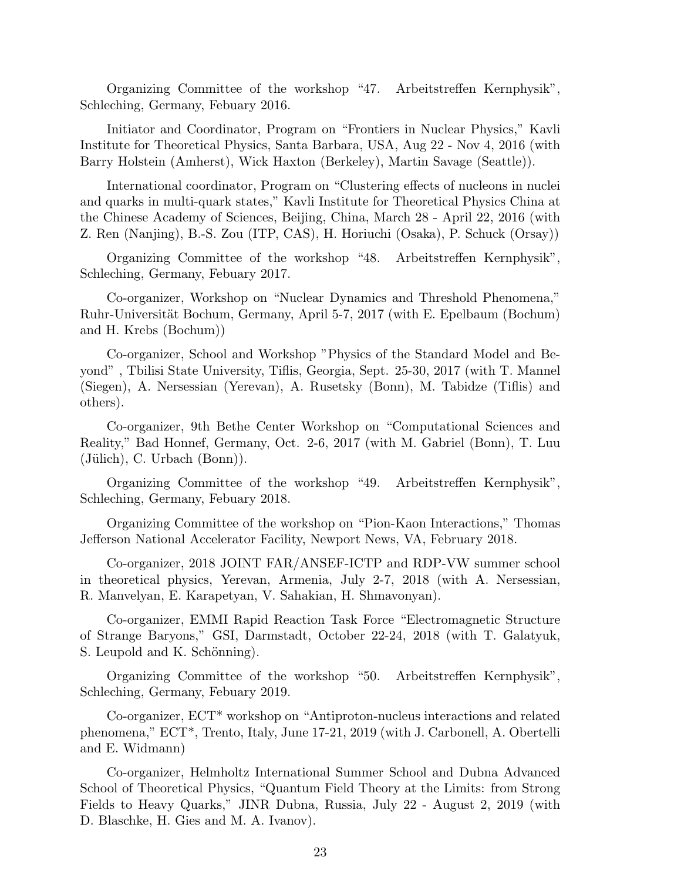Organizing Committee of the workshop “47. Arbeitstreffen Kernphysik”, Schleching, Germany, Febuary 2016.

Initiator and Coordinator, Program on “Frontiers in Nuclear Physics,” Kavli Institute for Theoretical Physics, Santa Barbara, USA, Aug 22 - Nov 4, 2016 (with Barry Holstein (Amherst), Wick Haxton (Berkeley), Martin Savage (Seattle)).

International coordinator, Program on “Clustering effects of nucleons in nuclei and quarks in multi-quark states,” Kavli Institute for Theoretical Physics China at the Chinese Academy of Sciences, Beijing, China, March 28 - April 22, 2016 (with Z. Ren (Nanjing), B.-S. Zou (ITP, CAS), H. Horiuchi (Osaka), P. Schuck (Orsay))

Organizing Committee of the workshop “48. Arbeitstreffen Kernphysik”, Schleching, Germany, Febuary 2017.

Co-organizer, Workshop on “Nuclear Dynamics and Threshold Phenomena,” Ruhr-Universität Bochum, Germany, April 5-7, 2017 (with E. Epelbaum (Bochum) and H. Krebs (Bochum))

Co-organizer, School and Workshop ”Physics of the Standard Model and Beyond” , Tbilisi State University, Tiflis, Georgia, Sept. 25-30, 2017 (with T. Mannel (Siegen), A. Nersessian (Yerevan), A. Rusetsky (Bonn), M. Tabidze (Tiflis) and others).

Co-organizer, 9th Bethe Center Workshop on “Computational Sciences and Reality,” Bad Honnef, Germany, Oct. 2-6, 2017 (with M. Gabriel (Bonn), T. Luu (Jülich), C. Urbach (Bonn)).

Organizing Committee of the workshop “49. Arbeitstreffen Kernphysik”, Schleching, Germany, Febuary 2018.

Organizing Committee of the workshop on “Pion-Kaon Interactions,” Thomas Jefferson National Accelerator Facility, Newport News, VA, February 2018.

Co-organizer, 2018 JOINT FAR/ANSEF-ICTP and RDP-VW summer school in theoretical physics, Yerevan, Armenia, July 2-7, 2018 (with A. Nersessian, R. Manvelyan, E. Karapetyan, V. Sahakian, H. Shmavonyan).

Co-organizer, EMMI Rapid Reaction Task Force “Electromagnetic Structure of Strange Baryons,” GSI, Darmstadt, October 22-24, 2018 (with T. Galatyuk, S. Leupold and K. Schönning).

Organizing Committee of the workshop “50. Arbeitstreffen Kernphysik”, Schleching, Germany, Febuary 2019.

Co-organizer, ECT* workshop on “Antiproton-nucleus interactions and related phenomena,” ECT*, Trento, Italy, June 17-21, 2019 (with J. Carbonell, A. Obertelli and E. Widmann)

Co-organizer, Helmholtz International Summer School and Dubna Advanced School of Theoretical Physics, “Quantum Field Theory at the Limits: from Strong Fields to Heavy Quarks,” JINR Dubna, Russia, July 22 - August 2, 2019 (with D. Blaschke, H. Gies and M. A. Ivanov).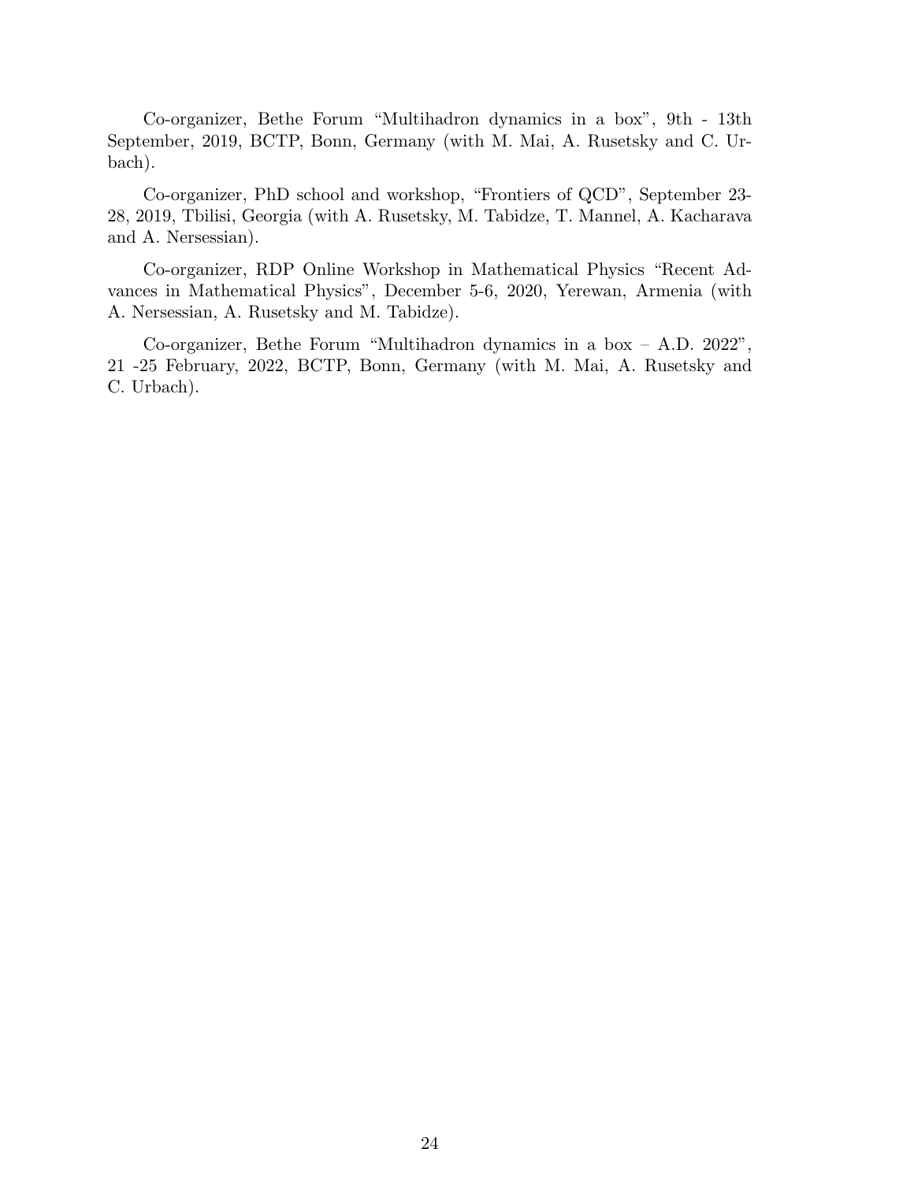Co-organizer, Bethe Forum "Multihadron dynamics in a box", 9th - 13th September, 2019, BCTP, Bonn, Germany (with M. Mai, A. Rusetsky and C. Urbach).

Co-organizer, PhD school and workshop, "Frontiers of QCD", September 23-28, 2019, Tbilisi, Georgia (with A. Rusetsky, M. Tabidze, T. Mannel, A. Kacharava and A. Nersessian).

Co-organizer, RDP Online Workshop in Mathematical Physics "Recent Advances in Mathematical Physics", December 5-6, 2020, Yerewan, Armenia (with A. Nersessian, A. Rusetsky and M. Tabidze).

Co-organizer, Bethe Forum "Multihadron dynamics in a box – A.D. 2022", 21 -25 February, 2022, BCTP, Bonn, Germany (with M. Mai, A. Rusetsky and C. Urbach).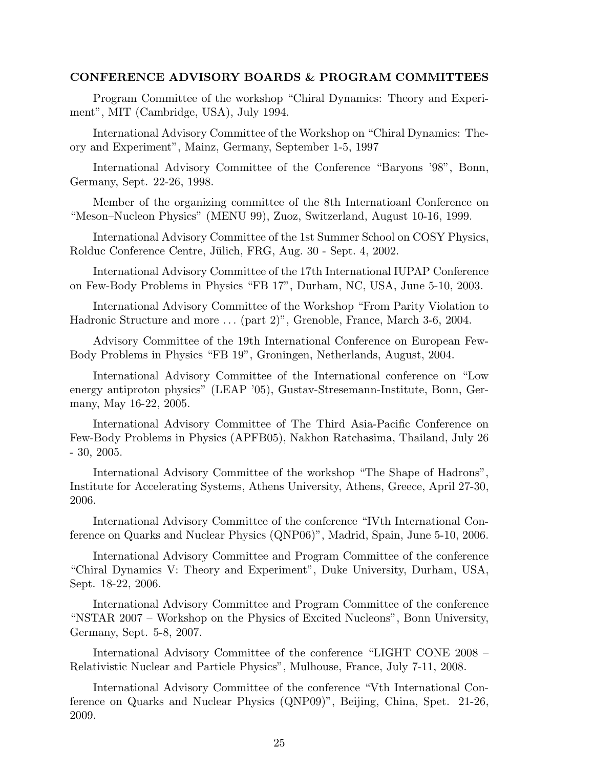**CONFERENCE ADVISORY BOARDS & PROGRAM COMMITTEES**

Program Committee of the workshop “Chiral Dynamics: Theory and Experiment”, MIT (Cambridge, USA), July 1994.

International Advisory Committee of the Workshop on “Chiral Dynamics: Theory and Experiment”, Mainz, Germany, September 1-5, 1997

International Advisory Committee of the Conference “Baryons ’98”, Bonn, Germany, Sept. 22-26, 1998.

Member of the organizing committee of the 8th Internatioanl Conference on “Meson–Nucleon Physics” (MENU 99), Zuoz, Switzerland, August 10-16, 1999.

International Advisory Committee of the 1st Summer School on COSY Physics, Rolduc Conference Centre, Jülich, FRG, Aug. 30 - Sept. 4, 2002.

International Advisory Committee of the 17th International IUPAP Conference on Few-Body Problems in Physics “FB 17”, Durham, NC, USA, June 5-10, 2003.

International Advisory Committee of the Workshop “From Parity Violation to Hadronic Structure and more ... (part 2)”, Grenoble, France, March 3-6, 2004.

Advisory Committee of the 19th International Conference on European Few-Body Problems in Physics “FB 19”, Groningen, Netherlands, August, 2004.

International Advisory Committee of the International conference on “Low energy antiproton physics” (LEAP ’05), Gustav-Stresemann-Institute, Bonn, Germany, May 16-22, 2005.

International Advisory Committee of The Third Asia-Pacific Conference on Few-Body Problems in Physics (APFB05), Nakhon Ratchasima, Thailand, July 26 - 30, 2005.

International Advisory Committee of the workshop “The Shape of Hadrons”, Institute for Accelerating Systems, Athens University, Athens, Greece, April 27-30, 2006.

International Advisory Committee of the conference “IVth International Conference on Quarks and Nuclear Physics (QNP06)”, Madrid, Spain, June 5-10, 2006.

International Advisory Committee and Program Committee of the conference “Chiral Dynamics V: Theory and Experiment”, Duke University, Durham, USA, Sept. 18-22, 2006.

International Advisory Committee and Program Committee of the conference “NSTAR 2007 – Workshop on the Physics of Excited Nucleons”, Bonn University, Germany, Sept. 5-8, 2007.

International Advisory Committee of the conference “LIGHT CONE 2008 – Relativistic Nuclear and Particle Physics”, Mulhouse, France, July 7-11, 2008.

International Advisory Committee of the conference “Vth International Conference on Quarks and Nuclear Physics (QNP09)”, Beijing, China, Spet. 21-26, 2009.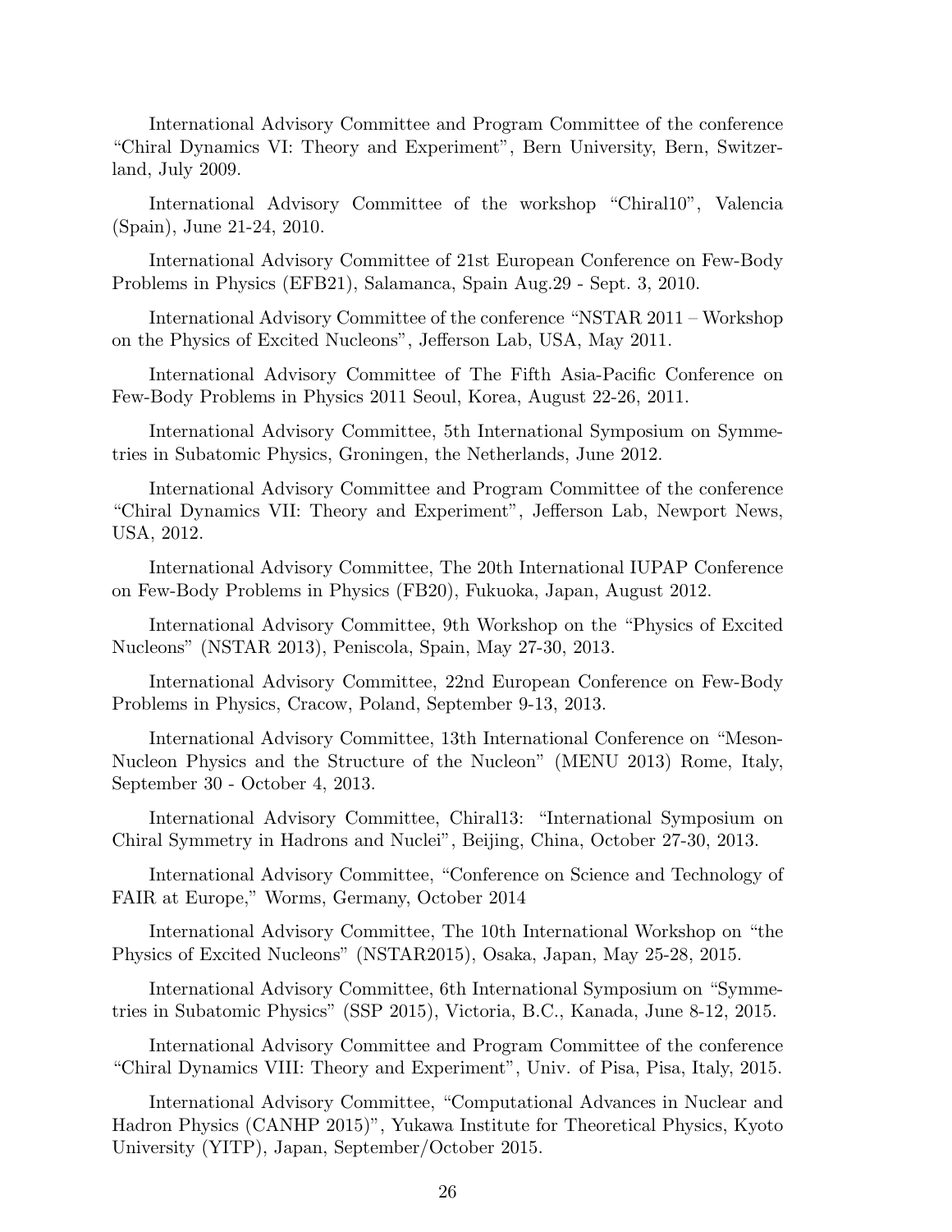International Advisory Committee and Program Committee of the conference “Chiral Dynamics VI: Theory and Experiment”, Bern University, Bern, Switzerland, July 2009.

International Advisory Committee of the workshop “Chiral10”, Valencia (Spain), June 21-24, 2010.

International Advisory Committee of 21st European Conference on Few-Body Problems in Physics (EFB21), Salamanca, Spain Aug.29 - Sept. 3, 2010.

International Advisory Committee of the conference “NSTAR 2011 – Workshop on the Physics of Excited Nucleons”, Jefferson Lab, USA, May 2011.

International Advisory Committee of The Fifth Asia-Pacific Conference on Few-Body Problems in Physics 2011 Seoul, Korea, August 22-26, 2011.

International Advisory Committee, 5th International Symposium on Symmetries in Subatomic Physics, Groningen, the Netherlands, June 2012.

International Advisory Committee and Program Committee of the conference “Chiral Dynamics VII: Theory and Experiment”, Jefferson Lab, Newport News, USA, 2012.

International Advisory Committee, The 20th International IUPAP Conference on Few-Body Problems in Physics (FB20), Fukuoka, Japan, August 2012.

International Advisory Committee, 9th Workshop on the “Physics of Excited Nucleons” (NSTAR 2013), Peniscola, Spain, May 27-30, 2013.

International Advisory Committee, 22nd European Conference on Few-Body Problems in Physics, Cracow, Poland, September 9-13, 2013.

International Advisory Committee, 13th International Conference on “Meson-Nucleon Physics and the Structure of the Nucleon” (MENU 2013) Rome, Italy, September 30 - October 4, 2013.

International Advisory Committee, Chiral13: “International Symposium on Chiral Symmetry in Hadrons and Nuclei”, Beijing, China, October 27-30, 2013.

International Advisory Committee, “Conference on Science and Technology of FAIR at Europe,” Worms, Germany, October 2014

International Advisory Committee, The 10th International Workshop on “the Physics of Excited Nucleons” (NSTAR2015), Osaka, Japan, May 25-28, 2015.

International Advisory Committee, 6th International Symposium on “Symmetries in Subatomic Physics” (SSP 2015), Victoria, B.C., Kanada, June 8-12, 2015.

International Advisory Committee and Program Committee of the conference “Chiral Dynamics VIII: Theory and Experiment”, Univ. of Pisa, Pisa, Italy, 2015.

International Advisory Committee, “Computational Advances in Nuclear and Hadron Physics (CANHP 2015)”, Yukawa Institute for Theoretical Physics, Kyoto University (YITP), Japan, September/October 2015.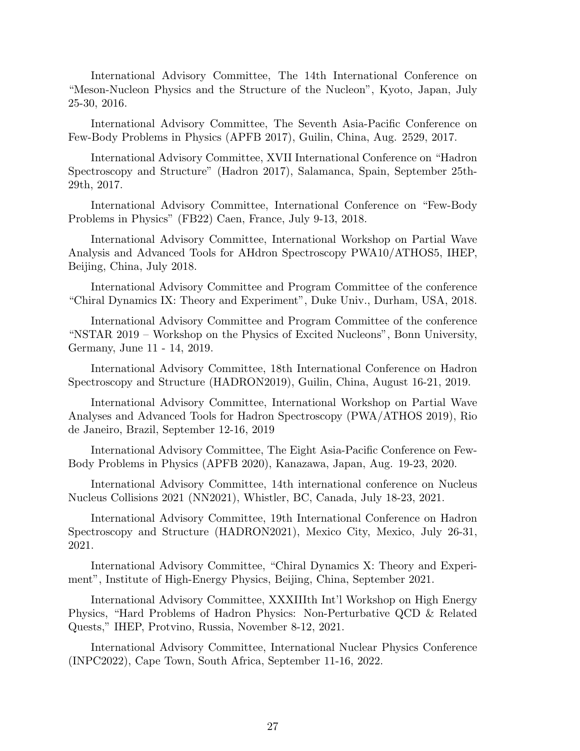International Advisory Committee, The 14th International Conference on "Meson-Nucleon Physics and the Structure of the Nucleon", Kyoto, Japan, July 25-30, 2016.

International Advisory Committee, The Seventh Asia-Pacific Conference on Few-Body Problems in Physics (APFB 2017), Guilin, China, Aug. 2529, 2017.

International Advisory Committee, XVII International Conference on "Hadron Spectroscopy and Structure" (Hadron 2017), Salamanca, Spain, September 25th-29th, 2017.

International Advisory Committee, International Conference on "Few-Body Problems in Physics" (FB22) Caen, France, July 9-13, 2018.

International Advisory Committee, International Workshop on Partial Wave Analysis and Advanced Tools for AHdron Spectroscopy PWA10/ATHOS5, IHEP, Beijing, China, July 2018.

International Advisory Committee and Program Committee of the conference "Chiral Dynamics IX: Theory and Experiment", Duke Univ., Durham, USA, 2018.

International Advisory Committee and Program Committee of the conference "NSTAR 2019 – Workshop on the Physics of Excited Nucleons", Bonn University, Germany, June 11 - 14, 2019.

International Advisory Committee, 18th International Conference on Hadron Spectroscopy and Structure (HADRON2019), Guilin, China, August 16-21, 2019.

International Advisory Committee, International Workshop on Partial Wave Analyses and Advanced Tools for Hadron Spectroscopy (PWA/ATHOS 2019), Rio de Janeiro, Brazil, September 12-16, 2019

International Advisory Committee, The Eight Asia-Pacific Conference on Few-Body Problems in Physics (APFB 2020), Kanazawa, Japan, Aug. 19-23, 2020.

International Advisory Committee, 14th international conference on Nucleus Nucleus Collisions 2021 (NN2021), Whistler, BC, Canada, July 18-23, 2021.

International Advisory Committee, 19th International Conference on Hadron Spectroscopy and Structure (HADRON2021), Mexico City, Mexico, July 26-31, 2021.

International Advisory Committee, "Chiral Dynamics X: Theory and Experiment", Institute of High-Energy Physics, Beijing, China, September 2021.

International Advisory Committee, XXXIIIth Int'l Workshop on High Energy Physics, "Hard Problems of Hadron Physics: Non-Perturbative QCD & Related Quests," IHEP, Protvino, Russia, November 8-12, 2021.

International Advisory Committee, International Nuclear Physics Conference (INPC2022), Cape Town, South Africa, September 11-16, 2022.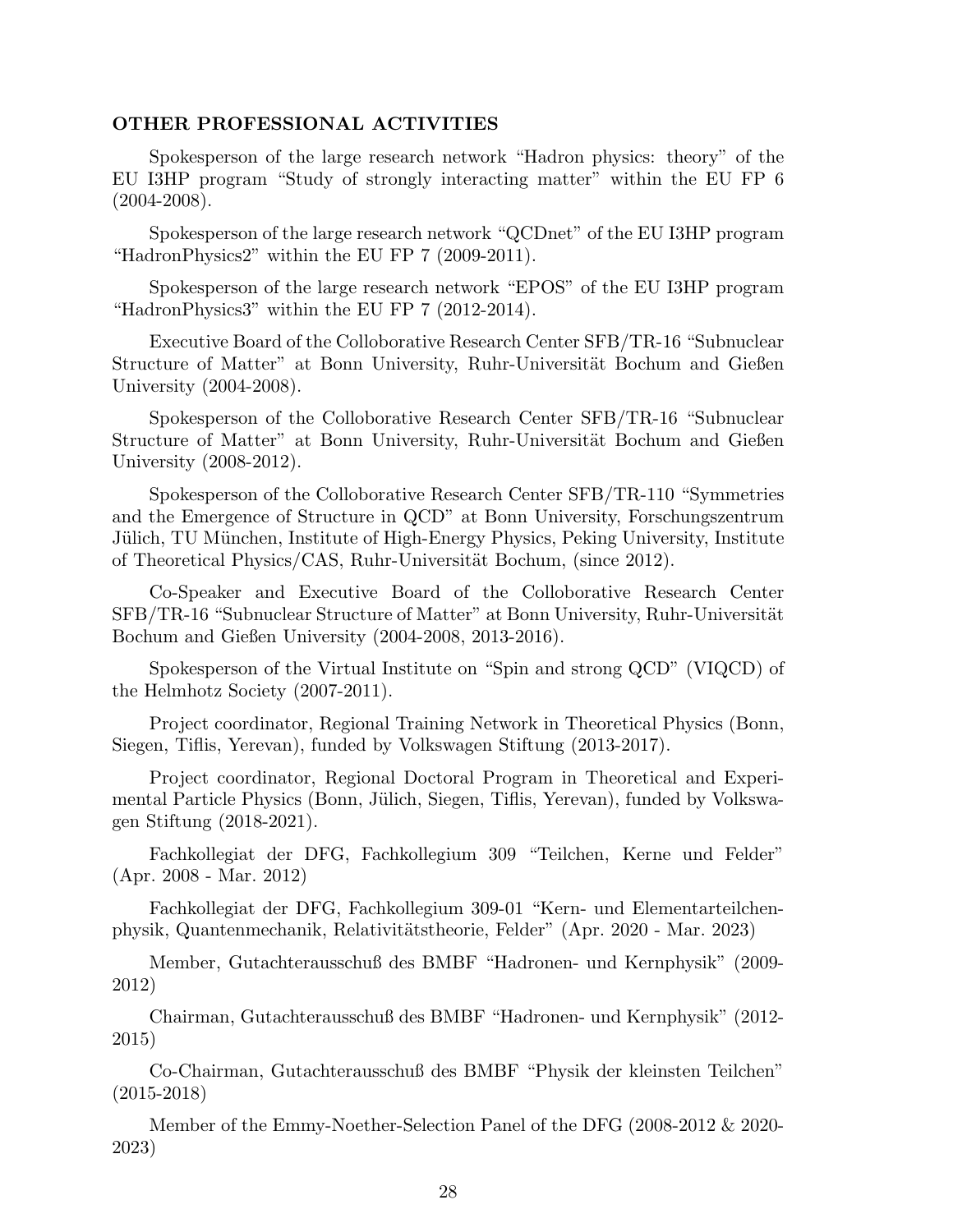## OTHER PROFESSIONAL ACTIVITIES

Spokesperson of the large research network "Hadron physics: theory" of the EU I3HP program "Study of strongly interacting matter" within the EU FP 6 (2004-2008).

Spokesperson of the large research network "QCDnet" of the EU I3HP program "HadronPhysics2" within the EU FP 7 (2009-2011).

Spokesperson of the large research network "EPOS" of the EU I3HP program "HadronPhysics3" within the EU FP 7 (2012-2014).

Executive Board of the Colloborative Research Center SFB/TR-16 "Subnuclear Structure of Matter" at Bonn University, Ruhr-Universität Bochum and Gießen University (2004-2008).

Spokesperson of the Colloborative Research Center SFB/TR-16 "Subnuclear Structure of Matter" at Bonn University, Ruhr-Universität Bochum and Gießen University (2008-2012).

Spokesperson of the Colloborative Research Center SFB/TR-110 "Symmetries and the Emergence of Structure in QCD" at Bonn University, Forschungszentrum Jülich, TU München, Institute of High-Energy Physics, Peking University, Institute of Theoretical Physics/CAS, Ruhr-Universität Bochum, (since 2012).

Co-Speaker and Executive Board of the Colloborative Research Center SFB/TR-16 "Subnuclear Structure of Matter" at Bonn University, Ruhr-Universität Bochum and Gießen University (2004-2008, 2013-2016).

Spokesperson of the Virtual Institute on "Spin and strong QCD" (VIQCD) of the Helmhotz Society (2007-2011).

Project coordinator, Regional Training Network in Theoretical Physics (Bonn, Siegen, Tiflis, Yerevan), funded by Volkswagen Stiftung (2013-2017).

Project coordinator, Regional Doctoral Program in Theoretical and Experimental Particle Physics (Bonn, Jülich, Siegen, Tiflis, Yerevan), funded by Volkswagen Stiftung (2018-2021).

Fachkollegiat der DFG, Fachkollegium 309 "Teilchen, Kerne und Felder" (Apr. 2008 - Mar. 2012)

Fachkollegiat der DFG, Fachkollegium 309-01 "Kern- und Elementarteilchenphysik, Quantenmechanik, Relativitätstheorie, Felder" (Apr. 2020 - Mar. 2023)

Member, Gutachterausschuß des BMBF "Hadronen- und Kernphysik" (2009-2012)

Chairman, Gutachterausschuß des BMBF "Hadronen- und Kernphysik" (2012-2015)

Co-Chairman, Gutachterausschuß des BMBF "Physik der kleinsten Teilchen" (2015-2018)

Member of the Emmy-Noether-Selection Panel of the DFG (2008-2012 & 2020-2023)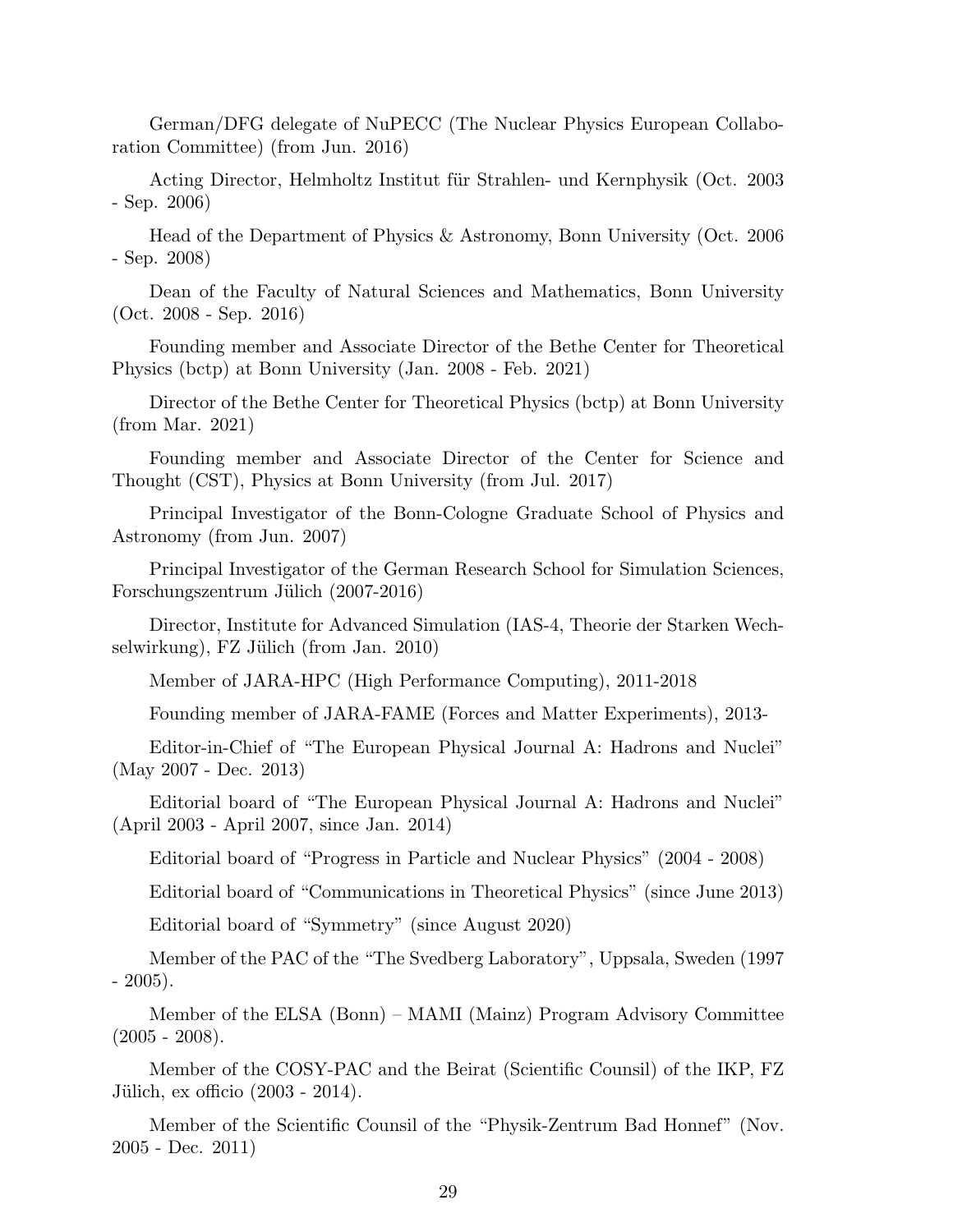German/DFG delegate of NuPECC (The Nuclear Physics European Collaboration Committee) (from Jun. 2016)

Acting Director, Helmholtz Institut für Strahlen- und Kernphysik (Oct. 2003 - Sep. 2006)

Head of the Department of Physics & Astronomy, Bonn University (Oct. 2006 - Sep. 2008)

Dean of the Faculty of Natural Sciences and Mathematics, Bonn University (Oct. 2008 - Sep. 2016)

Founding member and Associate Director of the Bethe Center for Theoretical Physics (bctp) at Bonn University (Jan. 2008 - Feb. 2021)

Director of the Bethe Center for Theoretical Physics (bctp) at Bonn University (from Mar. 2021)

Founding member and Associate Director of the Center for Science and Thought (CST), Physics at Bonn University (from Jul. 2017)

Principal Investigator of the Bonn-Cologne Graduate School of Physics and Astronomy (from Jun. 2007)

Principal Investigator of the German Research School for Simulation Sciences, Forschungszentrum Jülich (2007-2016)

Director, Institute for Advanced Simulation (IAS-4, Theorie der Starken Wechselwirkung), FZ Jülich (from Jan. 2010)

Member of JARA-HPC (High Performance Computing), 2011-2018

Founding member of JARA-FAME (Forces and Matter Experiments), 2013-

Editor-in-Chief of "The European Physical Journal A: Hadrons and Nuclei" (May 2007 - Dec. 2013)

Editorial board of "The European Physical Journal A: Hadrons and Nuclei" (April 2003 - April 2007, since Jan. 2014)

Editorial board of "Progress in Particle and Nuclear Physics" (2004 - 2008)

Editorial board of "Communications in Theoretical Physics" (since June 2013)

Editorial board of "Symmetry" (since August 2020)

Member of the PAC of the "The Svedberg Laboratory", Uppsala, Sweden (1997 - 2005).

Member of the ELSA (Bonn) – MAMI (Mainz) Program Advisory Committee (2005 - 2008).

Member of the COSY-PAC and the Beirat (Scientific Counsil) of the IKP, FZ Jülich, ex officio (2003 - 2014).

Member of the Scientific Counsil of the "Physik-Zentrum Bad Honnef" (Nov. 2005 - Dec. 2011)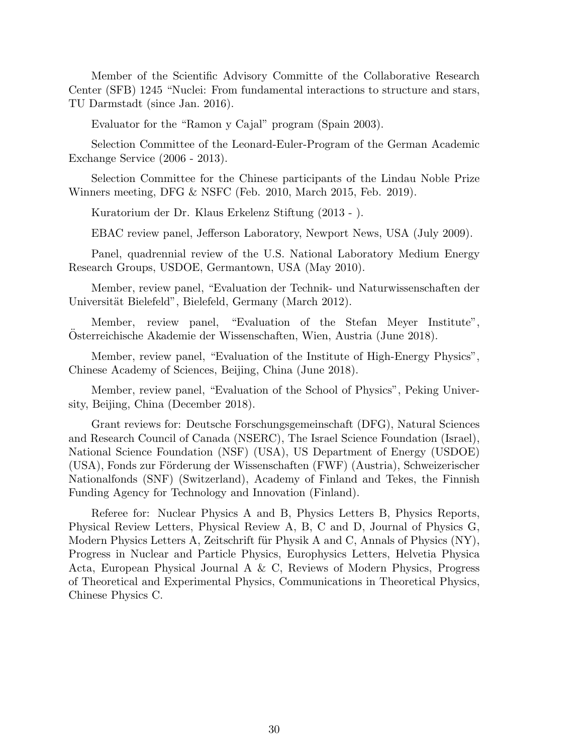Member of the Scientific Advisory Committe of the Collaborative Research Center (SFB) 1245 "Nuclei: From fundamental interactions to structure and stars, TU Darmstadt (since Jan. 2016).

Evaluator for the "Ramon y Cajal" program (Spain 2003).

Selection Committee of the Leonard-Euler-Program of the German Academic Exchange Service (2006 - 2013).

Selection Committee for the Chinese participants of the Lindau Noble Prize Winners meeting, DFG & NSFC (Feb. 2010, March 2015, Feb. 2019).

Kuratorium der Dr. Klaus Erkelenz Stiftung (2013 - ).

EBAC review panel, Jefferson Laboratory, Newport News, USA (July 2009).

Panel, quadrennial review of the U.S. National Laboratory Medium Energy Research Groups, USDOE, Germantown, USA (May 2010).

Member, review panel, "Evaluation der Technik- und Naturwissenschaften der Universität Bielefeld", Bielefeld, Germany (March 2012).

Member, review panel, "Evaluation of the Stefan Meyer Institute", Österreichische Akademie der Wissenschaften, Wien, Austria (June 2018).

Member, review panel, "Evaluation of the Institute of High-Energy Physics", Chinese Academy of Sciences, Beijing, China (June 2018).

Member, review panel, "Evaluation of the School of Physics", Peking University, Beijing, China (December 2018).

Grant reviews for: Deutsche Forschungsgemeinschaft (DFG), Natural Sciences and Research Council of Canada (NSERC), The Israel Science Foundation (Israel), National Science Foundation (NSF) (USA), US Department of Energy (USDOE) (USA), Fonds zur Förderung der Wissenschaften (FWF) (Austria), Schweizerischer Nationalfonds (SNF) (Switzerland), Academy of Finland and Tekes, the Finnish Funding Agency for Technology and Innovation (Finland).

Referee for: Nuclear Physics A and B, Physics Letters B, Physics Reports, Physical Review Letters, Physical Review A, B, C and D, Journal of Physics G, Modern Physics Letters A, Zeitschrift für Physik A and C, Annals of Physics (NY), Progress in Nuclear and Particle Physics, Europhysics Letters, Helvetia Physica Acta, European Physical Journal A & C, Reviews of Modern Physics, Progress of Theoretical and Experimental Physics, Communications in Theoretical Physics, Chinese Physics C.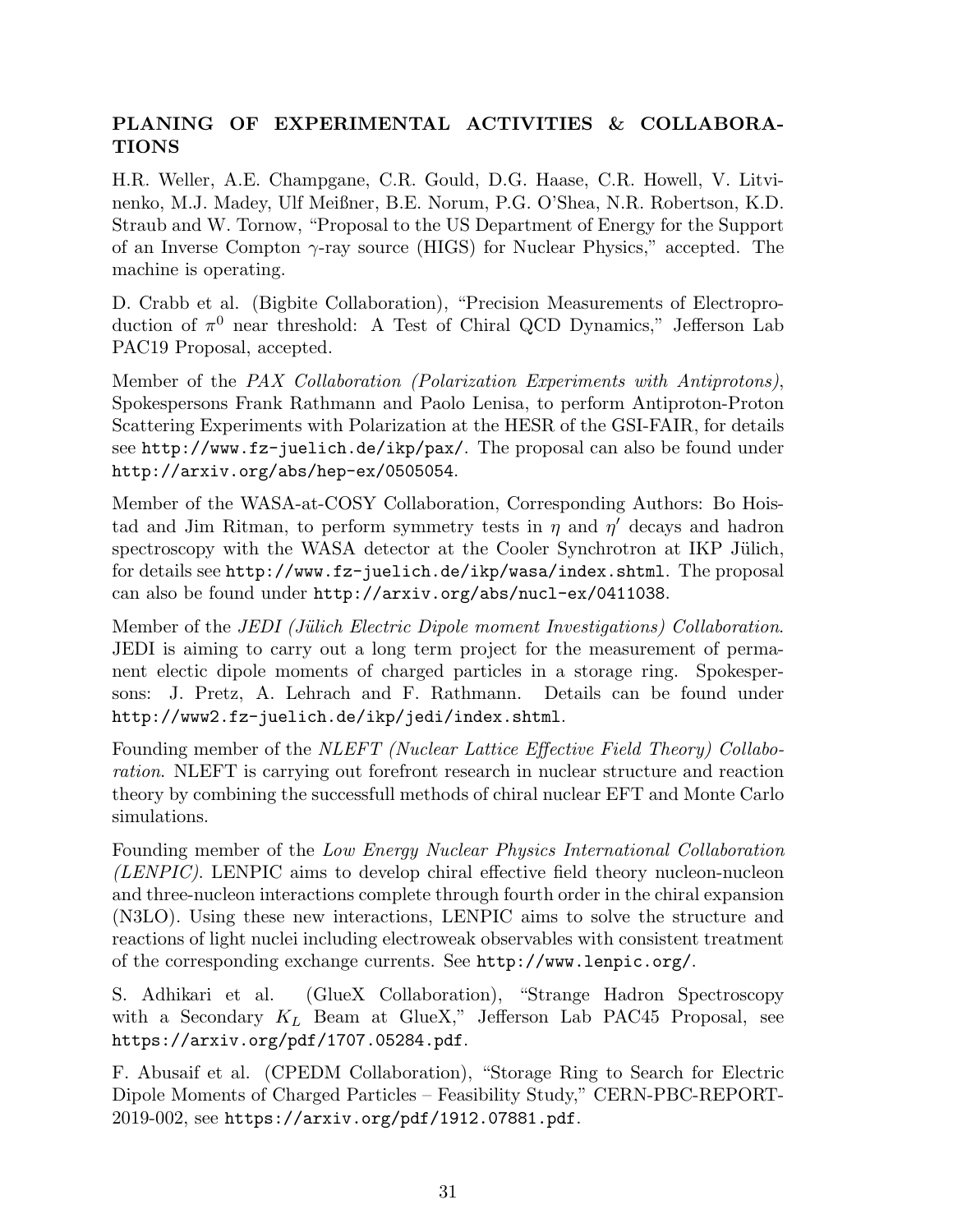**PLANING OF EXPERIMENTAL ACTIVITIES & COLLABORATIONS**

H.R. Weller, A.E. Champgane, C.R. Gould, D.G. Haase, C.R. Howell, V. Litvinenko, M.J. Madey, Ulf Meißner, B.E. Norum, P.G. O'Shea, N.R. Robertson, K.D. Straub and W. Tornow, "Proposal to the US Department of Energy for the Support of an Inverse Compton $\gamma$-ray source (HIGS) for Nuclear Physics," accepted. The machine is operating.

D. Crabb et al. (Bigbite Collaboration), "Precision Measurements of Electroproduction of $\pi^0$ near threshold: A Test of Chiral QCD Dynamics," Jefferson Lab PAC19 Proposal, accepted.

Member of the *PAX Collaboration (Polarization Experiments with Antiprotons)*, Spokespersons Frank Rathmann and Paolo Lenisa, to perform Antiproton-Proton Scattering Experiments with Polarization at the HESR of the GSI-FAIR, for details see `http://www.fz-juelich.de/ikp/pax/`. The proposal can also be found under `http://arxiv.org/abs/hep-ex/0505054`.

Member of the WASA-at-COSY Collaboration, Corresponding Authors: Bo Hoistad and Jim Ritman, to perform symmetry tests in $\eta$ and $\eta'$ decays and hadron spectroscopy with the WASA detector at the Cooler Synchrotron at IKP Jülich, for details see `http://www.fz-juelich.de/ikp/wasa/index.shtml`. The proposal can also be found under `http://arxiv.org/abs/nucl-ex/0411038`.

Member of the *JEDI (Jülich Electric Dipole moment Investigations) Collaboration*. JEDI is aiming to carry out a long term project for the measurement of permanent electic dipole moments of charged particles in a storage ring. Spokespersons: J. Pretz, A. Lehrach and F. Rathmann. Details can be found under `http://www2.fz-juelich.de/ikp/jedi/index.shtml`.

Founding member of the *NLEFT (Nuclear Lattice Effective Field Theory) Collaboration*. NLEFT is carrying out forefront research in nuclear structure and reaction theory by combining the successfull methods of chiral nuclear EFT and Monte Carlo simulations.

Founding member of the *Low Energy Nuclear Physics International Collaboration (LENPIC)*. LENPIC aims to develop chiral effective field theory nucleon-nucleon and three-nucleon interactions complete through fourth order in the chiral expansion (N3LO). Using these new interactions, LENPIC aims to solve the structure and reactions of light nuclei including electroweak observables with consistent treatment of the corresponding exchange currents. See `http://www.lenpic.org/`.

S. Adhikari et al. (GlueX Collaboration), "Strange Hadron Spectroscopy with a Secondary $K_L$ Beam at GlueX," Jefferson Lab PAC45 Proposal, see `https://arxiv.org/pdf/1707.05284.pdf`.

F. Abusaif et al. (CPEDM Collaboration), "Storage Ring to Search for Electric Dipole Moments of Charged Particles – Feasibility Study," CERN-PBC-REPORT-2019-002, see `https://arxiv.org/pdf/1912.07881.pdf`.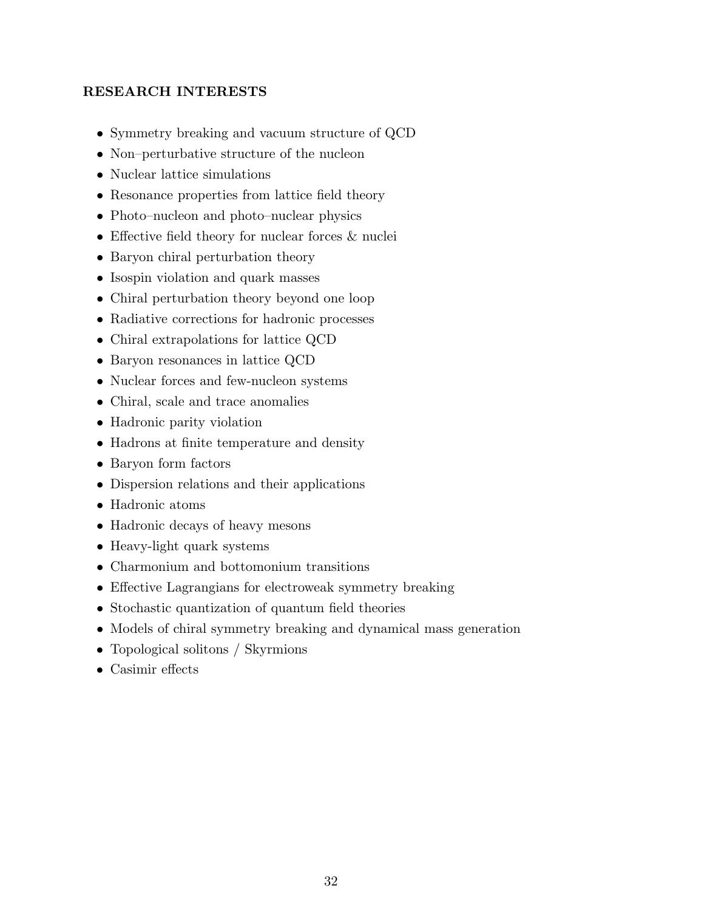**RESEARCH INTERESTS**

- Symmetry breaking and vacuum structure of QCD
- Non–perturbative structure of the nucleon
- Nuclear lattice simulations
- Resonance properties from lattice field theory
- Photo–nucleon and photo–nuclear physics
- Effective field theory for nuclear forces & nuclei
- Baryon chiral perturbation theory
- Isospin violation and quark masses
- Chiral perturbation theory beyond one loop
- Radiative corrections for hadronic processes
- Chiral extrapolations for lattice QCD
- Baryon resonances in lattice QCD
- Nuclear forces and few-nucleon systems
- Chiral, scale and trace anomalies
- Hadronic parity violation
- Hadrons at finite temperature and density
- Baryon form factors
- Dispersion relations and their applications
- Hadronic atoms
- Hadronic decays of heavy mesons
- Heavy-light quark systems
- Charmonium and bottomonium transitions
- Effective Lagrangians for electroweak symmetry breaking
- Stochastic quantization of quantum field theories
- Models of chiral symmetry breaking and dynamical mass generation
- Topological solitons / Skyrmions
- Casimir effects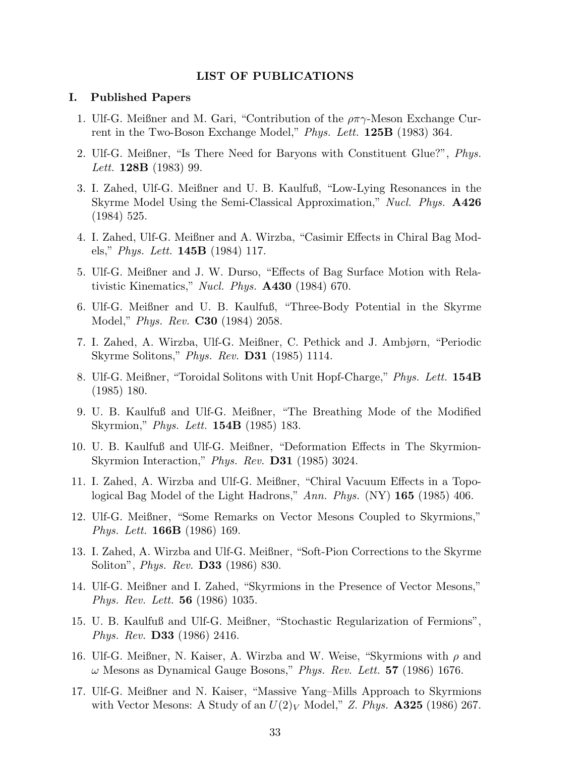## LIST OF PUBLICATIONS

### I. Published Papers

1. Ulf-G. Meißner and M. Gari, "Contribution of the $\rho\pi\gamma$-Meson Exchange Current in the Two-Boson Exchange Model," *Phys. Lett.* **125B** (1983) 364.
2. Ulf-G. Meißner, "Is There Need for Baryons with Constituent Glue?", *Phys. Lett.* **128B** (1983) 99.
3. I. Zahed, Ulf-G. Meißner and U. B. Kaulfuß, "Low-Lying Resonances in the Skyrme Model Using the Semi-Classical Approximation," *Nucl. Phys.* **A426** (1984) 525.
4. I. Zahed, Ulf-G. Meißner and A. Wirzba, "Casimir Effects in Chiral Bag Models," *Phys. Lett.* **145B** (1984) 117.
5. Ulf-G. Meißner and J. W. Durso, "Effects of Bag Surface Motion with Relativistic Kinematics," *Nucl. Phys.* **A430** (1984) 670.
6. Ulf-G. Meißner and U. B. Kaulfuß, "Three-Body Potential in the Skyrme Model," *Phys. Rev.* **C30** (1984) 2058.
7. I. Zahed, A. Wirzba, Ulf-G. Meißner, C. Pethick and J. Ambjørn, "Periodic Skyrme Solitons," *Phys. Rev.* **D31** (1985) 1114.
8. Ulf-G. Meißner, "Toroidal Solitons with Unit Hopf-Charge," *Phys. Lett.* **154B** (1985) 180.
9. U. B. Kaulfuß and Ulf-G. Meißner, "The Breathing Mode of the Modified Skyrmion," *Phys. Lett.* **154B** (1985) 183.
10. U. B. Kaulfuß and Ulf-G. Meißner, "Deformation Effects in The Skyrmion-Skyrmion Interaction," *Phys. Rev.* **D31** (1985) 3024.
11. I. Zahed, A. Wirzba and Ulf-G. Meißner, "Chiral Vacuum Effects in a Topological Bag Model of the Light Hadrons," *Ann. Phys.* (NY) **165** (1985) 406.
12. Ulf-G. Meißner, "Some Remarks on Vector Mesons Coupled to Skyrmions," *Phys. Lett.* **166B** (1986) 169.
13. I. Zahed, A. Wirzba and Ulf-G. Meißner, "Soft-Pion Corrections to the Skyrme Soliton", *Phys. Rev.* **D33** (1986) 830.
14. Ulf-G. Meißner and I. Zahed, "Skyrmions in the Presence of Vector Mesons," *Phys. Rev. Lett.* **56** (1986) 1035.
15. U. B. Kaulfuß and Ulf-G. Meißner, "Stochastic Regularization of Fermions", *Phys. Rev.* **D33** (1986) 2416.
16. Ulf-G. Meißner, N. Kaiser, A. Wirzba and W. Weise, "Skyrmions with $\rho$ and $\omega$ Mesons as Dynamical Gauge Bosons," *Phys. Rev. Lett.* **57** (1986) 1676.
17. Ulf-G. Meißner and N. Kaiser, "Massive Yang–Mills Approach to Skyrmions with Vector Mesons: A Study of an $U(2)_V$ Model," *Z. Phys.* **A325** (1986) 267.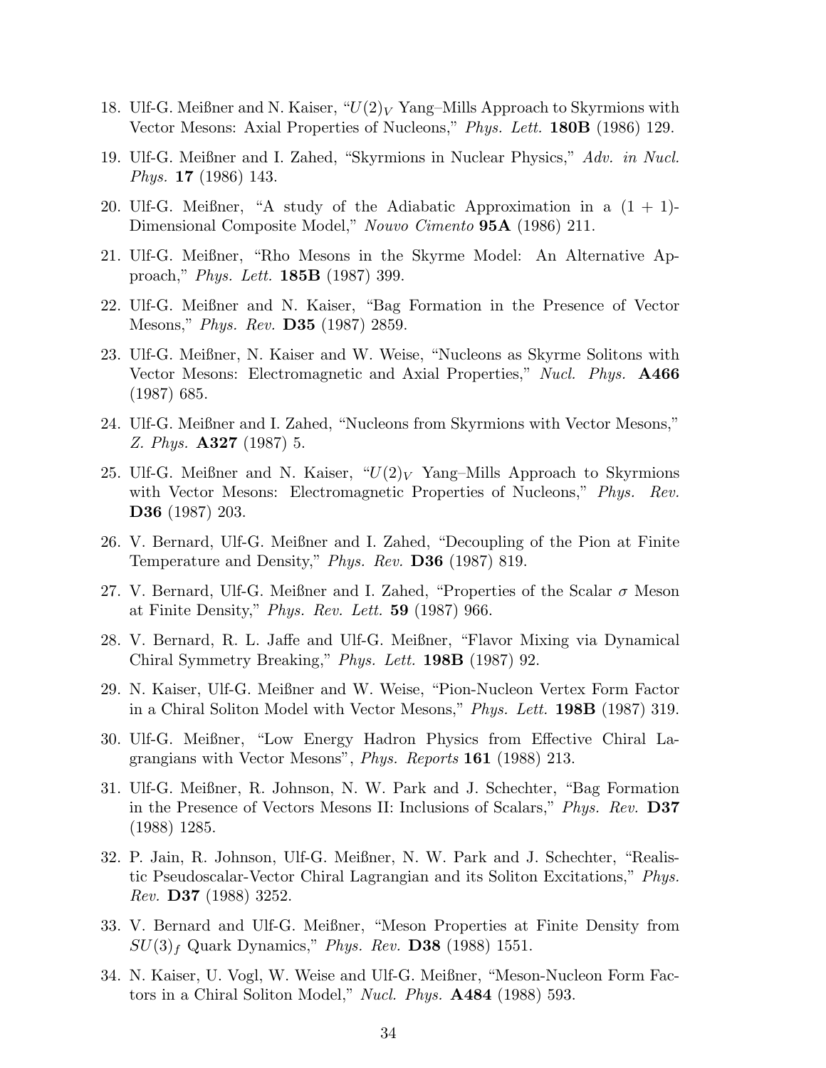18. Ulf-G. Meißner and N. Kaiser, "$U(2)_V$ Yang–Mills Approach to Skyrmions with Vector Mesons: Axial Properties of Nucleons," *Phys. Lett.* **180B** (1986) 129.

19. Ulf-G. Meißner and I. Zahed, "Skyrmions in Nuclear Physics," *Adv. in Nucl. Phys.* **17** (1986) 143.

20. Ulf-G. Meißner, "A study of the Adiabatic Approximation in a $(1 + 1)$-Dimensional Composite Model," *Nouvo Cimento* **95A** (1986) 211.

21. Ulf-G. Meißner, "Rho Mesons in the Skyrme Model: An Alternative Approach," *Phys. Lett.* **185B** (1987) 399.

22. Ulf-G. Meißner and N. Kaiser, "Bag Formation in the Presence of Vector Mesons," *Phys. Rev.* **D35** (1987) 2859.

23. Ulf-G. Meißner, N. Kaiser and W. Weise, "Nucleons as Skyrme Solitons with Vector Mesons: Electromagnetic and Axial Properties," *Nucl. Phys.* **A466** (1987) 685.

24. Ulf-G. Meißner and I. Zahed, "Nucleons from Skyrmions with Vector Mesons," *Z. Phys.* **A327** (1987) 5.

25. Ulf-G. Meißner and N. Kaiser, "$U(2)_V$ Yang–Mills Approach to Skyrmions with Vector Mesons: Electromagnetic Properties of Nucleons," *Phys. Rev.* **D36** (1987) 203.

26. V. Bernard, Ulf-G. Meißner and I. Zahed, "Decoupling of the Pion at Finite Temperature and Density," *Phys. Rev.* **D36** (1987) 819.

27. V. Bernard, Ulf-G. Meißner and I. Zahed, "Properties of the Scalar $\sigma$ Meson at Finite Density," *Phys. Rev. Lett.* **59** (1987) 966.

28. V. Bernard, R. L. Jaffe and Ulf-G. Meißner, "Flavor Mixing via Dynamical Chiral Symmetry Breaking," *Phys. Lett.* **198B** (1987) 92.

29. N. Kaiser, Ulf-G. Meißner and W. Weise, "Pion-Nucleon Vertex Form Factor in a Chiral Soliton Model with Vector Mesons," *Phys. Lett.* **198B** (1987) 319.

30. Ulf-G. Meißner, "Low Energy Hadron Physics from Effective Chiral Lagrangians with Vector Mesons", *Phys. Reports* **161** (1988) 213.

31. Ulf-G. Meißner, R. Johnson, N. W. Park and J. Schechter, "Bag Formation in the Presence of Vectors Mesons II: Inclusions of Scalars," *Phys. Rev.* **D37** (1988) 1285.

32. P. Jain, R. Johnson, Ulf-G. Meißner, N. W. Park and J. Schechter, "Realistic Pseudoscalar-Vector Chiral Lagrangian and its Soliton Excitations," *Phys. Rev.* **D37** (1988) 3252.

33. V. Bernard and Ulf-G. Meißner, "Meson Properties at Finite Density from $SU(3)_f$ Quark Dynamics," *Phys. Rev.* **D38** (1988) 1551.

34. N. Kaiser, U. Vogl, W. Weise and Ulf-G. Meißner, "Meson-Nucleon Form Factors in a Chiral Soliton Model," *Nucl. Phys.* **A484** (1988) 593.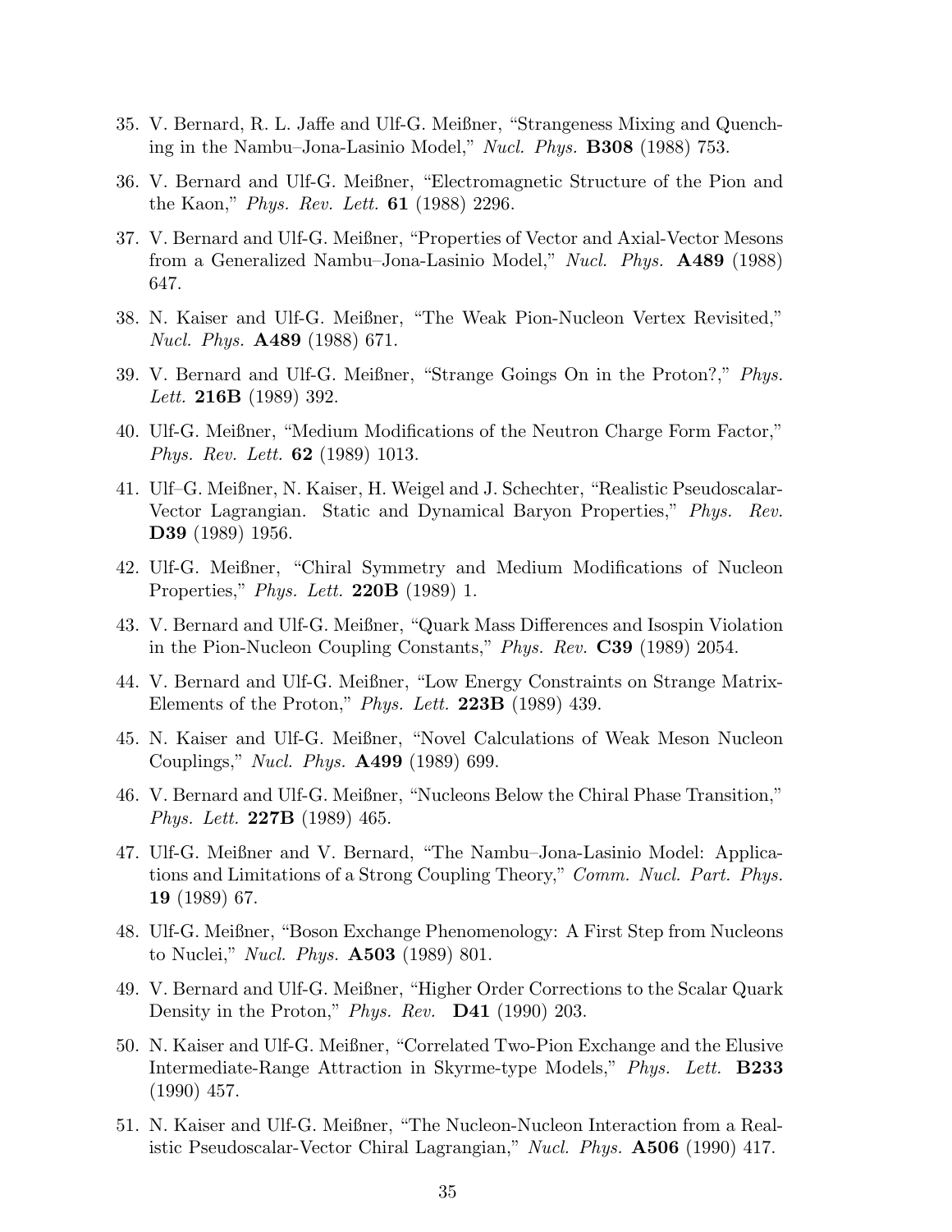35. V. Bernard, R. L. Jaffe and Ulf-G. Meißner, "Strangeness Mixing and Quenching in the Nambu–Jona-Lasinio Model," *Nucl. Phys.* **B308** (1988) 753.

36. V. Bernard and Ulf-G. Meißner, "Electromagnetic Structure of the Pion and the Kaon," *Phys. Rev. Lett.* **61** (1988) 2296.

37. V. Bernard and Ulf-G. Meißner, "Properties of Vector and Axial-Vector Mesons from a Generalized Nambu–Jona-Lasinio Model," *Nucl. Phys.* **A489** (1988) 647.

38. N. Kaiser and Ulf-G. Meißner, "The Weak Pion-Nucleon Vertex Revisited," *Nucl. Phys.* **A489** (1988) 671.

39. V. Bernard and Ulf-G. Meißner, "Strange Goings On in the Proton?," *Phys. Lett.* **216B** (1989) 392.

40. Ulf-G. Meißner, "Medium Modifications of the Neutron Charge Form Factor," *Phys. Rev. Lett.* **62** (1989) 1013.

41. Ulf–G. Meißner, N. Kaiser, H. Weigel and J. Schechter, "Realistic Pseudoscalar-Vector Lagrangian. Static and Dynamical Baryon Properties," *Phys. Rev.* **D39** (1989) 1956.

42. Ulf-G. Meißner, "Chiral Symmetry and Medium Modifications of Nucleon Properties," *Phys. Lett.* **220B** (1989) 1.

43. V. Bernard and Ulf-G. Meißner, "Quark Mass Differences and Isospin Violation in the Pion-Nucleon Coupling Constants," *Phys. Rev.* **C39** (1989) 2054.

44. V. Bernard and Ulf-G. Meißner, "Low Energy Constraints on Strange Matrix-Elements of the Proton," *Phys. Lett.* **223B** (1989) 439.

45. N. Kaiser and Ulf-G. Meißner, "Novel Calculations of Weak Meson Nucleon Couplings," *Nucl. Phys.* **A499** (1989) 699.

46. V. Bernard and Ulf-G. Meißner, "Nucleons Below the Chiral Phase Transition," *Phys. Lett.* **227B** (1989) 465.

47. Ulf-G. Meißner and V. Bernard, "The Nambu–Jona-Lasinio Model: Applications and Limitations of a Strong Coupling Theory," *Comm. Nucl. Part. Phys.* **19** (1989) 67.

48. Ulf-G. Meißner, "Boson Exchange Phenomenology: A First Step from Nucleons to Nuclei," *Nucl. Phys.* **A503** (1989) 801.

49. V. Bernard and Ulf-G. Meißner, "Higher Order Corrections to the Scalar Quark Density in the Proton," *Phys. Rev.* **D41** (1990) 203.

50. N. Kaiser and Ulf-G. Meißner, "Correlated Two-Pion Exchange and the Elusive Intermediate-Range Attraction in Skyrme-type Models," *Phys. Lett.* **B233** (1990) 457.

51. N. Kaiser and Ulf-G. Meißner, "The Nucleon-Nucleon Interaction from a Realistic Pseudoscalar-Vector Chiral Lagrangian," *Nucl. Phys.* **A506** (1990) 417.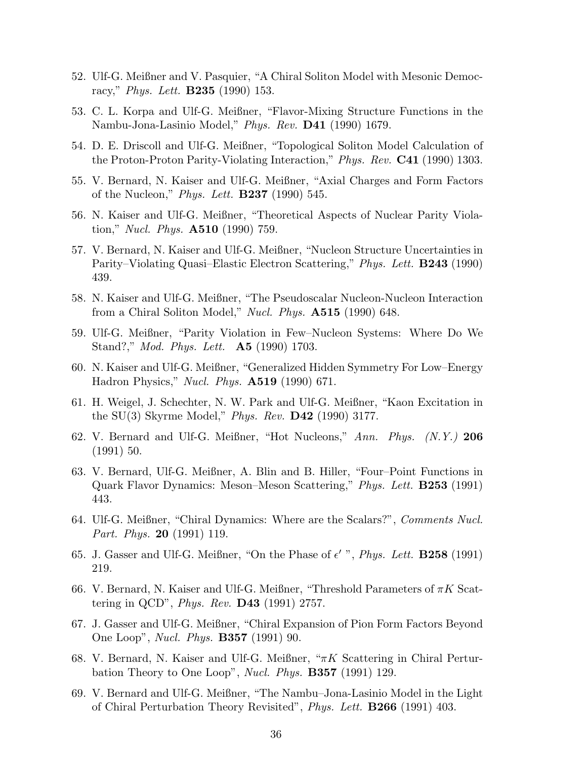52. Ulf-G. Meißner and V. Pasquier, "A Chiral Soliton Model with Mesonic Democracy," *Phys. Lett.* **B235** (1990) 153.

53. C. L. Korpa and Ulf-G. Meißner, "Flavor-Mixing Structure Functions in the Nambu-Jona-Lasinio Model," *Phys. Rev.* **D41** (1990) 1679.

54. D. E. Driscoll and Ulf-G. Meißner, "Topological Soliton Model Calculation of the Proton-Proton Parity-Violating Interaction," *Phys. Rev.* **C41** (1990) 1303.

55. V. Bernard, N. Kaiser and Ulf-G. Meißner, "Axial Charges and Form Factors of the Nucleon," *Phys. Lett.* **B237** (1990) 545.

56. N. Kaiser and Ulf-G. Meißner, "Theoretical Aspects of Nuclear Parity Violation," *Nucl. Phys.* **A510** (1990) 759.

57. V. Bernard, N. Kaiser and Ulf-G. Meißner, "Nucleon Structure Uncertainties in Parity–Violating Quasi–Elastic Electron Scattering," *Phys. Lett.* **B243** (1990) 439.

58. N. Kaiser and Ulf-G. Meißner, "The Pseudoscalar Nucleon-Nucleon Interaction from a Chiral Soliton Model," *Nucl. Phys.* **A515** (1990) 648.

59. Ulf-G. Meißner, "Parity Violation in Few–Nucleon Systems: Where Do We Stand?," *Mod. Phys. Lett.* **A5** (1990) 1703.

60. N. Kaiser and Ulf-G. Meißner, "Generalized Hidden Symmetry For Low–Energy Hadron Physics," *Nucl. Phys.* **A519** (1990) 671.

61. H. Weigel, J. Schechter, N. W. Park and Ulf-G. Meißner, "Kaon Excitation in the SU(3) Skyrme Model," *Phys. Rev.* **D42** (1990) 3177.

62. V. Bernard and Ulf-G. Meißner, "Hot Nucleons," *Ann. Phys. (N.Y.)* **206** (1991) 50.

63. V. Bernard, Ulf-G. Meißner, A. Blin and B. Hiller, "Four–Point Functions in Quark Flavor Dynamics: Meson–Meson Scattering," *Phys. Lett.* **B253** (1991) 443.

64. Ulf-G. Meißner, "Chiral Dynamics: Where are the Scalars?", *Comments Nucl. Part. Phys.* **20** (1991) 119.

65. J. Gasser and Ulf-G. Meißner, "On the Phase of $\epsilon'$ ", *Phys. Lett.* **B258** (1991) 219.

66. V. Bernard, N. Kaiser and Ulf-G. Meißner, "Threshold Parameters of $\pi K$ Scattering in QCD", *Phys. Rev.* **D43** (1991) 2757.

67. J. Gasser and Ulf-G. Meißner, "Chiral Expansion of Pion Form Factors Beyond One Loop", *Nucl. Phys.* **B357** (1991) 90.

68. V. Bernard, N. Kaiser and Ulf-G. Meißner, "$\pi K$ Scattering in Chiral Perturbation Theory to One Loop", *Nucl. Phys.* **B357** (1991) 129.

69. V. Bernard and Ulf-G. Meißner, "The Nambu–Jona-Lasinio Model in the Light of Chiral Perturbation Theory Revisited", *Phys. Lett.* **B266** (1991) 403.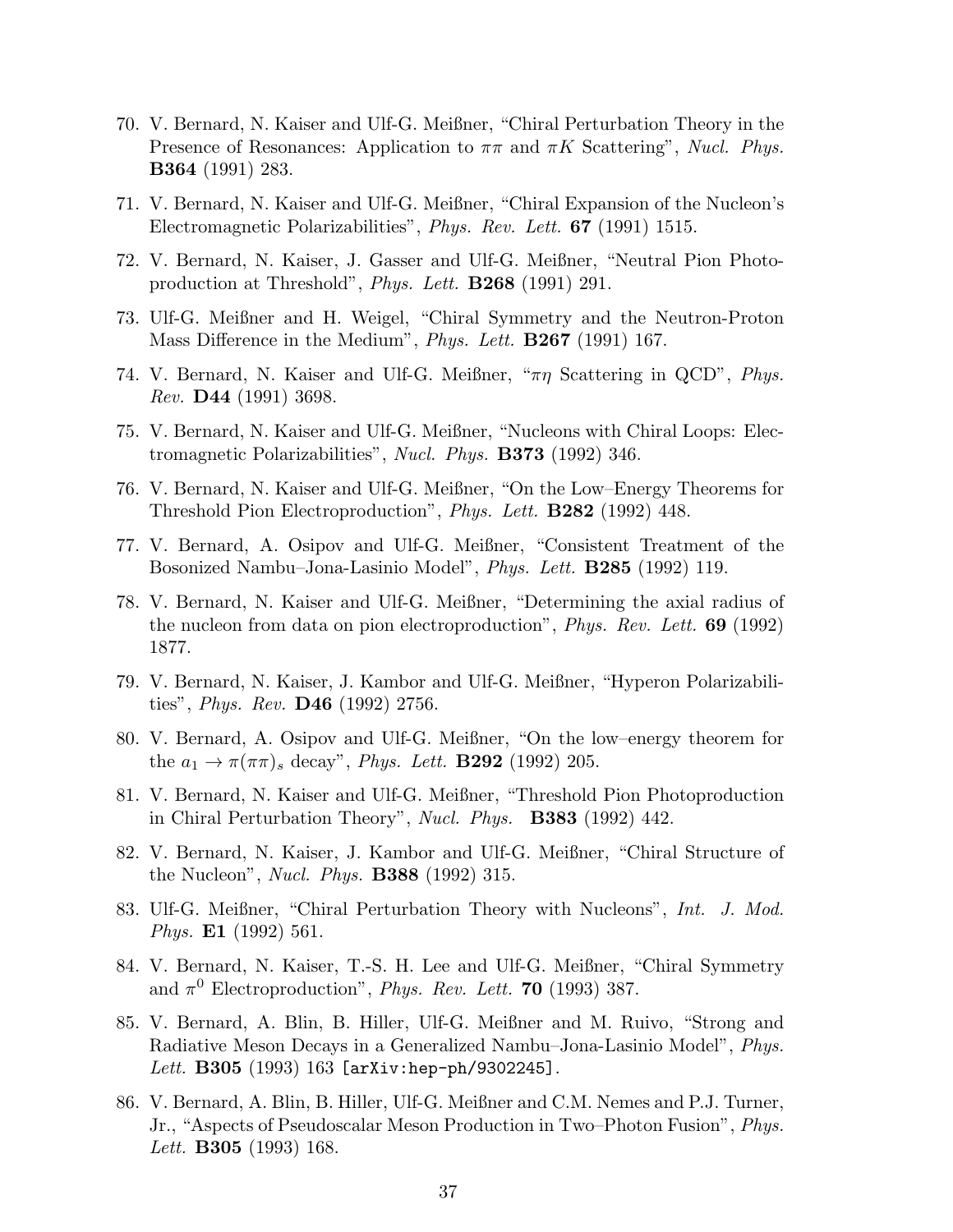70. V. Bernard, N. Kaiser and Ulf-G. Meißner, "Chiral Perturbation Theory in the Presence of Resonances: Application to $\pi\pi$ and $\pi K$ Scattering", *Nucl. Phys.* **B364** (1991) 283.

71. V. Bernard, N. Kaiser and Ulf-G. Meißner, "Chiral Expansion of the Nucleon's Electromagnetic Polarizabilities", *Phys. Rev. Lett.* **67** (1991) 1515.

72. V. Bernard, N. Kaiser, J. Gasser and Ulf-G. Meißner, "Neutral Pion Photoproduction at Threshold", *Phys. Lett.* **B268** (1991) 291.

73. Ulf-G. Meißner and H. Weigel, "Chiral Symmetry and the Neutron-Proton Mass Difference in the Medium", *Phys. Lett.* **B267** (1991) 167.

74. V. Bernard, N. Kaiser and Ulf-G. Meißner, "$\pi\eta$ Scattering in QCD", *Phys. Rev.* **D44** (1991) 3698.

75. V. Bernard, N. Kaiser and Ulf-G. Meißner, "Nucleons with Chiral Loops: Electromagnetic Polarizabilities", *Nucl. Phys.* **B373** (1992) 346.

76. V. Bernard, N. Kaiser and Ulf-G. Meißner, "On the Low–Energy Theorems for Threshold Pion Electroproduction", *Phys. Lett.* **B282** (1992) 448.

77. V. Bernard, A. Osipov and Ulf-G. Meißner, "Consistent Treatment of the Bosonized Nambu–Jona-Lasinio Model", *Phys. Lett.* **B285** (1992) 119.

78. V. Bernard, N. Kaiser and Ulf-G. Meißner, "Determining the axial radius of the nucleon from data on pion electroproduction", *Phys. Rev. Lett.* **69** (1992) 1877.

79. V. Bernard, N. Kaiser, J. Kambor and Ulf-G. Meißner, "Hyperon Polarizabilities", *Phys. Rev.* **D46** (1992) 2756.

80. V. Bernard, A. Osipov and Ulf-G. Meißner, "On the low–energy theorem for the $a_1 \to \pi(\pi\pi)_s$ decay", *Phys. Lett.* **B292** (1992) 205.

81. V. Bernard, N. Kaiser and Ulf-G. Meißner, "Threshold Pion Photoproduction in Chiral Perturbation Theory", *Nucl. Phys.* **B383** (1992) 442.

82. V. Bernard, N. Kaiser, J. Kambor and Ulf-G. Meißner, "Chiral Structure of the Nucleon", *Nucl. Phys.* **B388** (1992) 315.

83. Ulf-G. Meißner, "Chiral Perturbation Theory with Nucleons", *Int. J. Mod. Phys.* **E1** (1992) 561.

84. V. Bernard, N. Kaiser, T.-S. H. Lee and Ulf-G. Meißner, "Chiral Symmetry and $\pi^0$ Electroproduction", *Phys. Rev. Lett.* **70** (1993) 387.

85. V. Bernard, A. Blin, B. Hiller, Ulf-G. Meißner and M. Ruivo, "Strong and Radiative Meson Decays in a Generalized Nambu–Jona-Lasinio Model", *Phys. Lett.* **B305** (1993) 163 [arXiv:hep-ph/9302245].

86. V. Bernard, A. Blin, B. Hiller, Ulf-G. Meißner and C.M. Nemes and P.J. Turner, Jr., "Aspects of Pseudoscalar Meson Production in Two–Photon Fusion", *Phys. Lett.* **B305** (1993) 168.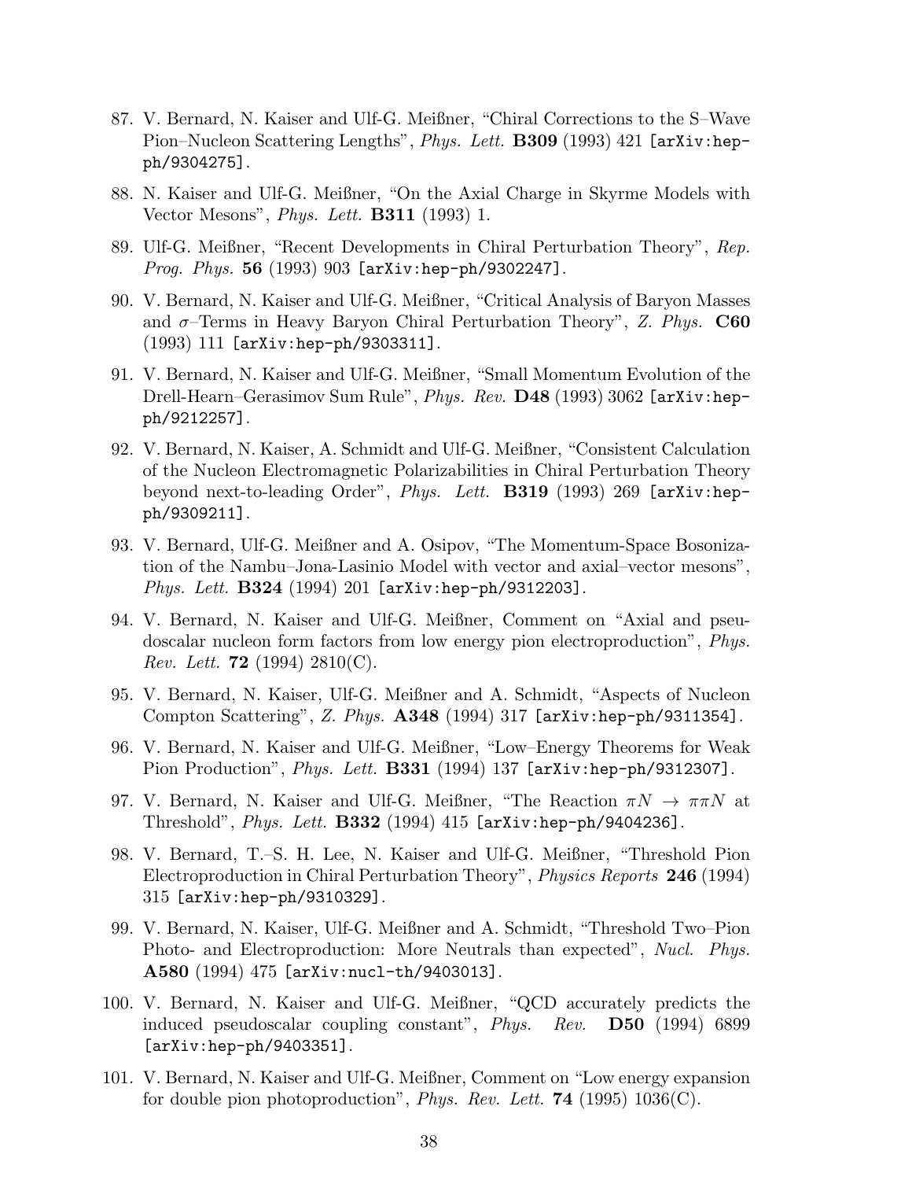87. V. Bernard, N. Kaiser and Ulf-G. Meißner, "Chiral Corrections to the S–Wave Pion–Nucleon Scattering Lengths", *Phys. Lett.* **B309** (1993) 421 [arXiv:hep-ph/9304275].

88. N. Kaiser and Ulf-G. Meißner, "On the Axial Charge in Skyrme Models with Vector Mesons", *Phys. Lett.* **B311** (1993) 1.

89. Ulf-G. Meißner, "Recent Developments in Chiral Perturbation Theory", *Rep. Prog. Phys.* **56** (1993) 903 [arXiv:hep-ph/9302247].

90. V. Bernard, N. Kaiser and Ulf-G. Meißner, "Critical Analysis of Baryon Masses and $\sigma$–Terms in Heavy Baryon Chiral Perturbation Theory", *Z. Phys.* **C60** (1993) 111 [arXiv:hep-ph/9303311].

91. V. Bernard, N. Kaiser and Ulf-G. Meißner, "Small Momentum Evolution of the Drell-Hearn–Gerasimov Sum Rule", *Phys. Rev.* **D48** (1993) 3062 [arXiv:hep-ph/9212257].

92. V. Bernard, N. Kaiser, A. Schmidt and Ulf-G. Meißner, "Consistent Calculation of the Nucleon Electromagnetic Polarizabilities in Chiral Perturbation Theory beyond next-to-leading Order", *Phys. Lett.* **B319** (1993) 269 [arXiv:hep-ph/9309211].

93. V. Bernard, Ulf-G. Meißner and A. Osipov, "The Momentum-Space Bosonization of the Nambu–Jona-Lasinio Model with vector and axial–vector mesons", *Phys. Lett.* **B324** (1994) 201 [arXiv:hep-ph/9312203].

94. V. Bernard, N. Kaiser and Ulf-G. Meißner, Comment on "Axial and pseudoscalar nucleon form factors from low energy pion electroproduction", *Phys. Rev. Lett.* **72** (1994) 2810(C).

95. V. Bernard, N. Kaiser, Ulf-G. Meißner and A. Schmidt, "Aspects of Nucleon Compton Scattering", *Z. Phys.* **A348** (1994) 317 [arXiv:hep-ph/9311354].

96. V. Bernard, N. Kaiser and Ulf-G. Meißner, "Low–Energy Theorems for Weak Pion Production", *Phys. Lett.* **B331** (1994) 137 [arXiv:hep-ph/9312307].

97. V. Bernard, N. Kaiser and Ulf-G. Meißner, "The Reaction $\pi N \to \pi\pi N$ at Threshold", *Phys. Lett.* **B332** (1994) 415 [arXiv:hep-ph/9404236].

98. V. Bernard, T.–S. H. Lee, N. Kaiser and Ulf-G. Meißner, "Threshold Pion Electroproduction in Chiral Perturbation Theory", *Physics Reports* **246** (1994) 315 [arXiv:hep-ph/9310329].

99. V. Bernard, N. Kaiser, Ulf-G. Meißner and A. Schmidt, "Threshold Two–Pion Photo- and Electroproduction: More Neutrals than expected", *Nucl. Phys.* **A580** (1994) 475 [arXiv:nucl-th/9403013].

100. V. Bernard, N. Kaiser and Ulf-G. Meißner, "QCD accurately predicts the induced pseudoscalar coupling constant", *Phys. Rev.* **D50** (1994) 6899 [arXiv:hep-ph/9403351].

101. V. Bernard, N. Kaiser and Ulf-G. Meißner, Comment on "Low energy expansion for double pion photoproduction", *Phys. Rev. Lett.* **74** (1995) 1036(C).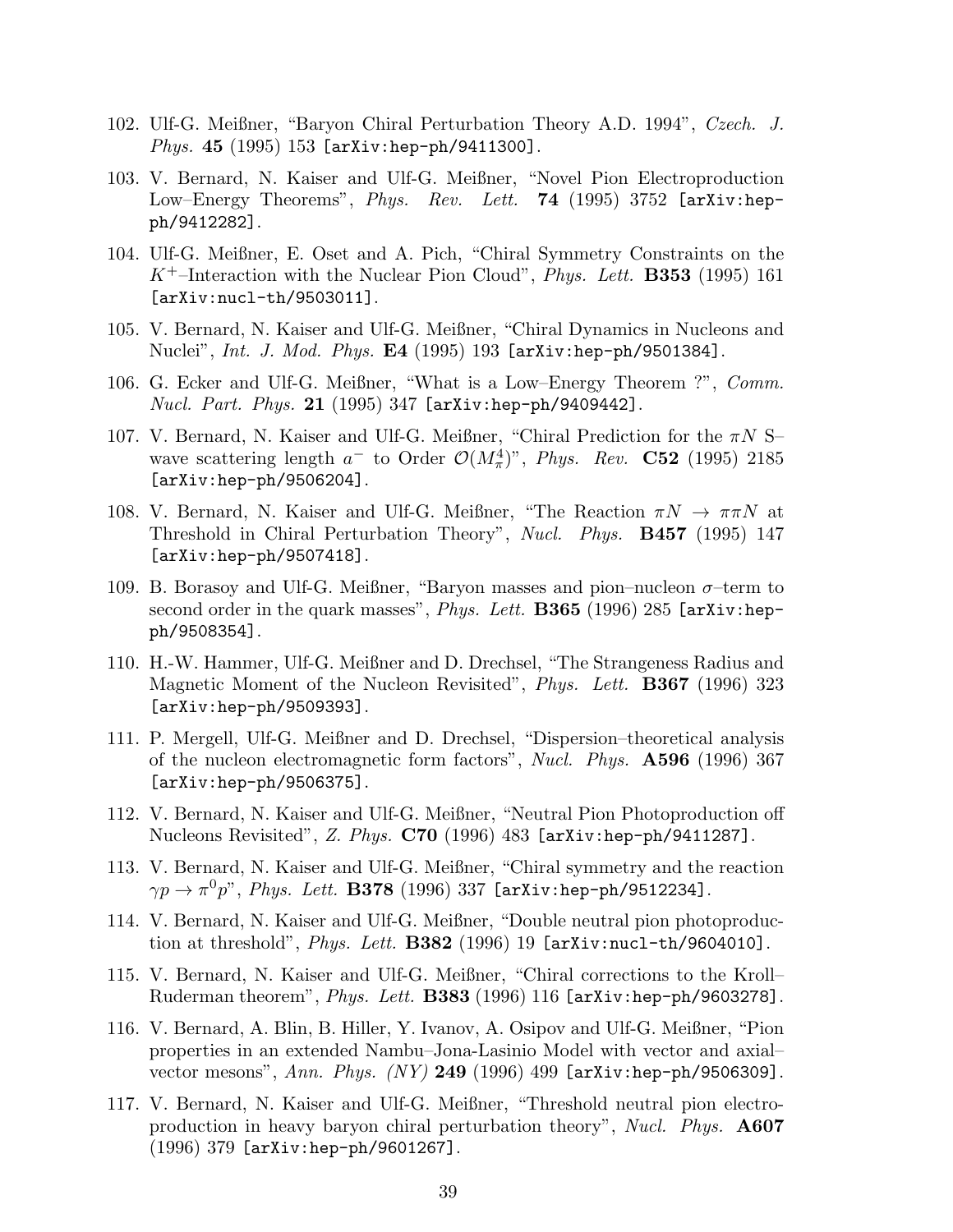102. Ulf-G. Meißner, "Baryon Chiral Perturbation Theory A.D. 1994", *Czech. J. Phys.* **45** (1995) 153 [arXiv:hep-ph/9411300].

103. V. Bernard, N. Kaiser and Ulf-G. Meißner, "Novel Pion Electroproduction Low–Energy Theorems", *Phys. Rev. Lett.* **74** (1995) 3752 [arXiv:hep-ph/9412282].

104. Ulf-G. Meißner, E. Oset and A. Pich, "Chiral Symmetry Constraints on the $K^+$–Interaction with the Nuclear Pion Cloud", *Phys. Lett.* **B353** (1995) 161 [arXiv:nucl-th/9503011].

105. V. Bernard, N. Kaiser and Ulf-G. Meißner, "Chiral Dynamics in Nucleons and Nuclei", *Int. J. Mod. Phys.* **E4** (1995) 193 [arXiv:hep-ph/9501384].

106. G. Ecker and Ulf-G. Meißner, "What is a Low–Energy Theorem ?", *Comm. Nucl. Part. Phys.* **21** (1995) 347 [arXiv:hep-ph/9409442].

107. V. Bernard, N. Kaiser and Ulf-G. Meißner, "Chiral Prediction for the $\pi N$ S–wave scattering length $a^-$ to Order $\mathcal{O}(M_\pi^4)$", *Phys. Rev.* **C52** (1995) 2185 [arXiv:hep-ph/9506204].

108. V. Bernard, N. Kaiser and Ulf-G. Meißner, "The Reaction $\pi N \to \pi\pi N$ at Threshold in Chiral Perturbation Theory", *Nucl. Phys.* **B457** (1995) 147 [arXiv:hep-ph/9507418].

109. B. Borasoy and Ulf-G. Meißner, "Baryon masses and pion–nucleon $\sigma$–term to second order in the quark masses", *Phys. Lett.* **B365** (1996) 285 [arXiv:hep-ph/9508354].

110. H.-W. Hammer, Ulf-G. Meißner and D. Drechsel, "The Strangeness Radius and Magnetic Moment of the Nucleon Revisited", *Phys. Lett.* **B367** (1996) 323 [arXiv:hep-ph/9509393].

111. P. Mergell, Ulf-G. Meißner and D. Drechsel, "Dispersion–theoretical analysis of the nucleon electromagnetic form factors", *Nucl. Phys.* **A596** (1996) 367 [arXiv:hep-ph/9506375].

112. V. Bernard, N. Kaiser and Ulf-G. Meißner, "Neutral Pion Photoproduction off Nucleons Revisited", *Z. Phys.* **C70** (1996) 483 [arXiv:hep-ph/9411287].

113. V. Bernard, N. Kaiser and Ulf-G. Meißner, "Chiral symmetry and the reaction $\gamma p \to \pi^0 p$", *Phys. Lett.* **B378** (1996) 337 [arXiv:hep-ph/9512234].

114. V. Bernard, N. Kaiser and Ulf-G. Meißner, "Double neutral pion photoproduction at threshold", *Phys. Lett.* **B382** (1996) 19 [arXiv:nucl-th/9604010].

115. V. Bernard, N. Kaiser and Ulf-G. Meißner, "Chiral corrections to the Kroll–Ruderman theorem", *Phys. Lett.* **B383** (1996) 116 [arXiv:hep-ph/9603278].

116. V. Bernard, A. Blin, B. Hiller, Y. Ivanov, A. Osipov and Ulf-G. Meißner, "Pion properties in an extended Nambu–Jona-Lasinio Model with vector and axial–vector mesons", *Ann. Phys. (NY)* **249** (1996) 499 [arXiv:hep-ph/9506309].

117. V. Bernard, N. Kaiser and Ulf-G. Meißner, "Threshold neutral pion electroproduction in heavy baryon chiral perturbation theory", *Nucl. Phys.* **A607** (1996) 379 [arXiv:hep-ph/9601267].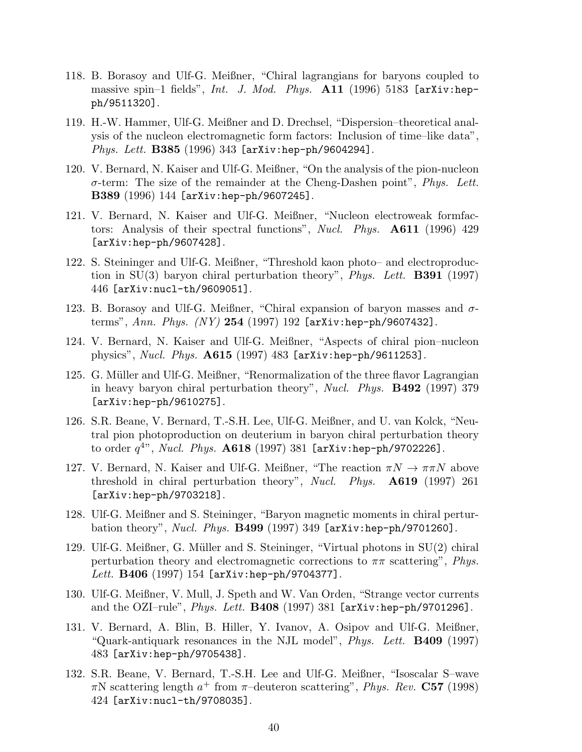118. B. Borasoy and Ulf-G. Meißner, “Chiral lagrangians for baryons coupled to massive spin–1 fields”, *Int. J. Mod. Phys.* **A11** (1996) 5183 [arXiv:hep-ph/9511320].

119. H.-W. Hammer, Ulf-G. Meißner and D. Drechsel, “Dispersion–theoretical analysis of the nucleon electromagnetic form factors: Inclusion of time–like data”, *Phys. Lett.* **B385** (1996) 343 [arXiv:hep-ph/9604294].

120. V. Bernard, N. Kaiser and Ulf-G. Meißner, “On the analysis of the pion-nucleon $\sigma$-term: The size of the remainder at the Cheng-Dashen point”, *Phys. Lett.* **B389** (1996) 144 [arXiv:hep-ph/9607245].

121. V. Bernard, N. Kaiser and Ulf-G. Meißner, “Nucleon electroweak formfactors: Analysis of their spectral functions”, *Nucl. Phys.* **A611** (1996) 429 [arXiv:hep-ph/9607428].

122. S. Steininger and Ulf-G. Meißner, “Threshold kaon photo– and electroproduction in SU(3) baryon chiral perturbation theory”, *Phys. Lett.* **B391** (1997) 446 [arXiv:nucl-th/9609051].

123. B. Borasoy and Ulf-G. Meißner, “Chiral expansion of baryon masses and $\sigma$-terms”, *Ann. Phys. (NY)* **254** (1997) 192 [arXiv:hep-ph/9607432].

124. V. Bernard, N. Kaiser and Ulf-G. Meißner, “Aspects of chiral pion–nucleon physics”, *Nucl. Phys.* **A615** (1997) 483 [arXiv:hep-ph/9611253].

125. G. Müller and Ulf-G. Meißner, “Renormalization of the three flavor Lagrangian in heavy baryon chiral perturbation theory”, *Nucl. Phys.* **B492** (1997) 379 [arXiv:hep-ph/9610275].

126. S.R. Beane, V. Bernard, T.-S.H. Lee, Ulf-G. Meißner, and U. van Kolck, “Neutral pion photoproduction on deuterium in baryon chiral perturbation theory to order $q^4$”, *Nucl. Phys.* **A618** (1997) 381 [arXiv:hep-ph/9702226].

127. V. Bernard, N. Kaiser and Ulf-G. Meißner, “The reaction $\pi N \to \pi\pi N$ above threshold in chiral perturbation theory”, *Nucl. Phys.* **A619** (1997) 261 [arXiv:hep-ph/9703218].

128. Ulf-G. Meißner and S. Steininger, “Baryon magnetic moments in chiral perturbation theory”, *Nucl. Phys.* **B499** (1997) 349 [arXiv:hep-ph/9701260].

129. Ulf-G. Meißner, G. Müller and S. Steininger, “Virtual photons in SU(2) chiral perturbation theory and electromagnetic corrections to $\pi\pi$ scattering”, *Phys. Lett.* **B406** (1997) 154 [arXiv:hep-ph/9704377].

130. Ulf-G. Meißner, V. Mull, J. Speth and W. Van Orden, “Strange vector currents and the OZI–rule”, *Phys. Lett.* **B408** (1997) 381 [arXiv:hep-ph/9701296].

131. V. Bernard, A. Blin, B. Hiller, Y. Ivanov, A. Osipov and Ulf-G. Meißner, “Quark-antiquark resonances in the NJL model”, *Phys. Lett.* **B409** (1997) 483 [arXiv:hep-ph/9705438].

132. S.R. Beane, V. Bernard, T.-S.H. Lee and Ulf-G. Meißner, “Isoscalar S–wave $\pi$N scattering length $a^+$ from $\pi$–deuteron scattering”, *Phys. Rev.* **C57** (1998) 424 [arXiv:nucl-th/9708035].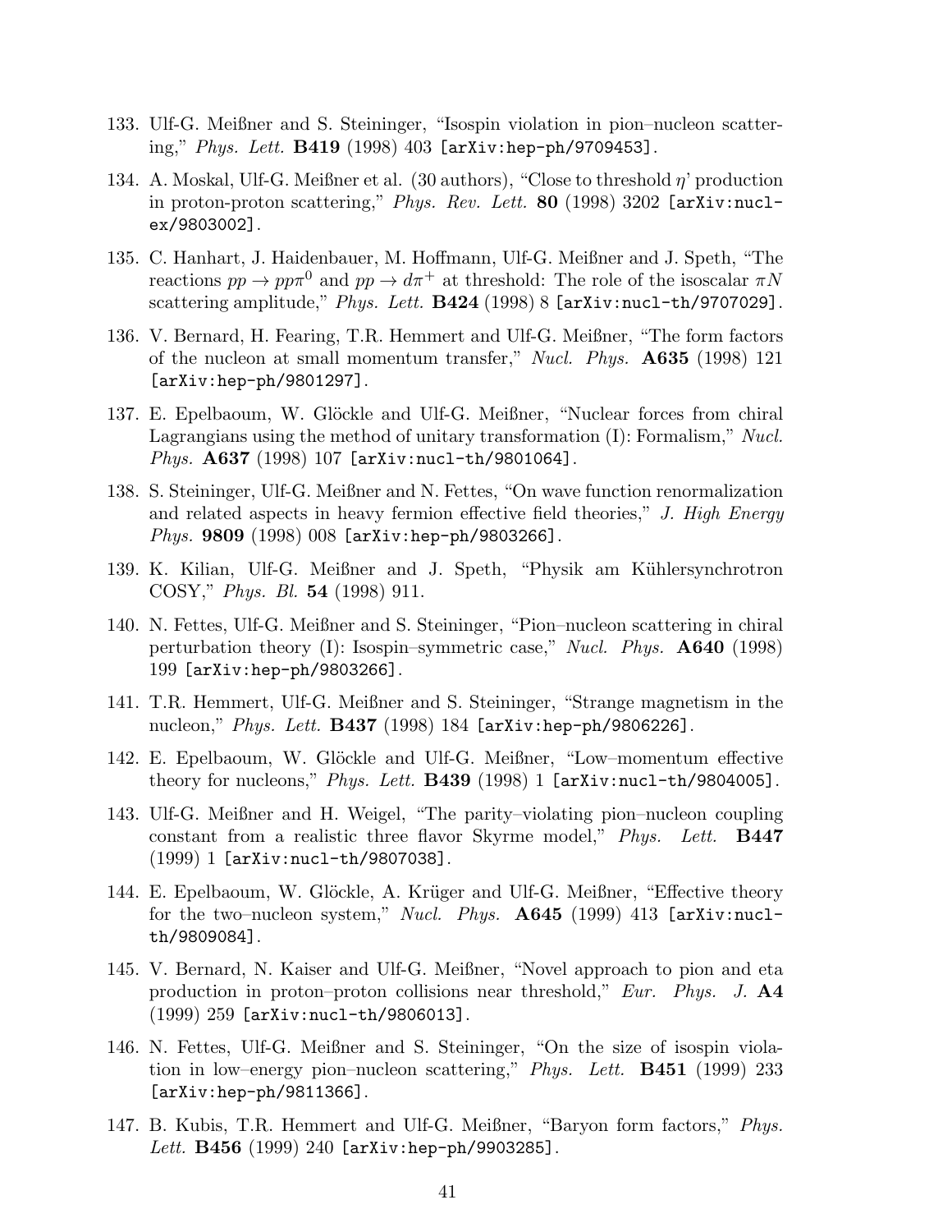133. Ulf-G. Meißner and S. Steininger, "Isospin violation in pion–nucleon scattering," *Phys. Lett.* **B419** (1998) 403 [arXiv:hep-ph/9709453].

134. A. Moskal, Ulf-G. Meißner et al. (30 authors), "Close to threshold $\eta$' production in proton-proton scattering," *Phys. Rev. Lett.* **80** (1998) 3202 [arXiv:nucl-ex/9803002].

135. C. Hanhart, J. Haidenbauer, M. Hoffmann, Ulf-G. Meißner and J. Speth, "The reactions $pp \to pp\pi^0$ and $pp \to d\pi^+$ at threshold: The role of the isoscalar $\pi N$ scattering amplitude," *Phys. Lett.* **B424** (1998) 8 [arXiv:nucl-th/9707029].

136. V. Bernard, H. Fearing, T.R. Hemmert and Ulf-G. Meißner, "The form factors of the nucleon at small momentum transfer," *Nucl. Phys.* **A635** (1998) 121 [arXiv:hep-ph/9801297].

137. E. Epelbaoum, W. Glöckle and Ulf-G. Meißner, "Nuclear forces from chiral Lagrangians using the method of unitary transformation (I): Formalism," *Nucl. Phys.* **A637** (1998) 107 [arXiv:nucl-th/9801064].

138. S. Steininger, Ulf-G. Meißner and N. Fettes, "On wave function renormalization and related aspects in heavy fermion effective field theories," *J. High Energy Phys.* **9809** (1998) 008 [arXiv:hep-ph/9803266].

139. K. Kilian, Ulf-G. Meißner and J. Speth, "Physik am Kühlersynchrotron COSY," *Phys. Bl.* **54** (1998) 911.

140. N. Fettes, Ulf-G. Meißner and S. Steininger, "Pion–nucleon scattering in chiral perturbation theory (I): Isospin–symmetric case," *Nucl. Phys.* **A640** (1998) 199 [arXiv:hep-ph/9803266].

141. T.R. Hemmert, Ulf-G. Meißner and S. Steininger, "Strange magnetism in the nucleon," *Phys. Lett.* **B437** (1998) 184 [arXiv:hep-ph/9806226].

142. E. Epelbaoum, W. Glöckle and Ulf-G. Meißner, "Low–momentum effective theory for nucleons," *Phys. Lett.* **B439** (1998) 1 [arXiv:nucl-th/9804005].

143. Ulf-G. Meißner and H. Weigel, "The parity–violating pion–nucleon coupling constant from a realistic three flavor Skyrme model," *Phys. Lett.* **B447** (1999) 1 [arXiv:nucl-th/9807038].

144. E. Epelbaoum, W. Glöckle, A. Krüger and Ulf-G. Meißner, "Effective theory for the two–nucleon system," *Nucl. Phys.* **A645** (1999) 413 [arXiv:nucl-th/9809084].

145. V. Bernard, N. Kaiser and Ulf-G. Meißner, "Novel approach to pion and eta production in proton–proton collisions near threshold," *Eur. Phys. J.* **A4** (1999) 259 [arXiv:nucl-th/9806013].

146. N. Fettes, Ulf-G. Meißner and S. Steininger, "On the size of isospin violation in low–energy pion–nucleon scattering," *Phys. Lett.* **B451** (1999) 233 [arXiv:hep-ph/9811366].

147. B. Kubis, T.R. Hemmert and Ulf-G. Meißner, "Baryon form factors," *Phys. Lett.* **B456** (1999) 240 [arXiv:hep-ph/9903285].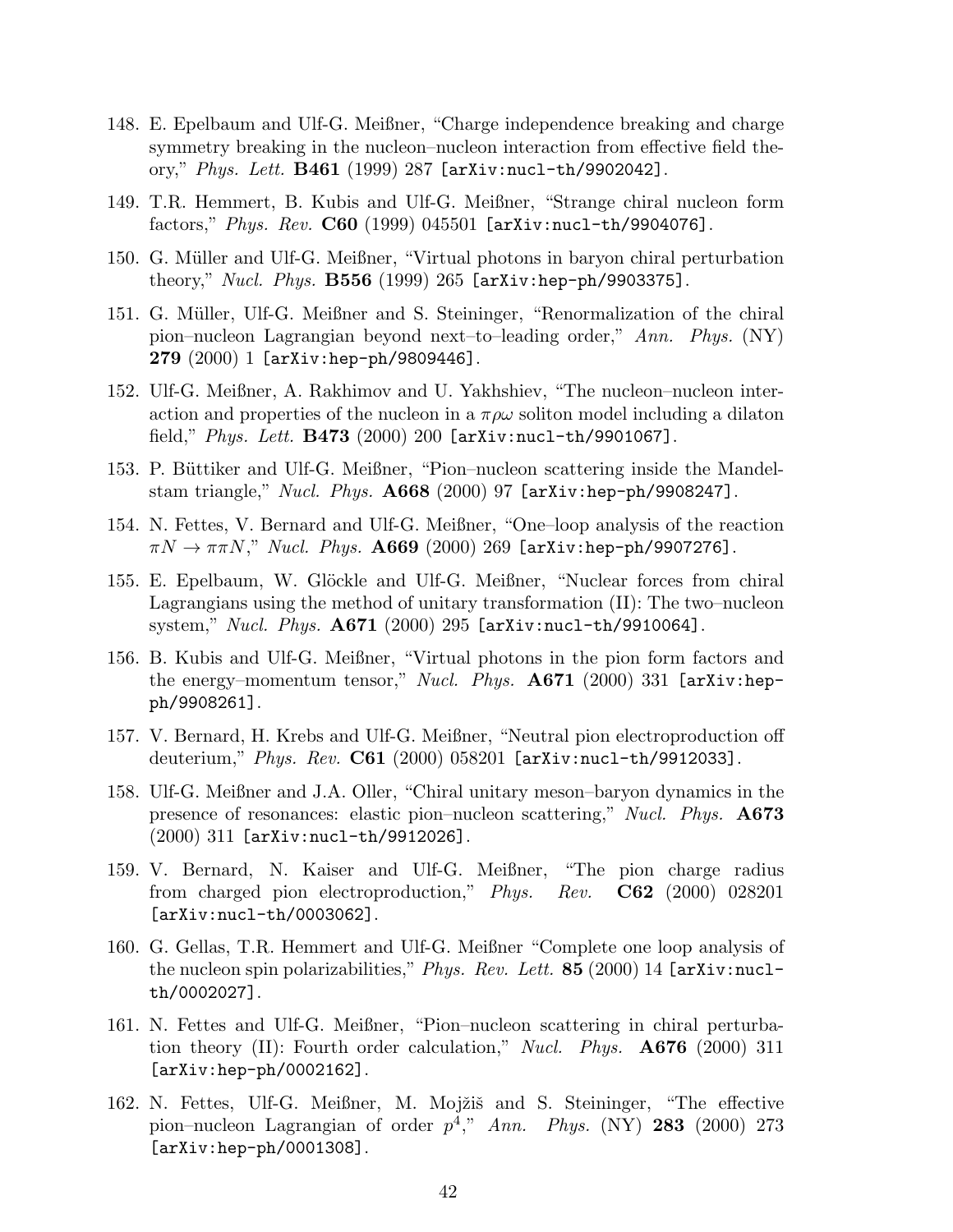148. E. Epelbaum and Ulf-G. Meißner, "Charge independence breaking and charge symmetry breaking in the nucleon–nucleon interaction from effective field theory," *Phys. Lett.* **B461** (1999) 287 [arXiv:nucl-th/9902042].

149. T.R. Hemmert, B. Kubis and Ulf-G. Meißner, "Strange chiral nucleon form factors," *Phys. Rev.* **C60** (1999) 045501 [arXiv:nucl-th/9904076].

150. G. Müller and Ulf-G. Meißner, "Virtual photons in baryon chiral perturbation theory," *Nucl. Phys.* **B556** (1999) 265 [arXiv:hep-ph/9903375].

151. G. Müller, Ulf-G. Meißner and S. Steininger, "Renormalization of the chiral pion–nucleon Lagrangian beyond next–to–leading order," *Ann. Phys.* (NY) **279** (2000) 1 [arXiv:hep-ph/9809446].

152. Ulf-G. Meißner, A. Rakhimov and U. Yakhshiev, "The nucleon–nucleon interaction and properties of the nucleon in a $\pi\rho\omega$ soliton model including a dilaton field," *Phys. Lett.* **B473** (2000) 200 [arXiv:nucl-th/9901067].

153. P. Büttiker and Ulf-G. Meißner, "Pion–nucleon scattering inside the Mandelstam triangle," *Nucl. Phys.* **A668** (2000) 97 [arXiv:hep-ph/9908247].

154. N. Fettes, V. Bernard and Ulf-G. Meißner, "One–loop analysis of the reaction $\pi N \to \pi\pi N$," *Nucl. Phys.* **A669** (2000) 269 [arXiv:hep-ph/9907276].

155. E. Epelbaum, W. Glöckle and Ulf-G. Meißner, "Nuclear forces from chiral Lagrangians using the method of unitary transformation (II): The two–nucleon system," *Nucl. Phys.* **A671** (2000) 295 [arXiv:nucl-th/9910064].

156. B. Kubis and Ulf-G. Meißner, "Virtual photons in the pion form factors and the energy–momentum tensor," *Nucl. Phys.* **A671** (2000) 331 [arXiv:hep-ph/9908261].

157. V. Bernard, H. Krebs and Ulf-G. Meißner, "Neutral pion electroproduction off deuterium," *Phys. Rev.* **C61** (2000) 058201 [arXiv:nucl-th/9912033].

158. Ulf-G. Meißner and J.A. Oller, "Chiral unitary meson–baryon dynamics in the presence of resonances: elastic pion–nucleon scattering," *Nucl. Phys.* **A673** (2000) 311 [arXiv:nucl-th/9912026].

159. V. Bernard, N. Kaiser and Ulf-G. Meißner, "The pion charge radius from charged pion electroproduction," *Phys. Rev.* **C62** (2000) 028201 [arXiv:nucl-th/0003062].

160. G. Gellas, T.R. Hemmert and Ulf-G. Meißner "Complete one loop analysis of the nucleon spin polarizabilities," *Phys. Rev. Lett.* **85** (2000) 14 [arXiv:nucl-th/0002027].

161. N. Fettes and Ulf-G. Meißner, "Pion–nucleon scattering in chiral perturbation theory (II): Fourth order calculation," *Nucl. Phys.* **A676** (2000) 311 [arXiv:hep-ph/0002162].

162. N. Fettes, Ulf-G. Meißner, M. Mojžiš and S. Steininger, "The effective pion–nucleon Lagrangian of order $p^4$," *Ann. Phys.* (NY) **283** (2000) 273 [arXiv:hep-ph/0001308].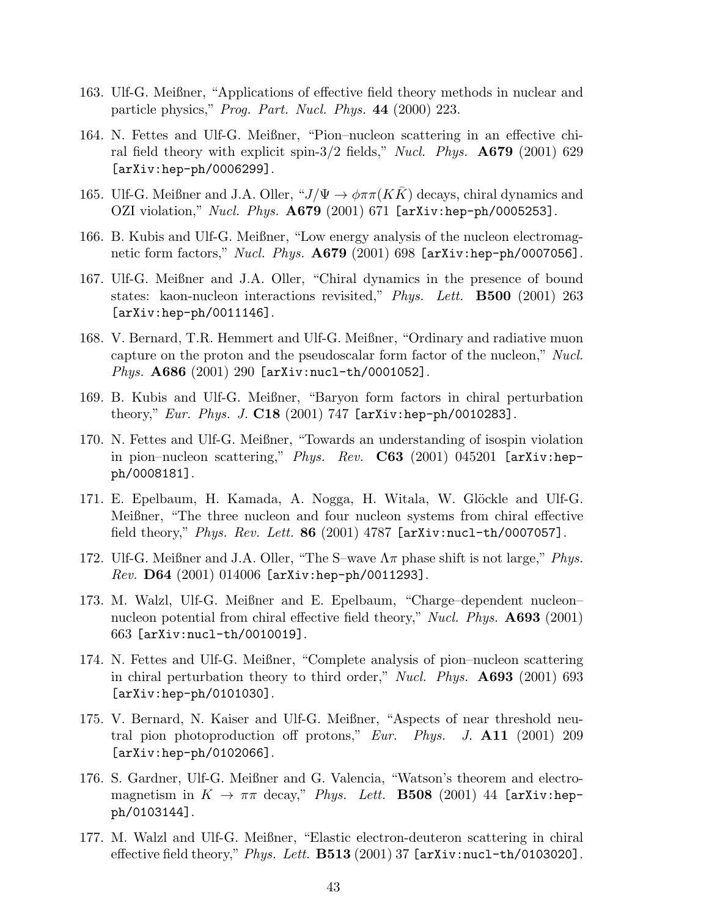163. Ulf-G. Meißner, “Applications of effective field theory methods in nuclear and particle physics,” *Prog. Part. Nucl. Phys.* **44** (2000) 223.

164. N. Fettes and Ulf-G. Meißner, “Pion–nucleon scattering in an effective chiral field theory with explicit spin-3/2 fields,” *Nucl. Phys.* **A679** (2001) 629 [arXiv:hep-ph/0006299].

165. Ulf-G. Meißner and J.A. Oller, “$J/\Psi \to \phi\pi\pi(K\bar{K})$ decays, chiral dynamics and OZI violation,” *Nucl. Phys.* **A679** (2001) 671 [arXiv:hep-ph/0005253].

166. B. Kubis and Ulf-G. Meißner, “Low energy analysis of the nucleon electromagnetic form factors,” *Nucl. Phys.* **A679** (2001) 698 [arXiv:hep-ph/0007056].

167. Ulf-G. Meißner and J.A. Oller, “Chiral dynamics in the presence of bound states: kaon-nucleon interactions revisited,” *Phys. Lett.* **B500** (2001) 263 [arXiv:hep-ph/0011146].

168. V. Bernard, T.R. Hemmert and Ulf-G. Meißner, “Ordinary and radiative muon capture on the proton and the pseudoscalar form factor of the nucleon,” *Nucl. Phys.* **A686** (2001) 290 [arXiv:nucl-th/0001052].

169. B. Kubis and Ulf-G. Meißner, “Baryon form factors in chiral perturbation theory,” *Eur. Phys. J.* **C18** (2001) 747 [arXiv:hep-ph/0010283].

170. N. Fettes and Ulf-G. Meißner, “Towards an understanding of isospin violation in pion–nucleon scattering,” *Phys. Rev.* **C63** (2001) 045201 [arXiv:hep-ph/0008181].

171. E. Epelbaum, H. Kamada, A. Nogga, H. Witala, W. Glöckle and Ulf-G. Meißner, “The three nucleon and four nucleon systems from chiral effective field theory,” *Phys. Rev. Lett.* **86** (2001) 4787 [arXiv:nucl-th/0007057].

172. Ulf-G. Meißner and J.A. Oller, “The S–wave $\Lambda\pi$ phase shift is not large,” *Phys. Rev.* **D64** (2001) 014006 [arXiv:hep-ph/0011293].

173. M. Walzl, Ulf-G. Meißner and E. Epelbaum, “Charge–dependent nucleon–nucleon potential from chiral effective field theory,” *Nucl. Phys.* **A693** (2001) 663 [arXiv:nucl-th/0010019].

174. N. Fettes and Ulf-G. Meißner, “Complete analysis of pion–nucleon scattering in chiral perturbation theory to third order,” *Nucl. Phys.* **A693** (2001) 693 [arXiv:hep-ph/0101030].

175. V. Bernard, N. Kaiser and Ulf-G. Meißner, “Aspects of near threshold neutral pion photoproduction off protons,” *Eur. Phys. J.* **A11** (2001) 209 [arXiv:hep-ph/0102066].

176. S. Gardner, Ulf-G. Meißner and G. Valencia, “Watson’s theorem and electromagnetism in $K \to \pi\pi$ decay,” *Phys. Lett.* **B508** (2001) 44 [arXiv:hep-ph/0103144].

177. M. Walzl and Ulf-G. Meißner, “Elastic electron-deuteron scattering in chiral effective field theory,” *Phys. Lett.* **B513** (2001) 37 [arXiv:nucl-th/0103020].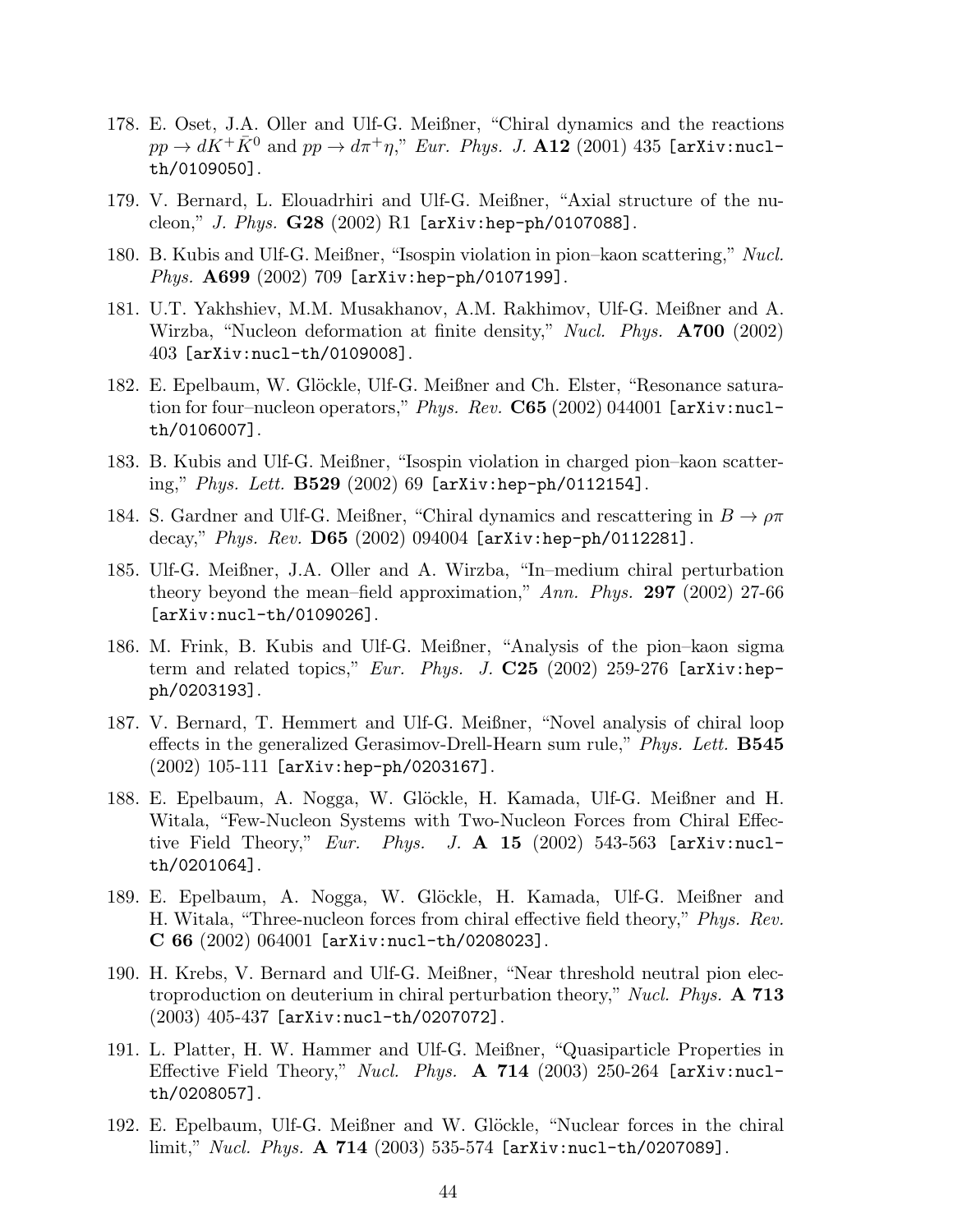178. E. Oset, J.A. Oller and Ulf-G. Meißner, "Chiral dynamics and the reactions $pp \to dK^+\bar{K}^0$ and $pp \to d\pi^+\eta$," *Eur. Phys. J.* **A12** (2001) 435 [arXiv:nucl-th/0109050].

179. V. Bernard, L. Elouadrhiri and Ulf-G. Meißner, "Axial structure of the nucleon," *J. Phys.* **G28** (2002) R1 [arXiv:hep-ph/0107088].

180. B. Kubis and Ulf-G. Meißner, "Isospin violation in pion–kaon scattering," *Nucl. Phys.* **A699** (2002) 709 [arXiv:hep-ph/0107199].

181. U.T. Yakhshiev, M.M. Musakhanov, A.M. Rakhimov, Ulf-G. Meißner and A. Wirzba, "Nucleon deformation at finite density," *Nucl. Phys.* **A700** (2002) 403 [arXiv:nucl-th/0109008].

182. E. Epelbaum, W. Glöckle, Ulf-G. Meißner and Ch. Elster, "Resonance saturation for four–nucleon operators," *Phys. Rev.* **C65** (2002) 044001 [arXiv:nucl-th/0106007].

183. B. Kubis and Ulf-G. Meißner, "Isospin violation in charged pion–kaon scattering," *Phys. Lett.* **B529** (2002) 69 [arXiv:hep-ph/0112154].

184. S. Gardner and Ulf-G. Meißner, "Chiral dynamics and rescattering in $B \to \rho\pi$ decay," *Phys. Rev.* **D65** (2002) 094004 [arXiv:hep-ph/0112281].

185. Ulf-G. Meißner, J.A. Oller and A. Wirzba, "In–medium chiral perturbation theory beyond the mean–field approximation," *Ann. Phys.* **297** (2002) 27-66 [arXiv:nucl-th/0109026].

186. M. Frink, B. Kubis and Ulf-G. Meißner, "Analysis of the pion–kaon sigma term and related topics," *Eur. Phys. J.* **C25** (2002) 259-276 [arXiv:hep-ph/0203193].

187. V. Bernard, T. Hemmert and Ulf-G. Meißner, "Novel analysis of chiral loop effects in the generalized Gerasimov-Drell-Hearn sum rule," *Phys. Lett.* **B545** (2002) 105-111 [arXiv:hep-ph/0203167].

188. E. Epelbaum, A. Nogga, W. Glöckle, H. Kamada, Ulf-G. Meißner and H. Witala, "Few-Nucleon Systems with Two-Nucleon Forces from Chiral Effective Field Theory," *Eur. Phys. J.* **A 15** (2002) 543-563 [arXiv:nucl-th/0201064].

189. E. Epelbaum, A. Nogga, W. Glöckle, H. Kamada, Ulf-G. Meißner and H. Witala, "Three-nucleon forces from chiral effective field theory," *Phys. Rev.* **C 66** (2002) 064001 [arXiv:nucl-th/0208023].

190. H. Krebs, V. Bernard and Ulf-G. Meißner, "Near threshold neutral pion electroproduction on deuterium in chiral perturbation theory," *Nucl. Phys.* **A 713** (2003) 405-437 [arXiv:nucl-th/0207072].

191. L. Platter, H. W. Hammer and Ulf-G. Meißner, "Quasiparticle Properties in Effective Field Theory," *Nucl. Phys.* **A 714** (2003) 250-264 [arXiv:nucl-th/0208057].

192. E. Epelbaum, Ulf-G. Meißner and W. Glöckle, "Nuclear forces in the chiral limit," *Nucl. Phys.* **A 714** (2003) 535-574 [arXiv:nucl-th/0207089].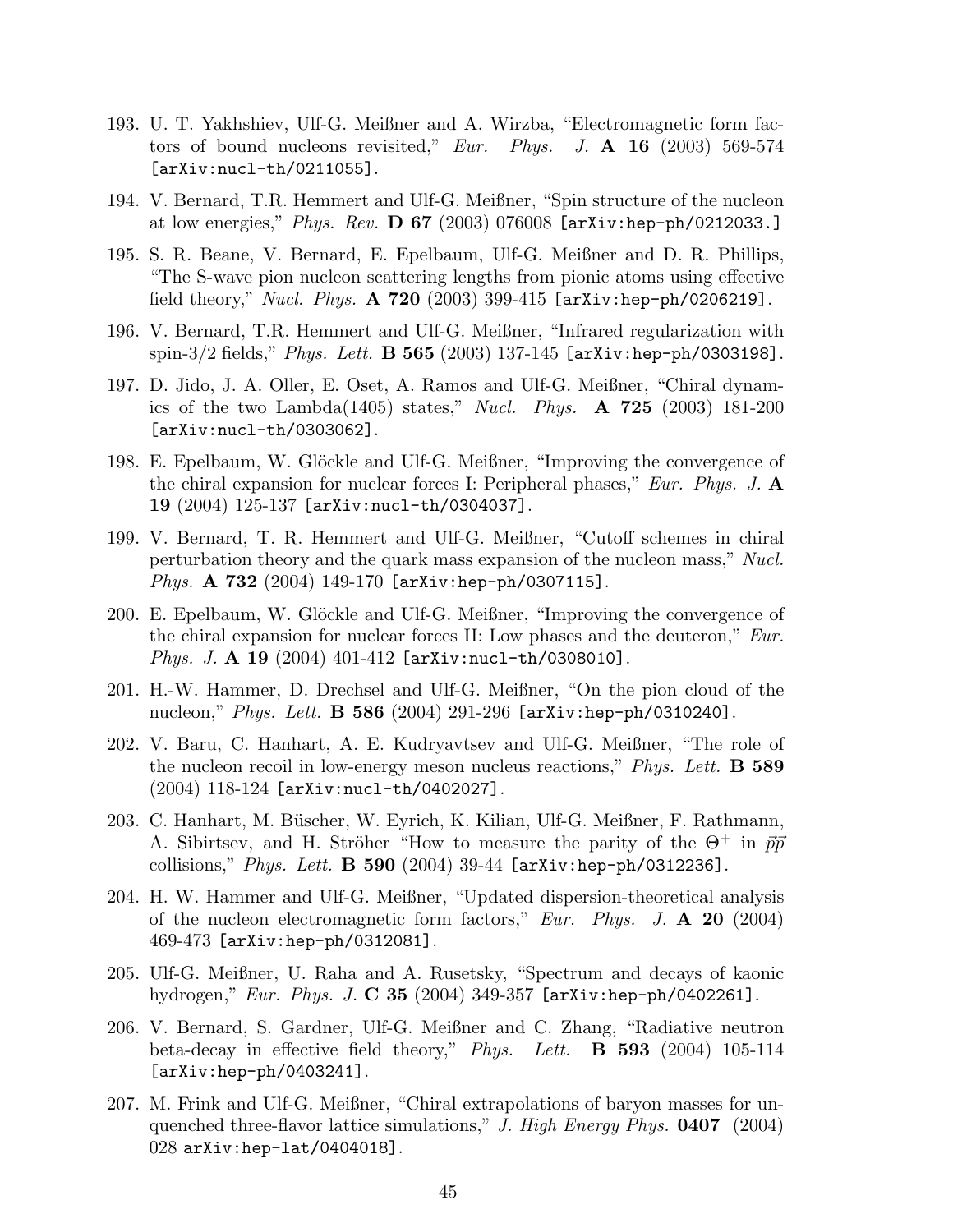193. U. T. Yakhshiev, Ulf-G. Meißner and A. Wirzba, "Electromagnetic form factors of bound nucleons revisited," *Eur. Phys. J.* **A 16** (2003) 569-574 [arXiv:nucl-th/0211055].

194. V. Bernard, T.R. Hemmert and Ulf-G. Meißner, "Spin structure of the nucleon at low energies," *Phys. Rev.* **D 67** (2003) 076008 [arXiv:hep-ph/0212033.]

195. S. R. Beane, V. Bernard, E. Epelbaum, Ulf-G. Meißner and D. R. Phillips, "The S-wave pion nucleon scattering lengths from pionic atoms using effective field theory," *Nucl. Phys.* **A 720** (2003) 399-415 [arXiv:hep-ph/0206219].

196. V. Bernard, T.R. Hemmert and Ulf-G. Meißner, "Infrared regularization with spin-3/2 fields," *Phys. Lett.* **B 565** (2003) 137-145 [arXiv:hep-ph/0303198].

197. D. Jido, J. A. Oller, E. Oset, A. Ramos and Ulf-G. Meißner, "Chiral dynamics of the two Lambda(1405) states," *Nucl. Phys.* **A 725** (2003) 181-200 [arXiv:nucl-th/0303062].

198. E. Epelbaum, W. Glöckle and Ulf-G. Meißner, "Improving the convergence of the chiral expansion for nuclear forces I: Peripheral phases," *Eur. Phys. J.* **A 19** (2004) 125-137 [arXiv:nucl-th/0304037].

199. V. Bernard, T. R. Hemmert and Ulf-G. Meißner, "Cutoff schemes in chiral perturbation theory and the quark mass expansion of the nucleon mass," *Nucl. Phys.* **A 732** (2004) 149-170 [arXiv:hep-ph/0307115].

200. E. Epelbaum, W. Glöckle and Ulf-G. Meißner, "Improving the convergence of the chiral expansion for nuclear forces II: Low phases and the deuteron," *Eur. Phys. J.* **A 19** (2004) 401-412 [arXiv:nucl-th/0308010].

201. H.-W. Hammer, D. Drechsel and Ulf-G. Meißner, "On the pion cloud of the nucleon," *Phys. Lett.* **B 586** (2004) 291-296 [arXiv:hep-ph/0310240].

202. V. Baru, C. Hanhart, A. E. Kudryavtsev and Ulf-G. Meißner, "The role of the nucleon recoil in low-energy meson nucleus reactions," *Phys. Lett.* **B 589** (2004) 118-124 [arXiv:nucl-th/0402027].

203. C. Hanhart, M. Büscher, W. Eyrich, K. Kilian, Ulf-G. Meißner, F. Rathmann, A. Sibirtsev, and H. Ströher "How to measure the parity of the $\Theta^+$ in $\vec{p}\vec{p}$ collisions," *Phys. Lett.* **B 590** (2004) 39-44 [arXiv:hep-ph/0312236].

204. H. W. Hammer and Ulf-G. Meißner, "Updated dispersion-theoretical analysis of the nucleon electromagnetic form factors," *Eur. Phys. J.* **A 20** (2004) 469-473 [arXiv:hep-ph/0312081].

205. Ulf-G. Meißner, U. Raha and A. Rusetsky, "Spectrum and decays of kaonic hydrogen," *Eur. Phys. J.* **C 35** (2004) 349-357 [arXiv:hep-ph/0402261].

206. V. Bernard, S. Gardner, Ulf-G. Meißner and C. Zhang, "Radiative neutron beta-decay in effective field theory," *Phys. Lett.* **B 593** (2004) 105-114 [arXiv:hep-ph/0403241].

207. M. Frink and Ulf-G. Meißner, "Chiral extrapolations of baryon masses for unquenched three-flavor lattice simulations," *J. High Energy Phys.* **0407** (2004) 028 arXiv:hep-lat/0404018].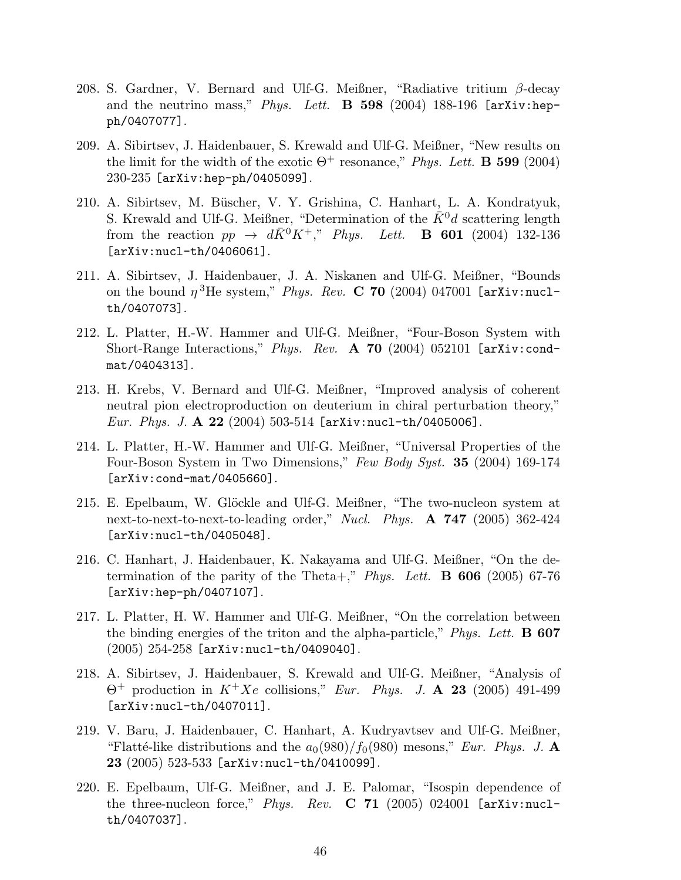208. S. Gardner, V. Bernard and Ulf-G. Meißner, "Radiative tritium $\beta$-decay and the neutrino mass," *Phys. Lett.* **B 598** (2004) 188-196 [arXiv:hep-ph/0407077].

209. A. Sibirtsev, J. Haidenbauer, S. Krewald and Ulf-G. Meißner, "New results on the limit for the width of the exotic $\Theta^+$ resonance," *Phys. Lett.* **B 599** (2004) 230-235 [arXiv:hep-ph/0405099].

210. A. Sibirtsev, M. Büscher, V. Y. Grishina, C. Hanhart, L. A. Kondratyuk, S. Krewald and Ulf-G. Meißner, "Determination of the $\bar{K}^0 d$ scattering length from the reaction $pp \to d\bar{K}^0 K^+$," *Phys. Lett.* **B 601** (2004) 132-136 [arXiv:nucl-th/0406061].

211. A. Sibirtsev, J. Haidenbauer, J. A. Niskanen and Ulf-G. Meißner, "Bounds on the bound $\eta\,^3$He system," *Phys. Rev.* **C 70** (2004) 047001 [arXiv:nucl-th/0407073].

212. L. Platter, H.-W. Hammer and Ulf-G. Meißner, "Four-Boson System with Short-Range Interactions," *Phys. Rev.* **A 70** (2004) 052101 [arXiv:cond-mat/0404313].

213. H. Krebs, V. Bernard and Ulf-G. Meißner, "Improved analysis of coherent neutral pion electroproduction on deuterium in chiral perturbation theory," *Eur. Phys. J.* **A 22** (2004) 503-514 [arXiv:nucl-th/0405006].

214. L. Platter, H.-W. Hammer and Ulf-G. Meißner, "Universal Properties of the Four-Boson System in Two Dimensions," *Few Body Syst.* **35** (2004) 169-174 [arXiv:cond-mat/0405660].

215. E. Epelbaum, W. Glöckle and Ulf-G. Meißner, "The two-nucleon system at next-to-next-to-next-to-leading order," *Nucl. Phys.* **A 747** (2005) 362-424 [arXiv:nucl-th/0405048].

216. C. Hanhart, J. Haidenbauer, K. Nakayama and Ulf-G. Meißner, "On the determination of the parity of the Theta+," *Phys. Lett.* **B 606** (2005) 67-76 [arXiv:hep-ph/0407107].

217. L. Platter, H. W. Hammer and Ulf-G. Meißner, "On the correlation between the binding energies of the triton and the alpha-particle," *Phys. Lett.* **B 607** (2005) 254-258 [arXiv:nucl-th/0409040].

218. A. Sibirtsev, J. Haidenbauer, S. Krewald and Ulf-G. Meißner, "Analysis of $\Theta^+$ production in $K^+Xe$ collisions," *Eur. Phys. J.* **A 23** (2005) 491-499 [arXiv:nucl-th/0407011].

219. V. Baru, J. Haidenbauer, C. Hanhart, A. Kudryavtsev and Ulf-G. Meißner, "Flatté-like distributions and the $a_0(980)/f_0(980)$ mesons," *Eur. Phys. J.* **A 23** (2005) 523-533 [arXiv:nucl-th/0410099].

220. E. Epelbaum, Ulf-G. Meißner, and J. E. Palomar, "Isospin dependence of the three-nucleon force," *Phys. Rev.* **C 71** (2005) 024001 [arXiv:nucl-th/0407037].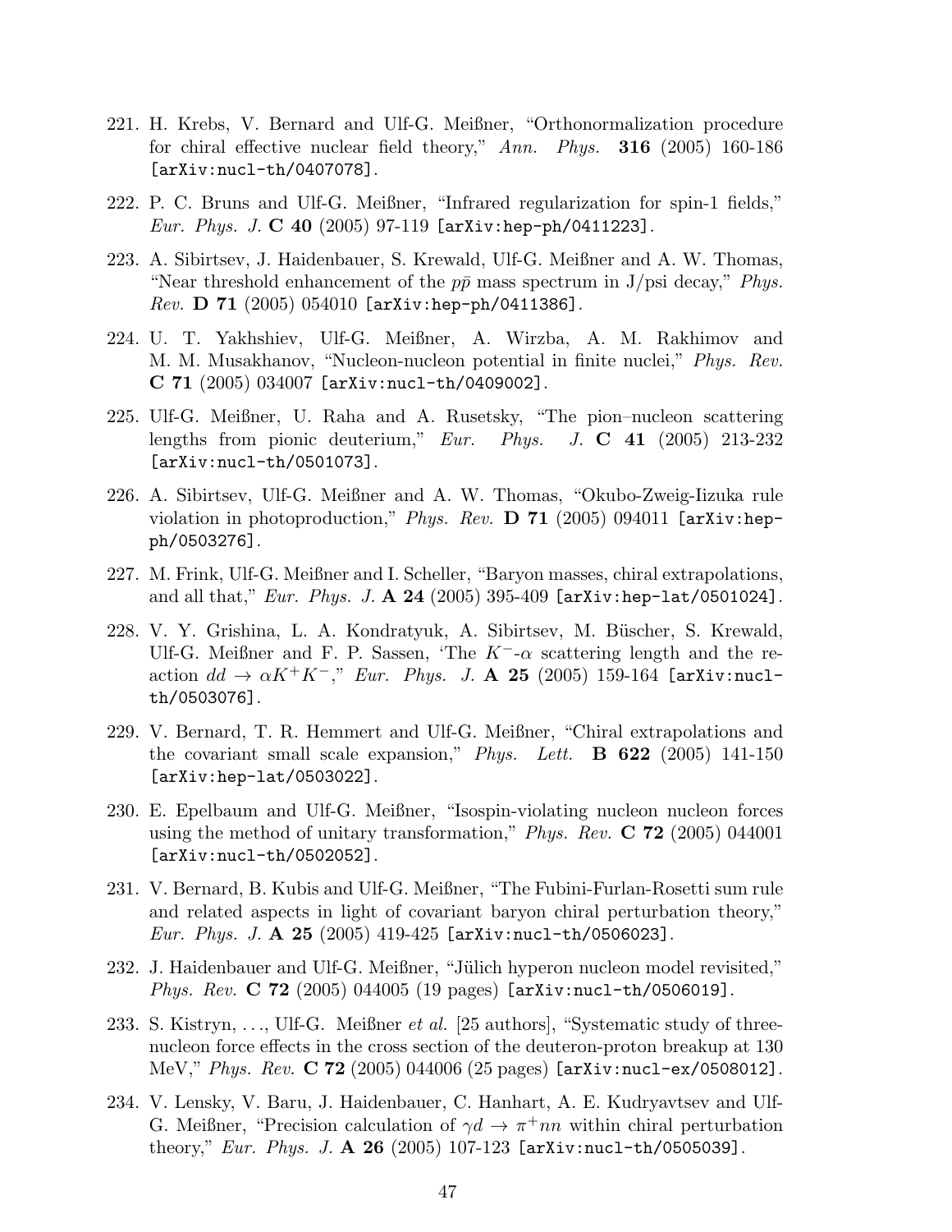221. H. Krebs, V. Bernard and Ulf-G. Meißner, "Orthonormalization procedure for chiral effective nuclear field theory," *Ann. Phys.* **316** (2005) 160-186 [arXiv:nucl-th/0407078].

222. P. C. Bruns and Ulf-G. Meißner, "Infrared regularization for spin-1 fields," *Eur. Phys. J.* **C 40** (2005) 97-119 [arXiv:hep-ph/0411223].

223. A. Sibirtsev, J. Haidenbauer, S. Krewald, Ulf-G. Meißner and A. W. Thomas, "Near threshold enhancement of the $p\bar{p}$ mass spectrum in J/psi decay," *Phys. Rev.* **D 71** (2005) 054010 [arXiv:hep-ph/0411386].

224. U. T. Yakhshiev, Ulf-G. Meißner, A. Wirzba, A. M. Rakhimov and M. M. Musakhanov, "Nucleon-nucleon potential in finite nuclei," *Phys. Rev.* **C 71** (2005) 034007 [arXiv:nucl-th/0409002].

225. Ulf-G. Meißner, U. Raha and A. Rusetsky, "The pion–nucleon scattering lengths from pionic deuterium," *Eur. Phys. J.* **C 41** (2005) 213-232 [arXiv:nucl-th/0501073].

226. A. Sibirtsev, Ulf-G. Meißner and A. W. Thomas, "Okubo-Zweig-Iizuka rule violation in photoproduction," *Phys. Rev.* **D 71** (2005) 094011 [arXiv:hep-ph/0503276].

227. M. Frink, Ulf-G. Meißner and I. Scheller, "Baryon masses, chiral extrapolations, and all that," *Eur. Phys. J.* **A 24** (2005) 395-409 [arXiv:hep-lat/0501024].

228. V. Y. Grishina, L. A. Kondratyuk, A. Sibirtsev, M. Büscher, S. Krewald, Ulf-G. Meißner and F. P. Sassen, 'The $K^-$-$\alpha$ scattering length and the reaction $dd \to \alpha K^+ K^-$," *Eur. Phys. J.* **A 25** (2005) 159-164 [arXiv:nucl-th/0503076].

229. V. Bernard, T. R. Hemmert and Ulf-G. Meißner, "Chiral extrapolations and the covariant small scale expansion," *Phys. Lett.* **B 622** (2005) 141-150 [arXiv:hep-lat/0503022].

230. E. Epelbaum and Ulf-G. Meißner, "Isospin-violating nucleon nucleon forces using the method of unitary transformation," *Phys. Rev.* **C 72** (2005) 044001 [arXiv:nucl-th/0502052].

231. V. Bernard, B. Kubis and Ulf-G. Meißner, "The Fubini-Furlan-Rosetti sum rule and related aspects in light of covariant baryon chiral perturbation theory," *Eur. Phys. J.* **A 25** (2005) 419-425 [arXiv:nucl-th/0506023].

232. J. Haidenbauer and Ulf-G. Meißner, "Jülich hyperon nucleon model revisited," *Phys. Rev.* **C 72** (2005) 044005 (19 pages) [arXiv:nucl-th/0506019].

233. S. Kistryn, ..., Ulf-G. Meißner *et al.* [25 authors], "Systematic study of three-nucleon force effects in the cross section of the deuteron-proton breakup at 130 MeV," *Phys. Rev.* **C 72** (2005) 044006 (25 pages) [arXiv:nucl-ex/0508012].

234. V. Lensky, V. Baru, J. Haidenbauer, C. Hanhart, A. E. Kudryavtsev and Ulf-G. Meißner, "Precision calculation of $\gamma d \to \pi^+ nn$ within chiral perturbation theory," *Eur. Phys. J.* **A 26** (2005) 107-123 [arXiv:nucl-th/0505039].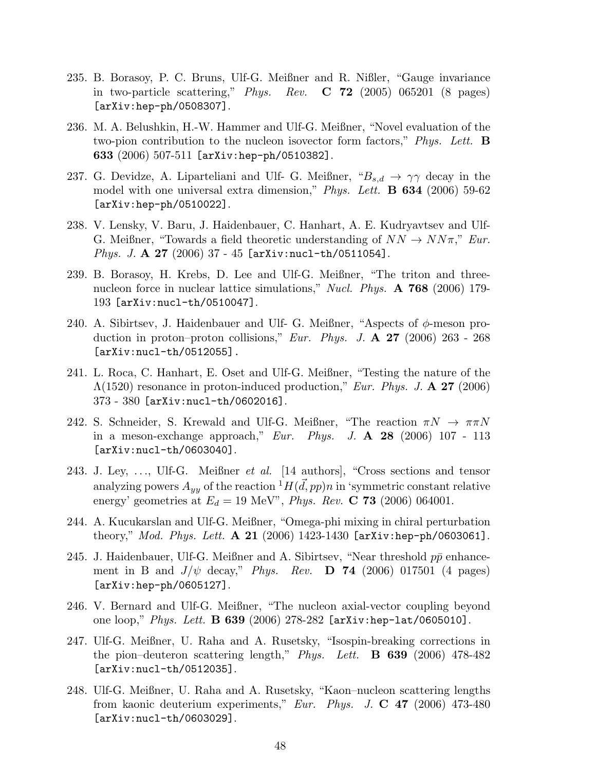235. B. Borasoy, P. C. Bruns, Ulf-G. Meißner and R. Nißler, "Gauge invariance in two-particle scattering," *Phys. Rev.* **C 72** (2005) 065201 (8 pages) [arXiv:hep-ph/0508307].

236. M. A. Belushkin, H.-W. Hammer and Ulf-G. Meißner, "Novel evaluation of the two-pion contribution to the nucleon isovector form factors," *Phys. Lett.* **B 633** (2006) 507-511 [arXiv:hep-ph/0510382].

237. G. Devidze, A. Liparteliani and Ulf- G. Meißner, "$B_{s,d} \to \gamma\gamma$ decay in the model with one universal extra dimension," *Phys. Lett.* **B 634** (2006) 59-62 [arXiv:hep-ph/0510022].

238. V. Lensky, V. Baru, J. Haidenbauer, C. Hanhart, A. E. Kudryavtsev and Ulf-G. Meißner, "Towards a field theoretic understanding of $NN \to NN\pi$," *Eur. Phys. J.* **A 27** (2006) 37 - 45 [arXiv:nucl-th/0511054].

239. B. Borasoy, H. Krebs, D. Lee and Ulf-G. Meißner, "The triton and three-nucleon force in nuclear lattice simulations," *Nucl. Phys.* **A 768** (2006) 179-193 [arXiv:nucl-th/0510047].

240. A. Sibirtsev, J. Haidenbauer and Ulf- G. Meißner, "Aspects of $\phi$-meson production in proton–proton collisions," *Eur. Phys. J.* **A 27** (2006) 263 - 268 [arXiv:nucl-th/0512055].

241. L. Roca, C. Hanhart, E. Oset and Ulf-G. Meißner, "Testing the nature of the $\Lambda(1520)$ resonance in proton-induced production," *Eur. Phys. J.* **A 27** (2006) 373 - 380 [arXiv:nucl-th/0602016].

242. S. Schneider, S. Krewald and Ulf-G. Meißner, "The reaction $\pi N \to \pi\pi N$ in a meson-exchange approach," *Eur. Phys. J.* **A 28** (2006) 107 - 113 [arXiv:nucl-th/0603040].

243. J. Ley, ..., Ulf-G. Meißner *et al.* [14 authors], "Cross sections and tensor analyzing powers $A_{yy}$ of the reaction ${}^1H(\vec{d},pp)n$ in 'symmetric constant relative energy' geometries at $E_d = 19$ MeV", *Phys. Rev.* **C 73** (2006) 064001.

244. A. Kucukarslan and Ulf-G. Meißner, "Omega-phi mixing in chiral perturbation theory," *Mod. Phys. Lett.* **A 21** (2006) 1423-1430 [arXiv:hep-ph/0603061].

245. J. Haidenbauer, Ulf-G. Meißner and A. Sibirtsev, "Near threshold $p\bar{p}$ enhancement in B and $J/\psi$ decay," *Phys. Rev.* **D 74** (2006) 017501 (4 pages) [arXiv:hep-ph/0605127].

246. V. Bernard and Ulf-G. Meißner, "The nucleon axial-vector coupling beyond one loop," *Phys. Lett.* **B 639** (2006) 278-282 [arXiv:hep-lat/0605010].

247. Ulf-G. Meißner, U. Raha and A. Rusetsky, "Isospin-breaking corrections in the pion–deuteron scattering length," *Phys. Lett.* **B 639** (2006) 478-482 [arXiv:nucl-th/0512035].

248. Ulf-G. Meißner, U. Raha and A. Rusetsky, "Kaon–nucleon scattering lengths from kaonic deuterium experiments," *Eur. Phys. J.* **C 47** (2006) 473-480 [arXiv:nucl-th/0603029].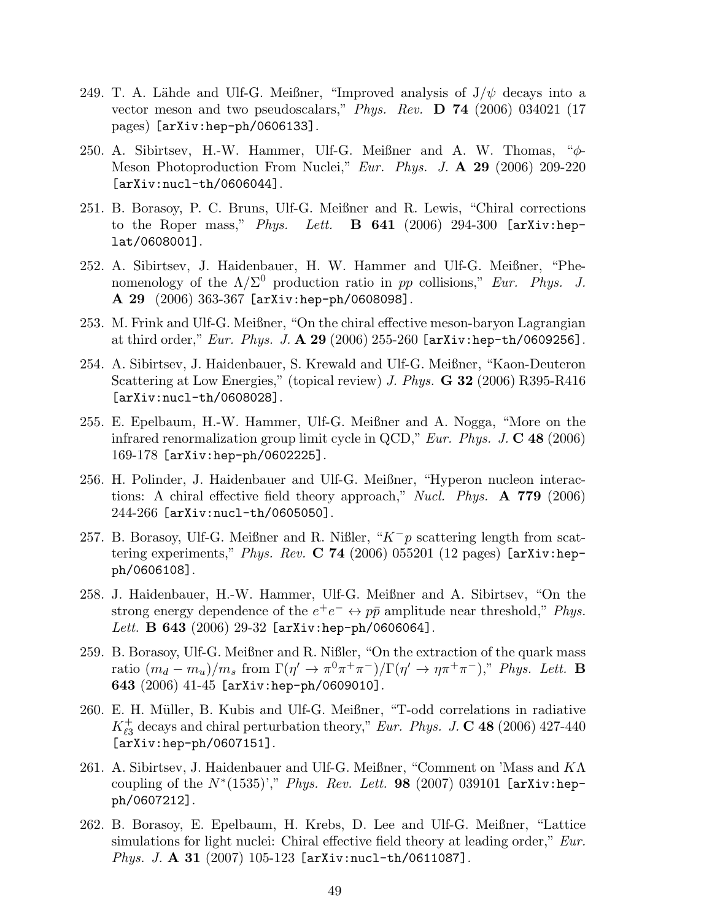249. T. A. Lähde and Ulf-G. Meißner, "Improved analysis of $J/\psi$ decays into a vector meson and two pseudoscalars," *Phys. Rev.* **D 74** (2006) 034021 (17 pages) [arXiv:hep-ph/0606133].

250. A. Sibirtsev, H.-W. Hammer, Ulf-G. Meißner and A. W. Thomas, "$\phi$-Meson Photoproduction From Nuclei," *Eur. Phys. J.* **A 29** (2006) 209-220 [arXiv:nucl-th/0606044].

251. B. Borasoy, P. C. Bruns, Ulf-G. Meißner and R. Lewis, "Chiral corrections to the Roper mass," *Phys. Lett.* **B 641** (2006) 294-300 [arXiv:hep-lat/0608001].

252. A. Sibirtsev, J. Haidenbauer, H. W. Hammer and Ulf-G. Meißner, "Phenomenology of the $\Lambda/\Sigma^0$ production ratio in $pp$ collisions," *Eur. Phys. J.* **A 29** (2006) 363-367 [arXiv:hep-ph/0608098].

253. M. Frink and Ulf-G. Meißner, "On the chiral effective meson-baryon Lagrangian at third order," *Eur. Phys. J.* **A 29** (2006) 255-260 [arXiv:hep-th/0609256].

254. A. Sibirtsev, J. Haidenbauer, S. Krewald and Ulf-G. Meißner, "Kaon-Deuteron Scattering at Low Energies," (topical review) *J. Phys.* **G 32** (2006) R395-R416 [arXiv:nucl-th/0608028].

255. E. Epelbaum, H.-W. Hammer, Ulf-G. Meißner and A. Nogga, "More on the infrared renormalization group limit cycle in QCD," *Eur. Phys. J.* **C 48** (2006) 169-178 [arXiv:hep-ph/0602225].

256. H. Polinder, J. Haidenbauer and Ulf-G. Meißner, "Hyperon nucleon interactions: A chiral effective field theory approach," *Nucl. Phys.* **A 779** (2006) 244-266 [arXiv:nucl-th/0605050].

257. B. Borasoy, Ulf-G. Meißner and R. Nißler, "$K^-p$ scattering length from scattering experiments," *Phys. Rev.* **C 74** (2006) 055201 (12 pages) [arXiv:hep-ph/0606108].

258. J. Haidenbauer, H.-W. Hammer, Ulf-G. Meißner and A. Sibirtsev, "On the strong energy dependence of the $e^+e^- \leftrightarrow p\bar{p}$ amplitude near threshold," *Phys. Lett.* **B 643** (2006) 29-32 [arXiv:hep-ph/0606064].

259. B. Borasoy, Ulf-G. Meißner and R. Nißler, "On the extraction of the quark mass ratio $(m_d - m_u)/m_s$ from $\Gamma(\eta' \to \pi^0\pi^+\pi^-)/\Gamma(\eta' \to \eta\pi^+\pi^-)$," *Phys. Lett.* **B 643** (2006) 41-45 [arXiv:hep-ph/0609010].

260. E. H. Müller, B. Kubis and Ulf-G. Meißner, "T-odd correlations in radiative $K^+_{\ell 3}$ decays and chiral perturbation theory," *Eur. Phys. J.* **C 48** (2006) 427-440 [arXiv:hep-ph/0607151].

261. A. Sibirtsev, J. Haidenbauer and Ulf-G. Meißner, "Comment on 'Mass and $K\Lambda$ coupling of the $N^*(1535)$'," *Phys. Rev. Lett.* **98** (2007) 039101 [arXiv:hep-ph/0607212].

262. B. Borasoy, E. Epelbaum, H. Krebs, D. Lee and Ulf-G. Meißner, "Lattice simulations for light nuclei: Chiral effective field theory at leading order," *Eur. Phys. J.* **A 31** (2007) 105-123 [arXiv:nucl-th/0611087].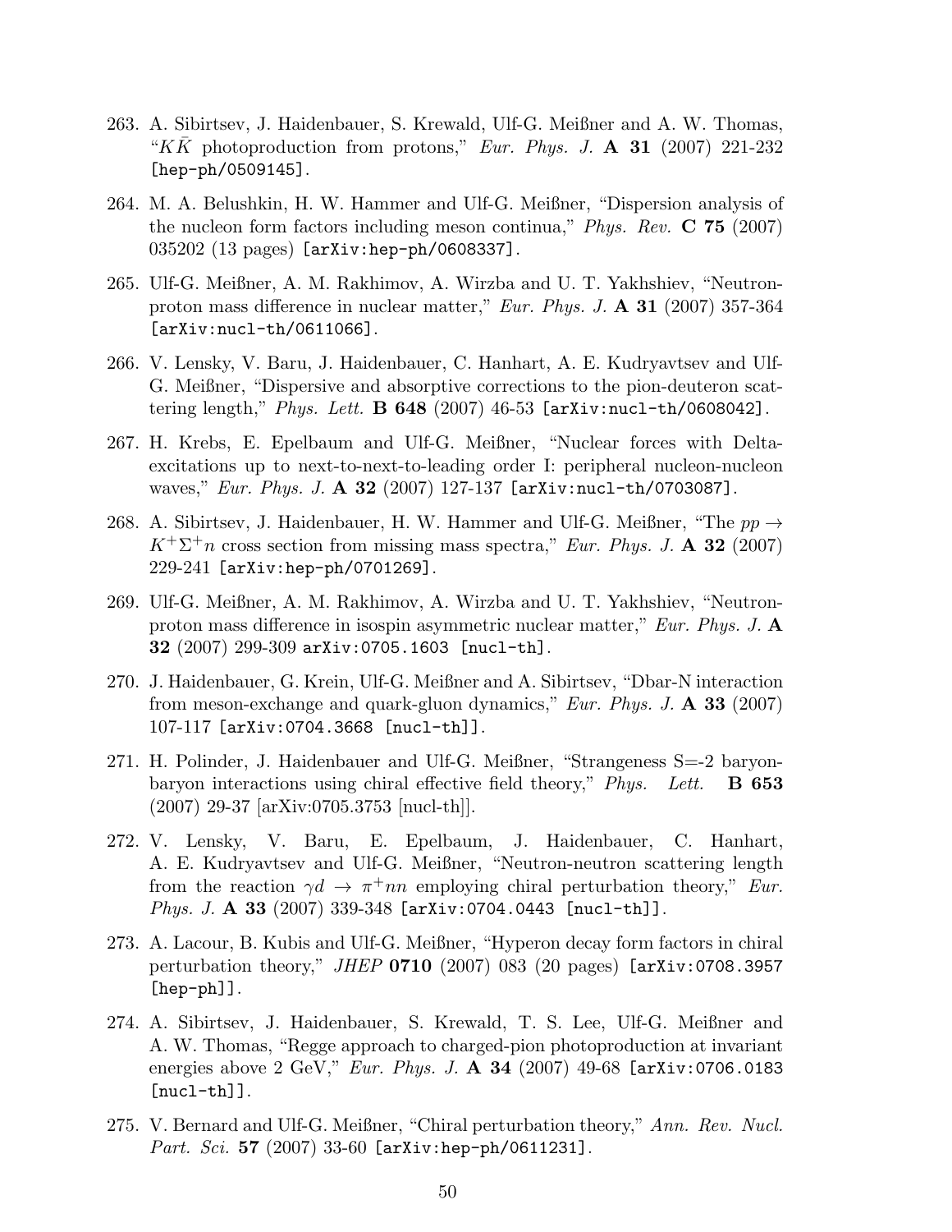263. A. Sibirtsev, J. Haidenbauer, S. Krewald, Ulf-G. Meißner and A. W. Thomas, "$K\bar{K}$ photoproduction from protons," *Eur. Phys. J.* **A 31** (2007) 221-232 [hep-ph/0509145].

264. M. A. Belushkin, H. W. Hammer and Ulf-G. Meißner, "Dispersion analysis of the nucleon form factors including meson continua," *Phys. Rev.* **C 75** (2007) 035202 (13 pages) [arXiv:hep-ph/0608337].

265. Ulf-G. Meißner, A. M. Rakhimov, A. Wirzba and U. T. Yakhshiev, "Neutron-proton mass difference in nuclear matter," *Eur. Phys. J.* **A 31** (2007) 357-364 [arXiv:nucl-th/0611066].

266. V. Lensky, V. Baru, J. Haidenbauer, C. Hanhart, A. E. Kudryavtsev and Ulf-G. Meißner, "Dispersive and absorptive corrections to the pion-deuteron scattering length," *Phys. Lett.* **B 648** (2007) 46-53 [arXiv:nucl-th/0608042].

267. H. Krebs, E. Epelbaum and Ulf-G. Meißner, "Nuclear forces with Delta-excitations up to next-to-next-to-leading order I: peripheral nucleon-nucleon waves," *Eur. Phys. J.* **A 32** (2007) 127-137 [arXiv:nucl-th/0703087].

268. A. Sibirtsev, J. Haidenbauer, H. W. Hammer and Ulf-G. Meißner, "The $pp \to K^+\Sigma^+ n$ cross section from missing mass spectra," *Eur. Phys. J.* **A 32** (2007) 229-241 [arXiv:hep-ph/0701269].

269. Ulf-G. Meißner, A. M. Rakhimov, A. Wirzba and U. T. Yakhshiev, "Neutron-proton mass difference in isospin asymmetric nuclear matter," *Eur. Phys. J.* **A 32** (2007) 299-309 arXiv:0705.1603 [nucl-th].

270. J. Haidenbauer, G. Krein, Ulf-G. Meißner and A. Sibirtsev, "Dbar-N interaction from meson-exchange and quark-gluon dynamics," *Eur. Phys. J.* **A 33** (2007) 107-117 [arXiv:0704.3668 [nucl-th]].

271. H. Polinder, J. Haidenbauer and Ulf-G. Meißner, "Strangeness S=-2 baryon-baryon interactions using chiral effective field theory," *Phys. Lett.* **B 653** (2007) 29-37 [arXiv:0705.3753 [nucl-th]].

272. V. Lensky, V. Baru, E. Epelbaum, J. Haidenbauer, C. Hanhart, A. E. Kudryavtsev and Ulf-G. Meißner, "Neutron-neutron scattering length from the reaction $\gamma d \to \pi^+ nn$ employing chiral perturbation theory," *Eur. Phys. J.* **A 33** (2007) 339-348 [arXiv:0704.0443 [nucl-th]].

273. A. Lacour, B. Kubis and Ulf-G. Meißner, "Hyperon decay form factors in chiral perturbation theory," *JHEP* **0710** (2007) 083 (20 pages) [arXiv:0708.3957 [hep-ph]].

274. A. Sibirtsev, J. Haidenbauer, S. Krewald, T. S. Lee, Ulf-G. Meißner and A. W. Thomas, "Regge approach to charged-pion photoproduction at invariant energies above 2 GeV," *Eur. Phys. J.* **A 34** (2007) 49-68 [arXiv:0706.0183 [nucl-th]].

275. V. Bernard and Ulf-G. Meißner, "Chiral perturbation theory," *Ann. Rev. Nucl. Part. Sci.* **57** (2007) 33-60 [arXiv:hep-ph/0611231].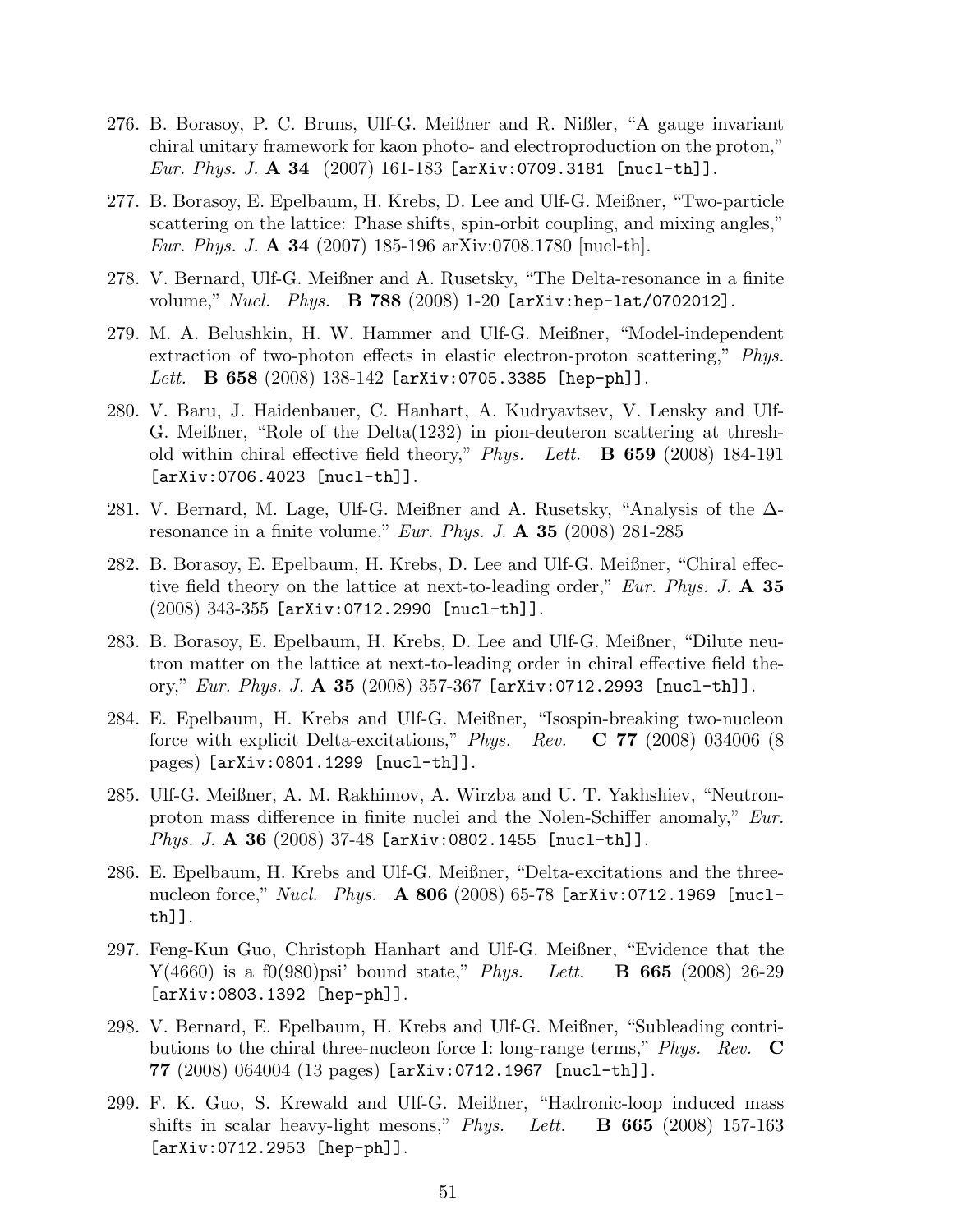276. B. Borasoy, P. C. Bruns, Ulf-G. Meißner and R. Nißler, "A gauge invariant chiral unitary framework for kaon photo- and electroproduction on the proton," *Eur. Phys. J.* **A 34** (2007) 161-183 [arXiv:0709.3181 [nucl-th]].

277. B. Borasoy, E. Epelbaum, H. Krebs, D. Lee and Ulf-G. Meißner, "Two-particle scattering on the lattice: Phase shifts, spin-orbit coupling, and mixing angles," *Eur. Phys. J.* **A 34** (2007) 185-196 arXiv:0708.1780 [nucl-th].

278. V. Bernard, Ulf-G. Meißner and A. Rusetsky, "The Delta-resonance in a finite volume," *Nucl. Phys.* **B 788** (2008) 1-20 [arXiv:hep-lat/0702012].

279. M. A. Belushkin, H. W. Hammer and Ulf-G. Meißner, "Model-independent extraction of two-photon effects in elastic electron-proton scattering," *Phys. Lett.* **B 658** (2008) 138-142 [arXiv:0705.3385 [hep-ph]].

280. V. Baru, J. Haidenbauer, C. Hanhart, A. Kudryavtsev, V. Lensky and Ulf-G. Meißner, "Role of the Delta(1232) in pion-deuteron scattering at threshold within chiral effective field theory," *Phys. Lett.* **B 659** (2008) 184-191 [arXiv:0706.4023 [nucl-th]].

281. V. Bernard, M. Lage, Ulf-G. Meißner and A. Rusetsky, "Analysis of the $\Delta$-resonance in a finite volume," *Eur. Phys. J.* **A 35** (2008) 281-285

282. B. Borasoy, E. Epelbaum, H. Krebs, D. Lee and Ulf-G. Meißner, "Chiral effective field theory on the lattice at next-to-leading order," *Eur. Phys. J.* **A 35** (2008) 343-355 [arXiv:0712.2990 [nucl-th]].

283. B. Borasoy, E. Epelbaum, H. Krebs, D. Lee and Ulf-G. Meißner, "Dilute neutron matter on the lattice at next-to-leading order in chiral effective field theory," *Eur. Phys. J.* **A 35** (2008) 357-367 [arXiv:0712.2993 [nucl-th]].

284. E. Epelbaum, H. Krebs and Ulf-G. Meißner, "Isospin-breaking two-nucleon force with explicit Delta-excitations," *Phys. Rev.* **C 77** (2008) 034006 (8 pages) [arXiv:0801.1299 [nucl-th]].

285. Ulf-G. Meißner, A. M. Rakhimov, A. Wirzba and U. T. Yakhshiev, "Neutron-proton mass difference in finite nuclei and the Nolen-Schiffer anomaly," *Eur. Phys. J.* **A 36** (2008) 37-48 [arXiv:0802.1455 [nucl-th]].

286. E. Epelbaum, H. Krebs and Ulf-G. Meißner, "Delta-excitations and the three-nucleon force," *Nucl. Phys.* **A 806** (2008) 65-78 [arXiv:0712.1969 [nucl-th]].

297. Feng-Kun Guo, Christoph Hanhart and Ulf-G. Meißner, "Evidence that the Y(4660) is a f0(980)psi' bound state," *Phys. Lett.* **B 665** (2008) 26-29 [arXiv:0803.1392 [hep-ph]].

298. V. Bernard, E. Epelbaum, H. Krebs and Ulf-G. Meißner, "Subleading contributions to the chiral three-nucleon force I: long-range terms," *Phys. Rev.* **C 77** (2008) 064004 (13 pages) [arXiv:0712.1967 [nucl-th]].

299. F. K. Guo, S. Krewald and Ulf-G. Meißner, "Hadronic-loop induced mass shifts in scalar heavy-light mesons," *Phys. Lett.* **B 665** (2008) 157-163 [arXiv:0712.2953 [hep-ph]].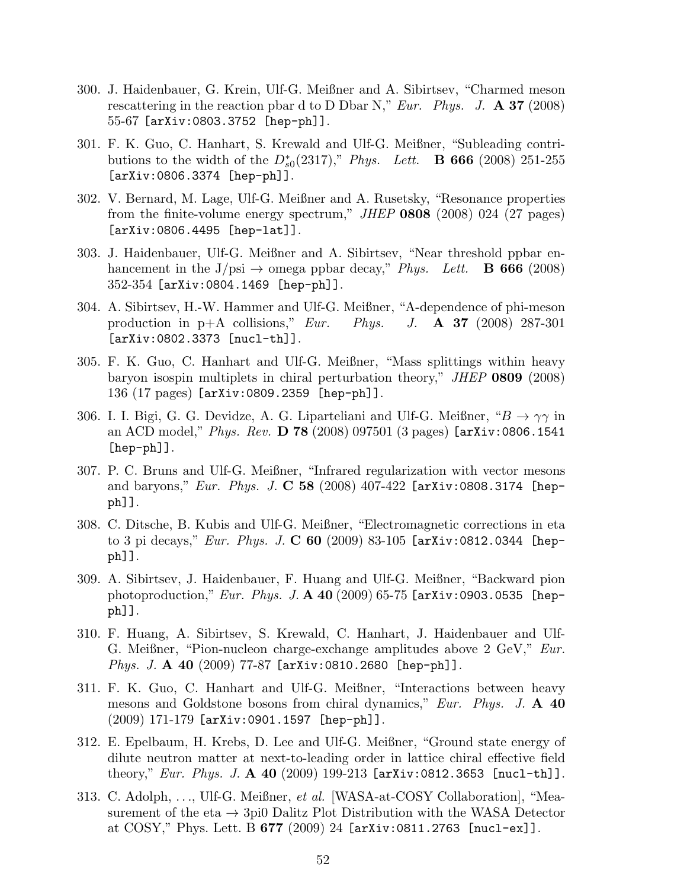300. J. Haidenbauer, G. Krein, Ulf-G. Meißner and A. Sibirtsev, "Charmed meson rescattering in the reaction pbar d to D Dbar N," *Eur. Phys. J.* **A 37** (2008) 55-67 [arXiv:0803.3752 [hep-ph]].

301. F. K. Guo, C. Hanhart, S. Krewald and Ulf-G. Meißner, "Subleading contributions to the width of the $D^*_{s0}(2317)$," *Phys. Lett.* **B 666** (2008) 251-255 [arXiv:0806.3374 [hep-ph]].

302. V. Bernard, M. Lage, Ulf-G. Meißner and A. Rusetsky, "Resonance properties from the finite-volume energy spectrum," *JHEP* **0808** (2008) 024 (27 pages) [arXiv:0806.4495 [hep-lat]].

303. J. Haidenbauer, Ulf-G. Meißner and A. Sibirtsev, "Near threshold ppbar enhancement in the J/psi $\to$ omega ppbar decay," *Phys. Lett.* **B 666** (2008) 352-354 [arXiv:0804.1469 [hep-ph]].

304. A. Sibirtsev, H.-W. Hammer and Ulf-G. Meißner, "A-dependence of phi-meson production in p+A collisions," *Eur. Phys. J.* **A 37** (2008) 287-301 [arXiv:0802.3373 [nucl-th]].

305. F. K. Guo, C. Hanhart and Ulf-G. Meißner, "Mass splittings within heavy baryon isospin multiplets in chiral perturbation theory," *JHEP* **0809** (2008) 136 (17 pages) [arXiv:0809.2359 [hep-ph]].

306. I. I. Bigi, G. G. Devidze, A. G. Liparteliani and Ulf-G. Meißner, "$B \to \gamma\gamma$ in an ACD model," *Phys. Rev.* **D 78** (2008) 097501 (3 pages) [arXiv:0806.1541 [hep-ph]].

307. P. C. Bruns and Ulf-G. Meißner, "Infrared regularization with vector mesons and baryons," *Eur. Phys. J.* **C 58** (2008) 407-422 [arXiv:0808.3174 [hep-ph]].

308. C. Ditsche, B. Kubis and Ulf-G. Meißner, "Electromagnetic corrections in eta to 3 pi decays," *Eur. Phys. J.* **C 60** (2009) 83-105 [arXiv:0812.0344 [hep-ph]].

309. A. Sibirtsev, J. Haidenbauer, F. Huang and Ulf-G. Meißner, "Backward pion photoproduction," *Eur. Phys. J.* **A 40** (2009) 65-75 [arXiv:0903.0535 [hep-ph]].

310. F. Huang, A. Sibirtsev, S. Krewald, C. Hanhart, J. Haidenbauer and Ulf-G. Meißner, "Pion-nucleon charge-exchange amplitudes above 2 GeV," *Eur. Phys. J.* **A 40** (2009) 77-87 [arXiv:0810.2680 [hep-ph]].

311. F. K. Guo, C. Hanhart and Ulf-G. Meißner, "Interactions between heavy mesons and Goldstone bosons from chiral dynamics," *Eur. Phys. J.* **A 40** (2009) 171-179 [arXiv:0901.1597 [hep-ph]].

312. E. Epelbaum, H. Krebs, D. Lee and Ulf-G. Meißner, "Ground state energy of dilute neutron matter at next-to-leading order in lattice chiral effective field theory," *Eur. Phys. J.* **A 40** (2009) 199-213 [arXiv:0812.3653 [nucl-th]].

313. C. Adolph, ..., Ulf-G. Meißner, *et al.* [WASA-at-COSY Collaboration], "Measurement of the eta $\to$ 3pi0 Dalitz Plot Distribution with the WASA Detector at COSY," Phys. Lett. B **677** (2009) 24 [arXiv:0811.2763 [nucl-ex]].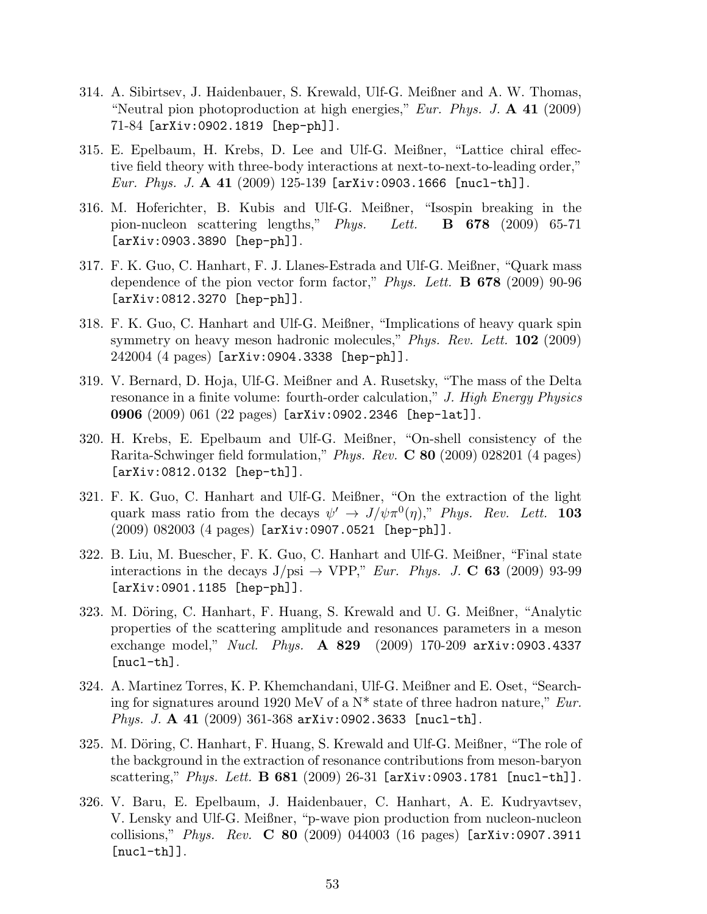314. A. Sibirtsev, J. Haidenbauer, S. Krewald, Ulf-G. Meißner and A. W. Thomas, "Neutral pion photoproduction at high energies," *Eur. Phys. J.* **A 41** (2009) 71-84 [arXiv:0902.1819 [hep-ph]].

315. E. Epelbaum, H. Krebs, D. Lee and Ulf-G. Meißner, "Lattice chiral effective field theory with three-body interactions at next-to-next-to-leading order," *Eur. Phys. J.* **A 41** (2009) 125-139 [arXiv:0903.1666 [nucl-th]].

316. M. Hoferichter, B. Kubis and Ulf-G. Meißner, "Isospin breaking in the pion-nucleon scattering lengths," *Phys. Lett.* **B 678** (2009) 65-71 [arXiv:0903.3890 [hep-ph]].

317. F. K. Guo, C. Hanhart, F. J. Llanes-Estrada and Ulf-G. Meißner, "Quark mass dependence of the pion vector form factor," *Phys. Lett.* **B 678** (2009) 90-96 [arXiv:0812.3270 [hep-ph]].

318. F. K. Guo, C. Hanhart and Ulf-G. Meißner, "Implications of heavy quark spin symmetry on heavy meson hadronic molecules," *Phys. Rev. Lett.* **102** (2009) 242004 (4 pages) [arXiv:0904.3338 [hep-ph]].

319. V. Bernard, D. Hoja, Ulf-G. Meißner and A. Rusetsky, "The mass of the Delta resonance in a finite volume: fourth-order calculation," *J. High Energy Physics* **0906** (2009) 061 (22 pages) [arXiv:0902.2346 [hep-lat]].

320. H. Krebs, E. Epelbaum and Ulf-G. Meißner, "On-shell consistency of the Rarita-Schwinger field formulation," *Phys. Rev.* **C 80** (2009) 028201 (4 pages) [arXiv:0812.0132 [hep-th]].

321. F. K. Guo, C. Hanhart and Ulf-G. Meißner, "On the extraction of the light quark mass ratio from the decays $\psi' \to J/\psi\pi^0(\eta)$," *Phys. Rev. Lett.* **103** (2009) 082003 (4 pages) [arXiv:0907.0521 [hep-ph]].

322. B. Liu, M. Buescher, F. K. Guo, C. Hanhart and Ulf-G. Meißner, "Final state interactions in the decays J/psi $\to$ VPP," *Eur. Phys. J.* **C 63** (2009) 93-99 [arXiv:0901.1185 [hep-ph]].

323. M. Döring, C. Hanhart, F. Huang, S. Krewald and U. G. Meißner, "Analytic properties of the scattering amplitude and resonances parameters in a meson exchange model," *Nucl. Phys.* **A 829** (2009) 170-209 arXiv:0903.4337 [nucl-th].

324. A. Martinez Torres, K. P. Khemchandani, Ulf-G. Meißner and E. Oset, "Searching for signatures around 1920 MeV of a N* state of three hadron nature," *Eur. Phys. J.* **A 41** (2009) 361-368 arXiv:0902.3633 [nucl-th].

325. M. Döring, C. Hanhart, F. Huang, S. Krewald and Ulf-G. Meißner, "The role of the background in the extraction of resonance contributions from meson-baryon scattering," *Phys. Lett.* **B 681** (2009) 26-31 [arXiv:0903.1781 [nucl-th]].

326. V. Baru, E. Epelbaum, J. Haidenbauer, C. Hanhart, A. E. Kudryavtsev, V. Lensky and Ulf-G. Meißner, "p-wave pion production from nucleon-nucleon collisions," *Phys. Rev.* **C 80** (2009) 044003 (16 pages) [arXiv:0907.3911 [nucl-th]].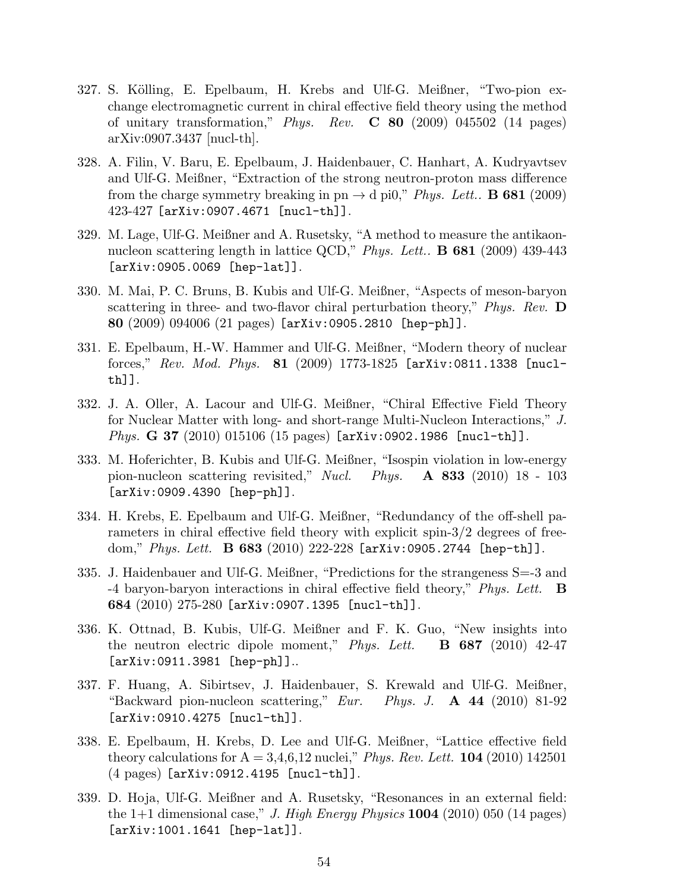327. S. Kölling, E. Epelbaum, H. Krebs and Ulf-G. Meißner, "Two-pion exchange electromagnetic current in chiral effective field theory using the method of unitary transformation," *Phys. Rev.* **C 80** (2009) 045502 (14 pages) arXiv:0907.3437 [nucl-th].

328. A. Filin, V. Baru, E. Epelbaum, J. Haidenbauer, C. Hanhart, A. Kudryavtsev and Ulf-G. Meißner, "Extraction of the strong neutron-proton mass difference from the charge symmetry breaking in pn $\to$ d pi0," *Phys. Lett..* **B 681** (2009) 423-427 [arXiv:0907.4671 [nucl-th]].

329. M. Lage, Ulf-G. Meißner and A. Rusetsky, "A method to measure the antikaon-nucleon scattering length in lattice QCD," *Phys. Lett..* **B 681** (2009) 439-443 [arXiv:0905.0069 [hep-lat]].

330. M. Mai, P. C. Bruns, B. Kubis and Ulf-G. Meißner, "Aspects of meson-baryon scattering in three- and two-flavor chiral perturbation theory," *Phys. Rev.* **D 80** (2009) 094006 (21 pages) [arXiv:0905.2810 [hep-ph]].

331. E. Epelbaum, H.-W. Hammer and Ulf-G. Meißner, "Modern theory of nuclear forces," *Rev. Mod. Phys.* **81** (2009) 1773-1825 [arXiv:0811.1338 [nucl-th]].

332. J. A. Oller, A. Lacour and Ulf-G. Meißner, "Chiral Effective Field Theory for Nuclear Matter with long- and short-range Multi-Nucleon Interactions," *J. Phys.* **G 37** (2010) 015106 (15 pages) [arXiv:0902.1986 [nucl-th]].

333. M. Hoferichter, B. Kubis and Ulf-G. Meißner, "Isospin violation in low-energy pion-nucleon scattering revisited," *Nucl. Phys.* **A 833** (2010) 18 - 103 [arXiv:0909.4390 [hep-ph]].

334. H. Krebs, E. Epelbaum and Ulf-G. Meißner, "Redundancy of the off-shell parameters in chiral effective field theory with explicit spin-3/2 degrees of freedom," *Phys. Lett.* **B 683** (2010) 222-228 [arXiv:0905.2744 [hep-th]].

335. J. Haidenbauer and Ulf-G. Meißner, "Predictions for the strangeness S=-3 and -4 baryon-baryon interactions in chiral effective field theory," *Phys. Lett.* **B 684** (2010) 275-280 [arXiv:0907.1395 [nucl-th]].

336. K. Ottnad, B. Kubis, Ulf-G. Meißner and F. K. Guo, "New insights into the neutron electric dipole moment," *Phys. Lett.* **B 687** (2010) 42-47 [arXiv:0911.3981 [hep-ph]]..

337. F. Huang, A. Sibirtsev, J. Haidenbauer, S. Krewald and Ulf-G. Meißner, "Backward pion-nucleon scattering," *Eur. Phys. J.* **A 44** (2010) 81-92 [arXiv:0910.4275 [nucl-th]].

338. E. Epelbaum, H. Krebs, D. Lee and Ulf-G. Meißner, "Lattice effective field theory calculations for A = 3,4,6,12 nuclei," *Phys. Rev. Lett.* **104** (2010) 142501 (4 pages) [arXiv:0912.4195 [nucl-th]].

339. D. Hoja, Ulf-G. Meißner and A. Rusetsky, "Resonances in an external field: the 1+1 dimensional case," *J. High Energy Physics* **1004** (2010) 050 (14 pages) [arXiv:1001.1641 [hep-lat]].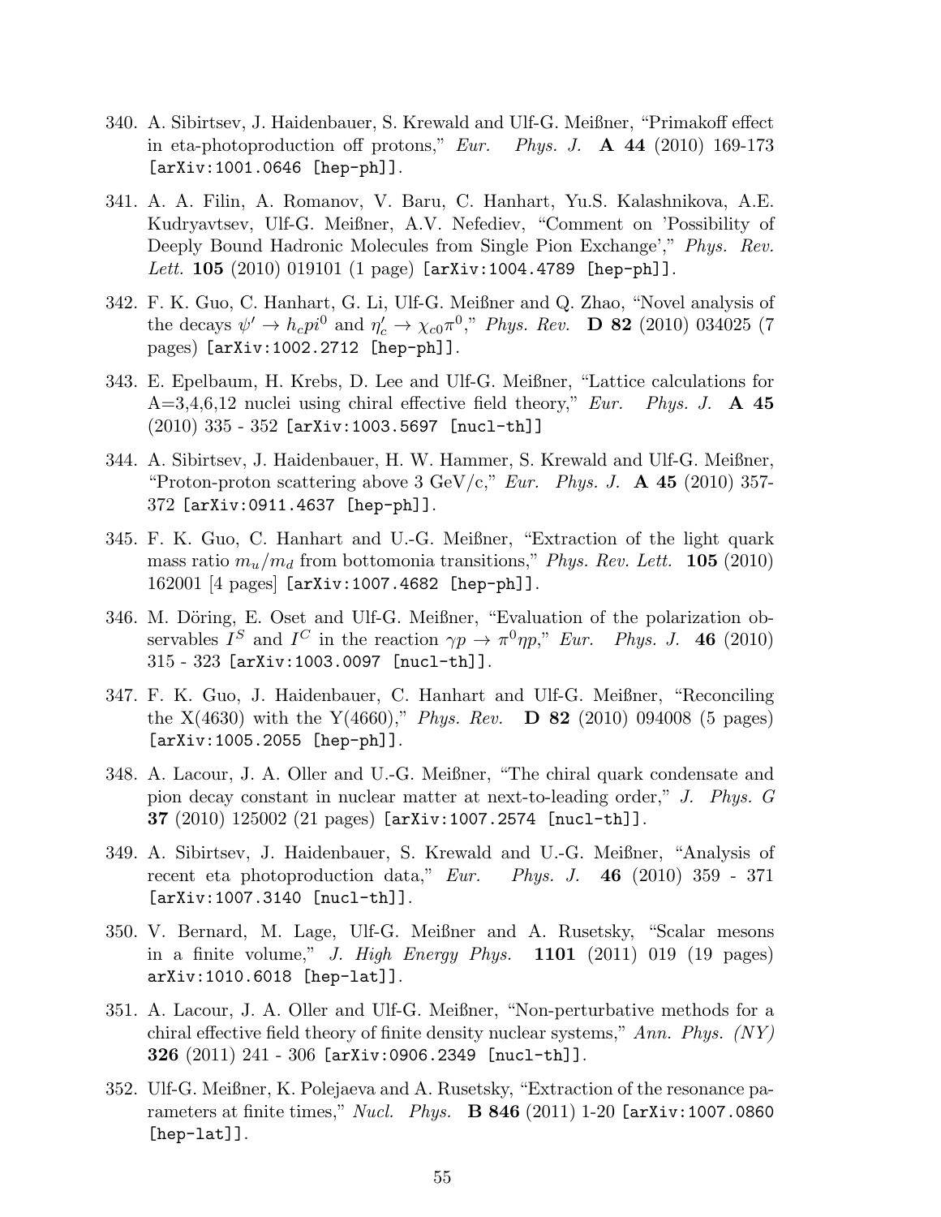340. A. Sibirtsev, J. Haidenbauer, S. Krewald and Ulf-G. Meißner, "Primakoff effect in eta-photoproduction off protons," *Eur. Phys. J.* **A 44** (2010) 169-173 [arXiv:1001.0646 [hep-ph]].

341. A. A. Filin, A. Romanov, V. Baru, C. Hanhart, Yu.S. Kalashnikova, A.E. Kudryavtsev, Ulf-G. Meißner, A.V. Nefediev, "Comment on 'Possibility of Deeply Bound Hadronic Molecules from Single Pion Exchange'," *Phys. Rev. Lett.* **105** (2010) 019101 (1 page) [arXiv:1004.4789 [hep-ph]].

342. F. K. Guo, C. Hanhart, G. Li, Ulf-G. Meißner and Q. Zhao, "Novel analysis of the decays $\psi' \to h_c pi^0$ and $\eta_c' \to \chi_{c0}\pi^0$," *Phys. Rev.* **D 82** (2010) 034025 (7 pages) [arXiv:1002.2712 [hep-ph]].

343. E. Epelbaum, H. Krebs, D. Lee and Ulf-G. Meißner, "Lattice calculations for A=3,4,6,12 nuclei using chiral effective field theory," *Eur. Phys. J.* **A 45** (2010) 335 - 352 [arXiv:1003.5697 [nucl-th]]

344. A. Sibirtsev, J. Haidenbauer, H. W. Hammer, S. Krewald and Ulf-G. Meißner, "Proton-proton scattering above 3 GeV/c," *Eur. Phys. J.* **A 45** (2010) 357-372 [arXiv:0911.4637 [hep-ph]].

345. F. K. Guo, C. Hanhart and U.-G. Meißner, "Extraction of the light quark mass ratio $m_u/m_d$ from bottomonia transitions," *Phys. Rev. Lett.* **105** (2010) 162001 [4 pages] [arXiv:1007.4682 [hep-ph]].

346. M. Döring, E. Oset and Ulf-G. Meißner, "Evaluation of the polarization observables $I^S$ and $I^C$ in the reaction $\gamma p \to \pi^0\eta p$," *Eur. Phys. J.* **46** (2010) 315 - 323 [arXiv:1003.0097 [nucl-th]].

347. F. K. Guo, J. Haidenbauer, C. Hanhart and Ulf-G. Meißner, "Reconciling the X(4630) with the Y(4660)," *Phys. Rev.* **D 82** (2010) 094008 (5 pages) [arXiv:1005.2055 [hep-ph]].

348. A. Lacour, J. A. Oller and U.-G. Meißner, "The chiral quark condensate and pion decay constant in nuclear matter at next-to-leading order," *J. Phys. G* **37** (2010) 125002 (21 pages) [arXiv:1007.2574 [nucl-th]].

349. A. Sibirtsev, J. Haidenbauer, S. Krewald and U.-G. Meißner, "Analysis of recent eta photoproduction data," *Eur. Phys. J.* **46** (2010) 359 - 371 [arXiv:1007.3140 [nucl-th]].

350. V. Bernard, M. Lage, Ulf-G. Meißner and A. Rusetsky, "Scalar mesons in a finite volume," *J. High Energy Phys.* **1101** (2011) 019 (19 pages) arXiv:1010.6018 [hep-lat]].

351. A. Lacour, J. A. Oller and Ulf-G. Meißner, "Non-perturbative methods for a chiral effective field theory of finite density nuclear systems," *Ann. Phys. (NY)* **326** (2011) 241 - 306 [arXiv:0906.2349 [nucl-th]].

352. Ulf-G. Meißner, K. Polejaeva and A. Rusetsky, "Extraction of the resonance parameters at finite times," *Nucl. Phys.* **B 846** (2011) 1-20 [arXiv:1007.0860 [hep-lat]].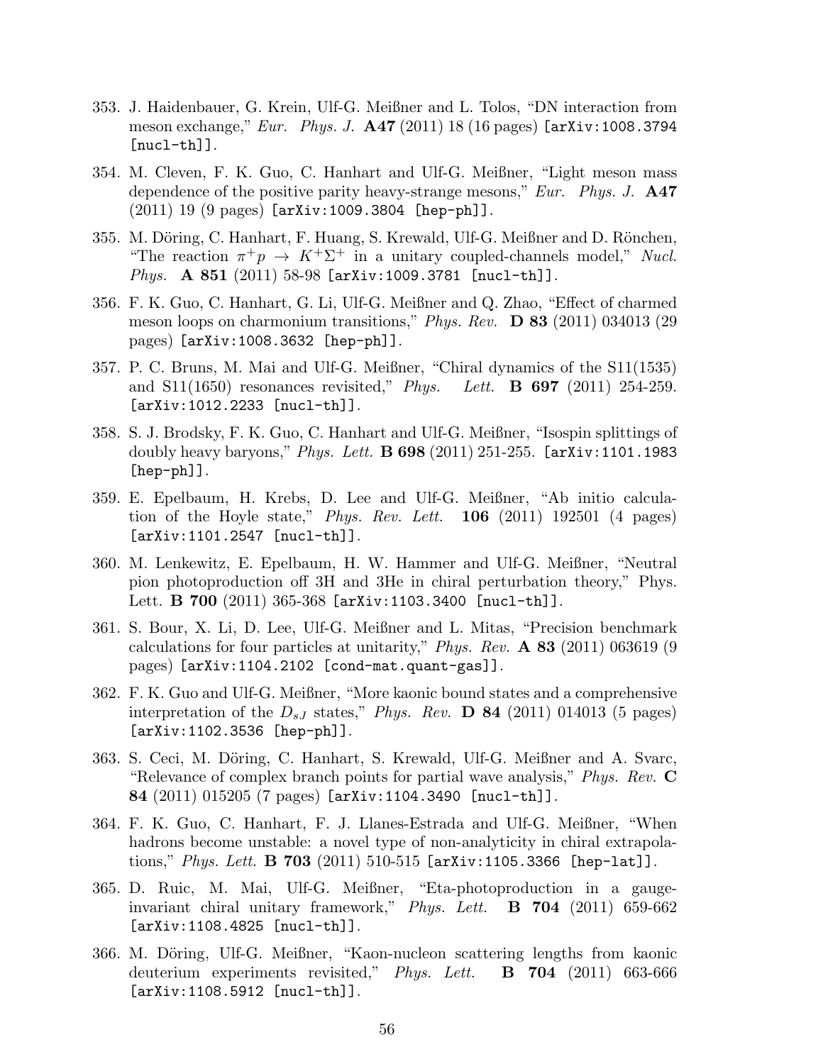353. J. Haidenbauer, G. Krein, Ulf-G. Meißner and L. Tolos, "DN interaction from meson exchange," *Eur. Phys. J.* **A47** (2011) 18 (16 pages) [arXiv:1008.3794 [nucl-th]].

354. M. Cleven, F. K. Guo, C. Hanhart and Ulf-G. Meißner, "Light meson mass dependence of the positive parity heavy-strange mesons," *Eur. Phys. J.* **A47** (2011) 19 (9 pages) [arXiv:1009.3804 [hep-ph]].

355. M. Döring, C. Hanhart, F. Huang, S. Krewald, Ulf-G. Meißner and D. Rönchen, "The reaction $\pi^+ p \to K^+ \Sigma^+$ in a unitary coupled-channels model," *Nucl. Phys.* **A 851** (2011) 58-98 [arXiv:1009.3781 [nucl-th]].

356. F. K. Guo, C. Hanhart, G. Li, Ulf-G. Meißner and Q. Zhao, "Effect of charmed meson loops on charmonium transitions," *Phys. Rev.* **D 83** (2011) 034013 (29 pages) [arXiv:1008.3632 [hep-ph]].

357. P. C. Bruns, M. Mai and Ulf-G. Meißner, "Chiral dynamics of the S11(1535) and S11(1650) resonances revisited," *Phys. Lett.* **B 697** (2011) 254-259. [arXiv:1012.2233 [nucl-th]].

358. S. J. Brodsky, F. K. Guo, C. Hanhart and Ulf-G. Meißner, "Isospin splittings of doubly heavy baryons," *Phys. Lett.* **B 698** (2011) 251-255. [arXiv:1101.1983 [hep-ph]].

359. E. Epelbaum, H. Krebs, D. Lee and Ulf-G. Meißner, "Ab initio calculation of the Hoyle state," *Phys. Rev. Lett.* **106** (2011) 192501 (4 pages) [arXiv:1101.2547 [nucl-th]].

360. M. Lenkewitz, E. Epelbaum, H. W. Hammer and Ulf-G. Meißner, "Neutral pion photoproduction off 3H and 3He in chiral perturbation theory," Phys. Lett. **B 700** (2011) 365-368 [arXiv:1103.3400 [nucl-th]].

361. S. Bour, X. Li, D. Lee, Ulf-G. Meißner and L. Mitas, "Precision benchmark calculations for four particles at unitarity," *Phys. Rev.* **A 83** (2011) 063619 (9 pages) [arXiv:1104.2102 [cond-mat.quant-gas]].

362. F. K. Guo and Ulf-G. Meißner, "More kaonic bound states and a comprehensive interpretation of the $D_{sJ}$ states," *Phys. Rev.* **D 84** (2011) 014013 (5 pages) [arXiv:1102.3536 [hep-ph]].

363. S. Ceci, M. Döring, C. Hanhart, S. Krewald, Ulf-G. Meißner and A. Svarc, "Relevance of complex branch points for partial wave analysis," *Phys. Rev.* **C 84** (2011) 015205 (7 pages) [arXiv:1104.3490 [nucl-th]].

364. F. K. Guo, C. Hanhart, F. J. Llanes-Estrada and Ulf-G. Meißner, "When hadrons become unstable: a novel type of non-analyticity in chiral extrapolations," *Phys. Lett.* **B 703** (2011) 510-515 [arXiv:1105.3366 [hep-lat]].

365. D. Ruic, M. Mai, Ulf-G. Meißner, "Eta-photoproduction in a gauge-invariant chiral unitary framework," *Phys. Lett.* **B 704** (2011) 659-662 [arXiv:1108.4825 [nucl-th]].

366. M. Döring, Ulf-G. Meißner, "Kaon-nucleon scattering lengths from kaonic deuterium experiments revisited," *Phys. Lett.* **B 704** (2011) 663-666 [arXiv:1108.5912 [nucl-th]].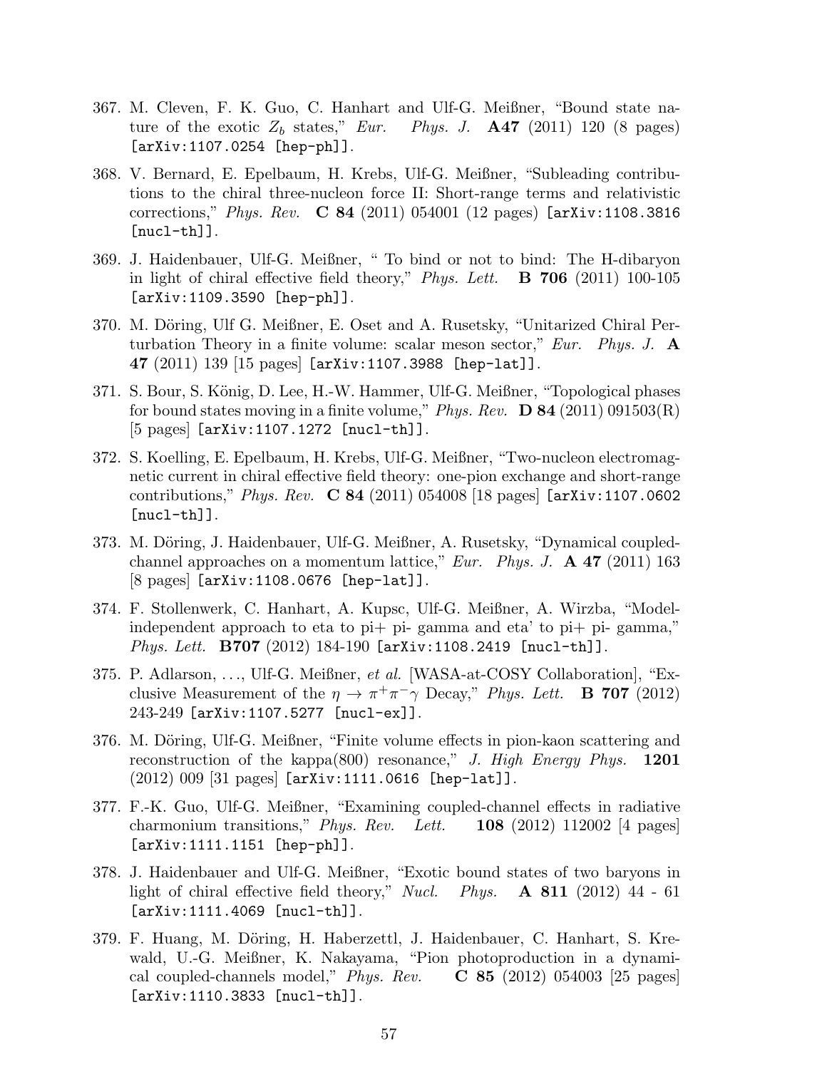367. M. Cleven, F. K. Guo, C. Hanhart and Ulf-G. Meißner, "Bound state nature of the exotic $Z_b$ states," *Eur. Phys. J.* **A47** (2011) 120 (8 pages) [arXiv:1107.0254 [hep-ph]].

368. V. Bernard, E. Epelbaum, H. Krebs, Ulf-G. Meißner, "Subleading contributions to the chiral three-nucleon force II: Short-range terms and relativistic corrections," *Phys. Rev.* **C 84** (2011) 054001 (12 pages) [arXiv:1108.3816 [nucl-th]].

369. J. Haidenbauer, Ulf-G. Meißner, " To bind or not to bind: The H-dibaryon in light of chiral effective field theory," *Phys. Lett.* **B 706** (2011) 100-105 [arXiv:1109.3590 [hep-ph]].

370. M. Döring, Ulf G. Meißner, E. Oset and A. Rusetsky, "Unitarized Chiral Perturbation Theory in a finite volume: scalar meson sector," *Eur. Phys. J.* **A 47** (2011) 139 [15 pages] [arXiv:1107.3988 [hep-lat]].

371. S. Bour, S. König, D. Lee, H.-W. Hammer, Ulf-G. Meißner, "Topological phases for bound states moving in a finite volume," *Phys. Rev.* **D 84** (2011) 091503(R) [5 pages] [arXiv:1107.1272 [nucl-th]].

372. S. Koelling, E. Epelbaum, H. Krebs, Ulf-G. Meißner, "Two-nucleon electromagnetic current in chiral effective field theory: one-pion exchange and short-range contributions," *Phys. Rev.* **C 84** (2011) 054008 [18 pages] [arXiv:1107.0602 [nucl-th]].

373. M. Döring, J. Haidenbauer, Ulf-G. Meißner, A. Rusetsky, "Dynamical coupled-channel approaches on a momentum lattice," *Eur. Phys. J.* **A 47** (2011) 163 [8 pages] [arXiv:1108.0676 [hep-lat]].

374. F. Stollenwerk, C. Hanhart, A. Kupsc, Ulf-G. Meißner, A. Wirzba, "Model-independent approach to eta to pi+ pi- gamma and eta' to pi+ pi- gamma," *Phys. Lett.* **B707** (2012) 184-190 [arXiv:1108.2419 [nucl-th]].

375. P. Adlarson, ..., Ulf-G. Meißner, *et al.* [WASA-at-COSY Collaboration], "Exclusive Measurement of the $\eta \to \pi^+\pi^-\gamma$ Decay," *Phys. Lett.* **B 707** (2012) 243-249 [arXiv:1107.5277 [nucl-ex]].

376. M. Döring, Ulf-G. Meißner, "Finite volume effects in pion-kaon scattering and reconstruction of the kappa(800) resonance," *J. High Energy Phys.* **1201** (2012) 009 [31 pages] [arXiv:1111.0616 [hep-lat]].

377. F.-K. Guo, Ulf-G. Meißner, "Examining coupled-channel effects in radiative charmonium transitions," *Phys. Rev. Lett.* **108** (2012) 112002 [4 pages] [arXiv:1111.1151 [hep-ph]].

378. J. Haidenbauer and Ulf-G. Meißner, "Exotic bound states of two baryons in light of chiral effective field theory," *Nucl. Phys.* **A 811** (2012) 44 - 61 [arXiv:1111.4069 [nucl-th]].

379. F. Huang, M. Döring, H. Haberzettl, J. Haidenbauer, C. Hanhart, S. Krewald, U.-G. Meißner, K. Nakayama, "Pion photoproduction in a dynamical coupled-channels model," *Phys. Rev.* **C 85** (2012) 054003 [25 pages] [arXiv:1110.3833 [nucl-th]].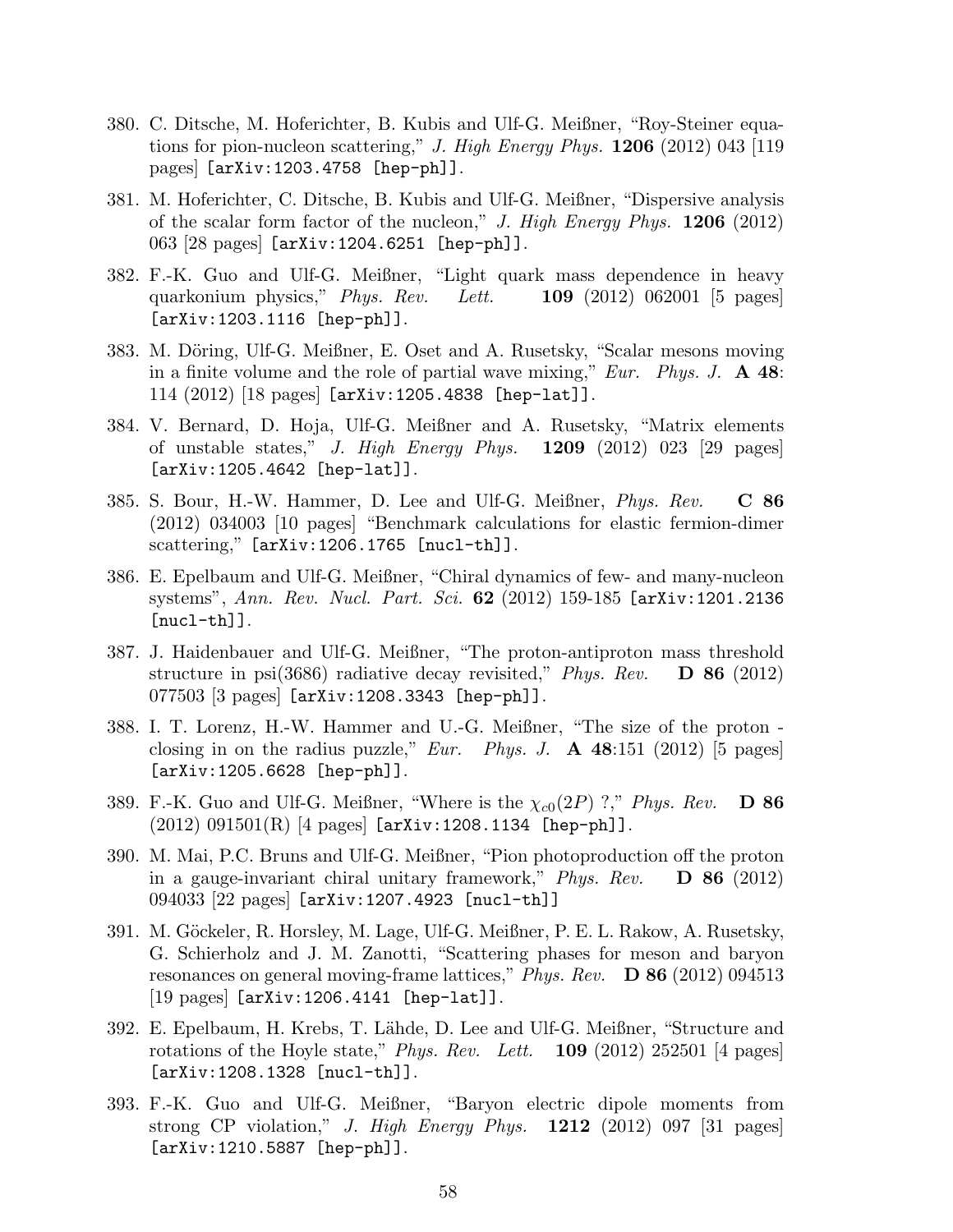380. C. Ditsche, M. Hoferichter, B. Kubis and Ulf-G. Meißner, "Roy-Steiner equations for pion-nucleon scattering," *J. High Energy Phys.* **1206** (2012) 043 [119 pages] [arXiv:1203.4758 [hep-ph]].

381. M. Hoferichter, C. Ditsche, B. Kubis and Ulf-G. Meißner, "Dispersive analysis of the scalar form factor of the nucleon," *J. High Energy Phys.* **1206** (2012) 063 [28 pages] [arXiv:1204.6251 [hep-ph]].

382. F.-K. Guo and Ulf-G. Meißner, "Light quark mass dependence in heavy quarkonium physics," *Phys. Rev. Lett.* **109** (2012) 062001 [5 pages] [arXiv:1203.1116 [hep-ph]].

383. M. Döring, Ulf-G. Meißner, E. Oset and A. Rusetsky, "Scalar mesons moving in a finite volume and the role of partial wave mixing," *Eur. Phys. J.* **A 48**: 114 (2012) [18 pages] [arXiv:1205.4838 [hep-lat]].

384. V. Bernard, D. Hoja, Ulf-G. Meißner and A. Rusetsky, "Matrix elements of unstable states," *J. High Energy Phys.* **1209** (2012) 023 [29 pages] [arXiv:1205.4642 [hep-lat]].

385. S. Bour, H.-W. Hammer, D. Lee and Ulf-G. Meißner, *Phys. Rev.* **C 86** (2012) 034003 [10 pages] "Benchmark calculations for elastic fermion-dimer scattering," [arXiv:1206.1765 [nucl-th]].

386. E. Epelbaum and Ulf-G. Meißner, "Chiral dynamics of few- and many-nucleon systems", *Ann. Rev. Nucl. Part. Sci.* **62** (2012) 159-185 [arXiv:1201.2136 [nucl-th]].

387. J. Haidenbauer and Ulf-G. Meißner, "The proton-antiproton mass threshold structure in psi(3686) radiative decay revisited," *Phys. Rev.* **D 86** (2012) 077503 [3 pages] [arXiv:1208.3343 [hep-ph]].

388. I. T. Lorenz, H.-W. Hammer and U.-G. Meißner, "The size of the proton - closing in on the radius puzzle," *Eur. Phys. J.* **A 48**:151 (2012) [5 pages] [arXiv:1205.6628 [hep-ph]].

389. F.-K. Guo and Ulf-G. Meißner, "Where is the $\chi_{c0}(2P)$ ?," *Phys. Rev.* **D 86** (2012) 091501(R) [4 pages] [arXiv:1208.1134 [hep-ph]].

390. M. Mai, P.C. Bruns and Ulf-G. Meißner, "Pion photoproduction off the proton in a gauge-invariant chiral unitary framework," *Phys. Rev.* **D 86** (2012) 094033 [22 pages] [arXiv:1207.4923 [nucl-th]]

391. M. Göckeler, R. Horsley, M. Lage, Ulf-G. Meißner, P. E. L. Rakow, A. Rusetsky, G. Schierholz and J. M. Zanotti, "Scattering phases for meson and baryon resonances on general moving-frame lattices," *Phys. Rev.* **D 86** (2012) 094513 [19 pages] [arXiv:1206.4141 [hep-lat]].

392. E. Epelbaum, H. Krebs, T. Lähde, D. Lee and Ulf-G. Meißner, "Structure and rotations of the Hoyle state," *Phys. Rev. Lett.* **109** (2012) 252501 [4 pages] [arXiv:1208.1328 [nucl-th]].

393. F.-K. Guo and Ulf-G. Meißner, "Baryon electric dipole moments from strong CP violation," *J. High Energy Phys.* **1212** (2012) 097 [31 pages] [arXiv:1210.5887 [hep-ph]].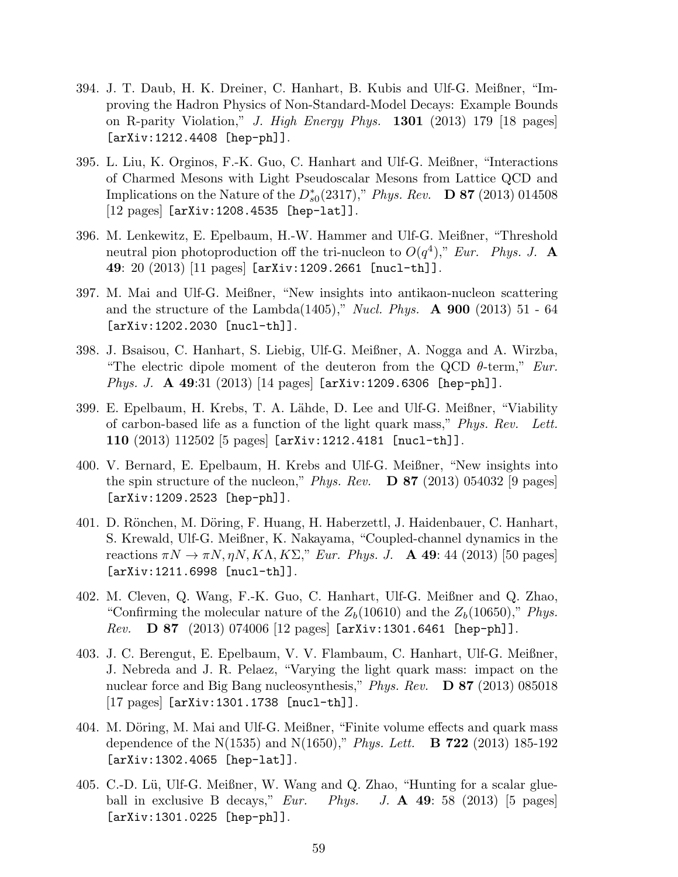394. J. T. Daub, H. K. Dreiner, C. Hanhart, B. Kubis and Ulf-G. Meißner, "Improving the Hadron Physics of Non-Standard-Model Decays: Example Bounds on R-parity Violation," *J. High Energy Phys.* **1301** (2013) 179 [18 pages] [arXiv:1212.4408 [hep-ph]].

395. L. Liu, K. Orginos, F.-K. Guo, C. Hanhart and Ulf-G. Meißner, "Interactions of Charmed Mesons with Light Pseudoscalar Mesons from Lattice QCD and Implications on the Nature of the $D_{s0}^*(2317)$," *Phys. Rev.* **D 87** (2013) 014508 [12 pages] [arXiv:1208.4535 [hep-lat]].

396. M. Lenkewitz, E. Epelbaum, H.-W. Hammer and Ulf-G. Meißner, "Threshold neutral pion photoproduction off the tri-nucleon to $O(q^4)$," *Eur. Phys. J.* **A 49**: 20 (2013) [11 pages] [arXiv:1209.2661 [nucl-th]].

397. M. Mai and Ulf-G. Meißner, "New insights into antikaon-nucleon scattering and the structure of the Lambda(1405)," *Nucl. Phys.* **A 900** (2013) 51 - 64 [arXiv:1202.2030 [nucl-th]].

398. J. Bsaisou, C. Hanhart, S. Liebig, Ulf-G. Meißner, A. Nogga and A. Wirzba, "The electric dipole moment of the deuteron from the QCD $\theta$-term," *Eur. Phys. J.* **A 49**:31 (2013) [14 pages] [arXiv:1209.6306 [hep-ph]].

399. E. Epelbaum, H. Krebs, T. A. Lähde, D. Lee and Ulf-G. Meißner, "Viability of carbon-based life as a function of the light quark mass," *Phys. Rev. Lett.* **110** (2013) 112502 [5 pages] [arXiv:1212.4181 [nucl-th]].

400. V. Bernard, E. Epelbaum, H. Krebs and Ulf-G. Meißner, "New insights into the spin structure of the nucleon," *Phys. Rev.* **D 87** (2013) 054032 [9 pages] [arXiv:1209.2523 [hep-ph]].

401. D. Rönchen, M. Döring, F. Huang, H. Haberzettl, J. Haidenbauer, C. Hanhart, S. Krewald, Ulf-G. Meißner, K. Nakayama, "Coupled-channel dynamics in the reactions $\pi N \to \pi N, \eta N, K\Lambda, K\Sigma$," *Eur. Phys. J.* **A 49**: 44 (2013) [50 pages] [arXiv:1211.6998 [nucl-th]].

402. M. Cleven, Q. Wang, F.-K. Guo, C. Hanhart, Ulf-G. Meißner and Q. Zhao, "Confirming the molecular nature of the $Z_b(10610)$ and the $Z_b(10650)$," *Phys. Rev.* **D 87** (2013) 074006 [12 pages] [arXiv:1301.6461 [hep-ph]].

403. J. C. Berengut, E. Epelbaum, V. V. Flambaum, C. Hanhart, Ulf-G. Meißner, J. Nebreda and J. R. Pelaez, "Varying the light quark mass: impact on the nuclear force and Big Bang nucleosynthesis," *Phys. Rev.* **D 87** (2013) 085018 [17 pages] [arXiv:1301.1738 [nucl-th]].

404. M. Döring, M. Mai and Ulf-G. Meißner, "Finite volume effects and quark mass dependence of the N(1535) and N(1650)," *Phys. Lett.* **B 722** (2013) 185-192 [arXiv:1302.4065 [hep-lat]].

405. C.-D. Lü, Ulf-G. Meißner, W. Wang and Q. Zhao, "Hunting for a scalar glueball in exclusive B decays," *Eur. Phys. J.* **A 49**: 58 (2013) [5 pages] [arXiv:1301.0225 [hep-ph]].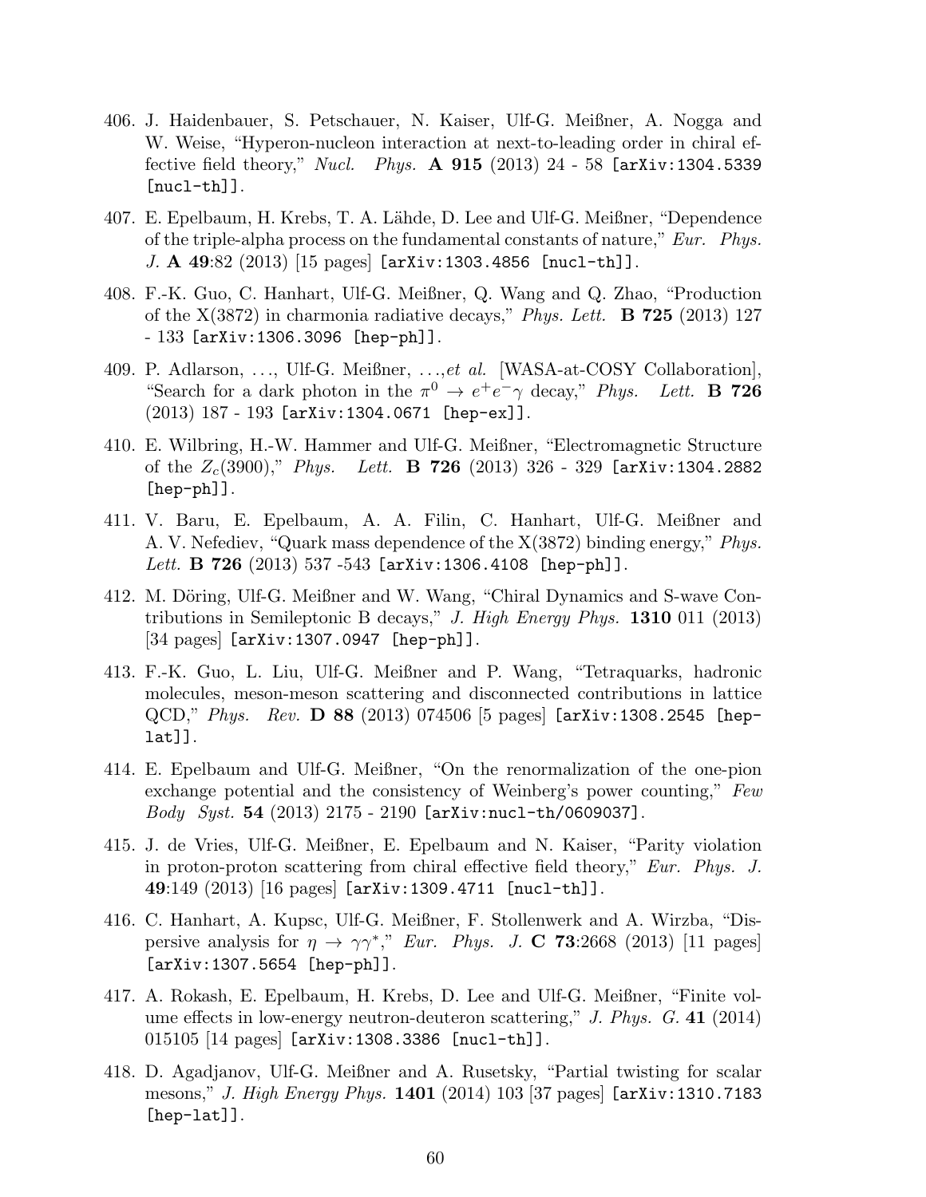406. J. Haidenbauer, S. Petschauer, N. Kaiser, Ulf-G. Meißner, A. Nogga and W. Weise, "Hyperon-nucleon interaction at next-to-leading order in chiral effective field theory," *Nucl. Phys.* **A 915** (2013) 24 - 58 `[arXiv:1304.5339 [nucl-th]]`.

407. E. Epelbaum, H. Krebs, T. A. Lähde, D. Lee and Ulf-G. Meißner, "Dependence of the triple-alpha process on the fundamental constants of nature," *Eur. Phys. J.* **A 49**:82 (2013) [15 pages] `[arXiv:1303.4856 [nucl-th]]`.

408. F.-K. Guo, C. Hanhart, Ulf-G. Meißner, Q. Wang and Q. Zhao, "Production of the X(3872) in charmonia radiative decays," *Phys. Lett.* **B 725** (2013) 127 - 133 `[arXiv:1306.3096 [hep-ph]]`.

409. P. Adlarson, ..., Ulf-G. Meißner, ...,*et al.* [WASA-at-COSY Collaboration], "Search for a dark photon in the $\pi^0 \to e^+e^-\gamma$ decay," *Phys. Lett.* **B 726** (2013) 187 - 193 `[arXiv:1304.0671 [hep-ex]]`.

410. E. Wilbring, H.-W. Hammer and Ulf-G. Meißner, "Electromagnetic Structure of the $Z_c(3900)$," *Phys. Lett.* **B 726** (2013) 326 - 329 `[arXiv:1304.2882 [hep-ph]]`.

411. V. Baru, E. Epelbaum, A. A. Filin, C. Hanhart, Ulf-G. Meißner and A. V. Nefediev, "Quark mass dependence of the X(3872) binding energy," *Phys. Lett.* **B 726** (2013) 537 -543 `[arXiv:1306.4108 [hep-ph]]`.

412. M. Döring, Ulf-G. Meißner and W. Wang, "Chiral Dynamics and S-wave Contributions in Semileptonic B decays," *J. High Energy Phys.* **1310** 011 (2013) [34 pages] `[arXiv:1307.0947 [hep-ph]]`.

413. F.-K. Guo, L. Liu, Ulf-G. Meißner and P. Wang, "Tetraquarks, hadronic molecules, meson-meson scattering and disconnected contributions in lattice QCD," *Phys. Rev.* **D 88** (2013) 074506 [5 pages] `[arXiv:1308.2545 [hep-lat]]`.

414. E. Epelbaum and Ulf-G. Meißner, "On the renormalization of the one-pion exchange potential and the consistency of Weinberg's power counting," *Few Body Syst.* **54** (2013) 2175 - 2190 `[arXiv:nucl-th/0609037]`.

415. J. de Vries, Ulf-G. Meißner, E. Epelbaum and N. Kaiser, "Parity violation in proton-proton scattering from chiral effective field theory," *Eur. Phys. J.* **49**:149 (2013) [16 pages] `[arXiv:1309.4711 [nucl-th]]`.

416. C. Hanhart, A. Kupsc, Ulf-G. Meißner, F. Stollenwerk and A. Wirzba, "Dispersive analysis for $\eta \to \gamma\gamma^*$," *Eur. Phys. J.* **C 73**:2668 (2013) [11 pages] `[arXiv:1307.5654 [hep-ph]]`.

417. A. Rokash, E. Epelbaum, H. Krebs, D. Lee and Ulf-G. Meißner, "Finite volume effects in low-energy neutron-deuteron scattering," *J. Phys. G.* **41** (2014) 015105 [14 pages] `[arXiv:1308.3386 [nucl-th]]`.

418. D. Agadjanov, Ulf-G. Meißner and A. Rusetsky, "Partial twisting for scalar mesons," *J. High Energy Phys.* **1401** (2014) 103 [37 pages] `[arXiv:1310.7183 [hep-lat]]`.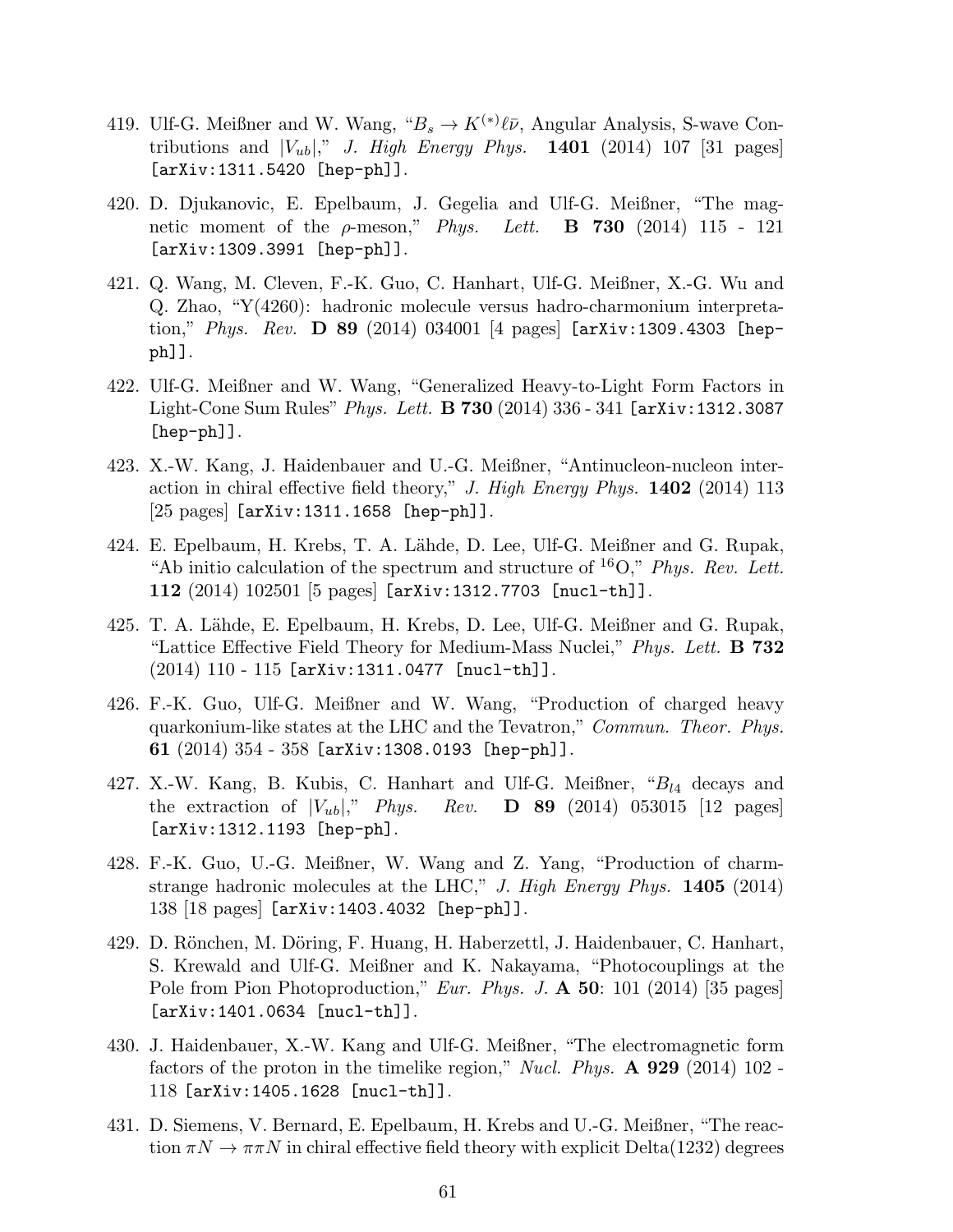419. Ulf-G. Meißner and W. Wang, "$B_s \to K^{(*)}\ell\bar{\nu}$, Angular Analysis, S-wave Contributions and $|V_{ub}|$," *J. High Energy Phys.* **1401** (2014) 107 [31 pages] [arXiv:1311.5420 [hep-ph]].

420. D. Djukanovic, E. Epelbaum, J. Gegelia and Ulf-G. Meißner, "The magnetic moment of the $\rho$-meson," *Phys. Lett.* **B 730** (2014) 115 - 121 [arXiv:1309.3991 [hep-ph]].

421. Q. Wang, M. Cleven, F.-K. Guo, C. Hanhart, Ulf-G. Meißner, X.-G. Wu and Q. Zhao, "Y(4260): hadronic molecule versus hadro-charmonium interpretation," *Phys. Rev.* **D 89** (2014) 034001 [4 pages] [arXiv:1309.4303 [hep-ph]].

422. Ulf-G. Meißner and W. Wang, "Generalized Heavy-to-Light Form Factors in Light-Cone Sum Rules" *Phys. Lett.* **B 730** (2014) 336 - 341 [arXiv:1312.3087 [hep-ph]].

423. X.-W. Kang, J. Haidenbauer and U.-G. Meißner, "Antinucleon-nucleon interaction in chiral effective field theory," *J. High Energy Phys.* **1402** (2014) 113 [25 pages] [arXiv:1311.1658 [hep-ph]].

424. E. Epelbaum, H. Krebs, T. A. Lähde, D. Lee, Ulf-G. Meißner and G. Rupak, "Ab initio calculation of the spectrum and structure of $^{16}$O," *Phys. Rev. Lett.* **112** (2014) 102501 [5 pages] [arXiv:1312.7703 [nucl-th]].

425. T. A. Lähde, E. Epelbaum, H. Krebs, D. Lee, Ulf-G. Meißner and G. Rupak, "Lattice Effective Field Theory for Medium-Mass Nuclei," *Phys. Lett.* **B 732** (2014) 110 - 115 [arXiv:1311.0477 [nucl-th]].

426. F.-K. Guo, Ulf-G. Meißner and W. Wang, "Production of charged heavy quarkonium-like states at the LHC and the Tevatron," *Commun. Theor. Phys.* **61** (2014) 354 - 358 [arXiv:1308.0193 [hep-ph]].

427. X.-W. Kang, B. Kubis, C. Hanhart and Ulf-G. Meißner, "$B_{l4}$ decays and the extraction of $|V_{ub}|$," *Phys. Rev.* **D 89** (2014) 053015 [12 pages] [arXiv:1312.1193 [hep-ph].

428. F.-K. Guo, U.-G. Meißner, W. Wang and Z. Yang, "Production of charm-strange hadronic molecules at the LHC," *J. High Energy Phys.* **1405** (2014) 138 [18 pages] [arXiv:1403.4032 [hep-ph]].

429. D. Rönchen, M. Döring, F. Huang, H. Haberzettl, J. Haidenbauer, C. Hanhart, S. Krewald and Ulf-G. Meißner and K. Nakayama, "Photocouplings at the Pole from Pion Photoproduction," *Eur. Phys. J.* **A 50**: 101 (2014) [35 pages] [arXiv:1401.0634 [nucl-th]].

430. J. Haidenbauer, X.-W. Kang and Ulf-G. Meißner, "The electromagnetic form factors of the proton in the timelike region," *Nucl. Phys.* **A 929** (2014) 102 - 118 [arXiv:1405.1628 [nucl-th]].

431. D. Siemens, V. Bernard, E. Epelbaum, H. Krebs and U.-G. Meißner, "The reaction $\pi N \to \pi\pi N$ in chiral effective field theory with explicit Delta(1232) degrees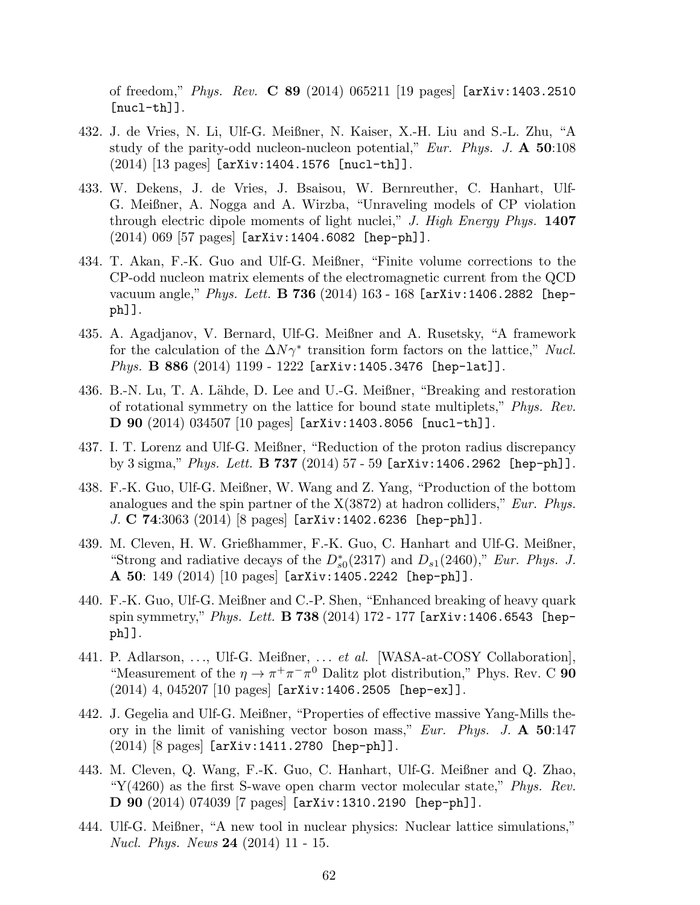of freedom," *Phys. Rev.* **C 89** (2014) 065211 [19 pages] [arXiv:1403.2510 [nucl-th]].

432. J. de Vries, N. Li, Ulf-G. Meißner, N. Kaiser, X.-H. Liu and S.-L. Zhu, "A study of the parity-odd nucleon-nucleon potential," *Eur. Phys. J.* **A 50**:108 (2014) [13 pages] [arXiv:1404.1576 [nucl-th]].

433. W. Dekens, J. de Vries, J. Bsaisou, W. Bernreuther, C. Hanhart, Ulf-G. Meißner, A. Nogga and A. Wirzba, "Unraveling models of CP violation through electric dipole moments of light nuclei," *J. High Energy Phys.* **1407** (2014) 069 [57 pages] [arXiv:1404.6082 [hep-ph]].

434. T. Akan, F.-K. Guo and Ulf-G. Meißner, "Finite volume corrections to the CP-odd nucleon matrix elements of the electromagnetic current from the QCD vacuum angle," *Phys. Lett.* **B 736** (2014) 163 - 168 [arXiv:1406.2882 [hep-ph]].

435. A. Agadjanov, V. Bernard, Ulf-G. Meißner and A. Rusetsky, "A framework for the calculation of the $\Delta N\gamma^*$ transition form factors on the lattice," *Nucl. Phys.* **B 886** (2014) 1199 - 1222 [arXiv:1405.3476 [hep-lat]].

436. B.-N. Lu, T. A. Lähde, D. Lee and U.-G. Meißner, "Breaking and restoration of rotational symmetry on the lattice for bound state multiplets," *Phys. Rev.* **D 90** (2014) 034507 [10 pages] [arXiv:1403.8056 [nucl-th]].

437. I. T. Lorenz and Ulf-G. Meißner, "Reduction of the proton radius discrepancy by 3 sigma," *Phys. Lett.* **B 737** (2014) 57 - 59 [arXiv:1406.2962 [hep-ph]].

438. F.-K. Guo, Ulf-G. Meißner, W. Wang and Z. Yang, "Production of the bottom analogues and the spin partner of the X(3872) at hadron colliders," *Eur. Phys. J.* **C 74**:3063 (2014) [8 pages] [arXiv:1402.6236 [hep-ph]].

439. M. Cleven, H. W. Grießhammer, F.-K. Guo, C. Hanhart and Ulf-G. Meißner, "Strong and radiative decays of the $D^*_{s0}(2317)$ and $D_{s1}(2460)$," *Eur. Phys. J.* **A 50**: 149 (2014) [10 pages] [arXiv:1405.2242 [hep-ph]].

440. F.-K. Guo, Ulf-G. Meißner and C.-P. Shen, "Enhanced breaking of heavy quark spin symmetry," *Phys. Lett.* **B 738** (2014) 172 - 177 [arXiv:1406.6543 [hep-ph]].

441. P. Adlarson, ..., Ulf-G. Meißner, ... *et al.* [WASA-at-COSY Collaboration], "Measurement of the $\eta \to \pi^+\pi^-\pi^0$ Dalitz plot distribution," Phys. Rev. C **90** (2014) 4, 045207 [10 pages] [arXiv:1406.2505 [hep-ex]].

442. J. Gegelia and Ulf-G. Meißner, "Properties of effective massive Yang-Mills theory in the limit of vanishing vector boson mass," *Eur. Phys. J.* **A 50**:147 (2014) [8 pages] [arXiv:1411.2780 [hep-ph]].

443. M. Cleven, Q. Wang, F.-K. Guo, C. Hanhart, Ulf-G. Meißner and Q. Zhao, "Y(4260) as the first S-wave open charm vector molecular state," *Phys. Rev.* **D 90** (2014) 074039 [7 pages] [arXiv:1310.2190 [hep-ph]].

444. Ulf-G. Meißner, "A new tool in nuclear physics: Nuclear lattice simulations," *Nucl. Phys. News* **24** (2014) 11 - 15.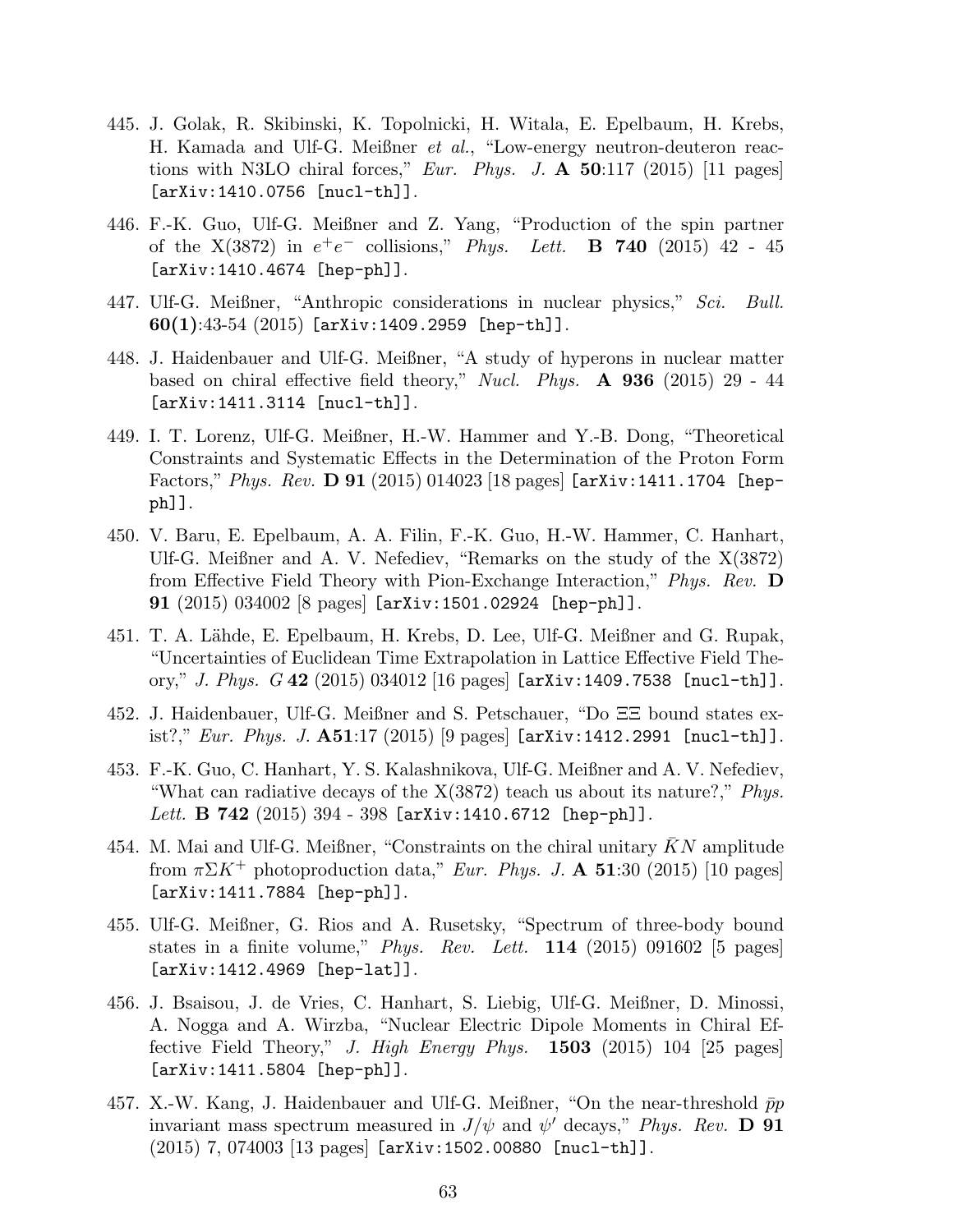445. J. Golak, R. Skibinski, K. Topolnicki, H. Witala, E. Epelbaum, H. Krebs, H. Kamada and Ulf-G. Meißner *et al.*, "Low-energy neutron-deuteron reactions with N3LO chiral forces," *Eur. Phys. J.* **A 50**:117 (2015) [11 pages] [arXiv:1410.0756 [nucl-th]].

446. F.-K. Guo, Ulf-G. Meißner and Z. Yang, "Production of the spin partner of the X(3872) in $e^+e^-$ collisions," *Phys. Lett.* **B 740** (2015) 42 - 45 [arXiv:1410.4674 [hep-ph]].

447. Ulf-G. Meißner, "Anthropic considerations in nuclear physics," *Sci. Bull.* **60(1)**:43-54 (2015) [arXiv:1409.2959 [hep-th]].

448. J. Haidenbauer and Ulf-G. Meißner, "A study of hyperons in nuclear matter based on chiral effective field theory," *Nucl. Phys.* **A 936** (2015) 29 - 44 [arXiv:1411.3114 [nucl-th]].

449. I. T. Lorenz, Ulf-G. Meißner, H.-W. Hammer and Y.-B. Dong, "Theoretical Constraints and Systematic Effects in the Determination of the Proton Form Factors," *Phys. Rev.* **D 91** (2015) 014023 [18 pages] [arXiv:1411.1704 [hep-ph]].

450. V. Baru, E. Epelbaum, A. A. Filin, F.-K. Guo, H.-W. Hammer, C. Hanhart, Ulf-G. Meißner and A. V. Nefediev, "Remarks on the study of the X(3872) from Effective Field Theory with Pion-Exchange Interaction," *Phys. Rev.* **D 91** (2015) 034002 [8 pages] [arXiv:1501.02924 [hep-ph]].

451. T. A. Lähde, E. Epelbaum, H. Krebs, D. Lee, Ulf-G. Meißner and G. Rupak, "Uncertainties of Euclidean Time Extrapolation in Lattice Effective Field Theory," *J. Phys. G* **42** (2015) 034012 [16 pages] [arXiv:1409.7538 [nucl-th]].

452. J. Haidenbauer, Ulf-G. Meißner and S. Petschauer, "Do $\Xi\Xi$ bound states exist?," *Eur. Phys. J.* **A51**:17 (2015) [9 pages] [arXiv:1412.2991 [nucl-th]].

453. F.-K. Guo, C. Hanhart, Y. S. Kalashnikova, Ulf-G. Meißner and A. V. Nefediev, "What can radiative decays of the X(3872) teach us about its nature?," *Phys. Lett.* **B 742** (2015) 394 - 398 [arXiv:1410.6712 [hep-ph]].

454. M. Mai and Ulf-G. Meißner, "Constraints on the chiral unitary $\bar{K}N$ amplitude from $\pi\Sigma K^+$ photoproduction data," *Eur. Phys. J.* **A 51**:30 (2015) [10 pages] [arXiv:1411.7884 [hep-ph]].

455. Ulf-G. Meißner, G. Rios and A. Rusetsky, "Spectrum of three-body bound states in a finite volume," *Phys. Rev. Lett.* **114** (2015) 091602 [5 pages] [arXiv:1412.4969 [hep-lat]].

456. J. Bsaisou, J. de Vries, C. Hanhart, S. Liebig, Ulf-G. Meißner, D. Minossi, A. Nogga and A. Wirzba, "Nuclear Electric Dipole Moments in Chiral Effective Field Theory," *J. High Energy Phys.* **1503** (2015) 104 [25 pages] [arXiv:1411.5804 [hep-ph]].

457. X.-W. Kang, J. Haidenbauer and Ulf-G. Meißner, "On the near-threshold $\bar{p}p$ invariant mass spectrum measured in $J/\psi$ and $\psi'$ decays," *Phys. Rev.* **D 91** (2015) 7, 074003 [13 pages] [arXiv:1502.00880 [nucl-th]].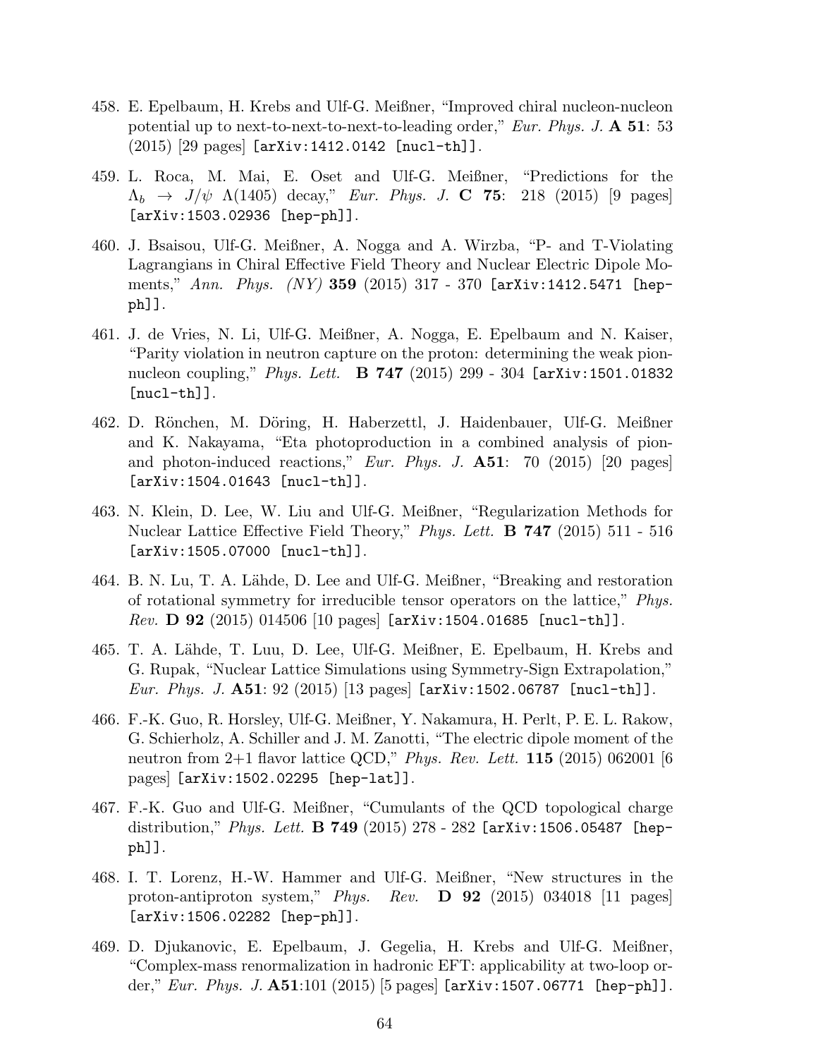458. E. Epelbaum, H. Krebs and Ulf-G. Meißner, "Improved chiral nucleon-nucleon potential up to next-to-next-to-next-to-leading order," *Eur. Phys. J.* **A 51**: 53 (2015) [29 pages] [arXiv:1412.0142 [nucl-th]].

459. L. Roca, M. Mai, E. Oset and Ulf-G. Meißner, "Predictions for the $\Lambda_b \to J/\psi\ \Lambda(1405)$ decay," *Eur. Phys. J.* **C 75**: 218 (2015) [9 pages] [arXiv:1503.02936 [hep-ph]].

460. J. Bsaisou, Ulf-G. Meißner, A. Nogga and A. Wirzba, "P- and T-Violating Lagrangians in Chiral Effective Field Theory and Nuclear Electric Dipole Moments," *Ann. Phys. (NY)* **359** (2015) 317 - 370 [arXiv:1412.5471 [hep-ph]].

461. J. de Vries, N. Li, Ulf-G. Meißner, A. Nogga, E. Epelbaum and N. Kaiser, "Parity violation in neutron capture on the proton: determining the weak pion-nucleon coupling," *Phys. Lett.* **B 747** (2015) 299 - 304 [arXiv:1501.01832 [nucl-th]].

462. D. Rönchen, M. Döring, H. Haberzettl, J. Haidenbauer, Ulf-G. Meißner and K. Nakayama, "Eta photoproduction in a combined analysis of pion- and photon-induced reactions," *Eur. Phys. J.* **A51**: 70 (2015) [20 pages] [arXiv:1504.01643 [nucl-th]].

463. N. Klein, D. Lee, W. Liu and Ulf-G. Meißner, "Regularization Methods for Nuclear Lattice Effective Field Theory," *Phys. Lett.* **B 747** (2015) 511 - 516 [arXiv:1505.07000 [nucl-th]].

464. B. N. Lu, T. A. Lähde, D. Lee and Ulf-G. Meißner, "Breaking and restoration of rotational symmetry for irreducible tensor operators on the lattice," *Phys. Rev.* **D 92** (2015) 014506 [10 pages] [arXiv:1504.01685 [nucl-th]].

465. T. A. Lähde, T. Luu, D. Lee, Ulf-G. Meißner, E. Epelbaum, H. Krebs and G. Rupak, "Nuclear Lattice Simulations using Symmetry-Sign Extrapolation," *Eur. Phys. J.* **A51**: 92 (2015) [13 pages] [arXiv:1502.06787 [nucl-th]].

466. F.-K. Guo, R. Horsley, Ulf-G. Meißner, Y. Nakamura, H. Perlt, P. E. L. Rakow, G. Schierholz, A. Schiller and J. M. Zanotti, "The electric dipole moment of the neutron from 2+1 flavor lattice QCD," *Phys. Rev. Lett.* **115** (2015) 062001 [6 pages] [arXiv:1502.02295 [hep-lat]].

467. F.-K. Guo and Ulf-G. Meißner, "Cumulants of the QCD topological charge distribution," *Phys. Lett.* **B 749** (2015) 278 - 282 [arXiv:1506.05487 [hep-ph]].

468. I. T. Lorenz, H.-W. Hammer and Ulf-G. Meißner, "New structures in the proton-antiproton system," *Phys. Rev.* **D 92** (2015) 034018 [11 pages] [arXiv:1506.02282 [hep-ph]].

469. D. Djukanovic, E. Epelbaum, J. Gegelia, H. Krebs and Ulf-G. Meißner, "Complex-mass renormalization in hadronic EFT: applicability at two-loop order," *Eur. Phys. J.* **A51**:101 (2015) [5 pages] [arXiv:1507.06771 [hep-ph]].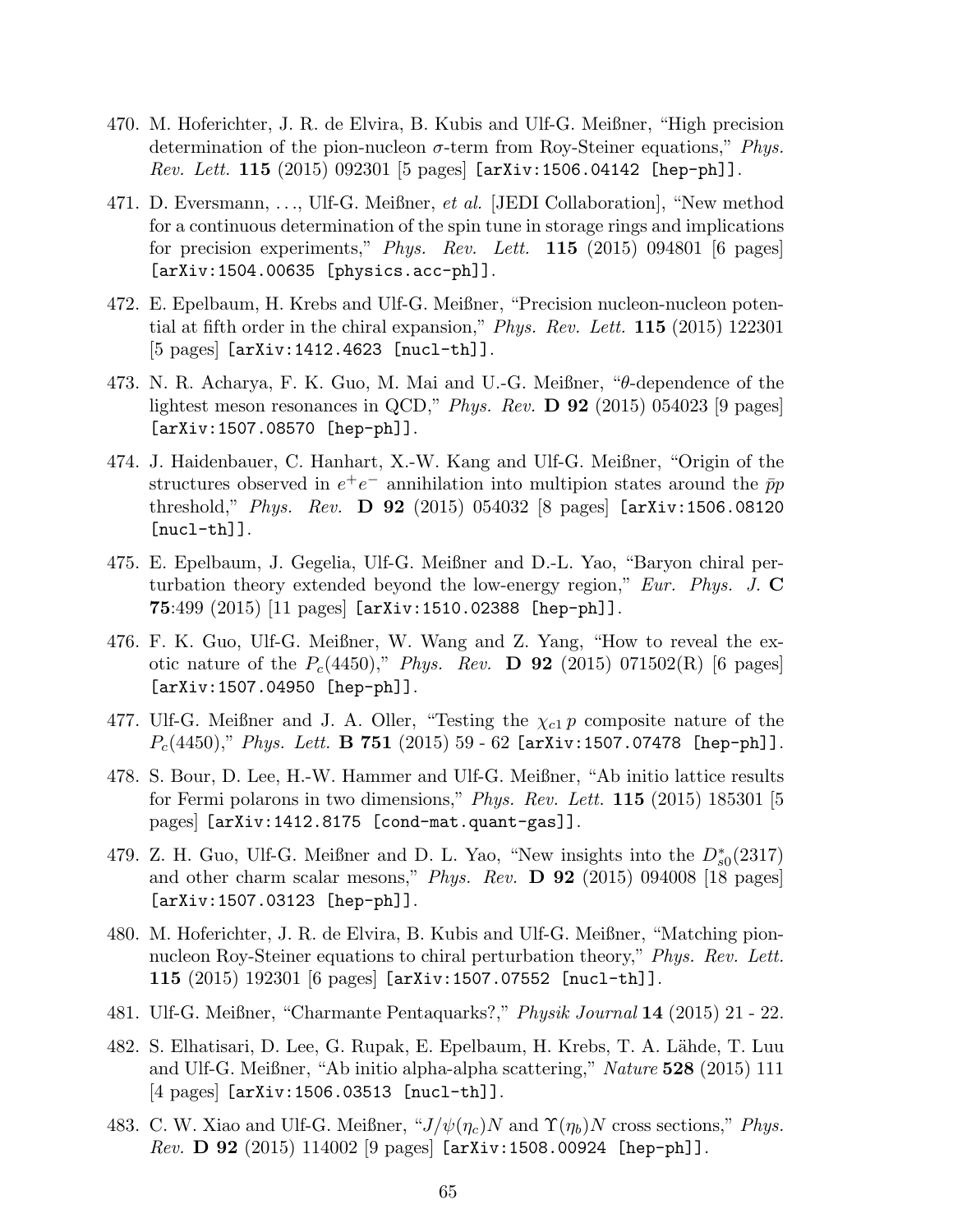470. M. Hoferichter, J. R. de Elvira, B. Kubis and Ulf-G. Meißner, "High precision determination of the pion-nucleon $\sigma$-term from Roy-Steiner equations," *Phys. Rev. Lett.* **115** (2015) 092301 [5 pages] [arXiv:1506.04142 [hep-ph]].

471. D. Eversmann, ..., Ulf-G. Meißner, *et al.* [JEDI Collaboration], "New method for a continuous determination of the spin tune in storage rings and implications for precision experiments," *Phys. Rev. Lett.* **115** (2015) 094801 [6 pages] [arXiv:1504.00635 [physics.acc-ph]].

472. E. Epelbaum, H. Krebs and Ulf-G. Meißner, "Precision nucleon-nucleon potential at fifth order in the chiral expansion," *Phys. Rev. Lett.* **115** (2015) 122301 [5 pages] [arXiv:1412.4623 [nucl-th]].

473. N. R. Acharya, F. K. Guo, M. Mai and U.-G. Meißner, "$\theta$-dependence of the lightest meson resonances in QCD," *Phys. Rev.* **D 92** (2015) 054023 [9 pages] [arXiv:1507.08570 [hep-ph]].

474. J. Haidenbauer, C. Hanhart, X.-W. Kang and Ulf-G. Meißner, "Origin of the structures observed in $e^+e^-$ annihilation into multipion states around the $\bar{p}p$ threshold," *Phys. Rev.* **D 92** (2015) 054032 [8 pages] [arXiv:1506.08120 [nucl-th]].

475. E. Epelbaum, J. Gegelia, Ulf-G. Meißner and D.-L. Yao, "Baryon chiral perturbation theory extended beyond the low-energy region," *Eur. Phys. J.* **C 75**:499 (2015) [11 pages] [arXiv:1510.02388 [hep-ph]].

476. F. K. Guo, Ulf-G. Meißner, W. Wang and Z. Yang, "How to reveal the exotic nature of the $P_c(4450)$," *Phys. Rev.* **D 92** (2015) 071502(R) [6 pages] [arXiv:1507.04950 [hep-ph]].

477. Ulf-G. Meißner and J. A. Oller, "Testing the $\chi_{c1}\,p$ composite nature of the $P_c(4450)$," *Phys. Lett.* **B 751** (2015) 59 - 62 [arXiv:1507.07478 [hep-ph]].

478. S. Bour, D. Lee, H.-W. Hammer and Ulf-G. Meißner, "Ab initio lattice results for Fermi polarons in two dimensions," *Phys. Rev. Lett.* **115** (2015) 185301 [5 pages] [arXiv:1412.8175 [cond-mat.quant-gas]].

479. Z. H. Guo, Ulf-G. Meißner and D. L. Yao, "New insights into the $D^*_{s0}(2317)$ and other charm scalar mesons," *Phys. Rev.* **D 92** (2015) 094008 [18 pages] [arXiv:1507.03123 [hep-ph]].

480. M. Hoferichter, J. R. de Elvira, B. Kubis and Ulf-G. Meißner, "Matching pion-nucleon Roy-Steiner equations to chiral perturbation theory," *Phys. Rev. Lett.* **115** (2015) 192301 [6 pages] [arXiv:1507.07552 [nucl-th]].

481. Ulf-G. Meißner, "Charmante Pentaquarks?," *Physik Journal* **14** (2015) 21 - 22.

482. S. Elhatisari, D. Lee, G. Rupak, E. Epelbaum, H. Krebs, T. A. Lähde, T. Luu and Ulf-G. Meißner, "Ab initio alpha-alpha scattering," *Nature* **528** (2015) 111 [4 pages] [arXiv:1506.03513 [nucl-th]].

483. C. W. Xiao and Ulf-G. Meißner, "$J/\psi(\eta_c)N$ and $\Upsilon(\eta_b)N$ cross sections," *Phys. Rev.* **D 92** (2015) 114002 [9 pages] [arXiv:1508.00924 [hep-ph]].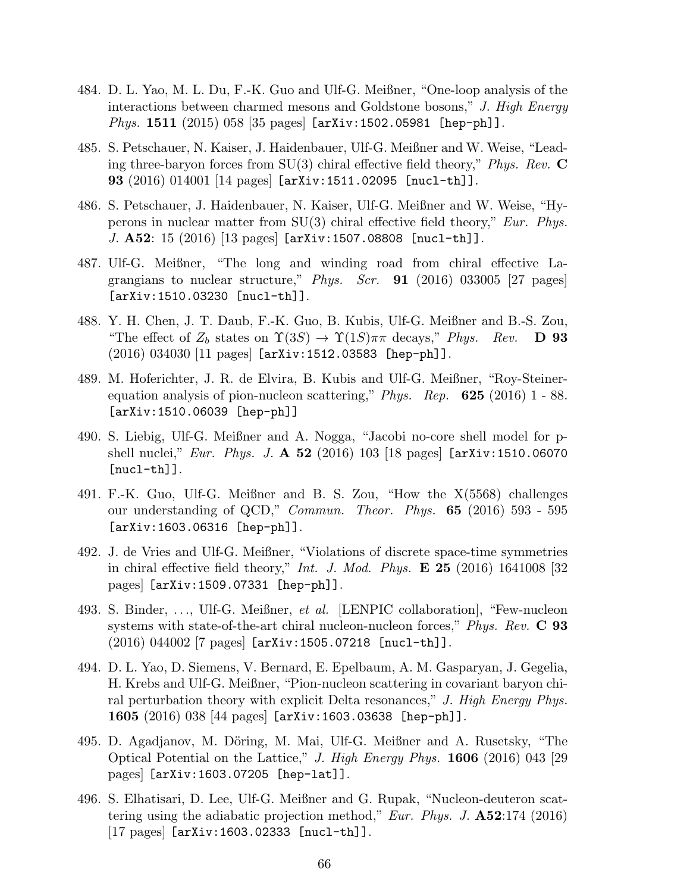484. D. L. Yao, M. L. Du, F.-K. Guo and Ulf-G. Meißner, "One-loop analysis of the interactions between charmed mesons and Goldstone bosons," *J. High Energy Phys.* **1511** (2015) 058 [35 pages] [arXiv:1502.05981 [hep-ph]].

485. S. Petschauer, N. Kaiser, J. Haidenbauer, Ulf-G. Meißner and W. Weise, "Leading three-baryon forces from SU(3) chiral effective field theory," *Phys. Rev.* **C 93** (2016) 014001 [14 pages] [arXiv:1511.02095 [nucl-th]].

486. S. Petschauer, J. Haidenbauer, N. Kaiser, Ulf-G. Meißner and W. Weise, "Hyperons in nuclear matter from SU(3) chiral effective field theory," *Eur. Phys. J.* **A52**: 15 (2016) [13 pages] [arXiv:1507.08808 [nucl-th]].

487. Ulf-G. Meißner, "The long and winding road from chiral effective Lagrangians to nuclear structure," *Phys. Scr.* **91** (2016) 033005 [27 pages] [arXiv:1510.03230 [nucl-th]].

488. Y. H. Chen, J. T. Daub, F.-K. Guo, B. Kubis, Ulf-G. Meißner and B.-S. Zou, "The effect of $Z_b$ states on $\Upsilon(3S) \to \Upsilon(1S)\pi\pi$ decays," *Phys. Rev.* **D 93** (2016) 034030 [11 pages] [arXiv:1512.03583 [hep-ph]].

489. M. Hoferichter, J. R. de Elvira, B. Kubis and Ulf-G. Meißner, "Roy-Steiner-equation analysis of pion-nucleon scattering," *Phys. Rep.* **625** (2016) 1 - 88. [arXiv:1510.06039 [hep-ph]]

490. S. Liebig, Ulf-G. Meißner and A. Nogga, "Jacobi no-core shell model for p-shell nuclei," *Eur. Phys. J.* **A 52** (2016) 103 [18 pages] [arXiv:1510.06070 [nucl-th]].

491. F.-K. Guo, Ulf-G. Meißner and B. S. Zou, "How the X(5568) challenges our understanding of QCD," *Commun. Theor. Phys.* **65** (2016) 593 - 595 [arXiv:1603.06316 [hep-ph]].

492. J. de Vries and Ulf-G. Meißner, "Violations of discrete space-time symmetries in chiral effective field theory," *Int. J. Mod. Phys.* **E 25** (2016) 1641008 [32 pages] [arXiv:1509.07331 [hep-ph]].

493. S. Binder, ..., Ulf-G. Meißner, *et al.* [LENPIC collaboration], "Few-nucleon systems with state-of-the-art chiral nucleon-nucleon forces," *Phys. Rev.* **C 93** (2016) 044002 [7 pages] [arXiv:1505.07218 [nucl-th]].

494. D. L. Yao, D. Siemens, V. Bernard, E. Epelbaum, A. M. Gasparyan, J. Gegelia, H. Krebs and Ulf-G. Meißner, "Pion-nucleon scattering in covariant baryon chiral perturbation theory with explicit Delta resonances," *J. High Energy Phys.* **1605** (2016) 038 [44 pages] [arXiv:1603.03638 [hep-ph]].

495. D. Agadjanov, M. Döring, M. Mai, Ulf-G. Meißner and A. Rusetsky, "The Optical Potential on the Lattice," *J. High Energy Phys.* **1606** (2016) 043 [29 pages] [arXiv:1603.07205 [hep-lat]].

496. S. Elhatisari, D. Lee, Ulf-G. Meißner and G. Rupak, "Nucleon-deuteron scattering using the adiabatic projection method," *Eur. Phys. J.* **A52**:174 (2016) [17 pages] [arXiv:1603.02333 [nucl-th]].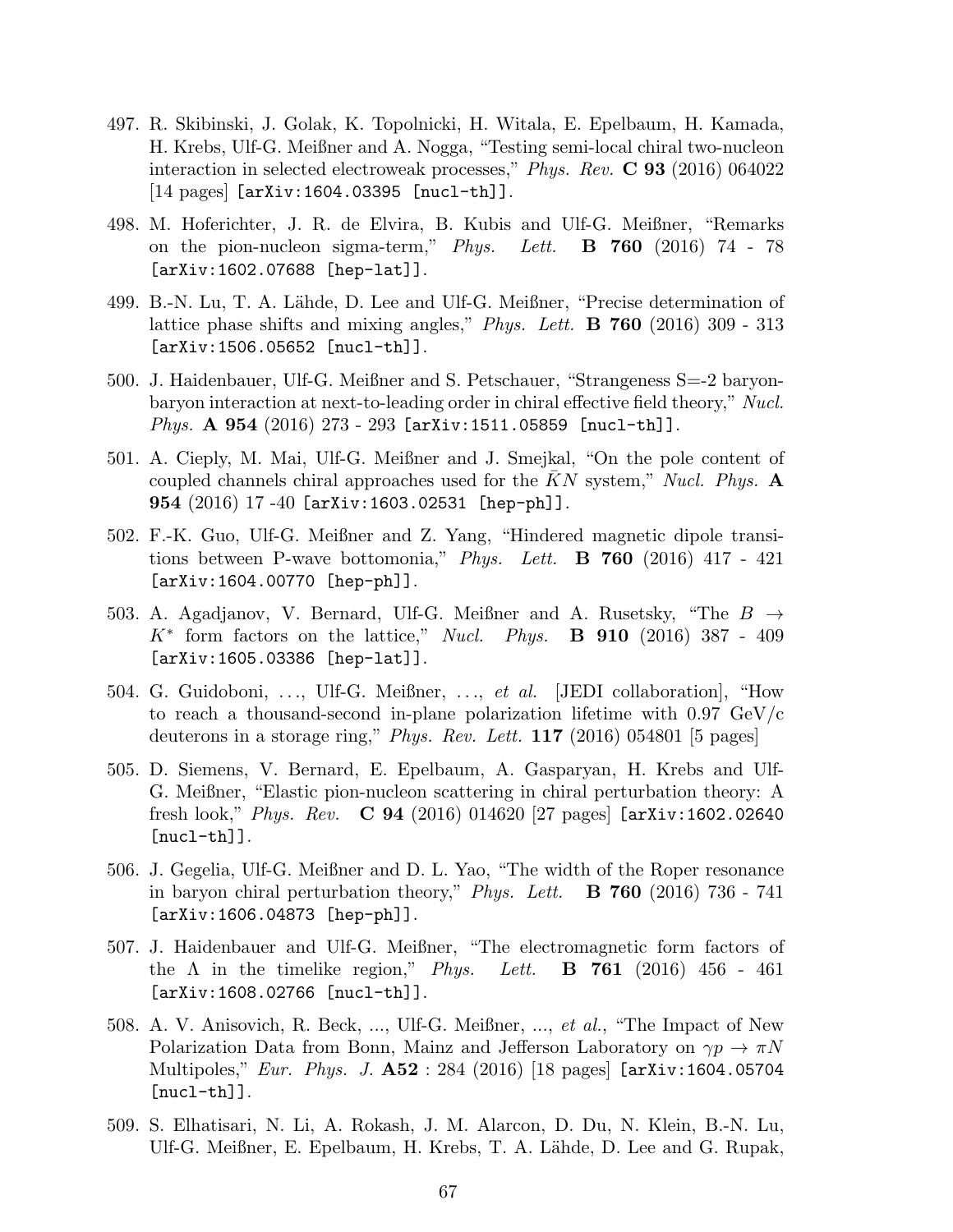497. R. Skibinski, J. Golak, K. Topolnicki, H. Witala, E. Epelbaum, H. Kamada, H. Krebs, Ulf-G. Meißner and A. Nogga, "Testing semi-local chiral two-nucleon interaction in selected electroweak processes," *Phys. Rev.* **C 93** (2016) 064022 [14 pages] [arXiv:1604.03395 [nucl-th]].

498. M. Hoferichter, J. R. de Elvira, B. Kubis and Ulf-G. Meißner, "Remarks on the pion-nucleon sigma-term," *Phys. Lett.* **B 760** (2016) 74 - 78 [arXiv:1602.07688 [hep-lat]].

499. B.-N. Lu, T. A. Lähde, D. Lee and Ulf-G. Meißner, "Precise determination of lattice phase shifts and mixing angles," *Phys. Lett.* **B 760** (2016) 309 - 313 [arXiv:1506.05652 [nucl-th]].

500. J. Haidenbauer, Ulf-G. Meißner and S. Petschauer, "Strangeness S=-2 baryon-baryon interaction at next-to-leading order in chiral effective field theory," *Nucl. Phys.* **A 954** (2016) 273 - 293 [arXiv:1511.05859 [nucl-th]].

501. A. Cieply, M. Mai, Ulf-G. Meißner and J. Smejkal, "On the pole content of coupled channels chiral approaches used for the $\bar{K}N$ system," *Nucl. Phys.* **A 954** (2016) 17 -40 [arXiv:1603.02531 [hep-ph]].

502. F.-K. Guo, Ulf-G. Meißner and Z. Yang, "Hindered magnetic dipole transitions between P-wave bottomonia," *Phys. Lett.* **B 760** (2016) 417 - 421 [arXiv:1604.00770 [hep-ph]].

503. A. Agadjanov, V. Bernard, Ulf-G. Meißner and A. Rusetsky, "The $B \to K^*$ form factors on the lattice," *Nucl. Phys.* **B 910** (2016) 387 - 409 [arXiv:1605.03386 [hep-lat]].

504. G. Guidoboni, ..., Ulf-G. Meißner, ..., *et al.* [JEDI collaboration], "How to reach a thousand-second in-plane polarization lifetime with 0.97 GeV/c deuterons in a storage ring," *Phys. Rev. Lett.* **117** (2016) 054801 [5 pages]

505. D. Siemens, V. Bernard, E. Epelbaum, A. Gasparyan, H. Krebs and Ulf-G. Meißner, "Elastic pion-nucleon scattering in chiral perturbation theory: A fresh look," *Phys. Rev.* **C 94** (2016) 014620 [27 pages] [arXiv:1602.02640 [nucl-th]].

506. J. Gegelia, Ulf-G. Meißner and D. L. Yao, "The width of the Roper resonance in baryon chiral perturbation theory," *Phys. Lett.* **B 760** (2016) 736 - 741 [arXiv:1606.04873 [hep-ph]].

507. J. Haidenbauer and Ulf-G. Meißner, "The electromagnetic form factors of the $\Lambda$ in the timelike region," *Phys. Lett.* **B 761** (2016) 456 - 461 [arXiv:1608.02766 [nucl-th]].

508. A. V. Anisovich, R. Beck, ..., Ulf-G. Meißner, ..., *et al.*, "The Impact of New Polarization Data from Bonn, Mainz and Jefferson Laboratory on $\gamma p \to \pi N$ Multipoles," *Eur. Phys. J.* **A52** : 284 (2016) [18 pages] [arXiv:1604.05704 [nucl-th]].

509. S. Elhatisari, N. Li, A. Rokash, J. M. Alarcon, D. Du, N. Klein, B.-N. Lu, Ulf-G. Meißner, E. Epelbaum, H. Krebs, T. A. Lähde, D. Lee and G. Rupak,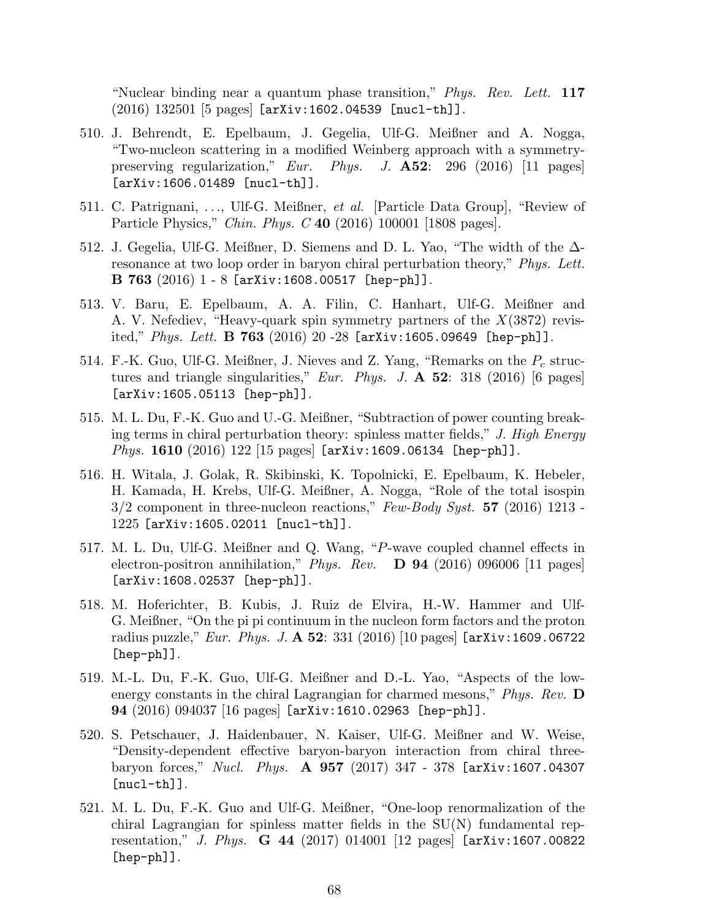"Nuclear binding near a quantum phase transition," *Phys. Rev. Lett.* **117** (2016) 132501 [5 pages] [arXiv:1602.04539 [nucl-th]].

510. J. Behrendt, E. Epelbaum, J. Gegelia, Ulf-G. Meißner and A. Nogga, "Two-nucleon scattering in a modified Weinberg approach with a symmetry-preserving regularization," *Eur. Phys. J.* **A52**: 296 (2016) [11 pages] [arXiv:1606.01489 [nucl-th]].

511. C. Patrignani, ..., Ulf-G. Meißner, *et al.* [Particle Data Group], "Review of Particle Physics," *Chin. Phys. C* **40** (2016) 100001 [1808 pages].

512. J. Gegelia, Ulf-G. Meißner, D. Siemens and D. L. Yao, "The width of the $\Delta$-resonance at two loop order in baryon chiral perturbation theory," *Phys. Lett.* **B 763** (2016) 1 - 8 [arXiv:1608.00517 [hep-ph]].

513. V. Baru, E. Epelbaum, A. A. Filin, C. Hanhart, Ulf-G. Meißner and A. V. Nefediev, "Heavy-quark spin symmetry partners of the $X(3872)$ revisited," *Phys. Lett.* **B 763** (2016) 20 -28 [arXiv:1605.09649 [hep-ph]].

514. F.-K. Guo, Ulf-G. Meißner, J. Nieves and Z. Yang, "Remarks on the $P_c$ structures and triangle singularities," *Eur. Phys. J.* **A 52**: 318 (2016) [6 pages] [arXiv:1605.05113 [hep-ph]].

515. M. L. Du, F.-K. Guo and U.-G. Meißner, "Subtraction of power counting breaking terms in chiral perturbation theory: spinless matter fields," *J. High Energy Phys.* **1610** (2016) 122 [15 pages] [arXiv:1609.06134 [hep-ph]].

516. H. Witala, J. Golak, R. Skibinski, K. Topolnicki, E. Epelbaum, K. Hebeler, H. Kamada, H. Krebs, Ulf-G. Meißner, A. Nogga, "Role of the total isospin 3/2 component in three-nucleon reactions," *Few-Body Syst.* **57** (2016) 1213 - 1225 [arXiv:1605.02011 [nucl-th]].

517. M. L. Du, Ulf-G. Meißner and Q. Wang, "$P$-wave coupled channel effects in electron-positron annihilation," *Phys. Rev.* **D 94** (2016) 096006 [11 pages] [arXiv:1608.02537 [hep-ph]].

518. M. Hoferichter, B. Kubis, J. Ruiz de Elvira, H.-W. Hammer and Ulf-G. Meißner, "On the pi pi continuum in the nucleon form factors and the proton radius puzzle," *Eur. Phys. J.* **A 52**: 331 (2016) [10 pages] [arXiv:1609.06722 [hep-ph]].

519. M.-L. Du, F.-K. Guo, Ulf-G. Meißner and D.-L. Yao, "Aspects of the low-energy constants in the chiral Lagrangian for charmed mesons," *Phys. Rev.* **D 94** (2016) 094037 [16 pages] [arXiv:1610.02963 [hep-ph]].

520. S. Petschauer, J. Haidenbauer, N. Kaiser, Ulf-G. Meißner and W. Weise, "Density-dependent effective baryon-baryon interaction from chiral three-baryon forces," *Nucl. Phys.* **A 957** (2017) 347 - 378 [arXiv:1607.04307 [nucl-th]].

521. M. L. Du, F.-K. Guo and Ulf-G. Meißner, "One-loop renormalization of the chiral Lagrangian for spinless matter fields in the SU(N) fundamental representation," *J. Phys.* **G 44** (2017) 014001 [12 pages] [arXiv:1607.00822 [hep-ph]].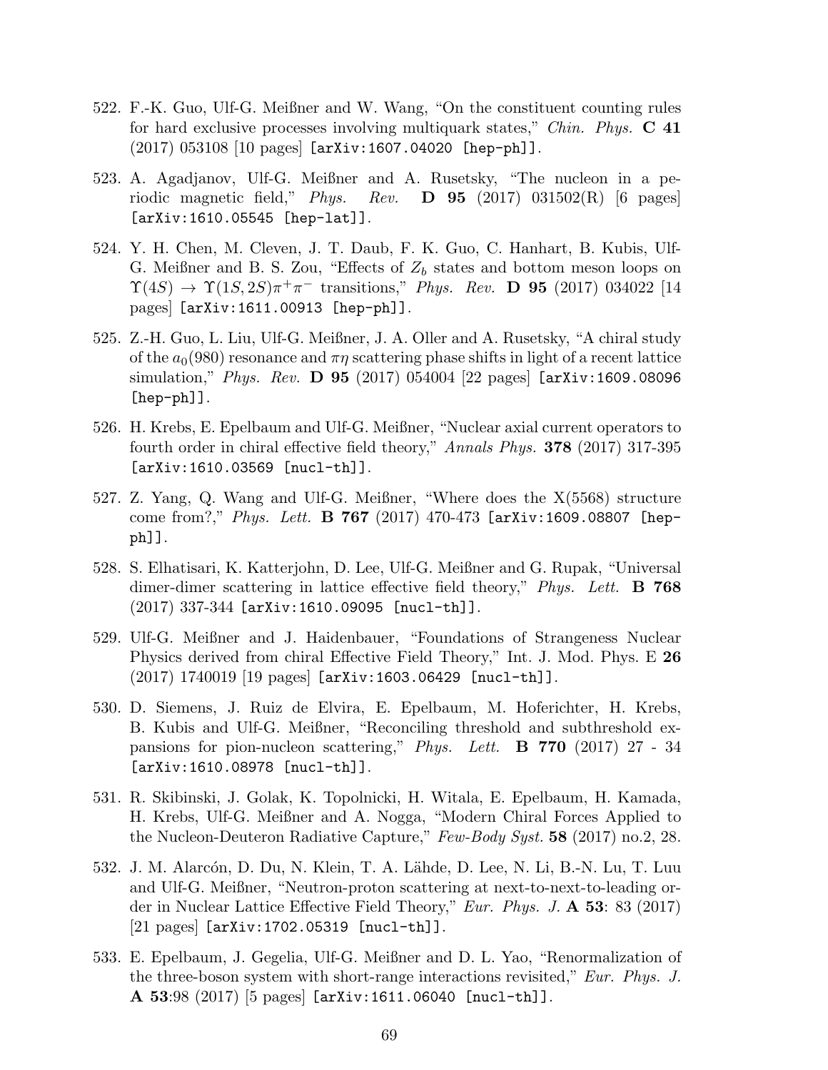522. F.-K. Guo, Ulf-G. Meißner and W. Wang, "On the constituent counting rules for hard exclusive processes involving multiquark states," *Chin. Phys.* **C 41** (2017) 053108 [10 pages] [arXiv:1607.04020 [hep-ph]].

523. A. Agadjanov, Ulf-G. Meißner and A. Rusetsky, "The nucleon in a periodic magnetic field," *Phys. Rev.* **D 95** (2017) 031502(R) [6 pages] [arXiv:1610.05545 [hep-lat]].

524. Y. H. Chen, M. Cleven, J. T. Daub, F. K. Guo, C. Hanhart, B. Kubis, Ulf-G. Meißner and B. S. Zou, "Effects of $Z_b$ states and bottom meson loops on $\Upsilon(4S) \to \Upsilon(1S, 2S)\pi^+\pi^-$ transitions," *Phys. Rev.* **D 95** (2017) 034022 [14 pages] [arXiv:1611.00913 [hep-ph]].

525. Z.-H. Guo, L. Liu, Ulf-G. Meißner, J. A. Oller and A. Rusetsky, "A chiral study of the $a_0(980)$ resonance and $\pi\eta$ scattering phase shifts in light of a recent lattice simulation," *Phys. Rev.* **D 95** (2017) 054004 [22 pages] [arXiv:1609.08096 [hep-ph]].

526. H. Krebs, E. Epelbaum and Ulf-G. Meißner, "Nuclear axial current operators to fourth order in chiral effective field theory," *Annals Phys.* **378** (2017) 317-395 [arXiv:1610.03569 [nucl-th]].

527. Z. Yang, Q. Wang and Ulf-G. Meißner, "Where does the X(5568) structure come from?," *Phys. Lett.* **B 767** (2017) 470-473 [arXiv:1609.08807 [hep-ph]].

528. S. Elhatisari, K. Katterjohn, D. Lee, Ulf-G. Meißner and G. Rupak, "Universal dimer-dimer scattering in lattice effective field theory," *Phys. Lett.* **B 768** (2017) 337-344 [arXiv:1610.09095 [nucl-th]].

529. Ulf-G. Meißner and J. Haidenbauer, "Foundations of Strangeness Nuclear Physics derived from chiral Effective Field Theory," Int. J. Mod. Phys. E **26** (2017) 1740019 [19 pages] [arXiv:1603.06429 [nucl-th]].

530. D. Siemens, J. Ruiz de Elvira, E. Epelbaum, M. Hoferichter, H. Krebs, B. Kubis and Ulf-G. Meißner, "Reconciling threshold and subthreshold expansions for pion-nucleon scattering," *Phys. Lett.* **B 770** (2017) 27 - 34 [arXiv:1610.08978 [nucl-th]].

531. R. Skibinski, J. Golak, K. Topolnicki, H. Witala, E. Epelbaum, H. Kamada, H. Krebs, Ulf-G. Meißner and A. Nogga, "Modern Chiral Forces Applied to the Nucleon-Deuteron Radiative Capture," *Few-Body Syst.* **58** (2017) no.2, 28.

532. J. M. Alarcón, D. Du, N. Klein, T. A. Lähde, D. Lee, N. Li, B.-N. Lu, T. Luu and Ulf-G. Meißner, "Neutron-proton scattering at next-to-next-to-leading order in Nuclear Lattice Effective Field Theory," *Eur. Phys. J.* **A 53**: 83 (2017) [21 pages] [arXiv:1702.05319 [nucl-th]].

533. E. Epelbaum, J. Gegelia, Ulf-G. Meißner and D. L. Yao, "Renormalization of the three-boson system with short-range interactions revisited," *Eur. Phys. J.* **A 53**:98 (2017) [5 pages] [arXiv:1611.06040 [nucl-th]].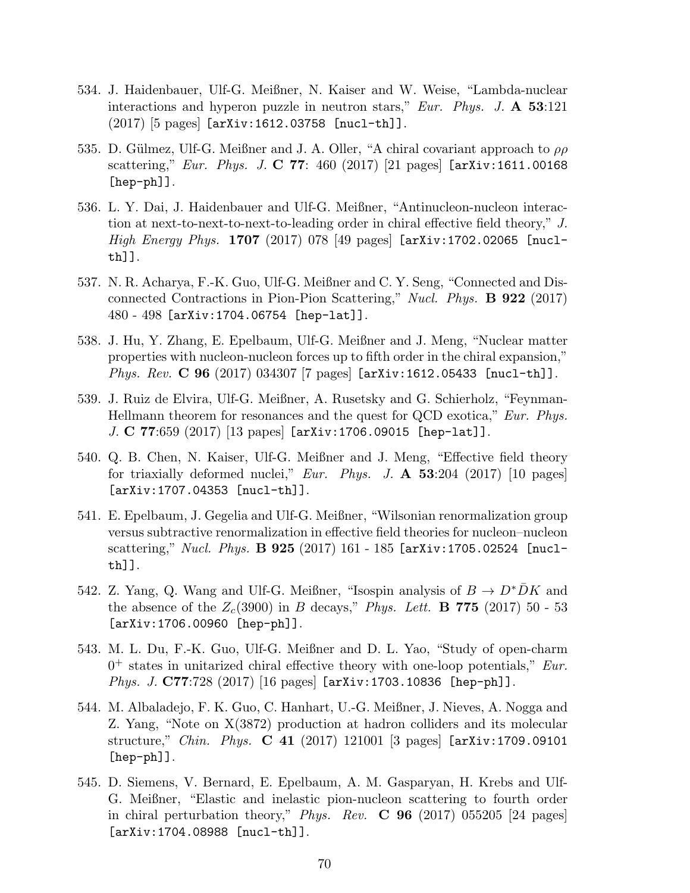534. J. Haidenbauer, Ulf-G. Meißner, N. Kaiser and W. Weise, "Lambda-nuclear interactions and hyperon puzzle in neutron stars," *Eur. Phys. J.* **A 53**:121 (2017) [5 pages] [arXiv:1612.03758 [nucl-th]].

535. D. Gülmez, Ulf-G. Meißner and J. A. Oller, "A chiral covariant approach to $\rho\rho$ scattering," *Eur. Phys. J.* **C 77**: 460 (2017) [21 pages] [arXiv:1611.00168 [hep-ph]].

536. L. Y. Dai, J. Haidenbauer and Ulf-G. Meißner, "Antinucleon-nucleon interaction at next-to-next-to-next-to-leading order in chiral effective field theory," *J. High Energy Phys.* **1707** (2017) 078 [49 pages] [arXiv:1702.02065 [nucl-th]].

537. N. R. Acharya, F.-K. Guo, Ulf-G. Meißner and C. Y. Seng, "Connected and Disconnected Contractions in Pion-Pion Scattering," *Nucl. Phys.* **B 922** (2017) 480 - 498 [arXiv:1704.06754 [hep-lat]].

538. J. Hu, Y. Zhang, E. Epelbaum, Ulf-G. Meißner and J. Meng, "Nuclear matter properties with nucleon-nucleon forces up to fifth order in the chiral expansion," *Phys. Rev.* **C 96** (2017) 034307 [7 pages] [arXiv:1612.05433 [nucl-th]].

539. J. Ruiz de Elvira, Ulf-G. Meißner, A. Rusetsky and G. Schierholz, "Feynman-Hellmann theorem for resonances and the quest for QCD exotica," *Eur. Phys. J.* **C 77**:659 (2017) [13 papes] [arXiv:1706.09015 [hep-lat]].

540. Q. B. Chen, N. Kaiser, Ulf-G. Meißner and J. Meng, "Effective field theory for triaxially deformed nuclei," *Eur. Phys. J.* **A 53**:204 (2017) [10 pages] [arXiv:1707.04353 [nucl-th]].

541. E. Epelbaum, J. Gegelia and Ulf-G. Meißner, "Wilsonian renormalization group versus subtractive renormalization in effective field theories for nucleon–nucleon scattering," *Nucl. Phys.* **B 925** (2017) 161 - 185 [arXiv:1705.02524 [nucl-th]].

542. Z. Yang, Q. Wang and Ulf-G. Meißner, "Isospin analysis of $B \to D^* \bar{D} K$ and the absence of the $Z_c(3900)$ in $B$ decays," *Phys. Lett.* **B 775** (2017) 50 - 53 [arXiv:1706.00960 [hep-ph]].

543. M. L. Du, F.-K. Guo, Ulf-G. Meißner and D. L. Yao, "Study of open-charm $0^+$ states in unitarized chiral effective theory with one-loop potentials," *Eur. Phys. J.* **C77**:728 (2017) [16 pages] [arXiv:1703.10836 [hep-ph]].

544. M. Albaladejo, F. K. Guo, C. Hanhart, U.-G. Meißner, J. Nieves, A. Nogga and Z. Yang, "Note on X(3872) production at hadron colliders and its molecular structure," *Chin. Phys.* **C 41** (2017) 121001 [3 pages] [arXiv:1709.09101 [hep-ph]].

545. D. Siemens, V. Bernard, E. Epelbaum, A. M. Gasparyan, H. Krebs and Ulf-G. Meißner, "Elastic and inelastic pion-nucleon scattering to fourth order in chiral perturbation theory," *Phys. Rev.* **C 96** (2017) 055205 [24 pages] [arXiv:1704.08988 [nucl-th]].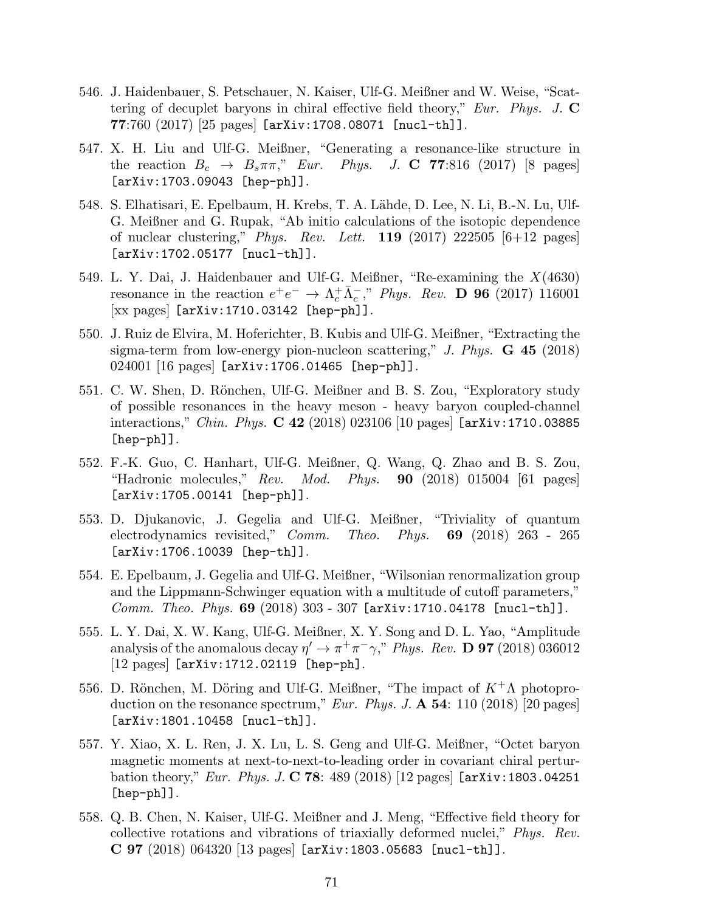546. J. Haidenbauer, S. Petschauer, N. Kaiser, Ulf-G. Meißner and W. Weise, "Scattering of decuplet baryons in chiral effective field theory," *Eur. Phys. J.* **C 77**:760 (2017) [25 pages] [arXiv:1708.08071 [nucl-th]].

547. X. H. Liu and Ulf-G. Meißner, "Generating a resonance-like structure in the reaction $B_c \to B_s\pi\pi$," *Eur. Phys. J.* **C 77**:816 (2017) [8 pages] [arXiv:1703.09043 [hep-ph]].

548. S. Elhatisari, E. Epelbaum, H. Krebs, T. A. Lähde, D. Lee, N. Li, B.-N. Lu, Ulf-G. Meißner and G. Rupak, "Ab initio calculations of the isotopic dependence of nuclear clustering," *Phys. Rev. Lett.* **119** (2017) 222505 [6+12 pages] [arXiv:1702.05177 [nucl-th]].

549. L. Y. Dai, J. Haidenbauer and Ulf-G. Meißner, "Re-examining the $X(4630)$ resonance in the reaction $e^+e^- \to \Lambda_c^+\bar{\Lambda}_c^-$," *Phys. Rev.* **D 96** (2017) 116001 [xx pages] [arXiv:1710.03142 [hep-ph]].

550. J. Ruiz de Elvira, M. Hoferichter, B. Kubis and Ulf-G. Meißner, "Extracting the sigma-term from low-energy pion-nucleon scattering," *J. Phys.* **G 45** (2018) 024001 [16 pages] [arXiv:1706.01465 [hep-ph]].

551. C. W. Shen, D. Rönchen, Ulf-G. Meißner and B. S. Zou, "Exploratory study of possible resonances in the heavy meson - heavy baryon coupled-channel interactions," *Chin. Phys.* **C 42** (2018) 023106 [10 pages] [arXiv:1710.03885 [hep-ph]].

552. F.-K. Guo, C. Hanhart, Ulf-G. Meißner, Q. Wang, Q. Zhao and B. S. Zou, "Hadronic molecules," *Rev. Mod. Phys.* **90** (2018) 015004 [61 pages] [arXiv:1705.00141 [hep-ph]].

553. D. Djukanovic, J. Gegelia and Ulf-G. Meißner, "Triviality of quantum electrodynamics revisited," *Comm. Theo. Phys.* **69** (2018) 263 - 265 [arXiv:1706.10039 [hep-th]].

554. E. Epelbaum, J. Gegelia and Ulf-G. Meißner, "Wilsonian renormalization group and the Lippmann-Schwinger equation with a multitude of cutoff parameters," *Comm. Theo. Phys.* **69** (2018) 303 - 307 [arXiv:1710.04178 [nucl-th]].

555. L. Y. Dai, X. W. Kang, Ulf-G. Meißner, X. Y. Song and D. L. Yao, "Amplitude analysis of the anomalous decay $\eta' \to \pi^+\pi^-\gamma$," *Phys. Rev.* **D 97** (2018) 036012 [12 pages] [arXiv:1712.02119 [hep-ph].

556. D. Rönchen, M. Döring and Ulf-G. Meißner, "The impact of $K^+\Lambda$ photoproduction on the resonance spectrum," *Eur. Phys. J.* **A 54**: 110 (2018) [20 pages] [arXiv:1801.10458 [nucl-th]].

557. Y. Xiao, X. L. Ren, J. X. Lu, L. S. Geng and Ulf-G. Meißner, "Octet baryon magnetic moments at next-to-next-to-leading order in covariant chiral perturbation theory," *Eur. Phys. J.* **C 78**: 489 (2018) [12 pages] [arXiv:1803.04251 [hep-ph]].

558. Q. B. Chen, N. Kaiser, Ulf-G. Meißner and J. Meng, "Effective field theory for collective rotations and vibrations of triaxially deformed nuclei," *Phys. Rev.* **C 97** (2018) 064320 [13 pages] [arXiv:1803.05683 [nucl-th]].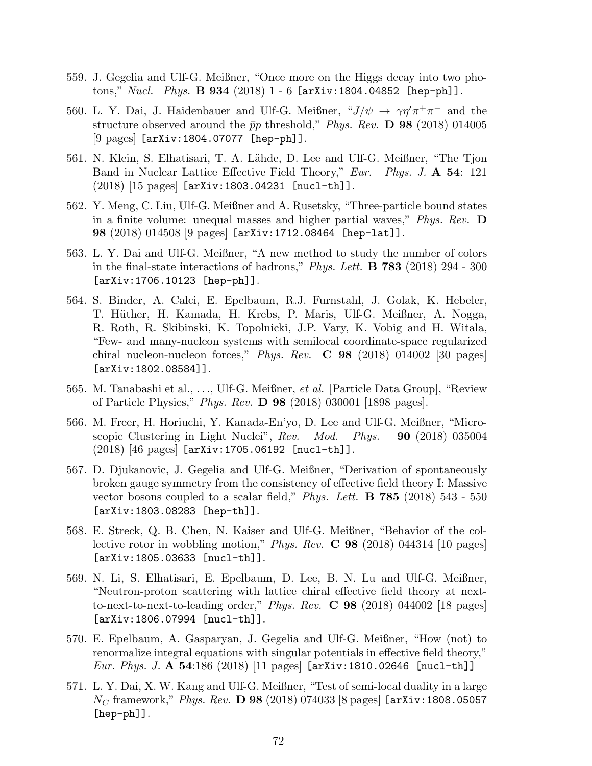559. J. Gegelia and Ulf-G. Meißner, "Once more on the Higgs decay into two photons," *Nucl. Phys.* **B 934** (2018) 1 - 6 [arXiv:1804.04852 [hep-ph]].

560. L. Y. Dai, J. Haidenbauer and Ulf-G. Meißner, "$J/\psi \to \gamma\eta'\pi^+\pi^-$ and the structure observed around the $\bar{p}p$ threshold," *Phys. Rev.* **D 98** (2018) 014005 [9 pages] [arXiv:1804.07077 [hep-ph]].

561. N. Klein, S. Elhatisari, T. A. Lähde, D. Lee and Ulf-G. Meißner, "The Tjon Band in Nuclear Lattice Effective Field Theory," *Eur. Phys. J.* **A 54**: 121 (2018) [15 pages] [arXiv:1803.04231 [nucl-th]].

562. Y. Meng, C. Liu, Ulf-G. Meißner and A. Rusetsky, "Three-particle bound states in a finite volume: unequal masses and higher partial waves," *Phys. Rev.* **D 98** (2018) 014508 [9 pages] [arXiv:1712.08464 [hep-lat]].

563. L. Y. Dai and Ulf-G. Meißner, "A new method to study the number of colors in the final-state interactions of hadrons," *Phys. Lett.* **B 783** (2018) 294 - 300 [arXiv:1706.10123 [hep-ph]].

564. S. Binder, A. Calci, E. Epelbaum, R.J. Furnstahl, J. Golak, K. Hebeler, T. Hüther, H. Kamada, H. Krebs, P. Maris, Ulf-G. Meißner, A. Nogga, R. Roth, R. Skibinski, K. Topolnicki, J.P. Vary, K. Vobig and H. Witala, "Few- and many-nucleon systems with semilocal coordinate-space regularized chiral nucleon-nucleon forces," *Phys. Rev.* **C 98** (2018) 014002 [30 pages] [arXiv:1802.08584]].

565. M. Tanabashi et al., ..., Ulf-G. Meißner, *et al.* [Particle Data Group], "Review of Particle Physics," *Phys. Rev.* **D 98** (2018) 030001 [1898 pages].

566. M. Freer, H. Horiuchi, Y. Kanada-En'yo, D. Lee and Ulf-G. Meißner, "Microscopic Clustering in Light Nuclei", *Rev. Mod. Phys.* **90** (2018) 035004 (2018) [46 pages] [arXiv:1705.06192 [nucl-th]].

567. D. Djukanovic, J. Gegelia and Ulf-G. Meißner, "Derivation of spontaneously broken gauge symmetry from the consistency of effective field theory I: Massive vector bosons coupled to a scalar field," *Phys. Lett.* **B 785** (2018) 543 - 550 [arXiv:1803.08283 [hep-th]].

568. E. Streck, Q. B. Chen, N. Kaiser and Ulf-G. Meißner, "Behavior of the collective rotor in wobbling motion," *Phys. Rev.* **C 98** (2018) 044314 [10 pages] [arXiv:1805.03633 [nucl-th]].

569. N. Li, S. Elhatisari, E. Epelbaum, D. Lee, B. N. Lu and Ulf-G. Meißner, "Neutron-proton scattering with lattice chiral effective field theory at next-to-next-to-next-to-leading order," *Phys. Rev.* **C 98** (2018) 044002 [18 pages] [arXiv:1806.07994 [nucl-th]].

570. E. Epelbaum, A. Gasparyan, J. Gegelia and Ulf-G. Meißner, "How (not) to renormalize integral equations with singular potentials in effective field theory," *Eur. Phys. J.* **A 54**:186 (2018) [11 pages] [arXiv:1810.02646 [nucl-th]]

571. L. Y. Dai, X. W. Kang and Ulf-G. Meißner, "Test of semi-local duality in a large $N_C$ framework," *Phys. Rev.* **D 98** (2018) 074033 [8 pages] [arXiv:1808.05057 [hep-ph]].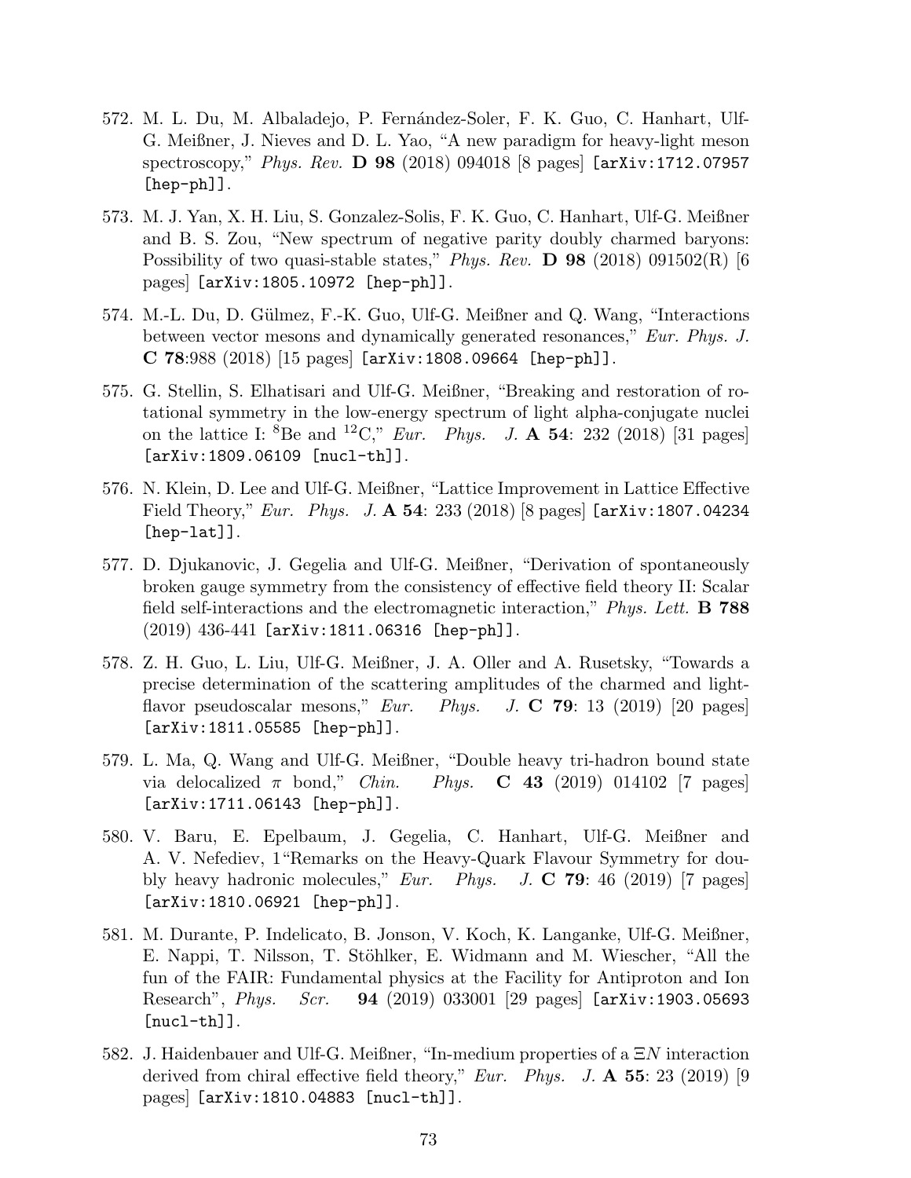572. M. L. Du, M. Albaladejo, P. Fernández-Soler, F. K. Guo, C. Hanhart, Ulf-G. Meißner, J. Nieves and D. L. Yao, "A new paradigm for heavy-light meson spectroscopy," *Phys. Rev.* **D 98** (2018) 094018 [8 pages] [arXiv:1712.07957 [hep-ph]].

573. M. J. Yan, X. H. Liu, S. Gonzalez-Solis, F. K. Guo, C. Hanhart, Ulf-G. Meißner and B. S. Zou, "New spectrum of negative parity doubly charmed baryons: Possibility of two quasi-stable states," *Phys. Rev.* **D 98** (2018) 091502(R) [6 pages] [arXiv:1805.10972 [hep-ph]].

574. M.-L. Du, D. Gülmez, F.-K. Guo, Ulf-G. Meißner and Q. Wang, "Interactions between vector mesons and dynamically generated resonances," *Eur. Phys. J.* **C 78**:988 (2018) [15 pages] [arXiv:1808.09664 [hep-ph]].

575. G. Stellin, S. Elhatisari and Ulf-G. Meißner, "Breaking and restoration of rotational symmetry in the low-energy spectrum of light alpha-conjugate nuclei on the lattice I: $^{8}$Be and $^{12}$C," *Eur. Phys. J.* **A 54**: 232 (2018) [31 pages] [arXiv:1809.06109 [nucl-th]].

576. N. Klein, D. Lee and Ulf-G. Meißner, "Lattice Improvement in Lattice Effective Field Theory," *Eur. Phys. J.* **A 54**: 233 (2018) [8 pages] [arXiv:1807.04234 [hep-lat]].

577. D. Djukanovic, J. Gegelia and Ulf-G. Meißner, "Derivation of spontaneously broken gauge symmetry from the consistency of effective field theory II: Scalar field self-interactions and the electromagnetic interaction," *Phys. Lett.* **B 788** (2019) 436-441 [arXiv:1811.06316 [hep-ph]].

578. Z. H. Guo, L. Liu, Ulf-G. Meißner, J. A. Oller and A. Rusetsky, "Towards a precise determination of the scattering amplitudes of the charmed and light-flavor pseudoscalar mesons," *Eur. Phys. J.* **C 79**: 13 (2019) [20 pages] [arXiv:1811.05585 [hep-ph]].

579. L. Ma, Q. Wang and Ulf-G. Meißner, "Double heavy tri-hadron bound state via delocalized $\pi$ bond," *Chin. Phys.* **C 43** (2019) 014102 [7 pages] [arXiv:1711.06143 [hep-ph]].

580. V. Baru, E. Epelbaum, J. Gegelia, C. Hanhart, Ulf-G. Meißner and A. V. Nefediev, 1"Remarks on the Heavy-Quark Flavour Symmetry for doubly heavy hadronic molecules," *Eur. Phys. J.* **C 79**: 46 (2019) [7 pages] [arXiv:1810.06921 [hep-ph]].

581. M. Durante, P. Indelicato, B. Jonson, V. Koch, K. Langanke, Ulf-G. Meißner, E. Nappi, T. Nilsson, T. Stöhlker, E. Widmann and M. Wiescher, "All the fun of the FAIR: Fundamental physics at the Facility for Antiproton and Ion Research", *Phys. Scr.* **94** (2019) 033001 [29 pages] [arXiv:1903.05693 [nucl-th]].

582. J. Haidenbauer and Ulf-G. Meißner, "In-medium properties of a $\Xi N$ interaction derived from chiral effective field theory," *Eur. Phys. J.* **A 55**: 23 (2019) [9 pages] [arXiv:1810.04883 [nucl-th]].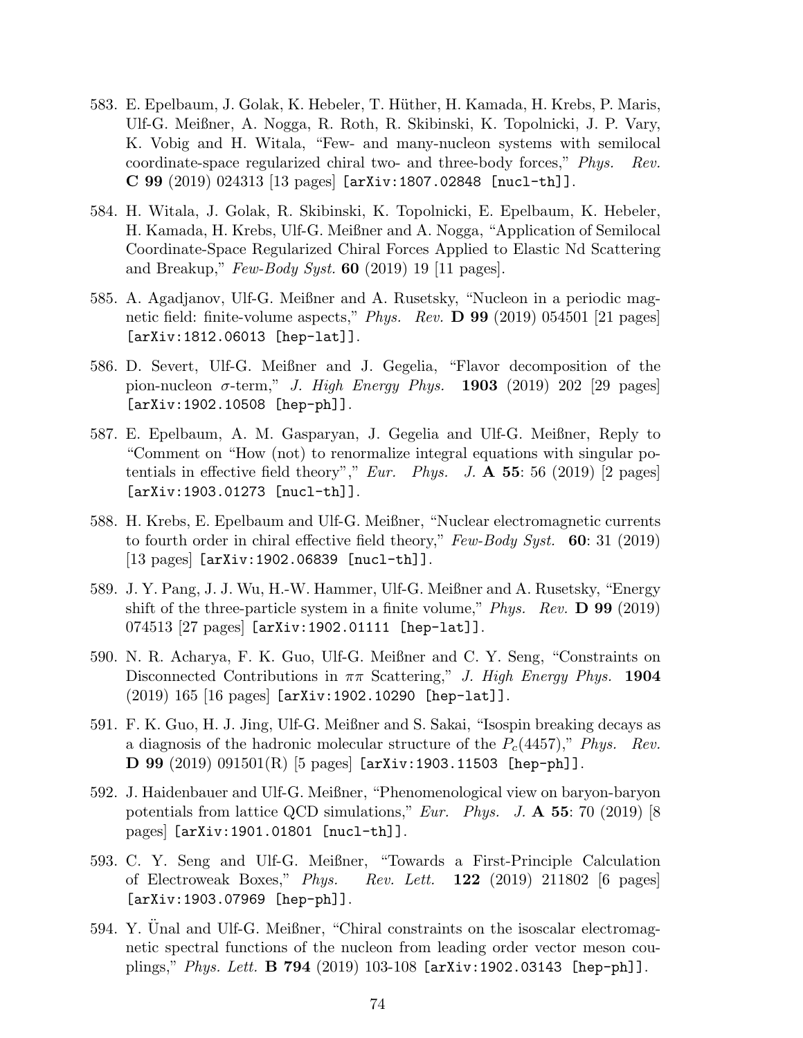583. E. Epelbaum, J. Golak, K. Hebeler, T. Hüther, H. Kamada, H. Krebs, P. Maris, Ulf-G. Meißner, A. Nogga, R. Roth, R. Skibinski, K. Topolnicki, J. P. Vary, K. Vobig and H. Witala, "Few- and many-nucleon systems with semilocal coordinate-space regularized chiral two- and three-body forces," *Phys. Rev.* **C 99** (2019) 024313 [13 pages] [arXiv:1807.02848 [nucl-th]].

584. H. Witala, J. Golak, R. Skibinski, K. Topolnicki, E. Epelbaum, K. Hebeler, H. Kamada, H. Krebs, Ulf-G. Meißner and A. Nogga, "Application of Semilocal Coordinate-Space Regularized Chiral Forces Applied to Elastic Nd Scattering and Breakup," *Few-Body Syst.* **60** (2019) 19 [11 pages].

585. A. Agadjanov, Ulf-G. Meißner and A. Rusetsky, "Nucleon in a periodic magnetic field: finite-volume aspects," *Phys. Rev.* **D 99** (2019) 054501 [21 pages] [arXiv:1812.06013 [hep-lat]].

586. D. Severt, Ulf-G. Meißner and J. Gegelia, "Flavor decomposition of the pion-nucleon $\sigma$-term," *J. High Energy Phys.* **1903** (2019) 202 [29 pages] [arXiv:1902.10508 [hep-ph]].

587. E. Epelbaum, A. M. Gasparyan, J. Gegelia and Ulf-G. Meißner, Reply to "Comment on "How (not) to renormalize integral equations with singular potentials in effective field theory"," *Eur. Phys. J.* **A 55**: 56 (2019) [2 pages] [arXiv:1903.01273 [nucl-th]].

588. H. Krebs, E. Epelbaum and Ulf-G. Meißner, "Nuclear electromagnetic currents to fourth order in chiral effective field theory," *Few-Body Syst.* **60**: 31 (2019) [13 pages] [arXiv:1902.06839 [nucl-th]].

589. J. Y. Pang, J. J. Wu, H.-W. Hammer, Ulf-G. Meißner and A. Rusetsky, "Energy shift of the three-particle system in a finite volume," *Phys. Rev.* **D 99** (2019) 074513 [27 pages] [arXiv:1902.01111 [hep-lat]].

590. N. R. Acharya, F. K. Guo, Ulf-G. Meißner and C. Y. Seng, "Constraints on Disconnected Contributions in $\pi\pi$ Scattering," *J. High Energy Phys.* **1904** (2019) 165 [16 pages] [arXiv:1902.10290 [hep-lat]].

591. F. K. Guo, H. J. Jing, Ulf-G. Meißner and S. Sakai, "Isospin breaking decays as a diagnosis of the hadronic molecular structure of the $P_c(4457)$," *Phys. Rev.* **D 99** (2019) 091501(R) [5 pages] [arXiv:1903.11503 [hep-ph]].

592. J. Haidenbauer and Ulf-G. Meißner, "Phenomenological view on baryon-baryon potentials from lattice QCD simulations," *Eur. Phys. J.* **A 55**: 70 (2019) [8 pages] [arXiv:1901.01801 [nucl-th]].

593. C. Y. Seng and Ulf-G. Meißner, "Towards a First-Principle Calculation of Electroweak Boxes," *Phys. Rev. Lett.* **122** (2019) 211802 [6 pages] [arXiv:1903.07969 [hep-ph]].

594. Y. Ünal and Ulf-G. Meißner, "Chiral constraints on the isoscalar electromagnetic spectral functions of the nucleon from leading order vector meson couplings," *Phys. Lett.* **B 794** (2019) 103-108 [arXiv:1902.03143 [hep-ph]].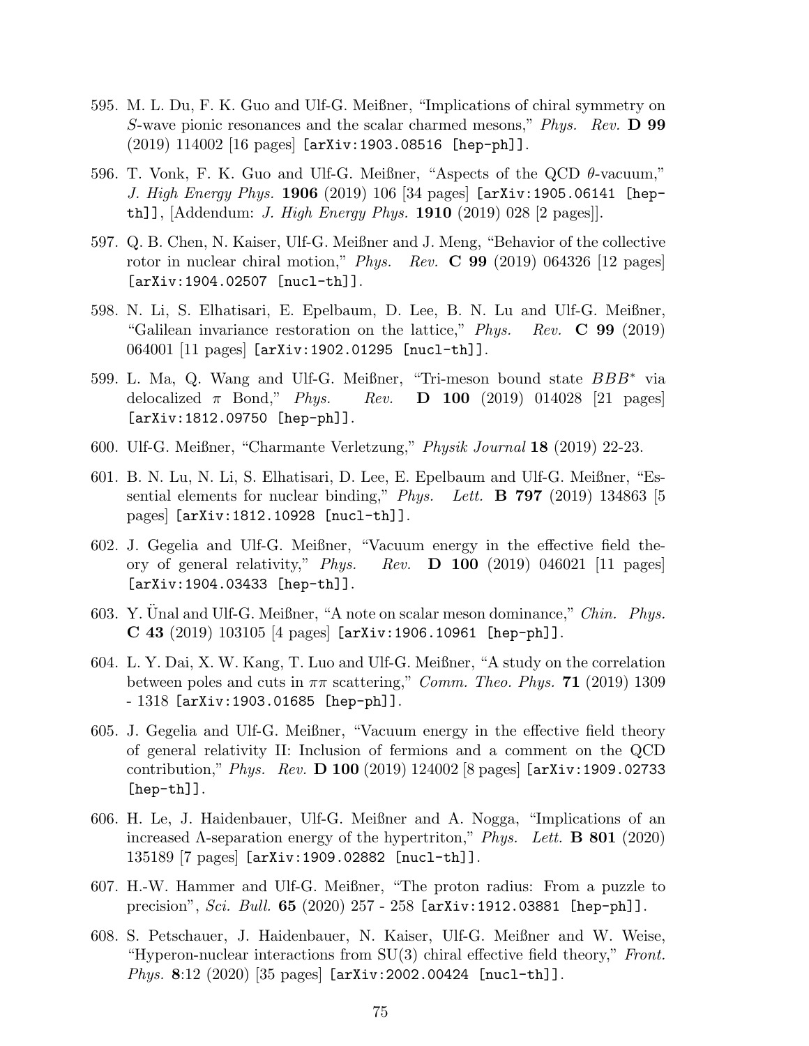595. M. L. Du, F. K. Guo and Ulf-G. Meißner, “Implications of chiral symmetry on $S$-wave pionic resonances and the scalar charmed mesons,” *Phys. Rev.* **D 99** (2019) 114002 [16 pages] [arXiv:1903.08516 [hep-ph]].

596. T. Vonk, F. K. Guo and Ulf-G. Meißner, “Aspects of the QCD $\theta$-vacuum,” *J. High Energy Phys.* **1906** (2019) 106 [34 pages] [arXiv:1905.06141 [hep-th]], [Addendum: *J. High Energy Phys.* **1910** (2019) 028 [2 pages]].

597. Q. B. Chen, N. Kaiser, Ulf-G. Meißner and J. Meng, “Behavior of the collective rotor in nuclear chiral motion,” *Phys. Rev.* **C 99** (2019) 064326 [12 pages] [arXiv:1904.02507 [nucl-th]].

598. N. Li, S. Elhatisari, E. Epelbaum, D. Lee, B. N. Lu and Ulf-G. Meißner, “Galilean invariance restoration on the lattice,” *Phys. Rev.* **C 99** (2019) 064001 [11 pages] [arXiv:1902.01295 [nucl-th]].

599. L. Ma, Q. Wang and Ulf-G. Meißner, “Tri-meson bound state $BBB^*$ via delocalized $\pi$ Bond,” *Phys. Rev.* **D 100** (2019) 014028 [21 pages] [arXiv:1812.09750 [hep-ph]].

600. Ulf-G. Meißner, “Charmante Verletzung,” *Physik Journal* **18** (2019) 22-23.

601. B. N. Lu, N. Li, S. Elhatisari, D. Lee, E. Epelbaum and Ulf-G. Meißner, “Essential elements for nuclear binding,” *Phys. Lett.* **B 797** (2019) 134863 [5 pages] [arXiv:1812.10928 [nucl-th]].

602. J. Gegelia and Ulf-G. Meißner, “Vacuum energy in the effective field theory of general relativity,” *Phys. Rev.* **D 100** (2019) 046021 [11 pages] [arXiv:1904.03433 [hep-th]].

603. Y. Ünal and Ulf-G. Meißner, “A note on scalar meson dominance,” *Chin. Phys.* **C 43** (2019) 103105 [4 pages] [arXiv:1906.10961 [hep-ph]].

604. L. Y. Dai, X. W. Kang, T. Luo and Ulf-G. Meißner, “A study on the correlation between poles and cuts in $\pi\pi$ scattering,” *Comm. Theo. Phys.* **71** (2019) 1309 - 1318 [arXiv:1903.01685 [hep-ph]].

605. J. Gegelia and Ulf-G. Meißner, “Vacuum energy in the effective field theory of general relativity II: Inclusion of fermions and a comment on the QCD contribution,” *Phys. Rev.* **D 100** (2019) 124002 [8 pages] [arXiv:1909.02733 [hep-th]].

606. H. Le, J. Haidenbauer, Ulf-G. Meißner and A. Nogga, “Implications of an increased $\Lambda$-separation energy of the hypertriton,” *Phys. Lett.* **B 801** (2020) 135189 [7 pages] [arXiv:1909.02882 [nucl-th]].

607. H.-W. Hammer and Ulf-G. Meißner, “The proton radius: From a puzzle to precision”, *Sci. Bull.* **65** (2020) 257 - 258 [arXiv:1912.03881 [hep-ph]].

608. S. Petschauer, J. Haidenbauer, N. Kaiser, Ulf-G. Meißner and W. Weise, “Hyperon-nuclear interactions from SU(3) chiral effective field theory,” *Front. Phys.* **8**:12 (2020) [35 pages] [arXiv:2002.00424 [nucl-th]].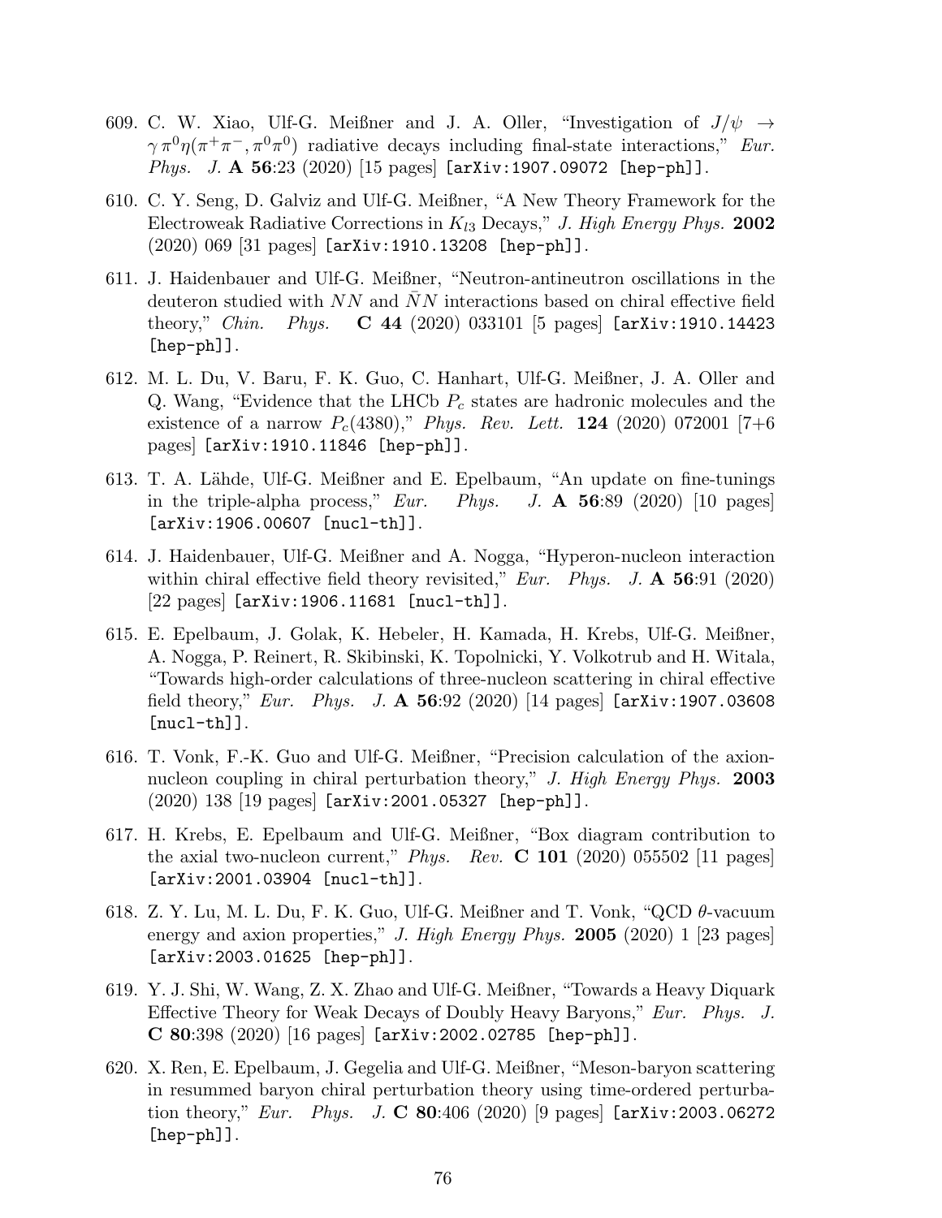609. C. W. Xiao, Ulf-G. Meißner and J. A. Oller, "Investigation of $J/\psi \to \gamma\,\pi^0\eta(\pi^+\pi^-, \pi^0\pi^0)$ radiative decays including final-state interactions," *Eur. Phys. J.* **A 56**:23 (2020) [15 pages] [arXiv:1907.09072 [hep-ph]].

610. C. Y. Seng, D. Galviz and Ulf-G. Meißner, "A New Theory Framework for the Electroweak Radiative Corrections in $K_{l3}$ Decays," *J. High Energy Phys.* **2002** (2020) 069 [31 pages] [arXiv:1910.13208 [hep-ph]].

611. J. Haidenbauer and Ulf-G. Meißner, "Neutron-antineutron oscillations in the deuteron studied with $NN$ and $\bar{N}N$ interactions based on chiral effective field theory," *Chin. Phys.* **C 44** (2020) 033101 [5 pages] [arXiv:1910.14423 [hep-ph]].

612. M. L. Du, V. Baru, F. K. Guo, C. Hanhart, Ulf-G. Meißner, J. A. Oller and Q. Wang, "Evidence that the LHCb $P_c$ states are hadronic molecules and the existence of a narrow $P_c(4380)$," *Phys. Rev. Lett.* **124** (2020) 072001 [7+6 pages] [arXiv:1910.11846 [hep-ph]].

613. T. A. Lähde, Ulf-G. Meißner and E. Epelbaum, "An update on fine-tunings in the triple-alpha process," *Eur. Phys. J.* **A 56**:89 (2020) [10 pages] [arXiv:1906.00607 [nucl-th]].

614. J. Haidenbauer, Ulf-G. Meißner and A. Nogga, "Hyperon-nucleon interaction within chiral effective field theory revisited," *Eur. Phys. J.* **A 56**:91 (2020) [22 pages] [arXiv:1906.11681 [nucl-th]].

615. E. Epelbaum, J. Golak, K. Hebeler, H. Kamada, H. Krebs, Ulf-G. Meißner, A. Nogga, P. Reinert, R. Skibinski, K. Topolnicki, Y. Volkotrub and H. Witala, "Towards high-order calculations of three-nucleon scattering in chiral effective field theory," *Eur. Phys. J.* **A 56**:92 (2020) [14 pages] [arXiv:1907.03608 [nucl-th]].

616. T. Vonk, F.-K. Guo and Ulf-G. Meißner, "Precision calculation of the axion-nucleon coupling in chiral perturbation theory," *J. High Energy Phys.* **2003** (2020) 138 [19 pages] [arXiv:2001.05327 [hep-ph]].

617. H. Krebs, E. Epelbaum and Ulf-G. Meißner, "Box diagram contribution to the axial two-nucleon current," *Phys. Rev.* **C 101** (2020) 055502 [11 pages] [arXiv:2001.03904 [nucl-th]].

618. Z. Y. Lu, M. L. Du, F. K. Guo, Ulf-G. Meißner and T. Vonk, "QCD $\theta$-vacuum energy and axion properties," *J. High Energy Phys.* **2005** (2020) 1 [23 pages] [arXiv:2003.01625 [hep-ph]].

619. Y. J. Shi, W. Wang, Z. X. Zhao and Ulf-G. Meißner, "Towards a Heavy Diquark Effective Theory for Weak Decays of Doubly Heavy Baryons," *Eur. Phys. J.* **C 80**:398 (2020) [16 pages] [arXiv:2002.02785 [hep-ph]].

620. X. Ren, E. Epelbaum, J. Gegelia and Ulf-G. Meißner, "Meson-baryon scattering in resummed baryon chiral perturbation theory using time-ordered perturbation theory," *Eur. Phys. J.* **C 80**:406 (2020) [9 pages] [arXiv:2003.06272 [hep-ph]].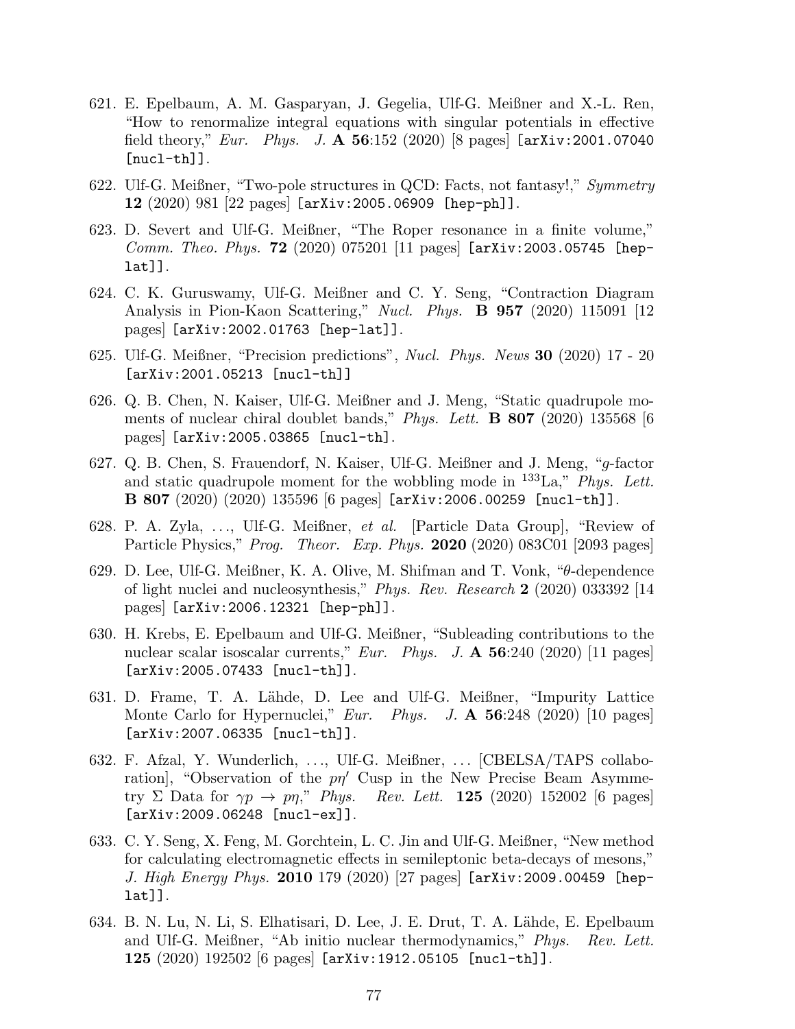621. E. Epelbaum, A. M. Gasparyan, J. Gegelia, Ulf-G. Meißner and X.-L. Ren, "How to renormalize integral equations with singular potentials in effective field theory," *Eur. Phys. J.* **A 56**:152 (2020) [8 pages] [arXiv:2001.07040 [nucl-th]].

622. Ulf-G. Meißner, "Two-pole structures in QCD: Facts, not fantasy!," *Symmetry* **12** (2020) 981 [22 pages] [arXiv:2005.06909 [hep-ph]].

623. D. Severt and Ulf-G. Meißner, "The Roper resonance in a finite volume," *Comm. Theo. Phys.* **72** (2020) 075201 [11 pages] [arXiv:2003.05745 [hep-lat]].

624. C. K. Guruswamy, Ulf-G. Meißner and C. Y. Seng, "Contraction Diagram Analysis in Pion-Kaon Scattering," *Nucl. Phys.* **B 957** (2020) 115091 [12 pages] [arXiv:2002.01763 [hep-lat]].

625. Ulf-G. Meißner, "Precision predictions", *Nucl. Phys. News* **30** (2020) 17 - 20 [arXiv:2001.05213 [nucl-th]]

626. Q. B. Chen, N. Kaiser, Ulf-G. Meißner and J. Meng, "Static quadrupole moments of nuclear chiral doublet bands," *Phys. Lett.* **B 807** (2020) 135568 [6 pages] [arXiv:2005.03865 [nucl-th].

627. Q. B. Chen, S. Frauendorf, N. Kaiser, Ulf-G. Meißner and J. Meng, "$g$-factor and static quadrupole moment for the wobbling mode in $^{133}$La," *Phys. Lett.* **B 807** (2020) (2020) 135596 [6 pages] [arXiv:2006.00259 [nucl-th]].

628. P. A. Zyla, ..., Ulf-G. Meißner, *et al.* [Particle Data Group], "Review of Particle Physics," *Prog. Theor. Exp. Phys.* **2020** (2020) 083C01 [2093 pages]

629. D. Lee, Ulf-G. Meißner, K. A. Olive, M. Shifman and T. Vonk, "$\theta$-dependence of light nuclei and nucleosynthesis," *Phys. Rev. Research* **2** (2020) 033392 [14 pages] [arXiv:2006.12321 [hep-ph]].

630. H. Krebs, E. Epelbaum and Ulf-G. Meißner, "Subleading contributions to the nuclear scalar isoscalar currents," *Eur. Phys. J.* **A 56**:240 (2020) [11 pages] [arXiv:2005.07433 [nucl-th]].

631. D. Frame, T. A. Lähde, D. Lee and Ulf-G. Meißner, "Impurity Lattice Monte Carlo for Hypernuclei," *Eur. Phys. J.* **A 56**:248 (2020) [10 pages] [arXiv:2007.06335 [nucl-th]].

632. F. Afzal, Y. Wunderlich, ..., Ulf-G. Meißner, ... [CBELSA/TAPS collaboration], "Observation of the $p\eta'$ Cusp in the New Precise Beam Asymmetry $\Sigma$ Data for $\gamma p \to p\eta$," *Phys. Rev. Lett.* **125** (2020) 152002 [6 pages] [arXiv:2009.06248 [nucl-ex]].

633. C. Y. Seng, X. Feng, M. Gorchtein, L. C. Jin and Ulf-G. Meißner, "New method for calculating electromagnetic effects in semileptonic beta-decays of mesons," *J. High Energy Phys.* **2010** 179 (2020) [27 pages] [arXiv:2009.00459 [hep-lat]].

634. B. N. Lu, N. Li, S. Elhatisari, D. Lee, J. E. Drut, T. A. Lähde, E. Epelbaum and Ulf-G. Meißner, "Ab initio nuclear thermodynamics," *Phys. Rev. Lett.* **125** (2020) 192502 [6 pages] [arXiv:1912.05105 [nucl-th]].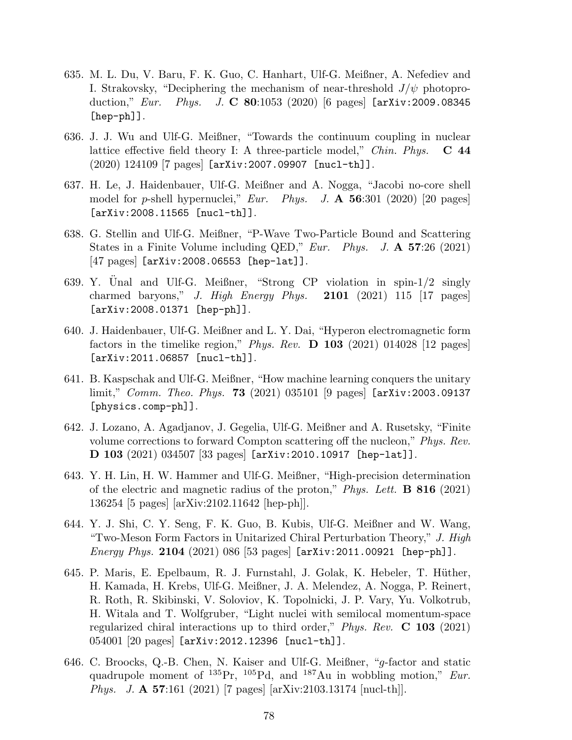635. M. L. Du, V. Baru, F. K. Guo, C. Hanhart, Ulf-G. Meißner, A. Nefediev and I. Strakovsky, "Deciphering the mechanism of near-threshold $J/\psi$ photoproduction," *Eur. Phys. J.* **C 80**:1053 (2020) [6 pages] [arXiv:2009.08345 [hep-ph]].

636. J. J. Wu and Ulf-G. Meißner, "Towards the continuum coupling in nuclear lattice effective field theory I: A three-particle model," *Chin. Phys.* **C 44** (2020) 124109 [7 pages] [arXiv:2007.09907 [nucl-th]].

637. H. Le, J. Haidenbauer, Ulf-G. Meißner and A. Nogga, "Jacobi no-core shell model for $p$-shell hypernuclei," *Eur. Phys. J.* **A 56**:301 (2020) [20 pages] [arXiv:2008.11565 [nucl-th]].

638. G. Stellin and Ulf-G. Meißner, "P-Wave Two-Particle Bound and Scattering States in a Finite Volume including QED," *Eur. Phys. J.* **A 57**:26 (2021) [47 pages] [arXiv:2008.06553 [hep-lat]].

639. Y. Ünal and Ulf-G. Meißner, "Strong CP violation in spin-1/2 singly charmed baryons," *J. High Energy Phys.* **2101** (2021) 115 [17 pages] [arXiv:2008.01371 [hep-ph]].

640. J. Haidenbauer, Ulf-G. Meißner and L. Y. Dai, "Hyperon electromagnetic form factors in the timelike region," *Phys. Rev.* **D 103** (2021) 014028 [12 pages] [arXiv:2011.06857 [nucl-th]].

641. B. Kaspschak and Ulf-G. Meißner, "How machine learning conquers the unitary limit," *Comm. Theo. Phys.* **73** (2021) 035101 [9 pages] [arXiv:2003.09137 [physics.comp-ph]].

642. J. Lozano, A. Agadjanov, J. Gegelia, Ulf-G. Meißner and A. Rusetsky, "Finite volume corrections to forward Compton scattering off the nucleon," *Phys. Rev.* **D 103** (2021) 034507 [33 pages] [arXiv:2010.10917 [hep-lat]].

643. Y. H. Lin, H. W. Hammer and Ulf-G. Meißner, "High-precision determination of the electric and magnetic radius of the proton," *Phys. Lett.* **B 816** (2021) 136254 [5 pages] [arXiv:2102.11642 [hep-ph]].

644. Y. J. Shi, C. Y. Seng, F. K. Guo, B. Kubis, Ulf-G. Meißner and W. Wang, "Two-Meson Form Factors in Unitarized Chiral Perturbation Theory," *J. High Energy Phys.* **2104** (2021) 086 [53 pages] [arXiv:2011.00921 [hep-ph]].

645. P. Maris, E. Epelbaum, R. J. Furnstahl, J. Golak, K. Hebeler, T. Hüther, H. Kamada, H. Krebs, Ulf-G. Meißner, J. A. Melendez, A. Nogga, P. Reinert, R. Roth, R. Skibinski, V. Soloviov, K. Topolnicki, J. P. Vary, Yu. Volkotrub, H. Witala and T. Wolfgruber, "Light nuclei with semilocal momentum-space regularized chiral interactions up to third order," *Phys. Rev.* **C 103** (2021) 054001 [20 pages] [arXiv:2012.12396 [nucl-th]].

646. C. Broocks, Q.-B. Chen, N. Kaiser and Ulf-G. Meißner, "$g$-factor and static quadrupole moment of $^{135}$Pr, $^{105}$Pd, and $^{187}$Au in wobbling motion," *Eur. Phys. J.* **A 57**:161 (2021) [7 pages] [arXiv:2103.13174 [nucl-th]].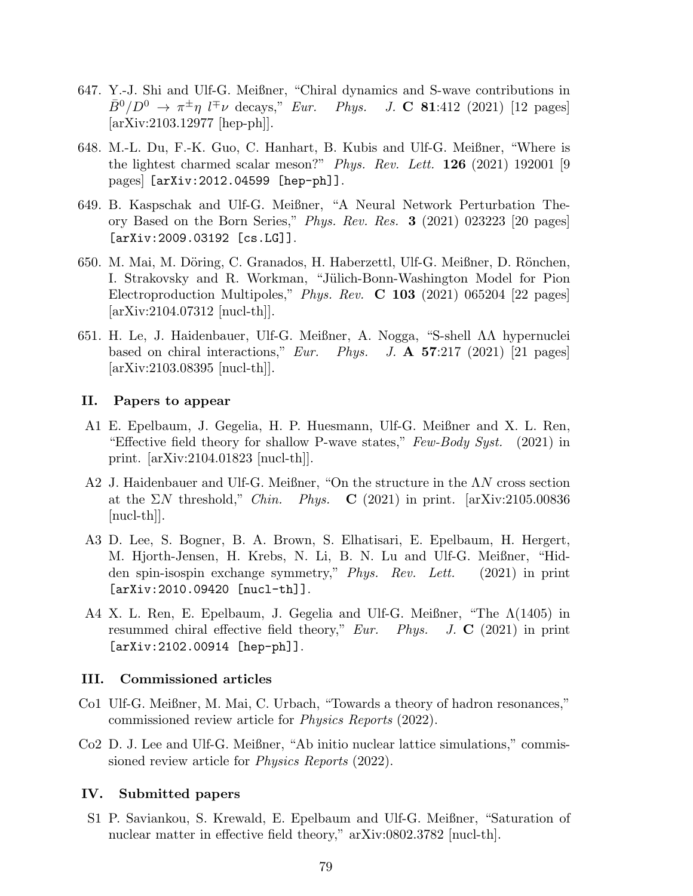647. Y.-J. Shi and Ulf-G. Meißner, "Chiral dynamics and S-wave contributions in $\bar{B}^0/D^0 \to \pi^{\pm}\eta\ l^{\mp}\nu$ decays," *Eur. Phys. J.* **C 81**:412 (2021) [12 pages] [arXiv:2103.12977 [hep-ph]].

648. M.-L. Du, F.-K. Guo, C. Hanhart, B. Kubis and Ulf-G. Meißner, "Where is the lightest charmed scalar meson?" *Phys. Rev. Lett.* **126** (2021) 192001 [9 pages] [arXiv:2012.04599 [hep-ph]].

649. B. Kaspschak and Ulf-G. Meißner, "A Neural Network Perturbation Theory Based on the Born Series," *Phys. Rev. Res.* **3** (2021) 023223 [20 pages] [arXiv:2009.03192 [cs.LG]].

650. M. Mai, M. Döring, C. Granados, H. Haberzettl, Ulf-G. Meißner, D. Rönchen, I. Strakovsky and R. Workman, "Jülich-Bonn-Washington Model for Pion Electroproduction Multipoles," *Phys. Rev.* **C 103** (2021) 065204 [22 pages] [arXiv:2104.07312 [nucl-th]].

651. H. Le, J. Haidenbauer, Ulf-G. Meißner, A. Nogga, "S-shell $\Lambda\Lambda$ hypernuclei based on chiral interactions," *Eur. Phys. J.* **A 57**:217 (2021) [21 pages] [arXiv:2103.08395 [nucl-th]].

## II. Papers to appear

A1 E. Epelbaum, J. Gegelia, H. P. Huesmann, Ulf-G. Meißner and X. L. Ren, "Effective field theory for shallow P-wave states," *Few-Body Syst.* (2021) in print. [arXiv:2104.01823 [nucl-th]].

A2 J. Haidenbauer and Ulf-G. Meißner, "On the structure in the $\Lambda N$ cross section at the $\Sigma N$ threshold," *Chin. Phys.* **C** (2021) in print. [arXiv:2105.00836 [nucl-th]].

A3 D. Lee, S. Bogner, B. A. Brown, S. Elhatisari, E. Epelbaum, H. Hergert, M. Hjorth-Jensen, H. Krebs, N. Li, B. N. Lu and Ulf-G. Meißner, "Hidden spin-isospin exchange symmetry," *Phys. Rev. Lett.* (2021) in print [arXiv:2010.09420 [nucl-th]].

A4 X. L. Ren, E. Epelbaum, J. Gegelia and Ulf-G. Meißner, "The $\Lambda(1405)$ in resummed chiral effective field theory," *Eur. Phys. J.* **C** (2021) in print [arXiv:2102.00914 [hep-ph]].

## III. Commissioned articles

Co1 Ulf-G. Meißner, M. Mai, C. Urbach, "Towards a theory of hadron resonances," commissioned review article for *Physics Reports* (2022).

Co2 D. J. Lee and Ulf-G. Meißner, "Ab initio nuclear lattice simulations," commissioned review article for *Physics Reports* (2022).

## IV. Submitted papers

S1 P. Saviankou, S. Krewald, E. Epelbaum and Ulf-G. Meißner, "Saturation of nuclear matter in effective field theory," arXiv:0802.3782 [nucl-th].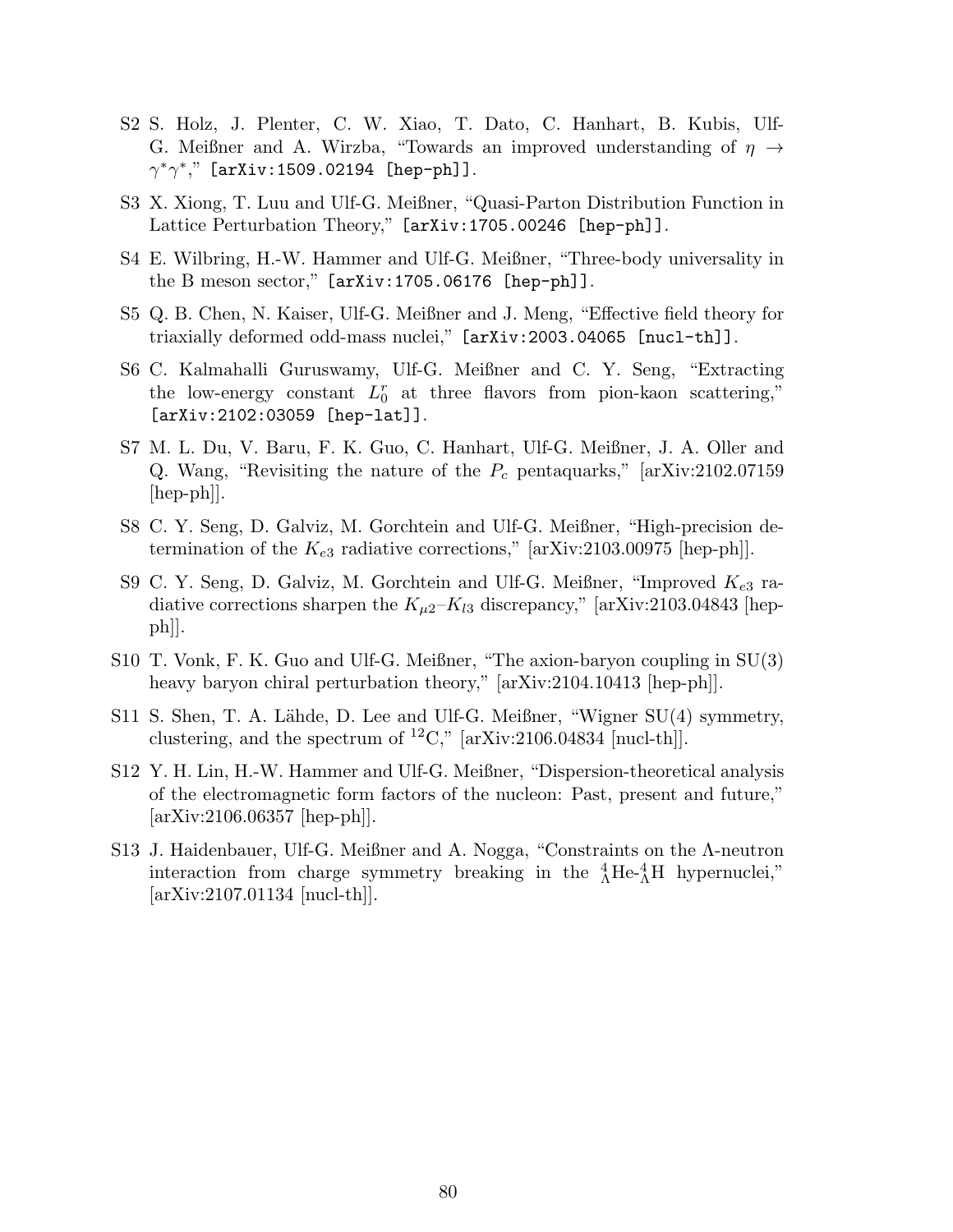S2 S. Holz, J. Plenter, C. W. Xiao, T. Dato, C. Hanhart, B. Kubis, Ulf-G. Meißner and A. Wirzba, "Towards an improved understanding of $\eta \to \gamma^*\gamma^*$," [arXiv:1509.02194 [hep-ph]].

S3 X. Xiong, T. Luu and Ulf-G. Meißner, "Quasi-Parton Distribution Function in Lattice Perturbation Theory," [arXiv:1705.00246 [hep-ph]].

S4 E. Wilbring, H.-W. Hammer and Ulf-G. Meißner, "Three-body universality in the B meson sector," [arXiv:1705.06176 [hep-ph]].

S5 Q. B. Chen, N. Kaiser, Ulf-G. Meißner and J. Meng, "Effective field theory for triaxially deformed odd-mass nuclei," [arXiv:2003.04065 [nucl-th]].

S6 C. Kalmahalli Guruswamy, Ulf-G. Meißner and C. Y. Seng, "Extracting the low-energy constant $L_0^r$ at three flavors from pion-kaon scattering," [arXiv:2102:03059 [hep-lat]].

S7 M. L. Du, V. Baru, F. K. Guo, C. Hanhart, Ulf-G. Meißner, J. A. Oller and Q. Wang, "Revisiting the nature of the $P_c$ pentaquarks," [arXiv:2102.07159 [hep-ph]].

S8 C. Y. Seng, D. Galviz, M. Gorchtein and Ulf-G. Meißner, "High-precision determination of the $K_{e3}$ radiative corrections," [arXiv:2103.00975 [hep-ph]].

S9 C. Y. Seng, D. Galviz, M. Gorchtein and Ulf-G. Meißner, "Improved $K_{e3}$ radiative corrections sharpen the $K_{\mu 2}$–$K_{l3}$ discrepancy," [arXiv:2103.04843 [hep-ph]].

S10 T. Vonk, F. K. Guo and Ulf-G. Meißner, "The axion-baryon coupling in SU(3) heavy baryon chiral perturbation theory," [arXiv:2104.10413 [hep-ph]].

S11 S. Shen, T. A. Lähde, D. Lee and Ulf-G. Meißner, "Wigner SU(4) symmetry, clustering, and the spectrum of $^{12}$C," [arXiv:2106.04834 [nucl-th]].

S12 Y. H. Lin, H.-W. Hammer and Ulf-G. Meißner, "Dispersion-theoretical analysis of the electromagnetic form factors of the nucleon: Past, present and future," [arXiv:2106.06357 [hep-ph]].

S13 J. Haidenbauer, Ulf-G. Meißner and A. Nogga, "Constraints on the Λ-neutron interaction from charge symmetry breaking in the ${}^4_\Lambda$He-${}^4_\Lambda$H hypernuclei," [arXiv:2107.01134 [nucl-th]].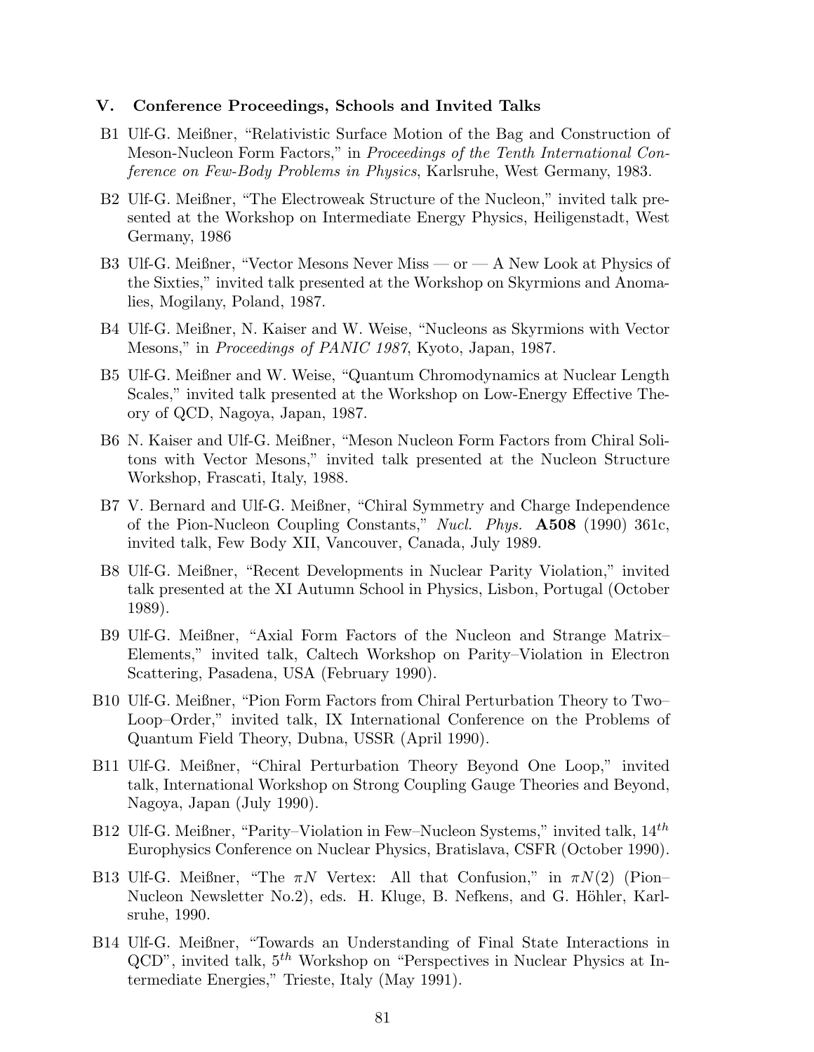### V. Conference Proceedings, Schools and Invited Talks

B1 Ulf-G. Meißner, "Relativistic Surface Motion of the Bag and Construction of Meson-Nucleon Form Factors," in *Proceedings of the Tenth International Conference on Few-Body Problems in Physics*, Karlsruhe, West Germany, 1983.

B2 Ulf-G. Meißner, "The Electroweak Structure of the Nucleon," invited talk presented at the Workshop on Intermediate Energy Physics, Heiligenstadt, West Germany, 1986

B3 Ulf-G. Meißner, "Vector Mesons Never Miss — or — A New Look at Physics of the Sixties," invited talk presented at the Workshop on Skyrmions and Anomalies, Mogilany, Poland, 1987.

B4 Ulf-G. Meißner, N. Kaiser and W. Weise, "Nucleons as Skyrmions with Vector Mesons," in *Proceedings of PANIC 1987*, Kyoto, Japan, 1987.

B5 Ulf-G. Meißner and W. Weise, "Quantum Chromodynamics at Nuclear Length Scales," invited talk presented at the Workshop on Low-Energy Effective Theory of QCD, Nagoya, Japan, 1987.

B6 N. Kaiser and Ulf-G. Meißner, "Meson Nucleon Form Factors from Chiral Solitons with Vector Mesons," invited talk presented at the Nucleon Structure Workshop, Frascati, Italy, 1988.

B7 V. Bernard and Ulf-G. Meißner, "Chiral Symmetry and Charge Independence of the Pion-Nucleon Coupling Constants," *Nucl. Phys.* **A508** (1990) 361c, invited talk, Few Body XII, Vancouver, Canada, July 1989.

B8 Ulf-G. Meißner, "Recent Developments in Nuclear Parity Violation," invited talk presented at the XI Autumn School in Physics, Lisbon, Portugal (October 1989).

B9 Ulf-G. Meißner, "Axial Form Factors of the Nucleon and Strange Matrix–Elements," invited talk, Caltech Workshop on Parity–Violation in Electron Scattering, Pasadena, USA (February 1990).

B10 Ulf-G. Meißner, "Pion Form Factors from Chiral Perturbation Theory to Two–Loop–Order," invited talk, IX International Conference on the Problems of Quantum Field Theory, Dubna, USSR (April 1990).

B11 Ulf-G. Meißner, "Chiral Perturbation Theory Beyond One Loop," invited talk, International Workshop on Strong Coupling Gauge Theories and Beyond, Nagoya, Japan (July 1990).

B12 Ulf-G. Meißner, "Parity–Violation in Few–Nucleon Systems," invited talk, $14^{th}$ Europhysics Conference on Nuclear Physics, Bratislava, CSFR (October 1990).

B13 Ulf-G. Meißner, "The $\pi N$ Vertex: All that Confusion," in $\pi N(2)$ (Pion–Nucleon Newsletter No.2), eds. H. Kluge, B. Nefkens, and G. Höhler, Karlsruhe, 1990.

B14 Ulf-G. Meißner, "Towards an Understanding of Final State Interactions in QCD", invited talk, $5^{th}$ Workshop on "Perspectives in Nuclear Physics at Intermediate Energies," Trieste, Italy (May 1991).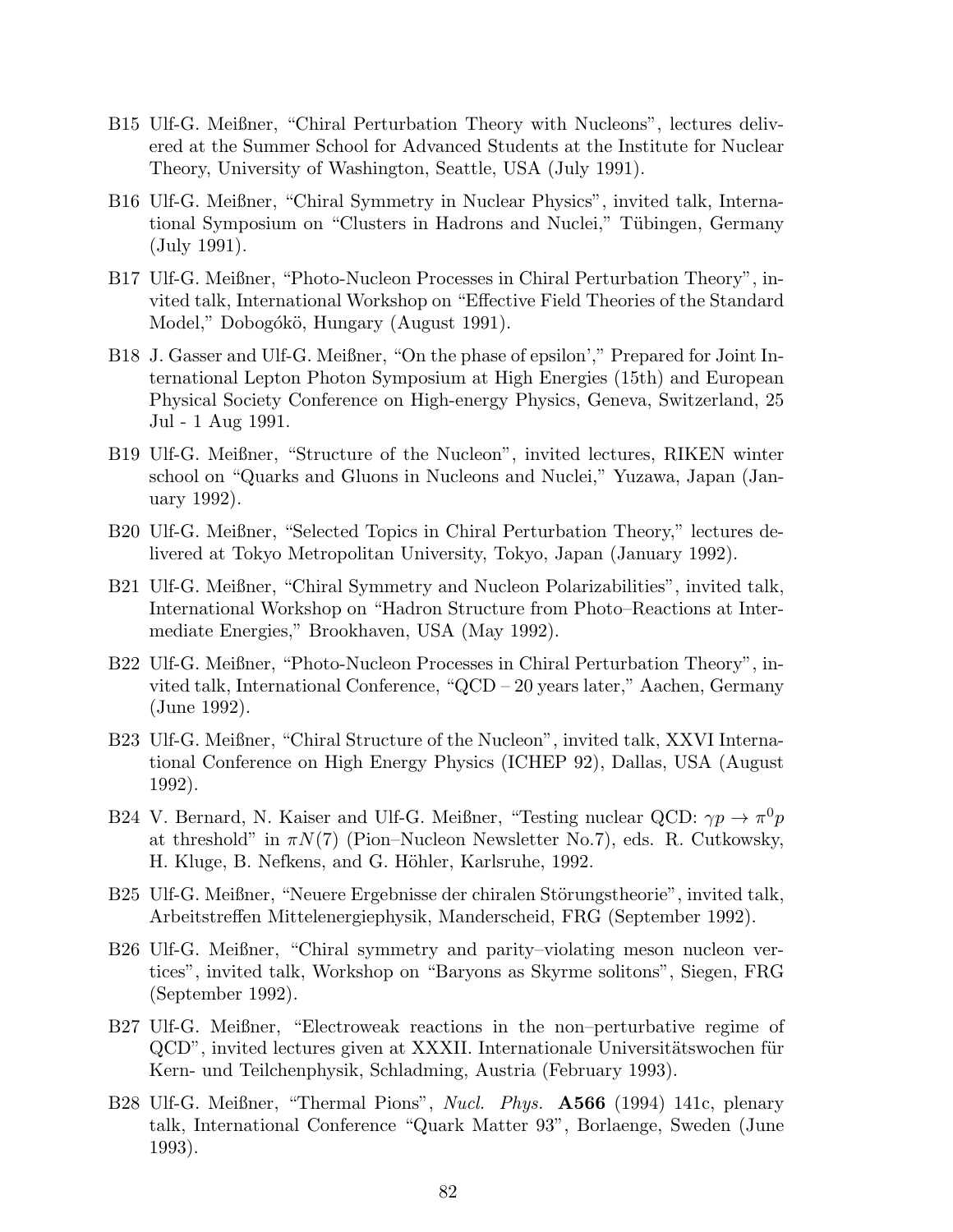B15 Ulf-G. Meißner, "Chiral Perturbation Theory with Nucleons", lectures delivered at the Summer School for Advanced Students at the Institute for Nuclear Theory, University of Washington, Seattle, USA (July 1991).

B16 Ulf-G. Meißner, "Chiral Symmetry in Nuclear Physics", invited talk, International Symposium on "Clusters in Hadrons and Nuclei," Tübingen, Germany (July 1991).

B17 Ulf-G. Meißner, "Photo-Nucleon Processes in Chiral Perturbation Theory", invited talk, International Workshop on "Effective Field Theories of the Standard Model," Dobogókö, Hungary (August 1991).

B18 J. Gasser and Ulf-G. Meißner, "On the phase of epsilon'," Prepared for Joint International Lepton Photon Symposium at High Energies (15th) and European Physical Society Conference on High-energy Physics, Geneva, Switzerland, 25 Jul - 1 Aug 1991.

B19 Ulf-G. Meißner, "Structure of the Nucleon", invited lectures, RIKEN winter school on "Quarks and Gluons in Nucleons and Nuclei," Yuzawa, Japan (January 1992).

B20 Ulf-G. Meißner, "Selected Topics in Chiral Perturbation Theory," lectures delivered at Tokyo Metropolitan University, Tokyo, Japan (January 1992).

B21 Ulf-G. Meißner, "Chiral Symmetry and Nucleon Polarizabilities", invited talk, International Workshop on "Hadron Structure from Photo–Reactions at Intermediate Energies," Brookhaven, USA (May 1992).

B22 Ulf-G. Meißner, "Photo-Nucleon Processes in Chiral Perturbation Theory", invited talk, International Conference, "QCD – 20 years later," Aachen, Germany (June 1992).

B23 Ulf-G. Meißner, "Chiral Structure of the Nucleon", invited talk, XXVI International Conference on High Energy Physics (ICHEP 92), Dallas, USA (August 1992).

B24 V. Bernard, N. Kaiser and Ulf-G. Meißner, "Testing nuclear QCD: $\gamma p \to \pi^0 p$ at threshold" in $\pi N(7)$ (Pion–Nucleon Newsletter No.7), eds. R. Cutkowsky, H. Kluge, B. Nefkens, and G. Höhler, Karlsruhe, 1992.

B25 Ulf-G. Meißner, "Neuere Ergebnisse der chiralen Störungstheorie", invited talk, Arbeitstreffen Mittelenergiephysik, Manderscheid, FRG (September 1992).

B26 Ulf-G. Meißner, "Chiral symmetry and parity–violating meson nucleon vertices", invited talk, Workshop on "Baryons as Skyrme solitons", Siegen, FRG (September 1992).

B27 Ulf-G. Meißner, "Electroweak reactions in the non–perturbative regime of QCD", invited lectures given at XXXII. Internationale Universitätswochen für Kern- und Teilchenphysik, Schladming, Austria (February 1993).

B28 Ulf-G. Meißner, "Thermal Pions", *Nucl. Phys.* **A566** (1994) 141c, plenary talk, International Conference "Quark Matter 93", Borlaenge, Sweden (June 1993).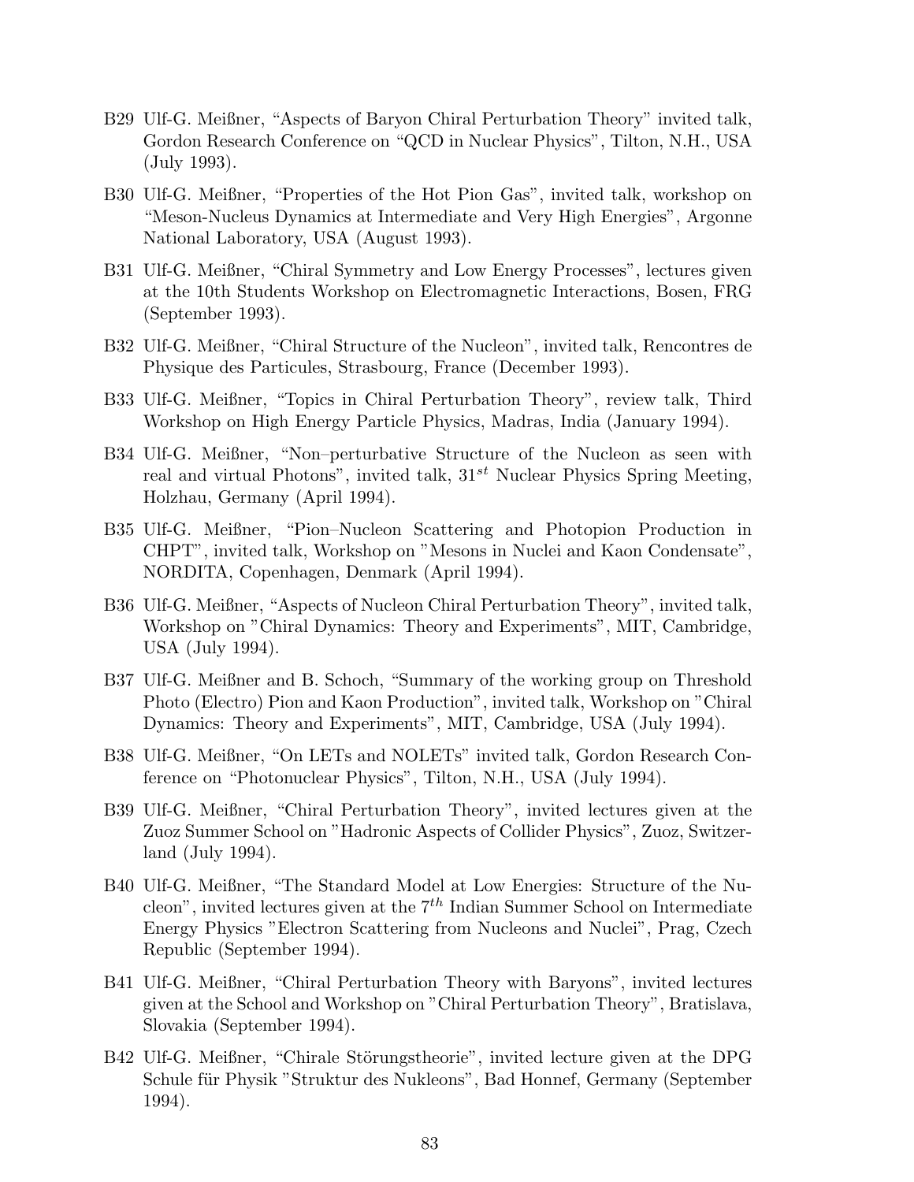B29 Ulf-G. Meißner, “Aspects of Baryon Chiral Perturbation Theory” invited talk, Gordon Research Conference on “QCD in Nuclear Physics”, Tilton, N.H., USA (July 1993).

B30 Ulf-G. Meißner, “Properties of the Hot Pion Gas”, invited talk, workshop on “Meson-Nucleus Dynamics at Intermediate and Very High Energies”, Argonne National Laboratory, USA (August 1993).

B31 Ulf-G. Meißner, “Chiral Symmetry and Low Energy Processes”, lectures given at the 10th Students Workshop on Electromagnetic Interactions, Bosen, FRG (September 1993).

B32 Ulf-G. Meißner, “Chiral Structure of the Nucleon”, invited talk, Rencontres de Physique des Particules, Strasbourg, France (December 1993).

B33 Ulf-G. Meißner, “Topics in Chiral Perturbation Theory”, review talk, Third Workshop on High Energy Particle Physics, Madras, India (January 1994).

B34 Ulf-G. Meißner, “Non–perturbative Structure of the Nucleon as seen with real and virtual Photons”, invited talk, $31^{st}$ Nuclear Physics Spring Meeting, Holzhau, Germany (April 1994).

B35 Ulf-G. Meißner, “Pion–Nucleon Scattering and Photopion Production in CHPT”, invited talk, Workshop on ”Mesons in Nuclei and Kaon Condensate”, NORDITA, Copenhagen, Denmark (April 1994).

B36 Ulf-G. Meißner, “Aspects of Nucleon Chiral Perturbation Theory”, invited talk, Workshop on ”Chiral Dynamics: Theory and Experiments”, MIT, Cambridge, USA (July 1994).

B37 Ulf-G. Meißner and B. Schoch, “Summary of the working group on Threshold Photo (Electro) Pion and Kaon Production”, invited talk, Workshop on ”Chiral Dynamics: Theory and Experiments”, MIT, Cambridge, USA (July 1994).

B38 Ulf-G. Meißner, “On LETs and NOLETs” invited talk, Gordon Research Conference on “Photonuclear Physics”, Tilton, N.H., USA (July 1994).

B39 Ulf-G. Meißner, “Chiral Perturbation Theory”, invited lectures given at the Zuoz Summer School on ”Hadronic Aspects of Collider Physics”, Zuoz, Switzerland (July 1994).

B40 Ulf-G. Meißner, “The Standard Model at Low Energies: Structure of the Nucleon”, invited lectures given at the $7^{th}$ Indian Summer School on Intermediate Energy Physics ”Electron Scattering from Nucleons and Nuclei”, Prag, Czech Republic (September 1994).

B41 Ulf-G. Meißner, “Chiral Perturbation Theory with Baryons”, invited lectures given at the School and Workshop on ”Chiral Perturbation Theory”, Bratislava, Slovakia (September 1994).

B42 Ulf-G. Meißner, “Chirale Störungstheorie”, invited lecture given at the DPG Schule für Physik ”Struktur des Nukleons”, Bad Honnef, Germany (September 1994).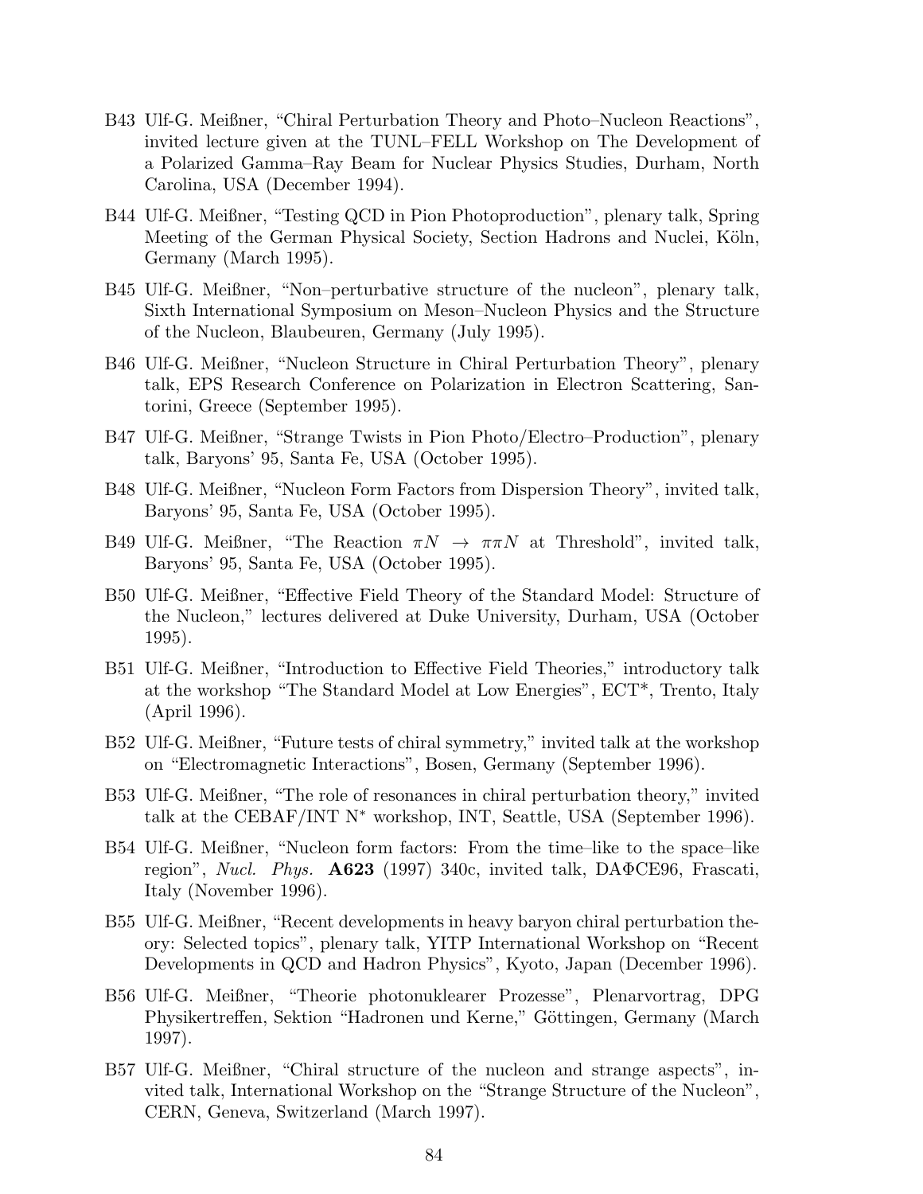B43 Ulf-G. Meißner, "Chiral Perturbation Theory and Photo–Nucleon Reactions", invited lecture given at the TUNL–FELL Workshop on The Development of a Polarized Gamma–Ray Beam for Nuclear Physics Studies, Durham, North Carolina, USA (December 1994).

B44 Ulf-G. Meißner, "Testing QCD in Pion Photoproduction", plenary talk, Spring Meeting of the German Physical Society, Section Hadrons and Nuclei, Köln, Germany (March 1995).

B45 Ulf-G. Meißner, "Non–perturbative structure of the nucleon", plenary talk, Sixth International Symposium on Meson–Nucleon Physics and the Structure of the Nucleon, Blaubeuren, Germany (July 1995).

B46 Ulf-G. Meißner, "Nucleon Structure in Chiral Perturbation Theory", plenary talk, EPS Research Conference on Polarization in Electron Scattering, Santorini, Greece (September 1995).

B47 Ulf-G. Meißner, "Strange Twists in Pion Photo/Electro–Production", plenary talk, Baryons' 95, Santa Fe, USA (October 1995).

B48 Ulf-G. Meißner, "Nucleon Form Factors from Dispersion Theory", invited talk, Baryons' 95, Santa Fe, USA (October 1995).

B49 Ulf-G. Meißner, "The Reaction $\pi N \to \pi\pi N$ at Threshold", invited talk, Baryons' 95, Santa Fe, USA (October 1995).

B50 Ulf-G. Meißner, "Effective Field Theory of the Standard Model: Structure of the Nucleon," lectures delivered at Duke University, Durham, USA (October 1995).

B51 Ulf-G. Meißner, "Introduction to Effective Field Theories," introductory talk at the workshop "The Standard Model at Low Energies", ECT*, Trento, Italy (April 1996).

B52 Ulf-G. Meißner, "Future tests of chiral symmetry," invited talk at the workshop on "Electromagnetic Interactions", Bosen, Germany (September 1996).

B53 Ulf-G. Meißner, "The role of resonances in chiral perturbation theory," invited talk at the CEBAF/INT $N^*$ workshop, INT, Seattle, USA (September 1996).

B54 Ulf-G. Meißner, "Nucleon form factors: From the time–like to the space–like region", *Nucl. Phys.* **A623** (1997) 340c, invited talk, DA$\Phi$CE96, Frascati, Italy (November 1996).

B55 Ulf-G. Meißner, "Recent developments in heavy baryon chiral perturbation theory: Selected topics", plenary talk, YITP International Workshop on "Recent Developments in QCD and Hadron Physics", Kyoto, Japan (December 1996).

B56 Ulf-G. Meißner, "Theorie photonuklearer Prozesse", Plenarvortrag, DPG Physikertreffen, Sektion "Hadronen und Kerne," Göttingen, Germany (March 1997).

B57 Ulf-G. Meißner, "Chiral structure of the nucleon and strange aspects", invited talk, International Workshop on the "Strange Structure of the Nucleon", CERN, Geneva, Switzerland (March 1997).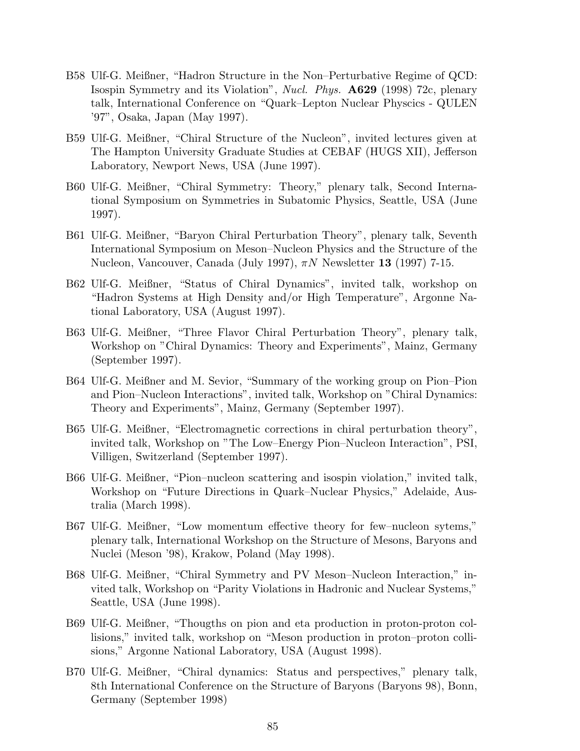B58 Ulf-G. Meißner, "Hadron Structure in the Non–Perturbative Regime of QCD: Isospin Symmetry and its Violation", *Nucl. Phys.* **A629** (1998) 72c, plenary talk, International Conference on "Quark–Lepton Nuclear Physcics - QULEN '97", Osaka, Japan (May 1997).

B59 Ulf-G. Meißner, "Chiral Structure of the Nucleon", invited lectures given at The Hampton University Graduate Studies at CEBAF (HUGS XII), Jefferson Laboratory, Newport News, USA (June 1997).

B60 Ulf-G. Meißner, "Chiral Symmetry: Theory," plenary talk, Second International Symposium on Symmetries in Subatomic Physics, Seattle, USA (June 1997).

B61 Ulf-G. Meißner, "Baryon Chiral Perturbation Theory", plenary talk, Seventh International Symposium on Meson–Nucleon Physics and the Structure of the Nucleon, Vancouver, Canada (July 1997), $\pi N$ Newsletter **13** (1997) 7-15.

B62 Ulf-G. Meißner, "Status of Chiral Dynamics", invited talk, workshop on "Hadron Systems at High Density and/or High Temperature", Argonne National Laboratory, USA (August 1997).

B63 Ulf-G. Meißner, "Three Flavor Chiral Perturbation Theory", plenary talk, Workshop on "Chiral Dynamics: Theory and Experiments", Mainz, Germany (September 1997).

B64 Ulf-G. Meißner and M. Sevior, "Summary of the working group on Pion–Pion and Pion–Nucleon Interactions", invited talk, Workshop on "Chiral Dynamics: Theory and Experiments", Mainz, Germany (September 1997).

B65 Ulf-G. Meißner, "Electromagnetic corrections in chiral perturbation theory", invited talk, Workshop on "The Low–Energy Pion–Nucleon Interaction", PSI, Villigen, Switzerland (September 1997).

B66 Ulf-G. Meißner, "Pion–nucleon scattering and isospin violation," invited talk, Workshop on "Future Directions in Quark–Nuclear Physics," Adelaide, Australia (March 1998).

B67 Ulf-G. Meißner, "Low momentum effective theory for few–nucleon sytems," plenary talk, International Workshop on the Structure of Mesons, Baryons and Nuclei (Meson '98), Krakow, Poland (May 1998).

B68 Ulf-G. Meißner, "Chiral Symmetry and PV Meson–Nucleon Interaction," invited talk, Workshop on "Parity Violations in Hadronic and Nuclear Systems," Seattle, USA (June 1998).

B69 Ulf-G. Meißner, "Thougths on pion and eta production in proton-proton collisions," invited talk, workshop on "Meson production in proton–proton collisions," Argonne National Laboratory, USA (August 1998).

B70 Ulf-G. Meißner, "Chiral dynamics: Status and perspectives," plenary talk, 8th International Conference on the Structure of Baryons (Baryons 98), Bonn, Germany (September 1998)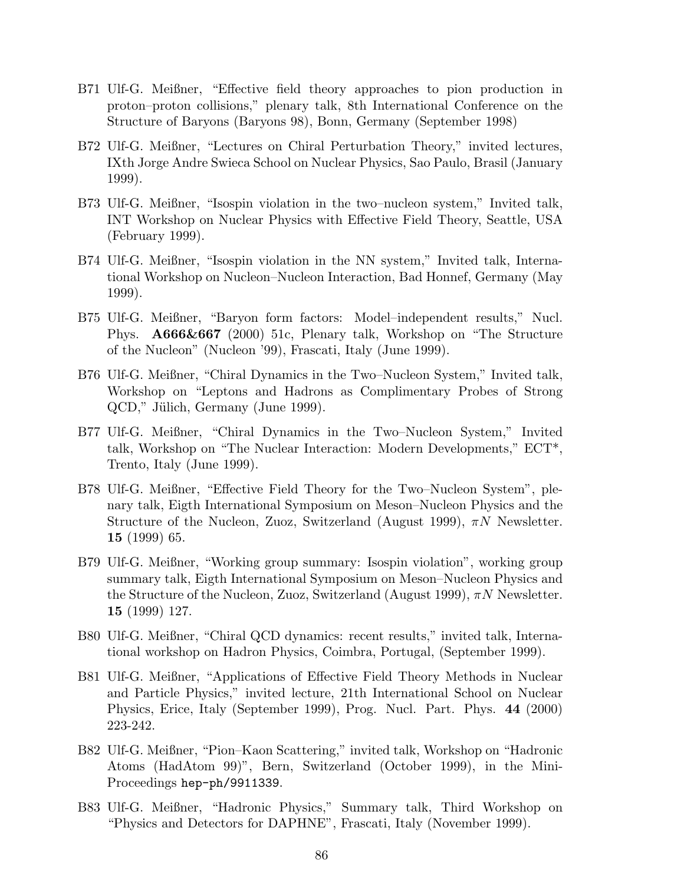B71 Ulf-G. Meißner, "Effective field theory approaches to pion production in proton–proton collisions," plenary talk, 8th International Conference on the Structure of Baryons (Baryons 98), Bonn, Germany (September 1998)

B72 Ulf-G. Meißner, "Lectures on Chiral Perturbation Theory," invited lectures, IXth Jorge Andre Swieca School on Nuclear Physics, Sao Paulo, Brasil (January 1999).

B73 Ulf-G. Meißner, "Isospin violation in the two–nucleon system," Invited talk, INT Workshop on Nuclear Physics with Effective Field Theory, Seattle, USA (February 1999).

B74 Ulf-G. Meißner, "Isospin violation in the NN system," Invited talk, International Workshop on Nucleon–Nucleon Interaction, Bad Honnef, Germany (May 1999).

B75 Ulf-G. Meißner, "Baryon form factors: Model–independent results," Nucl. Phys. **A666&667** (2000) 51c, Plenary talk, Workshop on "The Structure of the Nucleon" (Nucleon '99), Frascati, Italy (June 1999).

B76 Ulf-G. Meißner, "Chiral Dynamics in the Two–Nucleon System," Invited talk, Workshop on "Leptons and Hadrons as Complimentary Probes of Strong QCD," Jülich, Germany (June 1999).

B77 Ulf-G. Meißner, "Chiral Dynamics in the Two–Nucleon System," Invited talk, Workshop on "The Nuclear Interaction: Modern Developments," ECT*, Trento, Italy (June 1999).

B78 Ulf-G. Meißner, "Effective Field Theory for the Two–Nucleon System", plenary talk, Eigth International Symposium on Meson–Nucleon Physics and the Structure of the Nucleon, Zuoz, Switzerland (August 1999), $\pi N$ Newsletter. **15** (1999) 65.

B79 Ulf-G. Meißner, "Working group summary: Isospin violation", working group summary talk, Eigth International Symposium on Meson–Nucleon Physics and the Structure of the Nucleon, Zuoz, Switzerland (August 1999), $\pi N$ Newsletter. **15** (1999) 127.

B80 Ulf-G. Meißner, "Chiral QCD dynamics: recent results," invited talk, International workshop on Hadron Physics, Coimbra, Portugal, (September 1999).

B81 Ulf-G. Meißner, "Applications of Effective Field Theory Methods in Nuclear and Particle Physics," invited lecture, 21th International School on Nuclear Physics, Erice, Italy (September 1999), Prog. Nucl. Part. Phys. **44** (2000) 223-242.

B82 Ulf-G. Meißner, "Pion–Kaon Scattering," invited talk, Workshop on "Hadronic Atoms (HadAtom 99)", Bern, Switzerland (October 1999), in the Mini-Proceedings `hep-ph/9911339`.

B83 Ulf-G. Meißner, "Hadronic Physics," Summary talk, Third Workshop on "Physics and Detectors for DAPHNE", Frascati, Italy (November 1999).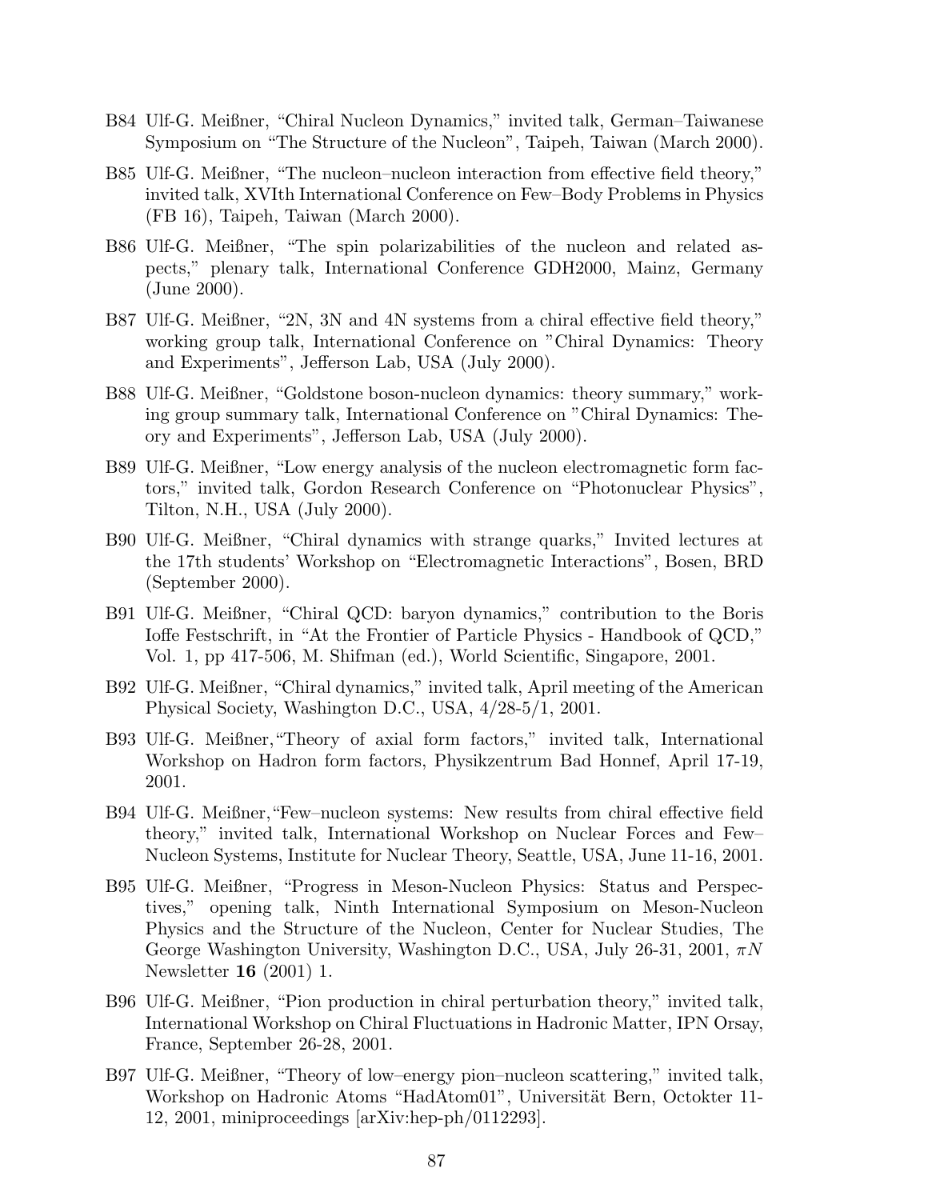B84 Ulf-G. Meißner, "Chiral Nucleon Dynamics," invited talk, German–Taiwanese Symposium on "The Structure of the Nucleon", Taipeh, Taiwan (March 2000).

B85 Ulf-G. Meißner, "The nucleon–nucleon interaction from effective field theory," invited talk, XVIth International Conference on Few–Body Problems in Physics (FB 16), Taipeh, Taiwan (March 2000).

B86 Ulf-G. Meißner, "The spin polarizabilities of the nucleon and related aspects," plenary talk, International Conference GDH2000, Mainz, Germany (June 2000).

B87 Ulf-G. Meißner, "2N, 3N and 4N systems from a chiral effective field theory," working group talk, International Conference on "Chiral Dynamics: Theory and Experiments", Jefferson Lab, USA (July 2000).

B88 Ulf-G. Meißner, "Goldstone boson-nucleon dynamics: theory summary," working group summary talk, International Conference on "Chiral Dynamics: Theory and Experiments", Jefferson Lab, USA (July 2000).

B89 Ulf-G. Meißner, "Low energy analysis of the nucleon electromagnetic form factors," invited talk, Gordon Research Conference on "Photonuclear Physics", Tilton, N.H., USA (July 2000).

B90 Ulf-G. Meißner, "Chiral dynamics with strange quarks," Invited lectures at the 17th students' Workshop on "Electromagnetic Interactions", Bosen, BRD (September 2000).

B91 Ulf-G. Meißner, "Chiral QCD: baryon dynamics," contribution to the Boris Ioffe Festschrift, in "At the Frontier of Particle Physics - Handbook of QCD," Vol. 1, pp 417-506, M. Shifman (ed.), World Scientific, Singapore, 2001.

B92 Ulf-G. Meißner, "Chiral dynamics," invited talk, April meeting of the American Physical Society, Washington D.C., USA, 4/28-5/1, 2001.

B93 Ulf-G. Meißner,"Theory of axial form factors," invited talk, International Workshop on Hadron form factors, Physikzentrum Bad Honnef, April 17-19, 2001.

B94 Ulf-G. Meißner,"Few–nucleon systems: New results from chiral effective field theory," invited talk, International Workshop on Nuclear Forces and Few–Nucleon Systems, Institute for Nuclear Theory, Seattle, USA, June 11-16, 2001.

B95 Ulf-G. Meißner, "Progress in Meson-Nucleon Physics: Status and Perspectives," opening talk, Ninth International Symposium on Meson-Nucleon Physics and the Structure of the Nucleon, Center for Nuclear Studies, The George Washington University, Washington D.C., USA, July 26-31, 2001, $\pi N$ Newsletter **16** (2001) 1.

B96 Ulf-G. Meißner, "Pion production in chiral perturbation theory," invited talk, International Workshop on Chiral Fluctuations in Hadronic Matter, IPN Orsay, France, September 26-28, 2001.

B97 Ulf-G. Meißner, "Theory of low–energy pion–nucleon scattering," invited talk, Workshop on Hadronic Atoms "HadAtom01", Universität Bern, Octokter 11-12, 2001, miniproceedings [arXiv:hep-ph/0112293].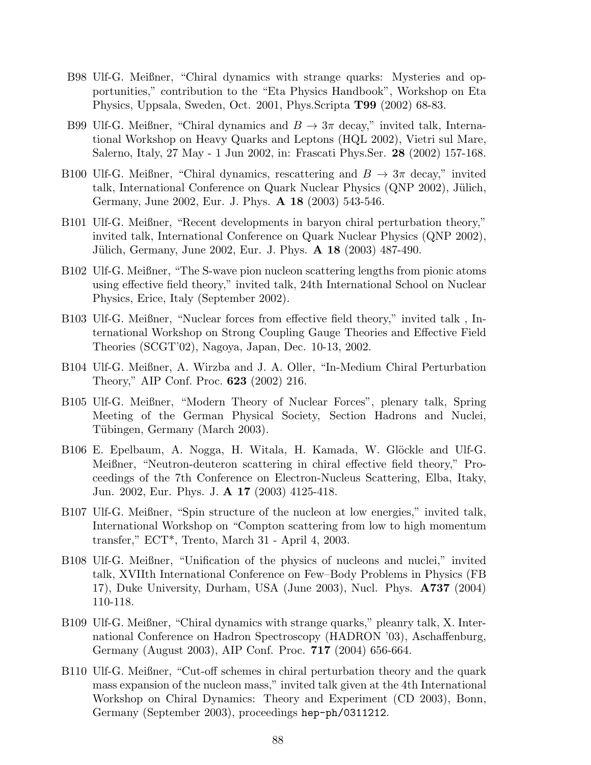- B98 Ulf-G. Meißner, "Chiral dynamics with strange quarks: Mysteries and opportunities," contribution to the "Eta Physics Handbook", Workshop on Eta Physics, Uppsala, Sweden, Oct. 2001, Phys.Scripta **T99** (2002) 68-83.
- B99 Ulf-G. Meißner, "Chiral dynamics and $B \to 3\pi$ decay," invited talk, International Workshop on Heavy Quarks and Leptons (HQL 2002), Vietri sul Mare, Salerno, Italy, 27 May - 1 Jun 2002, in: Frascati Phys.Ser. **28** (2002) 157-168.
- B100 Ulf-G. Meißner, "Chiral dynamics, rescattering and $B \to 3\pi$ decay," invited talk, International Conference on Quark Nuclear Physics (QNP 2002), Jülich, Germany, June 2002, Eur. J. Phys. **A 18** (2003) 543-546.
- B101 Ulf-G. Meißner, "Recent developments in baryon chiral perturbation theory," invited talk, International Conference on Quark Nuclear Physics (QNP 2002), Jülich, Germany, June 2002, Eur. J. Phys. **A 18** (2003) 487-490.
- B102 Ulf-G. Meißner, "The S-wave pion nucleon scattering lengths from pionic atoms using effective field theory," invited talk, 24th International School on Nuclear Physics, Erice, Italy (September 2002).
- B103 Ulf-G. Meißner, "Nuclear forces from effective field theory," invited talk , International Workshop on Strong Coupling Gauge Theories and Effective Field Theories (SCGT'02), Nagoya, Japan, Dec. 10-13, 2002.
- B104 Ulf-G. Meißner, A. Wirzba and J. A. Oller, "In-Medium Chiral Perturbation Theory," AIP Conf. Proc. **623** (2002) 216.
- B105 Ulf-G. Meißner, "Modern Theory of Nuclear Forces", plenary talk, Spring Meeting of the German Physical Society, Section Hadrons and Nuclei, Tübingen, Germany (March 2003).
- B106 E. Epelbaum, A. Nogga, H. Witala, H. Kamada, W. Glöckle and Ulf-G. Meißner, "Neutron-deuteron scattering in chiral effective field theory," Proceedings of the 7th Conference on Electron-Nucleus Scattering, Elba, Itaky, Jun. 2002, Eur. Phys. J. **A 17** (2003) 4125-418.
- B107 Ulf-G. Meißner, "Spin structure of the nucleon at low energies," invited talk, International Workshop on "Compton scattering from low to high momentum transfer," ECT*, Trento, March 31 - April 4, 2003.
- B108 Ulf-G. Meißner, "Unification of the physics of nucleons and nuclei," invited talk, XVIIth International Conference on Few–Body Problems in Physics (FB 17), Duke University, Durham, USA (June 2003), Nucl. Phys. **A737** (2004) 110-118.
- B109 Ulf-G. Meißner, "Chiral dynamics with strange quarks," pleanry talk, X. International Conference on Hadron Spectroscopy (HADRON '03), Aschaffenburg, Germany (August 2003), AIP Conf. Proc. **717** (2004) 656-664.
- B110 Ulf-G. Meißner, "Cut-off schemes in chiral perturbation theory and the quark mass expansion of the nucleon mass," invited talk given at the 4th International Workshop on Chiral Dynamics: Theory and Experiment (CD 2003), Bonn, Germany (September 2003), proceedings `hep-ph/0311212`.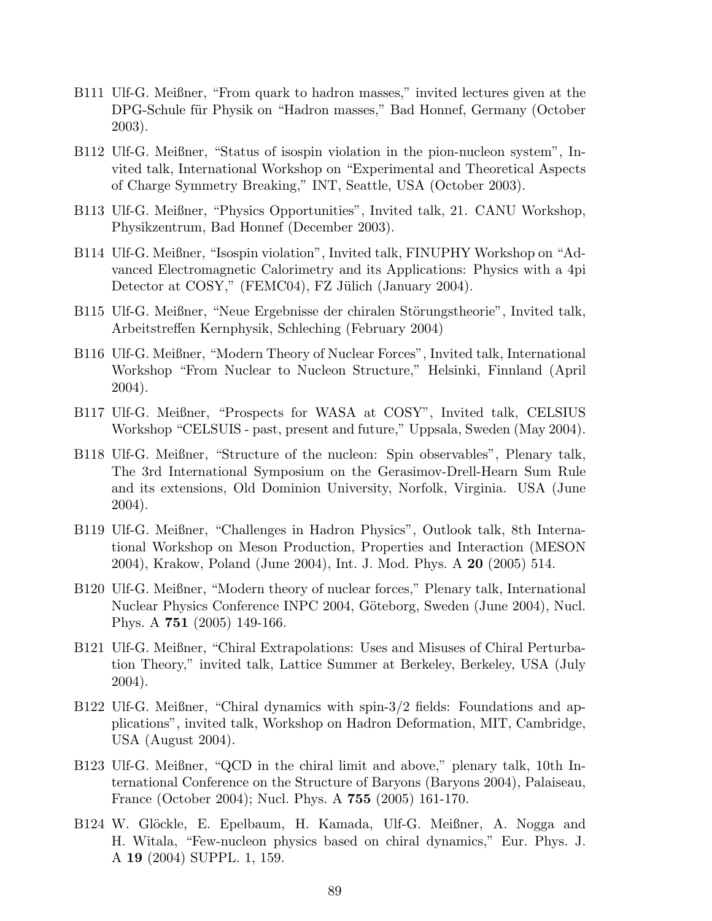B111 Ulf-G. Meißner, "From quark to hadron masses," invited lectures given at the DPG-Schule für Physik on "Hadron masses," Bad Honnef, Germany (October 2003).

B112 Ulf-G. Meißner, "Status of isospin violation in the pion-nucleon system", Invited talk, International Workshop on "Experimental and Theoretical Aspects of Charge Symmetry Breaking," INT, Seattle, USA (October 2003).

B113 Ulf-G. Meißner, "Physics Opportunities", Invited talk, 21. CANU Workshop, Physikzentrum, Bad Honnef (December 2003).

B114 Ulf-G. Meißner, "Isospin violation", Invited talk, FINUPHY Workshop on "Advanced Electromagnetic Calorimetry and its Applications: Physics with a 4pi Detector at COSY," (FEMC04), FZ Jülich (January 2004).

B115 Ulf-G. Meißner, "Neue Ergebnisse der chiralen Störungstheorie", Invited talk, Arbeitstreffen Kernphysik, Schleching (February 2004)

B116 Ulf-G. Meißner, "Modern Theory of Nuclear Forces", Invited talk, International Workshop "From Nuclear to Nucleon Structure," Helsinki, Finnland (April 2004).

B117 Ulf-G. Meißner, "Prospects for WASA at COSY", Invited talk, CELSIUS Workshop "CELSUIS - past, present and future," Uppsala, Sweden (May 2004).

B118 Ulf-G. Meißner, "Structure of the nucleon: Spin observables", Plenary talk, The 3rd International Symposium on the Gerasimov-Drell-Hearn Sum Rule and its extensions, Old Dominion University, Norfolk, Virginia. USA (June 2004).

B119 Ulf-G. Meißner, "Challenges in Hadron Physics", Outlook talk, 8th International Workshop on Meson Production, Properties and Interaction (MESON 2004), Krakow, Poland (June 2004), Int. J. Mod. Phys. A **20** (2005) 514.

B120 Ulf-G. Meißner, "Modern theory of nuclear forces," Plenary talk, International Nuclear Physics Conference INPC 2004, Göteborg, Sweden (June 2004), Nucl. Phys. A **751** (2005) 149-166.

B121 Ulf-G. Meißner, "Chiral Extrapolations: Uses and Misuses of Chiral Perturbation Theory," invited talk, Lattice Summer at Berkeley, Berkeley, USA (July 2004).

B122 Ulf-G. Meißner, "Chiral dynamics with spin-3/2 fields: Foundations and applications", invited talk, Workshop on Hadron Deformation, MIT, Cambridge, USA (August 2004).

B123 Ulf-G. Meißner, "QCD in the chiral limit and above," plenary talk, 10th International Conference on the Structure of Baryons (Baryons 2004), Palaiseau, France (October 2004); Nucl. Phys. A **755** (2005) 161-170.

B124 W. Glöckle, E. Epelbaum, H. Kamada, Ulf-G. Meißner, A. Nogga and H. Witala, "Few-nucleon physics based on chiral dynamics," Eur. Phys. J. A **19** (2004) SUPPL. 1, 159.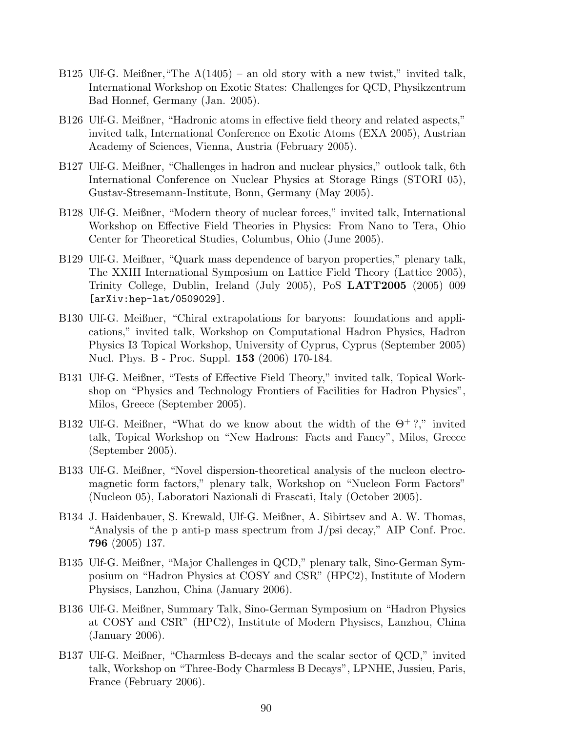- B125 Ulf-G. Meißner,"The $\Lambda(1405)$ – an old story with a new twist," invited talk, International Workshop on Exotic States: Challenges for QCD, Physikzentrum Bad Honnef, Germany (Jan. 2005).
- B126 Ulf-G. Meißner, "Hadronic atoms in effective field theory and related aspects," invited talk, International Conference on Exotic Atoms (EXA 2005), Austrian Academy of Sciences, Vienna, Austria (February 2005).
- B127 Ulf-G. Meißner, "Challenges in hadron and nuclear physics," outlook talk, 6th International Conference on Nuclear Physics at Storage Rings (STORI 05), Gustav-Stresemann-Institute, Bonn, Germany (May 2005).
- B128 Ulf-G. Meißner, "Modern theory of nuclear forces," invited talk, International Workshop on Effective Field Theories in Physics: From Nano to Tera, Ohio Center for Theoretical Studies, Columbus, Ohio (June 2005).
- B129 Ulf-G. Meißner, "Quark mass dependence of baryon properties," plenary talk, The XXIII International Symposium on Lattice Field Theory (Lattice 2005), Trinity College, Dublin, Ireland (July 2005), PoS **LATT2005** (2005) 009 [arXiv:hep-lat/0509029].
- B130 Ulf-G. Meißner, "Chiral extrapolations for baryons: foundations and applications," invited talk, Workshop on Computational Hadron Physics, Hadron Physics I3 Topical Workshop, University of Cyprus, Cyprus (September 2005) Nucl. Phys. B - Proc. Suppl. **153** (2006) 170-184.
- B131 Ulf-G. Meißner, "Tests of Effective Field Theory," invited talk, Topical Workshop on "Physics and Technology Frontiers of Facilities for Hadron Physics", Milos, Greece (September 2005).
- B132 Ulf-G. Meißner, "What do we know about the width of the $\Theta^+$ ?," invited talk, Topical Workshop on "New Hadrons: Facts and Fancy", Milos, Greece (September 2005).
- B133 Ulf-G. Meißner, "Novel dispersion-theoretical analysis of the nucleon electromagnetic form factors," plenary talk, Workshop on "Nucleon Form Factors" (Nucleon 05), Laboratori Nazionali di Frascati, Italy (October 2005).
- B134 J. Haidenbauer, S. Krewald, Ulf-G. Meißner, A. Sibirtsev and A. W. Thomas, "Analysis of the p anti-p mass spectrum from J/psi decay," AIP Conf. Proc. **796** (2005) 137.
- B135 Ulf-G. Meißner, "Major Challenges in QCD," plenary talk, Sino-German Symposium on "Hadron Physics at COSY and CSR" (HPC2), Institute of Modern Physiscs, Lanzhou, China (January 2006).
- B136 Ulf-G. Meißner, Summary Talk, Sino-German Symposium on "Hadron Physics at COSY and CSR" (HPC2), Institute of Modern Physiscs, Lanzhou, China (January 2006).
- B137 Ulf-G. Meißner, "Charmless B-decays and the scalar sector of QCD," invited talk, Workshop on "Three-Body Charmless B Decays", LPNHE, Jussieu, Paris, France (February 2006).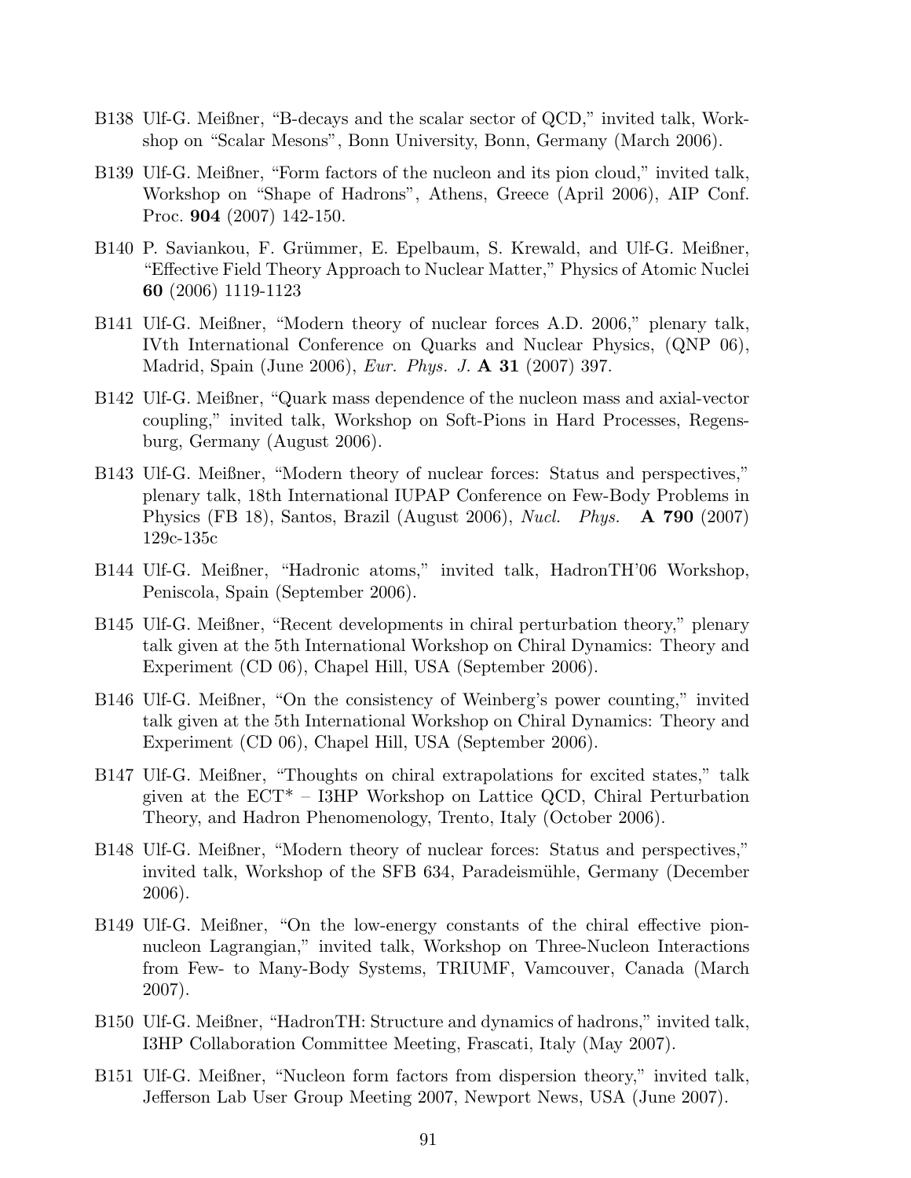B138 Ulf-G. Meißner, “B-decays and the scalar sector of QCD,” invited talk, Workshop on “Scalar Mesons”, Bonn University, Bonn, Germany (March 2006).

B139 Ulf-G. Meißner, “Form factors of the nucleon and its pion cloud,” invited talk, Workshop on “Shape of Hadrons”, Athens, Greece (April 2006), AIP Conf. Proc. **904** (2007) 142-150.

B140 P. Saviankou, F. Grümmer, E. Epelbaum, S. Krewald, and Ulf-G. Meißner, “Effective Field Theory Approach to Nuclear Matter,” Physics of Atomic Nuclei **60** (2006) 1119-1123

B141 Ulf-G. Meißner, “Modern theory of nuclear forces A.D. 2006,” plenary talk, IVth International Conference on Quarks and Nuclear Physics, (QNP 06), Madrid, Spain (June 2006), *Eur. Phys. J.* **A 31** (2007) 397.

B142 Ulf-G. Meißner, “Quark mass dependence of the nucleon mass and axial-vector coupling,” invited talk, Workshop on Soft-Pions in Hard Processes, Regensburg, Germany (August 2006).

B143 Ulf-G. Meißner, “Modern theory of nuclear forces: Status and perspectives,” plenary talk, 18th International IUPAP Conference on Few-Body Problems in Physics (FB 18), Santos, Brazil (August 2006), *Nucl. Phys.* **A 790** (2007) 129c-135c

B144 Ulf-G. Meißner, “Hadronic atoms,” invited talk, HadronTH’06 Workshop, Peniscola, Spain (September 2006).

B145 Ulf-G. Meißner, “Recent developments in chiral perturbation theory,” plenary talk given at the 5th International Workshop on Chiral Dynamics: Theory and Experiment (CD 06), Chapel Hill, USA (September 2006).

B146 Ulf-G. Meißner, “On the consistency of Weinberg’s power counting,” invited talk given at the 5th International Workshop on Chiral Dynamics: Theory and Experiment (CD 06), Chapel Hill, USA (September 2006).

B147 Ulf-G. Meißner, “Thoughts on chiral extrapolations for excited states,” talk given at the ECT* – I3HP Workshop on Lattice QCD, Chiral Perturbation Theory, and Hadron Phenomenology, Trento, Italy (October 2006).

B148 Ulf-G. Meißner, “Modern theory of nuclear forces: Status and perspectives,” invited talk, Workshop of the SFB 634, Paradeismühle, Germany (December 2006).

B149 Ulf-G. Meißner, “On the low-energy constants of the chiral effective pion-nucleon Lagrangian,” invited talk, Workshop on Three-Nucleon Interactions from Few- to Many-Body Systems, TRIUMF, Vamcouver, Canada (March 2007).

B150 Ulf-G. Meißner, “HadronTH: Structure and dynamics of hadrons,” invited talk, I3HP Collaboration Committee Meeting, Frascati, Italy (May 2007).

B151 Ulf-G. Meißner, “Nucleon form factors from dispersion theory,” invited talk, Jefferson Lab User Group Meeting 2007, Newport News, USA (June 2007).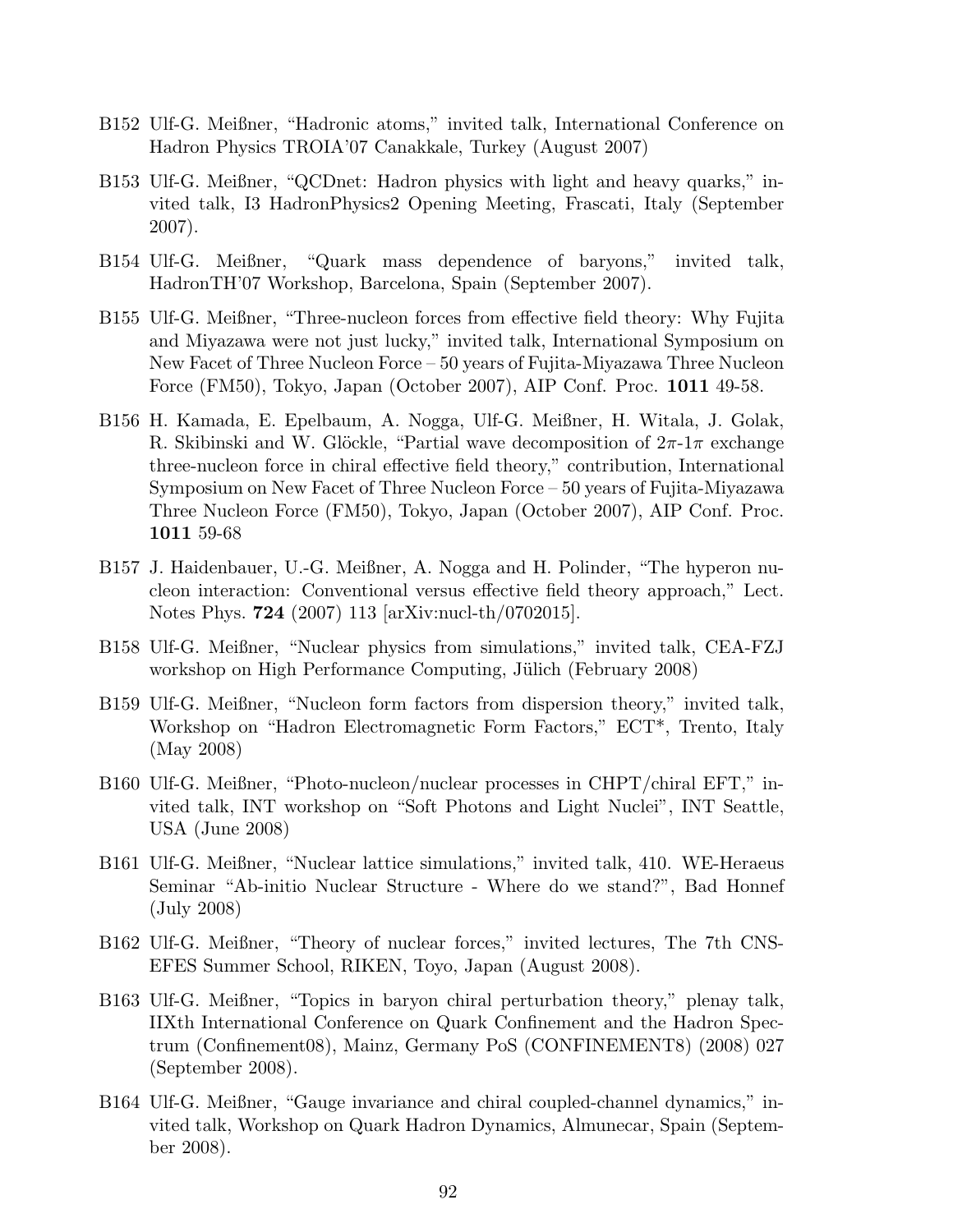B152 Ulf-G. Meißner, "Hadronic atoms," invited talk, International Conference on Hadron Physics TROIA'07 Canakkale, Turkey (August 2007)

B153 Ulf-G. Meißner, "QCDnet: Hadron physics with light and heavy quarks," invited talk, I3 HadronPhysics2 Opening Meeting, Frascati, Italy (September 2007).

B154 Ulf-G. Meißner, "Quark mass dependence of baryons," invited talk, HadronTH'07 Workshop, Barcelona, Spain (September 2007).

B155 Ulf-G. Meißner, "Three-nucleon forces from effective field theory: Why Fujita and Miyazawa were not just lucky," invited talk, International Symposium on New Facet of Three Nucleon Force – 50 years of Fujita-Miyazawa Three Nucleon Force (FM50), Tokyo, Japan (October 2007), AIP Conf. Proc. **1011** 49-58.

B156 H. Kamada, E. Epelbaum, A. Nogga, Ulf-G. Meißner, H. Witala, J. Golak, R. Skibinski and W. Glöckle, "Partial wave decomposition of $2\pi$-$1\pi$ exchange three-nucleon force in chiral effective field theory," contribution, International Symposium on New Facet of Three Nucleon Force – 50 years of Fujita-Miyazawa Three Nucleon Force (FM50), Tokyo, Japan (October 2007), AIP Conf. Proc. **1011** 59-68

B157 J. Haidenbauer, U.-G. Meißner, A. Nogga and H. Polinder, "The hyperon nucleon interaction: Conventional versus effective field theory approach," Lect. Notes Phys. **724** (2007) 113 [arXiv:nucl-th/0702015].

B158 Ulf-G. Meißner, "Nuclear physics from simulations," invited talk, CEA-FZJ workshop on High Performance Computing, Jülich (February 2008)

B159 Ulf-G. Meißner, "Nucleon form factors from dispersion theory," invited talk, Workshop on "Hadron Electromagnetic Form Factors," ECT*, Trento, Italy (May 2008)

B160 Ulf-G. Meißner, "Photo-nucleon/nuclear processes in CHPT/chiral EFT," invited talk, INT workshop on "Soft Photons and Light Nuclei", INT Seattle, USA (June 2008)

B161 Ulf-G. Meißner, "Nuclear lattice simulations," invited talk, 410. WE-Heraeus Seminar "Ab-initio Nuclear Structure - Where do we stand?", Bad Honnef (July 2008)

B162 Ulf-G. Meißner, "Theory of nuclear forces," invited lectures, The 7th CNS-EFES Summer School, RIKEN, Toyo, Japan (August 2008).

B163 Ulf-G. Meißner, "Topics in baryon chiral perturbation theory," plenay talk, IIXth International Conference on Quark Confinement and the Hadron Spectrum (Confinement08), Mainz, Germany PoS (CONFINEMENT8) (2008) 027 (September 2008).

B164 Ulf-G. Meißner, "Gauge invariance and chiral coupled-channel dynamics," invited talk, Workshop on Quark Hadron Dynamics, Almunecar, Spain (September 2008).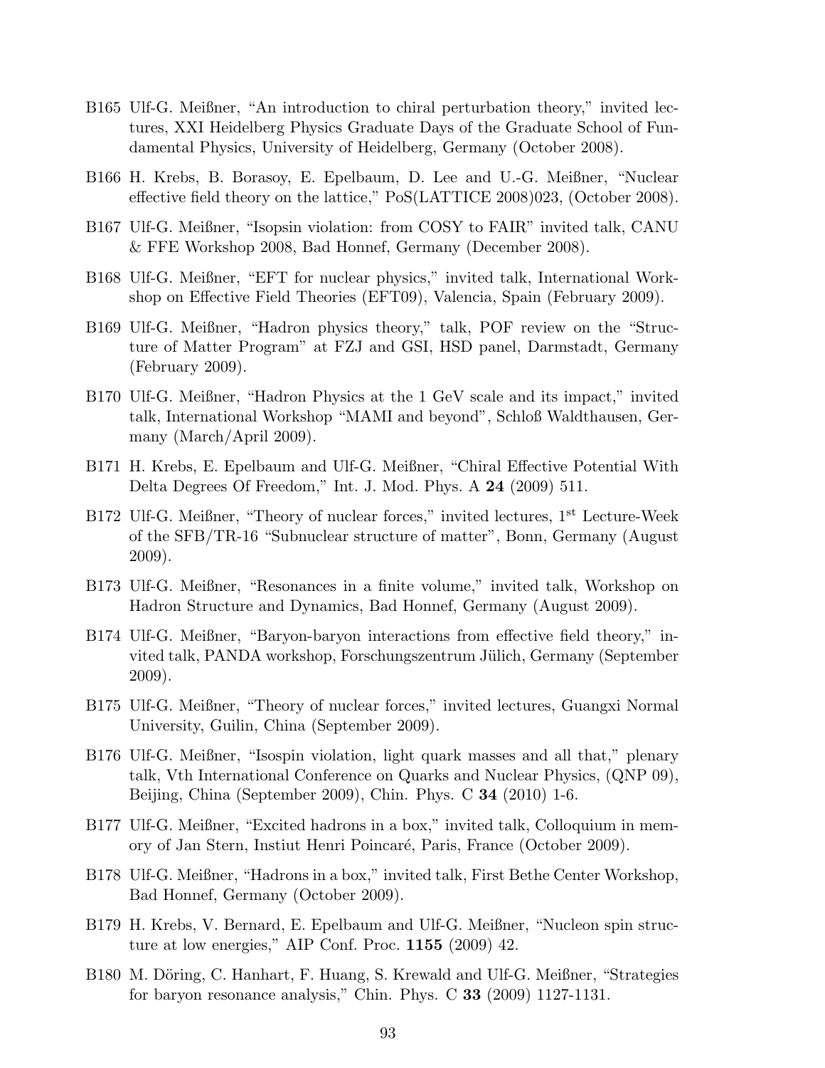B165 Ulf-G. Meißner, "An introduction to chiral perturbation theory," invited lectures, XXI Heidelberg Physics Graduate Days of the Graduate School of Fundamental Physics, University of Heidelberg, Germany (October 2008).

B166 H. Krebs, B. Borasoy, E. Epelbaum, D. Lee and U.-G. Meißner, "Nuclear effective field theory on the lattice," PoS(LATTICE 2008)023, (October 2008).

B167 Ulf-G. Meißner, "Isopsin violation: from COSY to FAIR" invited talk, CANU & FFE Workshop 2008, Bad Honnef, Germany (December 2008).

B168 Ulf-G. Meißner, "EFT for nuclear physics," invited talk, International Workshop on Effective Field Theories (EFT09), Valencia, Spain (February 2009).

B169 Ulf-G. Meißner, "Hadron physics theory," talk, POF review on the "Structure of Matter Program" at FZJ and GSI, HSD panel, Darmstadt, Germany (February 2009).

B170 Ulf-G. Meißner, "Hadron Physics at the 1 GeV scale and its impact," invited talk, International Workshop "MAMI and beyond", Schloß Waldthausen, Germany (March/April 2009).

B171 H. Krebs, E. Epelbaum and Ulf-G. Meißner, "Chiral Effective Potential With Delta Degrees Of Freedom," Int. J. Mod. Phys. A **24** (2009) 511.

B172 Ulf-G. Meißner, "Theory of nuclear forces," invited lectures, 1$^{st}$ Lecture-Week of the SFB/TR-16 "Subnuclear structure of matter", Bonn, Germany (August 2009).

B173 Ulf-G. Meißner, "Resonances in a finite volume," invited talk, Workshop on Hadron Structure and Dynamics, Bad Honnef, Germany (August 2009).

B174 Ulf-G. Meißner, "Baryon-baryon interactions from effective field theory," invited talk, PANDA workshop, Forschungszentrum Jülich, Germany (September 2009).

B175 Ulf-G. Meißner, "Theory of nuclear forces," invited lectures, Guangxi Normal University, Guilin, China (September 2009).

B176 Ulf-G. Meißner, "Isospin violation, light quark masses and all that," plenary talk, Vth International Conference on Quarks and Nuclear Physics, (QNP 09), Beijing, China (September 2009), Chin. Phys. C **34** (2010) 1-6.

B177 Ulf-G. Meißner, "Excited hadrons in a box," invited talk, Colloquium in memory of Jan Stern, Instiut Henri Poincaré, Paris, France (October 2009).

B178 Ulf-G. Meißner, "Hadrons in a box," invited talk, First Bethe Center Workshop, Bad Honnef, Germany (October 2009).

B179 H. Krebs, V. Bernard, E. Epelbaum and Ulf-G. Meißner, "Nucleon spin structure at low energies," AIP Conf. Proc. **1155** (2009) 42.

B180 M. Döring, C. Hanhart, F. Huang, S. Krewald and Ulf-G. Meißner, "Strategies for baryon resonance analysis," Chin. Phys. C **33** (2009) 1127-1131.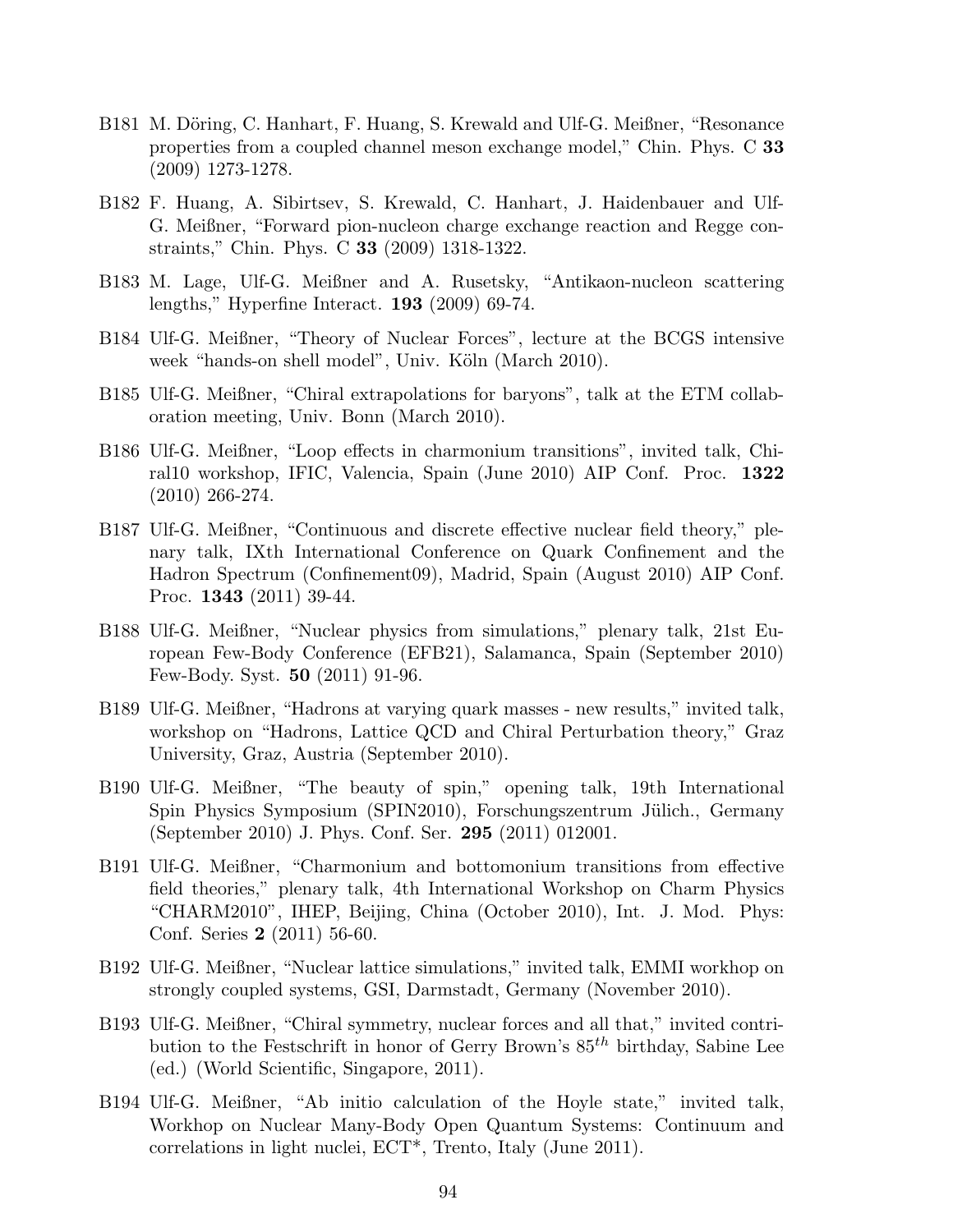B181 M. Döring, C. Hanhart, F. Huang, S. Krewald and Ulf-G. Meißner, "Resonance properties from a coupled channel meson exchange model," Chin. Phys. C **33** (2009) 1273-1278.

B182 F. Huang, A. Sibirtsev, S. Krewald, C. Hanhart, J. Haidenbauer and Ulf-G. Meißner, "Forward pion-nucleon charge exchange reaction and Regge constraints," Chin. Phys. C **33** (2009) 1318-1322.

B183 M. Lage, Ulf-G. Meißner and A. Rusetsky, "Antikaon-nucleon scattering lengths," Hyperfine Interact. **193** (2009) 69-74.

B184 Ulf-G. Meißner, "Theory of Nuclear Forces", lecture at the BCGS intensive week "hands-on shell model", Univ. Köln (March 2010).

B185 Ulf-G. Meißner, "Chiral extrapolations for baryons", talk at the ETM collaboration meeting, Univ. Bonn (March 2010).

B186 Ulf-G. Meißner, "Loop effects in charmonium transitions", invited talk, Chiral10 workshop, IFIC, Valencia, Spain (June 2010) AIP Conf. Proc. **1322** (2010) 266-274.

B187 Ulf-G. Meißner, "Continuous and discrete effective nuclear field theory," plenary talk, IXth International Conference on Quark Confinement and the Hadron Spectrum (Confinement09), Madrid, Spain (August 2010) AIP Conf. Proc. **1343** (2011) 39-44.

B188 Ulf-G. Meißner, "Nuclear physics from simulations," plenary talk, 21st European Few-Body Conference (EFB21), Salamanca, Spain (September 2010) Few-Body. Syst. **50** (2011) 91-96.

B189 Ulf-G. Meißner, "Hadrons at varying quark masses - new results," invited talk, workshop on "Hadrons, Lattice QCD and Chiral Perturbation theory," Graz University, Graz, Austria (September 2010).

B190 Ulf-G. Meißner, "The beauty of spin," opening talk, 19th International Spin Physics Symposium (SPIN2010), Forschungszentrum Jülich., Germany (September 2010) J. Phys. Conf. Ser. **295** (2011) 012001.

B191 Ulf-G. Meißner, "Charmonium and bottomonium transitions from effective field theories," plenary talk, 4th International Workshop on Charm Physics "CHARM2010", IHEP, Beijing, China (October 2010), Int. J. Mod. Phys: Conf. Series **2** (2011) 56-60.

B192 Ulf-G. Meißner, "Nuclear lattice simulations," invited talk, EMMI workhop on strongly coupled systems, GSI, Darmstadt, Germany (November 2010).

B193 Ulf-G. Meißner, "Chiral symmetry, nuclear forces and all that," invited contribution to the Festschrift in honor of Gerry Brown's $85^{th}$ birthday, Sabine Lee (ed.) (World Scientific, Singapore, 2011).

B194 Ulf-G. Meißner, "Ab initio calculation of the Hoyle state," invited talk, Workhop on Nuclear Many-Body Open Quantum Systems: Continuum and correlations in light nuclei, ECT*, Trento, Italy (June 2011).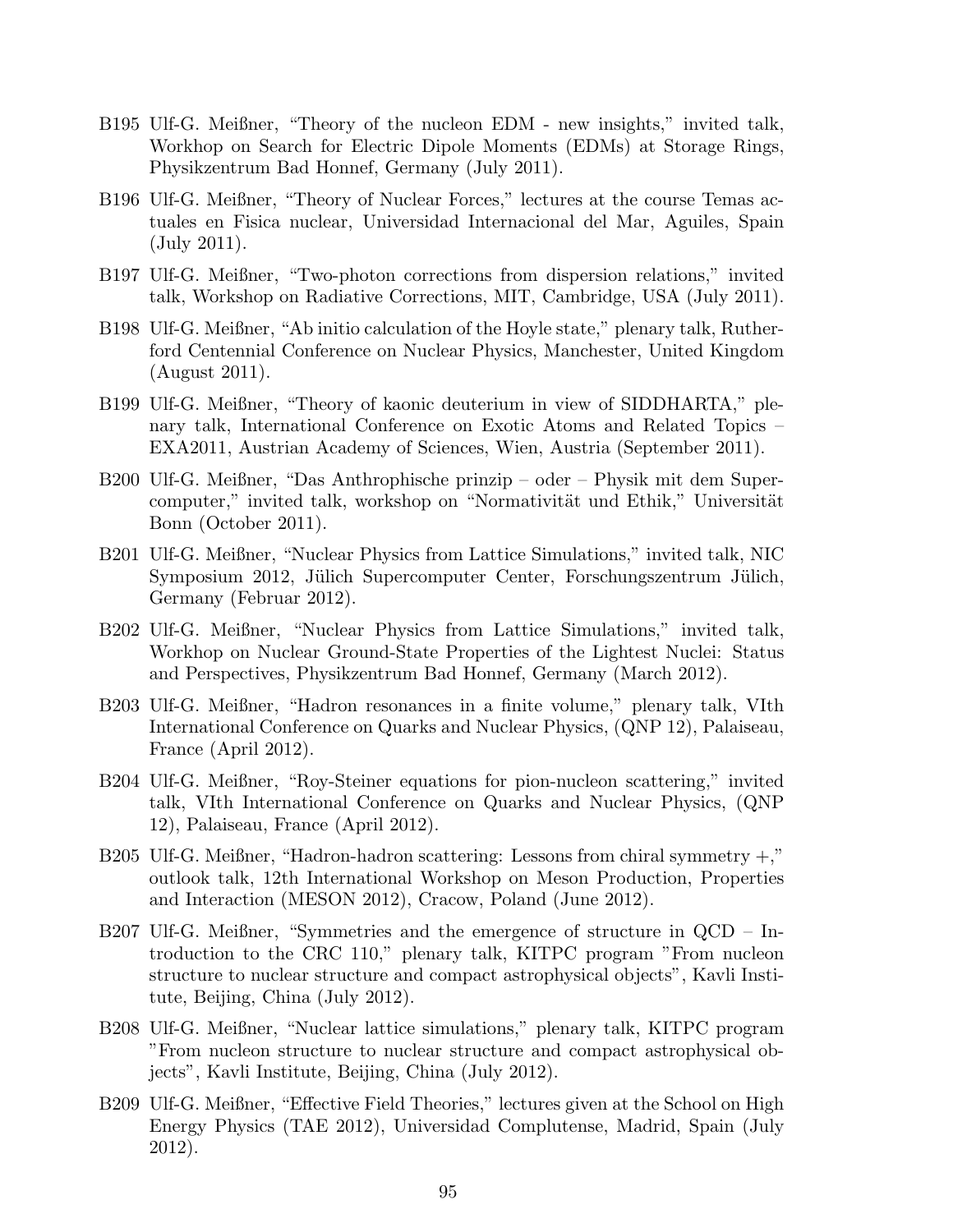B195 Ulf-G. Meißner, "Theory of the nucleon EDM - new insights," invited talk, Workhop on Search for Electric Dipole Moments (EDMs) at Storage Rings, Physikzentrum Bad Honnef, Germany (July 2011).

B196 Ulf-G. Meißner, "Theory of Nuclear Forces," lectures at the course Temas actuales en Fisica nuclear, Universidad Internacional del Mar, Aguiles, Spain (July 2011).

B197 Ulf-G. Meißner, "Two-photon corrections from dispersion relations," invited talk, Workshop on Radiative Corrections, MIT, Cambridge, USA (July 2011).

B198 Ulf-G. Meißner, "Ab initio calculation of the Hoyle state," plenary talk, Rutherford Centennial Conference on Nuclear Physics, Manchester, United Kingdom (August 2011).

B199 Ulf-G. Meißner, "Theory of kaonic deuterium in view of SIDDHARTA," plenary talk, International Conference on Exotic Atoms and Related Topics – EXA2011, Austrian Academy of Sciences, Wien, Austria (September 2011).

B200 Ulf-G. Meißner, "Das Anthrophische prinzip – oder – Physik mit dem Supercomputer," invited talk, workshop on "Normativität und Ethik," Universität Bonn (October 2011).

B201 Ulf-G. Meißner, "Nuclear Physics from Lattice Simulations," invited talk, NIC Symposium 2012, Jülich Supercomputer Center, Forschungszentrum Jülich, Germany (Februar 2012).

B202 Ulf-G. Meißner, "Nuclear Physics from Lattice Simulations," invited talk, Workhop on Nuclear Ground-State Properties of the Lightest Nuclei: Status and Perspectives, Physikzentrum Bad Honnef, Germany (March 2012).

B203 Ulf-G. Meißner, "Hadron resonances in a finite volume," plenary talk, VIth International Conference on Quarks and Nuclear Physics, (QNP 12), Palaiseau, France (April 2012).

B204 Ulf-G. Meißner, "Roy-Steiner equations for pion-nucleon scattering," invited talk, VIth International Conference on Quarks and Nuclear Physics, (QNP 12), Palaiseau, France (April 2012).

B205 Ulf-G. Meißner, "Hadron-hadron scattering: Lessons from chiral symmetry +," outlook talk, 12th International Workshop on Meson Production, Properties and Interaction (MESON 2012), Cracow, Poland (June 2012).

B207 Ulf-G. Meißner, "Symmetries and the emergence of structure in QCD – Introduction to the CRC 110," plenary talk, KITPC program "From nucleon structure to nuclear structure and compact astrophysical objects", Kavli Institute, Beijing, China (July 2012).

B208 Ulf-G. Meißner, "Nuclear lattice simulations," plenary talk, KITPC program "From nucleon structure to nuclear structure and compact astrophysical objects", Kavli Institute, Beijing, China (July 2012).

B209 Ulf-G. Meißner, "Effective Field Theories," lectures given at the School on High Energy Physics (TAE 2012), Universidad Complutense, Madrid, Spain (July 2012).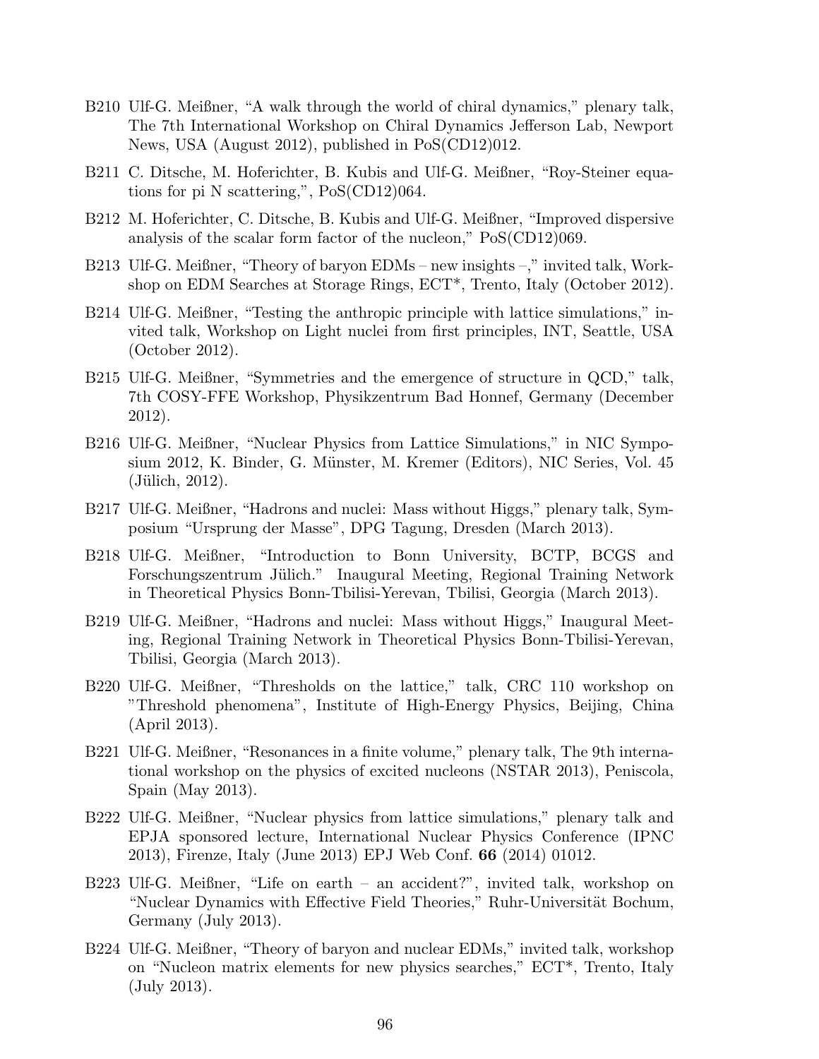B210 Ulf-G. Meißner, "A walk through the world of chiral dynamics," plenary talk, The 7th International Workshop on Chiral Dynamics Jefferson Lab, Newport News, USA (August 2012), published in PoS(CD12)012.

B211 C. Ditsche, M. Hoferichter, B. Kubis and Ulf-G. Meißner, "Roy-Steiner equations for pi N scattering,", PoS(CD12)064.

B212 M. Hoferichter, C. Ditsche, B. Kubis and Ulf-G. Meißner, "Improved dispersive analysis of the scalar form factor of the nucleon," PoS(CD12)069.

B213 Ulf-G. Meißner, "Theory of baryon EDMs – new insights –," invited talk, Workshop on EDM Searches at Storage Rings, ECT*, Trento, Italy (October 2012).

B214 Ulf-G. Meißner, "Testing the anthropic principle with lattice simulations," invited talk, Workshop on Light nuclei from first principles, INT, Seattle, USA (October 2012).

B215 Ulf-G. Meißner, "Symmetries and the emergence of structure in QCD," talk, 7th COSY-FFE Workshop, Physikzentrum Bad Honnef, Germany (December 2012).

B216 Ulf-G. Meißner, "Nuclear Physics from Lattice Simulations," in NIC Symposium 2012, K. Binder, G. Münster, M. Kremer (Editors), NIC Series, Vol. 45 (Jülich, 2012).

B217 Ulf-G. Meißner, "Hadrons and nuclei: Mass without Higgs," plenary talk, Symposium "Ursprung der Masse", DPG Tagung, Dresden (March 2013).

B218 Ulf-G. Meißner, "Introduction to Bonn University, BCTP, BCGS and Forschungszentrum Jülich." Inaugural Meeting, Regional Training Network in Theoretical Physics Bonn-Tbilisi-Yerevan, Tbilisi, Georgia (March 2013).

B219 Ulf-G. Meißner, "Hadrons and nuclei: Mass without Higgs," Inaugural Meeting, Regional Training Network in Theoretical Physics Bonn-Tbilisi-Yerevan, Tbilisi, Georgia (March 2013).

B220 Ulf-G. Meißner, "Thresholds on the lattice," talk, CRC 110 workshop on "Threshold phenomena", Institute of High-Energy Physics, Beijing, China (April 2013).

B221 Ulf-G. Meißner, "Resonances in a finite volume," plenary talk, The 9th international workshop on the physics of excited nucleons (NSTAR 2013), Peniscola, Spain (May 2013).

B222 Ulf-G. Meißner, "Nuclear physics from lattice simulations," plenary talk and EPJA sponsored lecture, International Nuclear Physics Conference (IPNC 2013), Firenze, Italy (June 2013) EPJ Web Conf. **66** (2014) 01012.

B223 Ulf-G. Meißner, "Life on earth – an accident?", invited talk, workshop on "Nuclear Dynamics with Effective Field Theories," Ruhr-Universität Bochum, Germany (July 2013).

B224 Ulf-G. Meißner, "Theory of baryon and nuclear EDMs," invited talk, workshop on "Nucleon matrix elements for new physics searches," ECT*, Trento, Italy (July 2013).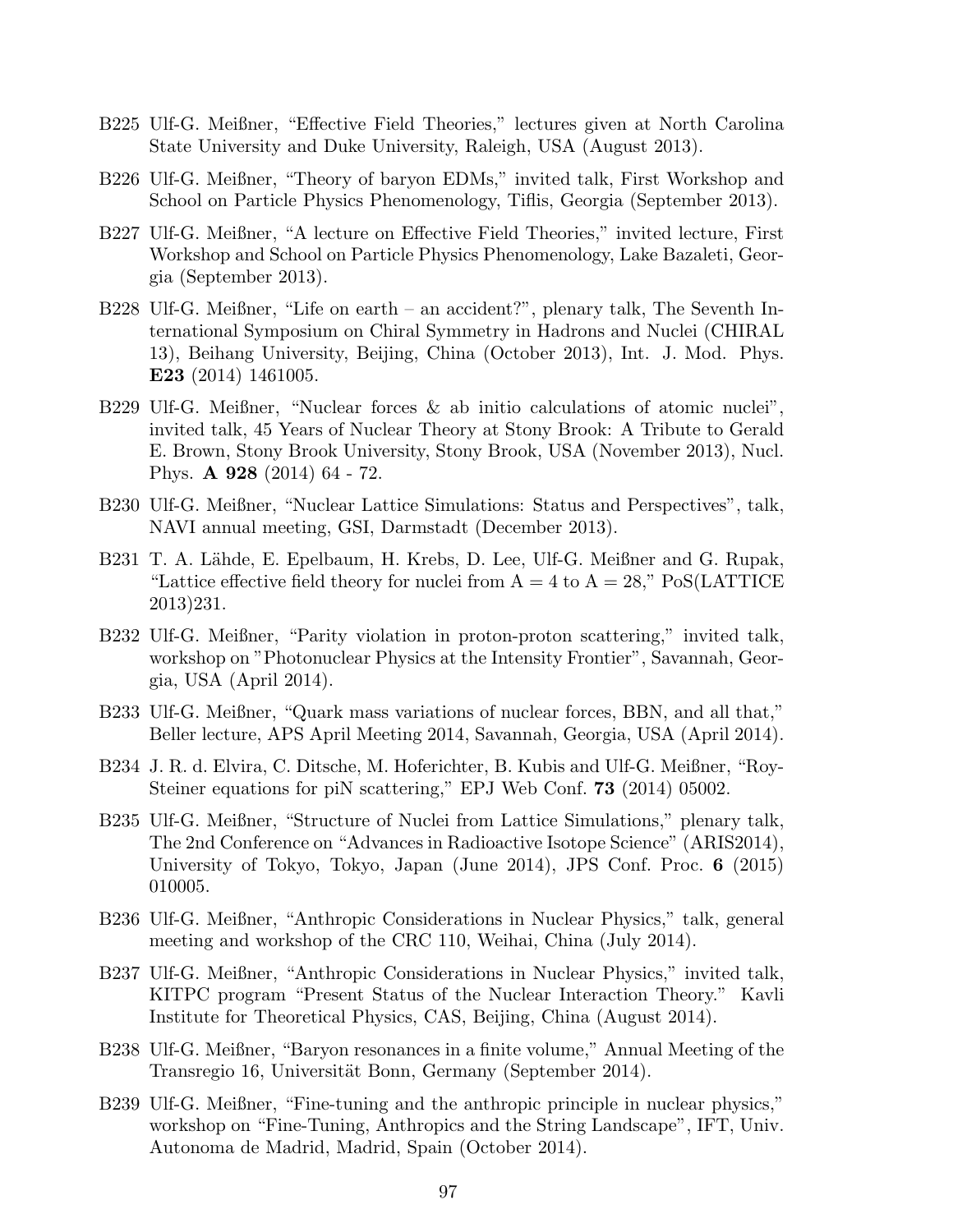B225 Ulf-G. Meißner, "Effective Field Theories," lectures given at North Carolina State University and Duke University, Raleigh, USA (August 2013).

B226 Ulf-G. Meißner, "Theory of baryon EDMs," invited talk, First Workshop and School on Particle Physics Phenomenology, Tiflis, Georgia (September 2013).

B227 Ulf-G. Meißner, "A lecture on Effective Field Theories," invited lecture, First Workshop and School on Particle Physics Phenomenology, Lake Bazaleti, Georgia (September 2013).

B228 Ulf-G. Meißner, "Life on earth – an accident?", plenary talk, The Seventh International Symposium on Chiral Symmetry in Hadrons and Nuclei (CHIRAL 13), Beihang University, Beijing, China (October 2013), Int. J. Mod. Phys. **E23** (2014) 1461005.

B229 Ulf-G. Meißner, "Nuclear forces & ab initio calculations of atomic nuclei", invited talk, 45 Years of Nuclear Theory at Stony Brook: A Tribute to Gerald E. Brown, Stony Brook University, Stony Brook, USA (November 2013), Nucl. Phys. **A 928** (2014) 64 - 72.

B230 Ulf-G. Meißner, "Nuclear Lattice Simulations: Status and Perspectives", talk, NAVI annual meeting, GSI, Darmstadt (December 2013).

B231 T. A. Lähde, E. Epelbaum, H. Krebs, D. Lee, Ulf-G. Meißner and G. Rupak, "Lattice effective field theory for nuclei from A = 4 to A = 28," PoS(LATTICE 2013)231.

B232 Ulf-G. Meißner, "Parity violation in proton-proton scattering," invited talk, workshop on "Photonuclear Physics at the Intensity Frontier", Savannah, Georgia, USA (April 2014).

B233 Ulf-G. Meißner, "Quark mass variations of nuclear forces, BBN, and all that," Beller lecture, APS April Meeting 2014, Savannah, Georgia, USA (April 2014).

B234 J. R. d. Elvira, C. Ditsche, M. Hoferichter, B. Kubis and Ulf-G. Meißner, "Roy-Steiner equations for piN scattering," EPJ Web Conf. **73** (2014) 05002.

B235 Ulf-G. Meißner, "Structure of Nuclei from Lattice Simulations," plenary talk, The 2nd Conference on "Advances in Radioactive Isotope Science" (ARIS2014), University of Tokyo, Tokyo, Japan (June 2014), JPS Conf. Proc. **6** (2015) 010005.

B236 Ulf-G. Meißner, "Anthropic Considerations in Nuclear Physics," talk, general meeting and workshop of the CRC 110, Weihai, China (July 2014).

B237 Ulf-G. Meißner, "Anthropic Considerations in Nuclear Physics," invited talk, KITPC program "Present Status of the Nuclear Interaction Theory." Kavli Institute for Theoretical Physics, CAS, Beijing, China (August 2014).

B238 Ulf-G. Meißner, "Baryon resonances in a finite volume," Annual Meeting of the Transregio 16, Universität Bonn, Germany (September 2014).

B239 Ulf-G. Meißner, "Fine-tuning and the anthropic principle in nuclear physics," workshop on "Fine-Tuning, Anthropics and the String Landscape", IFT, Univ. Autonoma de Madrid, Madrid, Spain (October 2014).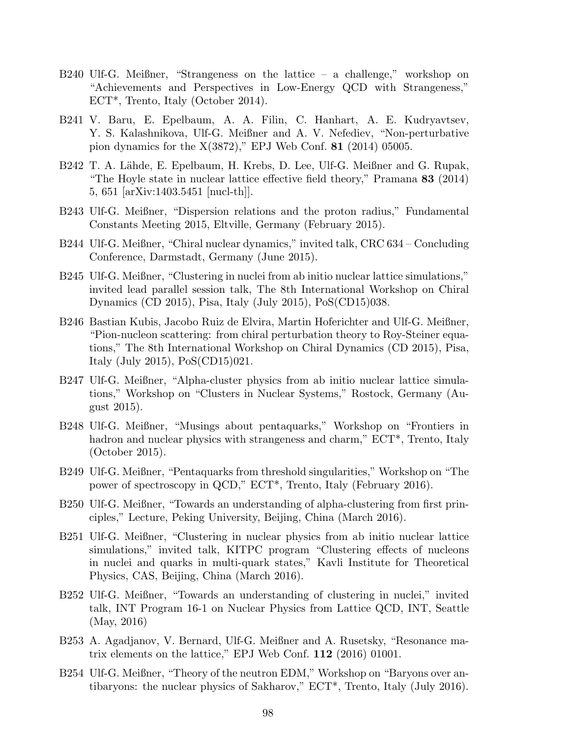B240 Ulf-G. Meißner, "Strangeness on the lattice – a challenge," workshop on "Achievements and Perspectives in Low-Energy QCD with Strangeness," ECT*, Trento, Italy (October 2014).

B241 V. Baru, E. Epelbaum, A. A. Filin, C. Hanhart, A. E. Kudryavtsev, Y. S. Kalashnikova, Ulf-G. Meißner and A. V. Nefediev, "Non-perturbative pion dynamics for the X(3872)," EPJ Web Conf. **81** (2014) 05005.

B242 T. A. Lähde, E. Epelbaum, H. Krebs, D. Lee, Ulf-G. Meißner and G. Rupak, "The Hoyle state in nuclear lattice effective field theory," Pramana **83** (2014) 5, 651 [arXiv:1403.5451 [nucl-th]].

B243 Ulf-G. Meißner, "Dispersion relations and the proton radius," Fundamental Constants Meeting 2015, Eltville, Germany (February 2015).

B244 Ulf-G. Meißner, "Chiral nuclear dynamics," invited talk, CRC 634 – Concluding Conference, Darmstadt, Germany (June 2015).

B245 Ulf-G. Meißner, "Clustering in nuclei from ab initio nuclear lattice simulations," invited lead parallel session talk, The 8th International Workshop on Chiral Dynamics (CD 2015), Pisa, Italy (July 2015), PoS(CD15)038.

B246 Bastian Kubis, Jacobo Ruiz de Elvira, Martin Hoferichter and Ulf-G. Meißner, "Pion-nucleon scattering: from chiral perturbation theory to Roy-Steiner equations," The 8th International Workshop on Chiral Dynamics (CD 2015), Pisa, Italy (July 2015), PoS(CD15)021.

B247 Ulf-G. Meißner, "Alpha-cluster physics from ab initio nuclear lattice simulations," Workshop on "Clusters in Nuclear Systems," Rostock, Germany (August 2015).

B248 Ulf-G. Meißner, "Musings about pentaquarks," Workshop on "Frontiers in hadron and nuclear physics with strangeness and charm," ECT*, Trento, Italy (October 2015).

B249 Ulf-G. Meißner, "Pentaquarks from threshold singularities," Workshop on "The power of spectroscopy in QCD," ECT*, Trento, Italy (February 2016).

B250 Ulf-G. Meißner, "Towards an understanding of alpha-clustering from first principles," Lecture, Peking University, Beijing, China (March 2016).

B251 Ulf-G. Meißner, "Clustering in nuclear physics from ab initio nuclear lattice simulations," invited talk, KITPC program "Clustering effects of nucleons in nuclei and quarks in multi-quark states," Kavli Institute for Theoretical Physics, CAS, Beijing, China (March 2016).

B252 Ulf-G. Meißner, "Towards an understanding of clustering in nuclei," invited talk, INT Program 16-1 on Nuclear Physics from Lattice QCD, INT, Seattle (May, 2016)

B253 A. Agadjanov, V. Bernard, Ulf-G. Meißner and A. Rusetsky, "Resonance matrix elements on the lattice," EPJ Web Conf. **112** (2016) 01001.

B254 Ulf-G. Meißner, "Theory of the neutron EDM," Workshop on "Baryons over antibaryons: the nuclear physics of Sakharov," ECT*, Trento, Italy (July 2016).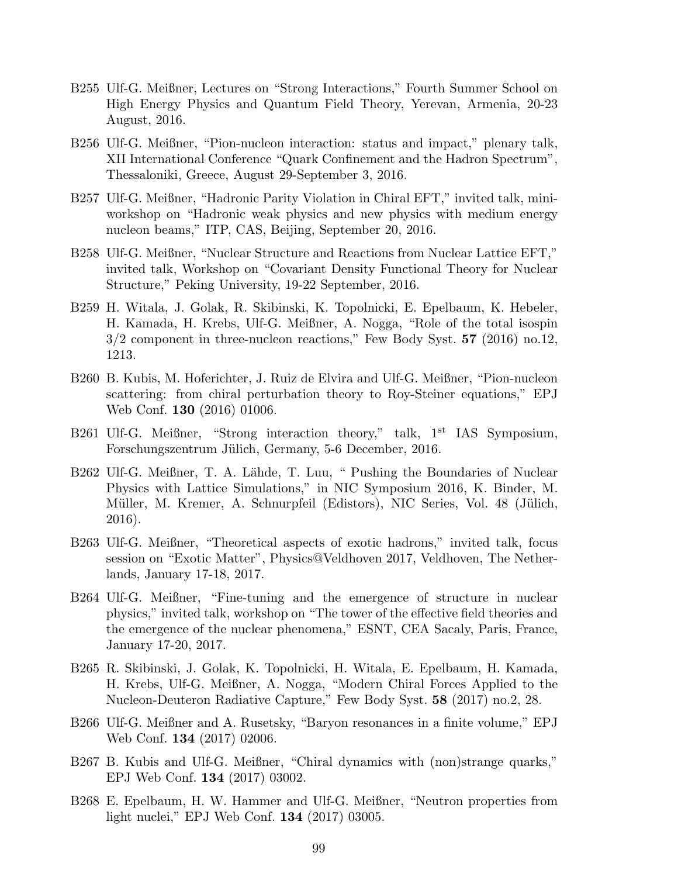B255 Ulf-G. Meißner, Lectures on "Strong Interactions," Fourth Summer School on High Energy Physics and Quantum Field Theory, Yerevan, Armenia, 20-23 August, 2016.

B256 Ulf-G. Meißner, "Pion-nucleon interaction: status and impact," plenary talk, XII International Conference "Quark Confinement and the Hadron Spectrum", Thessaloniki, Greece, August 29-September 3, 2016.

B257 Ulf-G. Meißner, "Hadronic Parity Violation in Chiral EFT," invited talk, mini-workshop on "Hadronic weak physics and new physics with medium energy nucleon beams," ITP, CAS, Beijing, September 20, 2016.

B258 Ulf-G. Meißner, "Nuclear Structure and Reactions from Nuclear Lattice EFT," invited talk, Workshop on "Covariant Density Functional Theory for Nuclear Structure," Peking University, 19-22 September, 2016.

B259 H. Witala, J. Golak, R. Skibinski, K. Topolnicki, E. Epelbaum, K. Hebeler, H. Kamada, H. Krebs, Ulf-G. Meißner, A. Nogga, "Role of the total isospin 3/2 component in three-nucleon reactions," Few Body Syst. **57** (2016) no.12, 1213.

B260 B. Kubis, M. Hoferichter, J. Ruiz de Elvira and Ulf-G. Meißner, "Pion-nucleon scattering: from chiral perturbation theory to Roy-Steiner equations," EPJ Web Conf. **130** (2016) 01006.

B261 Ulf-G. Meißner, "Strong interaction theory," talk, 1$^{st}$ IAS Symposium, Forschungszentrum Jülich, Germany, 5-6 December, 2016.

B262 Ulf-G. Meißner, T. A. Lähde, T. Luu, " Pushing the Boundaries of Nuclear Physics with Lattice Simulations," in NIC Symposium 2016, K. Binder, M. Müller, M. Kremer, A. Schnurpfeil (Edistors), NIC Series, Vol. 48 (Jülich, 2016).

B263 Ulf-G. Meißner, "Theoretical aspects of exotic hadrons," invited talk, focus session on "Exotic Matter", Physics@Veldhoven 2017, Veldhoven, The Netherlands, January 17-18, 2017.

B264 Ulf-G. Meißner, "Fine-tuning and the emergence of structure in nuclear physics," invited talk, workshop on "The tower of the effective field theories and the emergence of the nuclear phenomena," ESNT, CEA Sacaly, Paris, France, January 17-20, 2017.

B265 R. Skibinski, J. Golak, K. Topolnicki, H. Witala, E. Epelbaum, H. Kamada, H. Krebs, Ulf-G. Meißner, A. Nogga, "Modern Chiral Forces Applied to the Nucleon-Deuteron Radiative Capture," Few Body Syst. **58** (2017) no.2, 28.

B266 Ulf-G. Meißner and A. Rusetsky, "Baryon resonances in a finite volume," EPJ Web Conf. **134** (2017) 02006.

B267 B. Kubis and Ulf-G. Meißner, "Chiral dynamics with (non)strange quarks," EPJ Web Conf. **134** (2017) 03002.

B268 E. Epelbaum, H. W. Hammer and Ulf-G. Meißner, "Neutron properties from light nuclei," EPJ Web Conf. **134** (2017) 03005.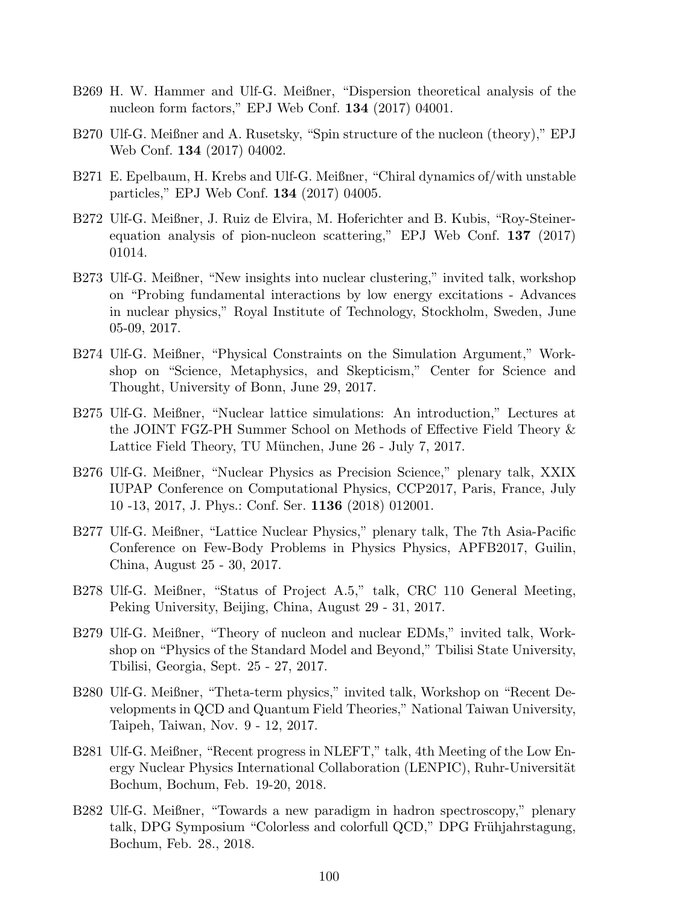B269 H. W. Hammer and Ulf-G. Meißner, "Dispersion theoretical analysis of the nucleon form factors," EPJ Web Conf. **134** (2017) 04001.

B270 Ulf-G. Meißner and A. Rusetsky, "Spin structure of the nucleon (theory)," EPJ Web Conf. **134** (2017) 04002.

B271 E. Epelbaum, H. Krebs and Ulf-G. Meißner, "Chiral dynamics of/with unstable particles," EPJ Web Conf. **134** (2017) 04005.

B272 Ulf-G. Meißner, J. Ruiz de Elvira, M. Hoferichter and B. Kubis, "Roy-Steiner-equation analysis of pion-nucleon scattering," EPJ Web Conf. **137** (2017) 01014.

B273 Ulf-G. Meißner, "New insights into nuclear clustering," invited talk, workshop on "Probing fundamental interactions by low energy excitations - Advances in nuclear physics," Royal Institute of Technology, Stockholm, Sweden, June 05-09, 2017.

B274 Ulf-G. Meißner, "Physical Constraints on the Simulation Argument," Workshop on "Science, Metaphysics, and Skepticism," Center for Science and Thought, University of Bonn, June 29, 2017.

B275 Ulf-G. Meißner, "Nuclear lattice simulations: An introduction," Lectures at the JOINT FGZ-PH Summer School on Methods of Effective Field Theory & Lattice Field Theory, TU München, June 26 - July 7, 2017.

B276 Ulf-G. Meißner, "Nuclear Physics as Precision Science," plenary talk, XXIX IUPAP Conference on Computational Physics, CCP2017, Paris, France, July 10 -13, 2017, J. Phys.: Conf. Ser. **1136** (2018) 012001.

B277 Ulf-G. Meißner, "Lattice Nuclear Physics," plenary talk, The 7th Asia-Pacific Conference on Few-Body Problems in Physics Physics, APFB2017, Guilin, China, August 25 - 30, 2017.

B278 Ulf-G. Meißner, "Status of Project A.5," talk, CRC 110 General Meeting, Peking University, Beijing, China, August 29 - 31, 2017.

B279 Ulf-G. Meißner, "Theory of nucleon and nuclear EDMs," invited talk, Workshop on "Physics of the Standard Model and Beyond," Tbilisi State University, Tbilisi, Georgia, Sept. 25 - 27, 2017.

B280 Ulf-G. Meißner, "Theta-term physics," invited talk, Workshop on "Recent Developments in QCD and Quantum Field Theories," National Taiwan University, Taipeh, Taiwan, Nov. 9 - 12, 2017.

B281 Ulf-G. Meißner, "Recent progress in NLEFT," talk, 4th Meeting of the Low Energy Nuclear Physics International Collaboration (LENPIC), Ruhr-Universität Bochum, Bochum, Feb. 19-20, 2018.

B282 Ulf-G. Meißner, "Towards a new paradigm in hadron spectroscopy," plenary talk, DPG Symposium "Colorless and colorfull QCD," DPG Frühjahrstagung, Bochum, Feb. 28., 2018.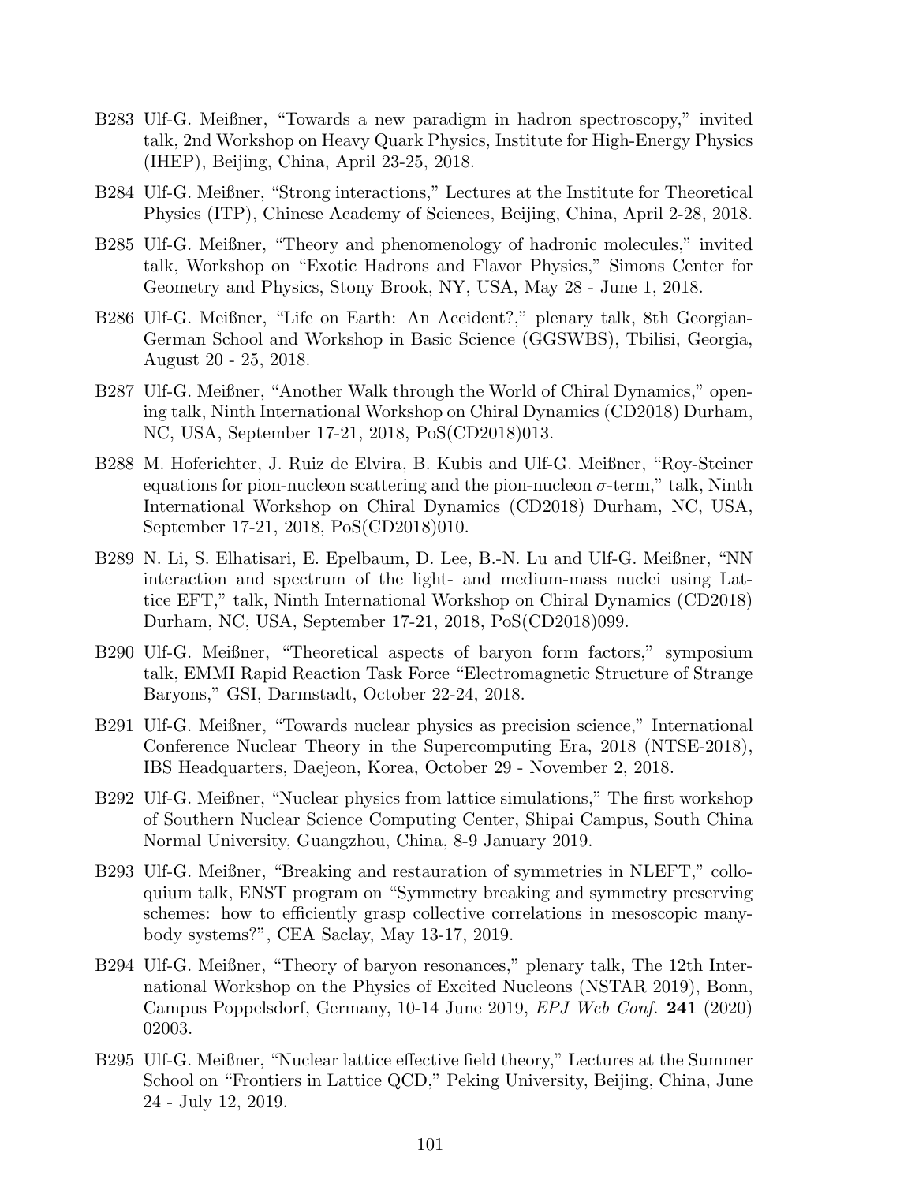B283 Ulf-G. Meißner, "Towards a new paradigm in hadron spectroscopy," invited talk, 2nd Workshop on Heavy Quark Physics, Institute for High-Energy Physics (IHEP), Beijing, China, April 23-25, 2018.

B284 Ulf-G. Meißner, "Strong interactions," Lectures at the Institute for Theoretical Physics (ITP), Chinese Academy of Sciences, Beijing, China, April 2-28, 2018.

B285 Ulf-G. Meißner, "Theory and phenomenology of hadronic molecules," invited talk, Workshop on "Exotic Hadrons and Flavor Physics," Simons Center for Geometry and Physics, Stony Brook, NY, USA, May 28 - June 1, 2018.

B286 Ulf-G. Meißner, "Life on Earth: An Accident?," plenary talk, 8th Georgian-German School and Workshop in Basic Science (GGSWBS), Tbilisi, Georgia, August 20 - 25, 2018.

B287 Ulf-G. Meißner, "Another Walk through the World of Chiral Dynamics," opening talk, Ninth International Workshop on Chiral Dynamics (CD2018) Durham, NC, USA, September 17-21, 2018, PoS(CD2018)013.

B288 M. Hoferichter, J. Ruiz de Elvira, B. Kubis and Ulf-G. Meißner, "Roy-Steiner equations for pion-nucleon scattering and the pion-nucleon $\sigma$-term," talk, Ninth International Workshop on Chiral Dynamics (CD2018) Durham, NC, USA, September 17-21, 2018, PoS(CD2018)010.

B289 N. Li, S. Elhatisari, E. Epelbaum, D. Lee, B.-N. Lu and Ulf-G. Meißner, "NN interaction and spectrum of the light- and medium-mass nuclei using Lattice EFT," talk, Ninth International Workshop on Chiral Dynamics (CD2018) Durham, NC, USA, September 17-21, 2018, PoS(CD2018)099.

B290 Ulf-G. Meißner, "Theoretical aspects of baryon form factors," symposium talk, EMMI Rapid Reaction Task Force "Electromagnetic Structure of Strange Baryons," GSI, Darmstadt, October 22-24, 2018.

B291 Ulf-G. Meißner, "Towards nuclear physics as precision science," International Conference Nuclear Theory in the Supercomputing Era, 2018 (NTSE-2018), IBS Headquarters, Daejeon, Korea, October 29 - November 2, 2018.

B292 Ulf-G. Meißner, "Nuclear physics from lattice simulations," The first workshop of Southern Nuclear Science Computing Center, Shipai Campus, South China Normal University, Guangzhou, China, 8-9 January 2019.

B293 Ulf-G. Meißner, "Breaking and restauration of symmetries in NLEFT," colloquium talk, ENST program on "Symmetry breaking and symmetry preserving schemes: how to efficiently grasp collective correlations in mesoscopic many-body systems?", CEA Saclay, May 13-17, 2019.

B294 Ulf-G. Meißner, "Theory of baryon resonances," plenary talk, The 12th International Workshop on the Physics of Excited Nucleons (NSTAR 2019), Bonn, Campus Poppelsdorf, Germany, 10-14 June 2019, *EPJ Web Conf.* **241** (2020) 02003.

B295 Ulf-G. Meißner, "Nuclear lattice effective field theory," Lectures at the Summer School on "Frontiers in Lattice QCD," Peking University, Beijing, China, June 24 - July 12, 2019.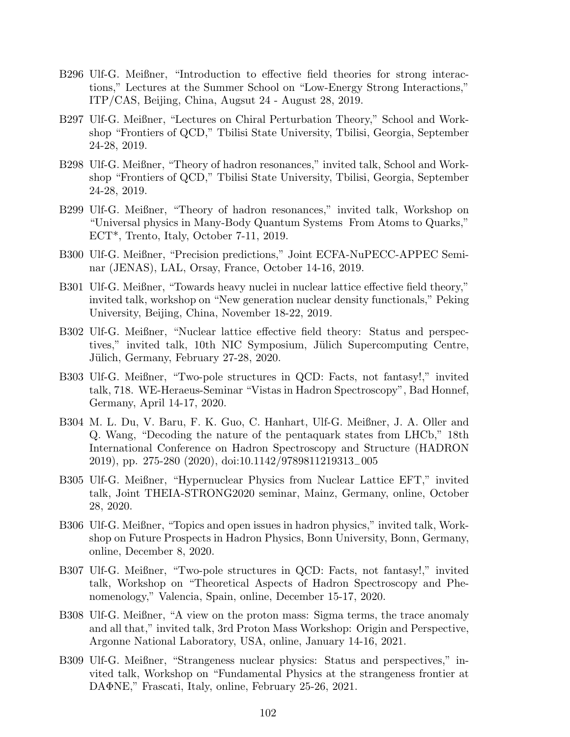B296 Ulf-G. Meißner, "Introduction to effective field theories for strong interactions," Lectures at the Summer School on "Low-Energy Strong Interactions," ITP/CAS, Beijing, China, Augsut 24 - August 28, 2019.

B297 Ulf-G. Meißner, "Lectures on Chiral Perturbation Theory," School and Workshop "Frontiers of QCD," Tbilisi State University, Tbilisi, Georgia, September 24-28, 2019.

B298 Ulf-G. Meißner, "Theory of hadron resonances," invited talk, School and Workshop "Frontiers of QCD," Tbilisi State University, Tbilisi, Georgia, September 24-28, 2019.

B299 Ulf-G. Meißner, "Theory of hadron resonances," invited talk, Workshop on "Universal physics in Many-Body Quantum Systems From Atoms to Quarks," ECT*, Trento, Italy, October 7-11, 2019.

B300 Ulf-G. Meißner, "Precision predictions," Joint ECFA-NuPECC-APPEC Seminar (JENAS), LAL, Orsay, France, October 14-16, 2019.

B301 Ulf-G. Meißner, "Towards heavy nuclei in nuclear lattice effective field theory," invited talk, workshop on "New generation nuclear density functionals," Peking University, Beijing, China, November 18-22, 2019.

B302 Ulf-G. Meißner, "Nuclear lattice effective field theory: Status and perspectives," invited talk, 10th NIC Symposium, Jülich Supercomputing Centre, Jülich, Germany, February 27-28, 2020.

B303 Ulf-G. Meißner, "Two-pole structures in QCD: Facts, not fantasy!," invited talk, 718. WE-Heraeus-Seminar "Vistas in Hadron Spectroscopy", Bad Honnef, Germany, April 14-17, 2020.

B304 M. L. Du, V. Baru, F. K. Guo, C. Hanhart, Ulf-G. Meißner, J. A. Oller and Q. Wang, "Decoding the nature of the pentaquark states from LHCb," 18th International Conference on Hadron Spectroscopy and Structure (HADRON 2019), pp. 275-280 (2020), doi:10.1142/9789811219313_005

B305 Ulf-G. Meißner, "Hypernuclear Physics from Nuclear Lattice EFT," invited talk, Joint THEIA-STRONG2020 seminar, Mainz, Germany, online, October 28, 2020.

B306 Ulf-G. Meißner, "Topics and open issues in hadron physics," invited talk, Workshop on Future Prospects in Hadron Physics, Bonn University, Bonn, Germany, online, December 8, 2020.

B307 Ulf-G. Meißner, "Two-pole structures in QCD: Facts, not fantasy!," invited talk, Workshop on "Theoretical Aspects of Hadron Spectroscopy and Phenomenology," Valencia, Spain, online, December 15-17, 2020.

B308 Ulf-G. Meißner, "A view on the proton mass: Sigma terms, the trace anomaly and all that," invited talk, 3rd Proton Mass Workshop: Origin and Perspective, Argonne National Laboratory, USA, online, January 14-16, 2021.

B309 Ulf-G. Meißner, "Strangeness nuclear physics: Status and perspectives," invited talk, Workshop on "Fundamental Physics at the strangeness frontier at DAΦNE," Frascati, Italy, online, February 25-26, 2021.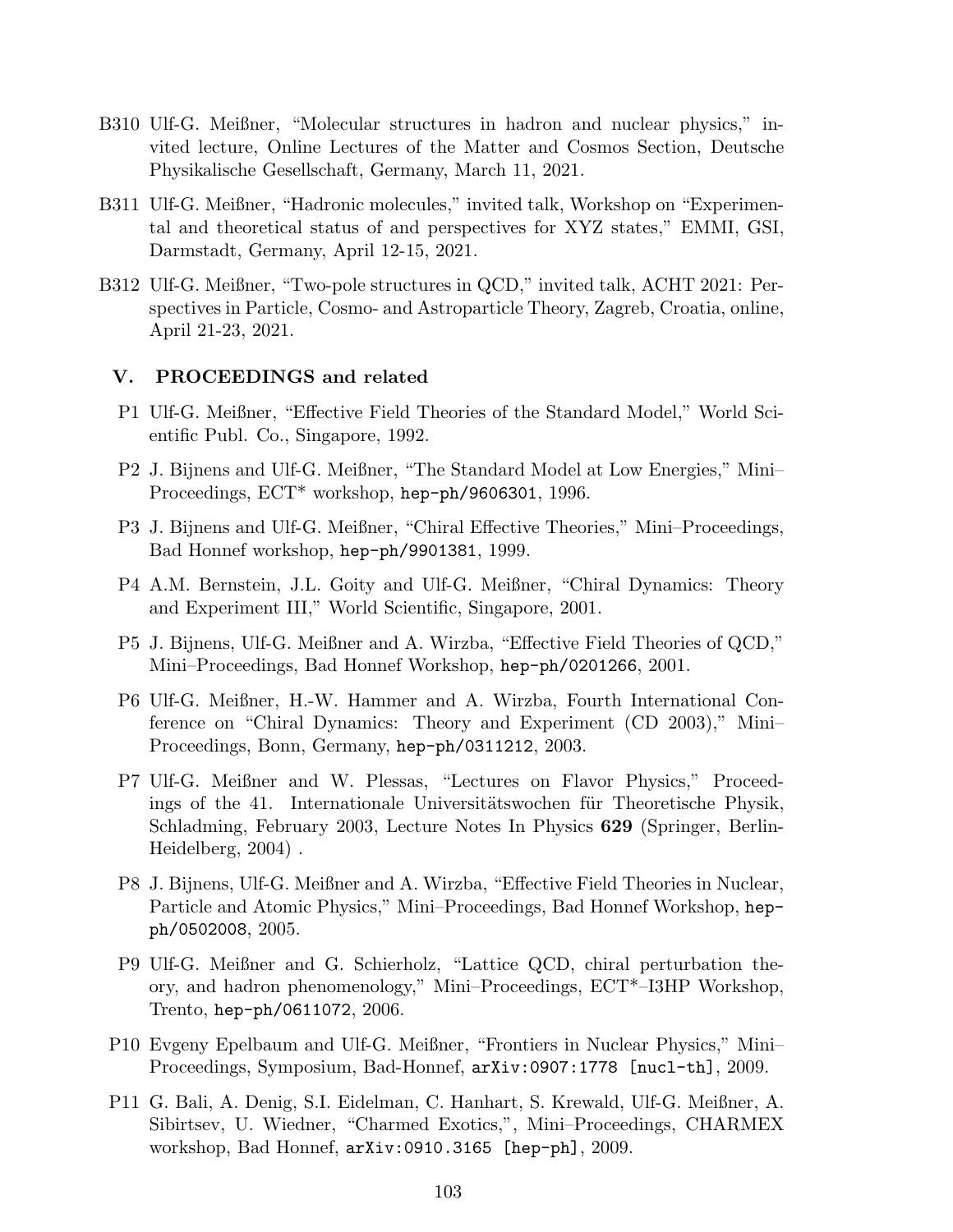B310 Ulf-G. Meißner, "Molecular structures in hadron and nuclear physics," invited lecture, Online Lectures of the Matter and Cosmos Section, Deutsche Physikalische Gesellschaft, Germany, March 11, 2021.

B311 Ulf-G. Meißner, "Hadronic molecules," invited talk, Workshop on "Experimental and theoretical status of and perspectives for XYZ states," EMMI, GSI, Darmstadt, Germany, April 12-15, 2021.

B312 Ulf-G. Meißner, "Two-pole structures in QCD," invited talk, ACHT 2021: Perspectives in Particle, Cosmo- and Astroparticle Theory, Zagreb, Croatia, online, April 21-23, 2021.

## V. PROCEEDINGS and related

P1 Ulf-G. Meißner, "Effective Field Theories of the Standard Model," World Scientific Publ. Co., Singapore, 1992.

P2 J. Bijnens and Ulf-G. Meißner, "The Standard Model at Low Energies," Mini–Proceedings, ECT* workshop, `hep-ph/9606301`, 1996.

P3 J. Bijnens and Ulf-G. Meißner, "Chiral Effective Theories," Mini–Proceedings, Bad Honnef workshop, `hep-ph/9901381`, 1999.

P4 A.M. Bernstein, J.L. Goity and Ulf-G. Meißner, "Chiral Dynamics: Theory and Experiment III," World Scientific, Singapore, 2001.

P5 J. Bijnens, Ulf-G. Meißner and A. Wirzba, "Effective Field Theories of QCD," Mini–Proceedings, Bad Honnef Workshop, `hep-ph/0201266`, 2001.

P6 Ulf-G. Meißner, H.-W. Hammer and A. Wirzba, Fourth International Conference on "Chiral Dynamics: Theory and Experiment (CD 2003)," Mini–Proceedings, Bonn, Germany, `hep-ph/0311212`, 2003.

P7 Ulf-G. Meißner and W. Plessas, "Lectures on Flavor Physics," Proceedings of the 41. Internationale Universitätswochen für Theoretische Physik, Schladming, February 2003, Lecture Notes In Physics **629** (Springer, Berlin-Heidelberg, 2004) .

P8 J. Bijnens, Ulf-G. Meißner and A. Wirzba, "Effective Field Theories in Nuclear, Particle and Atomic Physics," Mini–Proceedings, Bad Honnef Workshop, `hep-ph/0502008`, 2005.

P9 Ulf-G. Meißner and G. Schierholz, "Lattice QCD, chiral perturbation theory, and hadron phenomenology," Mini–Proceedings, ECT*–I3HP Workshop, Trento, `hep-ph/0611072`, 2006.

P10 Evgeny Epelbaum and Ulf-G. Meißner, "Frontiers in Nuclear Physics," Mini–Proceedings, Symposium, Bad-Honnef, `arXiv:0907:1778 [nucl-th]`, 2009.

P11 G. Bali, A. Denig, S.I. Eidelman, C. Hanhart, S. Krewald, Ulf-G. Meißner, A. Sibirtsev, U. Wiedner, "Charmed Exotics,", Mini–Proceedings, CHARMEX workshop, Bad Honnef, `arXiv:0910.3165 [hep-ph]`, 2009.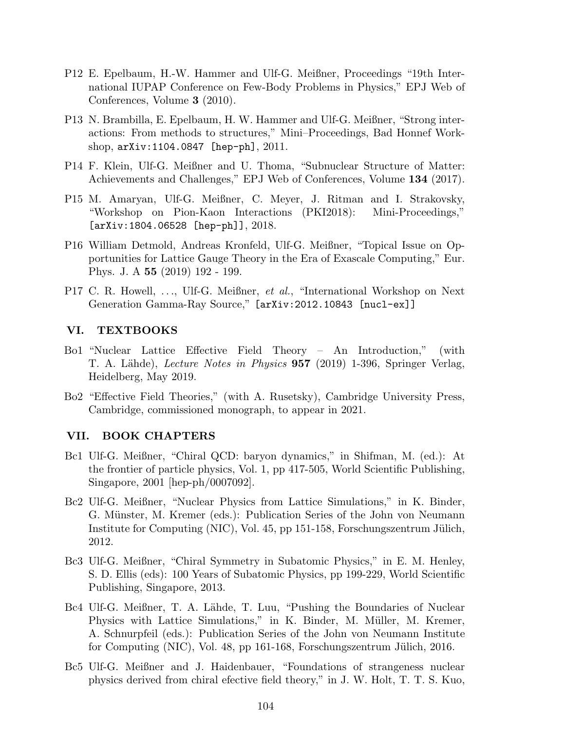P12 E. Epelbaum, H.-W. Hammer and Ulf-G. Meißner, Proceedings "19th International IUPAP Conference on Few-Body Problems in Physics," EPJ Web of Conferences, Volume **3** (2010).

P13 N. Brambilla, E. Epelbaum, H. W. Hammer and Ulf-G. Meißner, "Strong interactions: From methods to structures," Mini–Proceedings, Bad Honnef Workshop, `arXiv:1104.0847 [hep-ph]`, 2011.

P14 F. Klein, Ulf-G. Meißner and U. Thoma, "Subnuclear Structure of Matter: Achievements and Challenges," EPJ Web of Conferences, Volume **134** (2017).

P15 M. Amaryan, Ulf-G. Meißner, C. Meyer, J. Ritman and I. Strakovsky, "Workshop on Pion-Kaon Interactions (PKI2018): Mini-Proceedings," `[arXiv:1804.06528 [hep-ph]]`, 2018.

P16 William Detmold, Andreas Kronfeld, Ulf-G. Meißner, "Topical Issue on Opportunities for Lattice Gauge Theory in the Era of Exascale Computing," Eur. Phys. J. A **55** (2019) 192 - 199.

P17 C. R. Howell, ..., Ulf-G. Meißner, *et al.*, "International Workshop on Next Generation Gamma-Ray Source," `[arXiv:2012.10843 [nucl-ex]]`

## VI. TEXTBOOKS

Bo1 "Nuclear Lattice Effective Field Theory – An Introduction," (with T. A. Lähde), *Lecture Notes in Physics* **957** (2019) 1-396, Springer Verlag, Heidelberg, May 2019.

Bo2 "Effective Field Theories," (with A. Rusetsky), Cambridge University Press, Cambridge, commissioned monograph, to appear in 2021.

## VII. BOOK CHAPTERS

Bc1 Ulf-G. Meißner, "Chiral QCD: baryon dynamics," in Shifman, M. (ed.): At the frontier of particle physics, Vol. 1, pp 417-505, World Scientific Publishing, Singapore, 2001 [hep-ph/0007092].

Bc2 Ulf-G. Meißner, "Nuclear Physics from Lattice Simulations," in K. Binder, G. Münster, M. Kremer (eds.): Publication Series of the John von Neumann Institute for Computing (NIC), Vol. 45, pp 151-158, Forschungszentrum Jülich, 2012.

Bc3 Ulf-G. Meißner, "Chiral Symmetry in Subatomic Physics," in E. M. Henley, S. D. Ellis (eds): 100 Years of Subatomic Physics, pp 199-229, World Scientific Publishing, Singapore, 2013.

Bc4 Ulf-G. Meißner, T. A. Lähde, T. Luu, "Pushing the Boundaries of Nuclear Physics with Lattice Simulations," in K. Binder, M. Müller, M. Kremer, A. Schnurpfeil (eds.): Publication Series of the John von Neumann Institute for Computing (NIC), Vol. 48, pp 161-168, Forschungszentrum Jülich, 2016.

Bc5 Ulf-G. Meißner and J. Haidenbauer, "Foundations of strangeness nuclear physics derived from chiral efective field theory," in J. W. Holt, T. T. S. Kuo,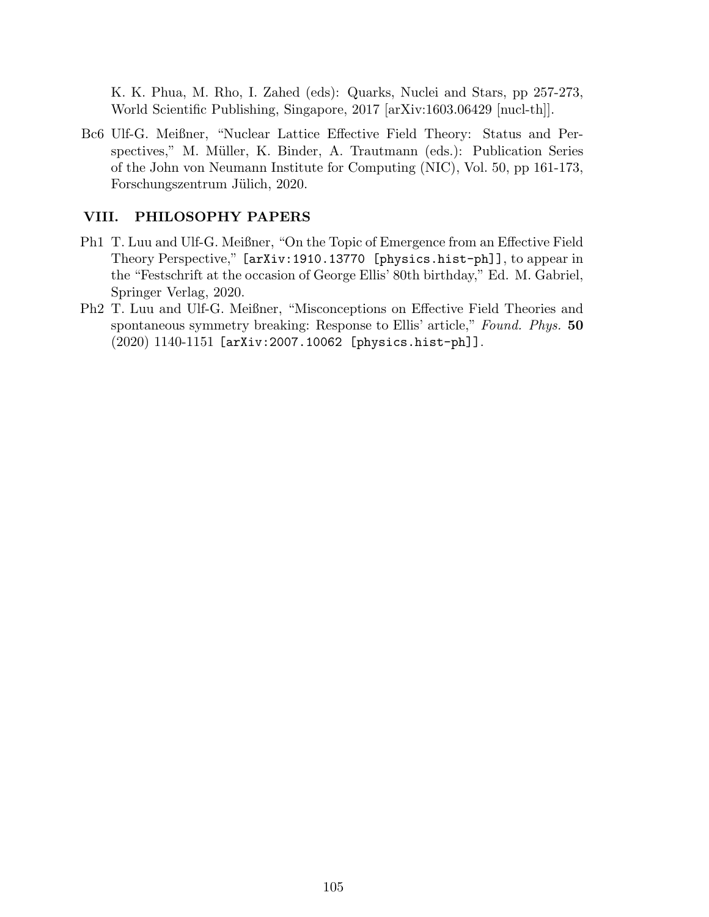K. K. Phua, M. Rho, I. Zahed (eds): Quarks, Nuclei and Stars, pp 257-273, World Scientific Publishing, Singapore, 2017 [arXiv:1603.06429 [nucl-th]].

Bc6 Ulf-G. Meißner, "Nuclear Lattice Effective Field Theory: Status and Perspectives," M. Müller, K. Binder, A. Trautmann (eds.): Publication Series of the John von Neumann Institute for Computing (NIC), Vol. 50, pp 161-173, Forschungszentrum Jülich, 2020.

## VIII. PHILOSOPHY PAPERS

Ph1 T. Luu and Ulf-G. Meißner, "On the Topic of Emergence from an Effective Field Theory Perspective," [arXiv:1910.13770 [physics.hist-ph]], to appear in the "Festschrift at the occasion of George Ellis' 80th birthday," Ed. M. Gabriel, Springer Verlag, 2020.

Ph2 T. Luu and Ulf-G. Meißner, "Misconceptions on Effective Field Theories and spontaneous symmetry breaking: Response to Ellis' article," *Found. Phys.* **50** (2020) 1140-1151 [arXiv:2007.10062 [physics.hist-ph]].